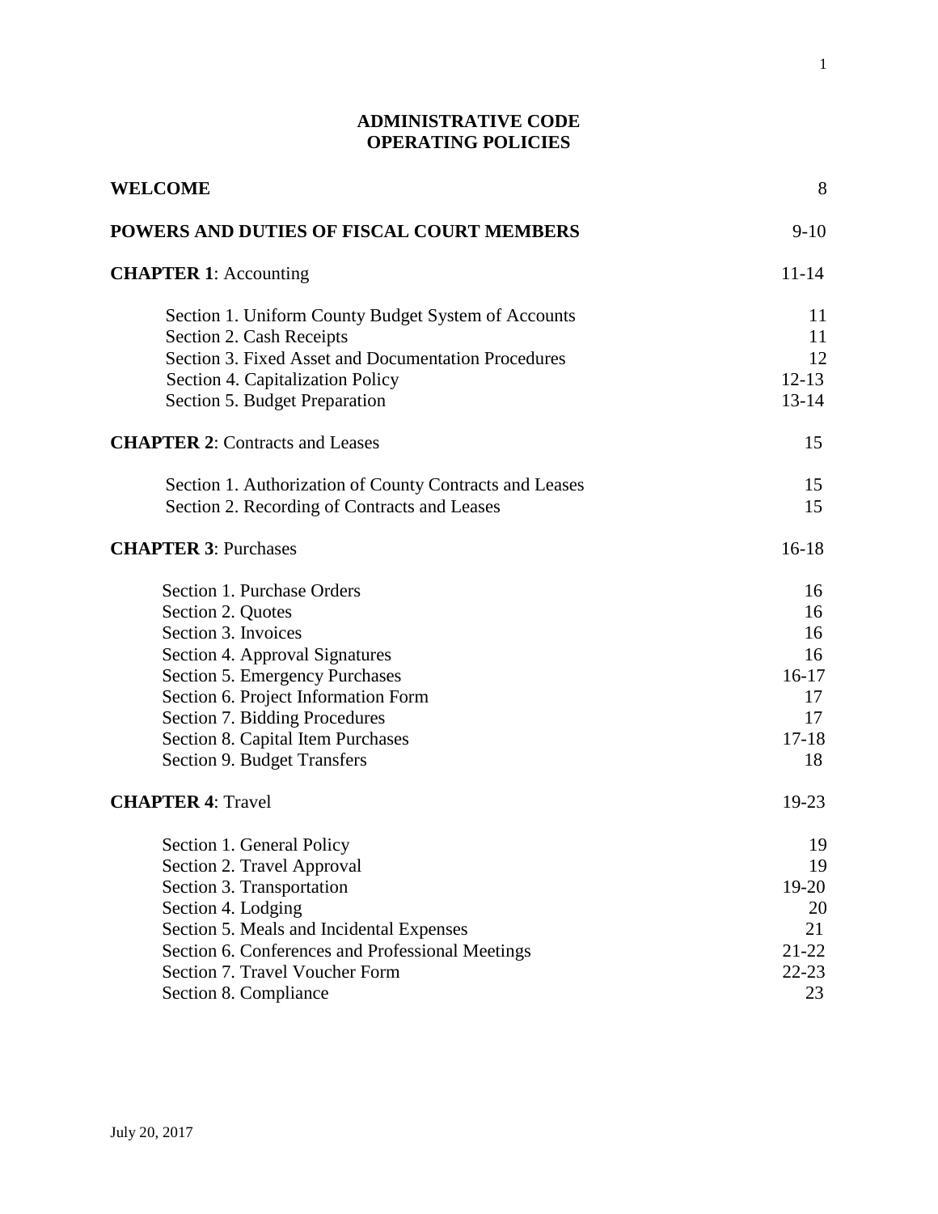# ADMINISTRATIVE CODE
# OPERATING POLICIES

| | |
|---|---|
| **WELCOME** | 8 |
| **POWERS AND DUTIES OF FISCAL COURT MEMBERS** | 9-10 |
| **CHAPTER 1**: Accounting | 11-14 |
| Section 1. Uniform County Budget System of Accounts | 11 |
| Section 2. Cash Receipts | 11 |
| Section 3. Fixed Asset and Documentation Procedures | 12 |
| Section 4. Capitalization Policy | 12-13 |
| Section 5. Budget Preparation | 13-14 |
| **CHAPTER 2**: Contracts and Leases | 15 |
| Section 1. Authorization of County Contracts and Leases | 15 |
| Section 2. Recording of Contracts and Leases | 15 |
| **CHAPTER 3**: Purchases | 16-18 |
| Section 1. Purchase Orders | 16 |
| Section 2. Quotes | 16 |
| Section 3. Invoices | 16 |
| Section 4. Approval Signatures | 16 |
| Section 5. Emergency Purchases | 16-17 |
| Section 6. Project Information Form | 17 |
| Section 7. Bidding Procedures | 17 |
| Section 8. Capital Item Purchases | 17-18 |
| Section 9. Budget Transfers | 18 |
| **CHAPTER 4**: Travel | 19-23 |
| Section 1. General Policy | 19 |
| Section 2. Travel Approval | 19 |
| Section 3. Transportation | 19-20 |
| Section 4. Lodging | 20 |
| Section 5. Meals and Incidental Expenses | 21 |
| Section 6. Conferences and Professional Meetings | 21-22 |
| Section 7. Travel Voucher Form | 22-23 |
| Section 8. Compliance | 23 |

July 20, 2017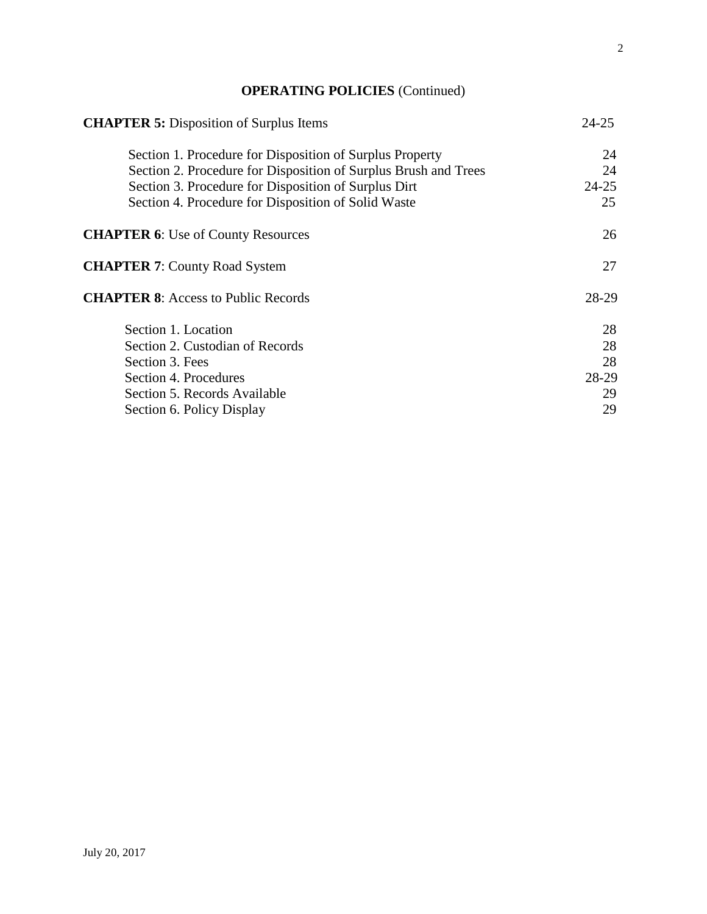## OPERATING POLICIES (Continued)

| | |
|---|---|
| **CHAPTER 5:** Disposition of Surplus Items | 24-25 |
| Section 1. Procedure for Disposition of Surplus Property | 24 |
| Section 2. Procedure for Disposition of Surplus Brush and Trees | 24 |
| Section 3. Procedure for Disposition of Surplus Dirt | 24-25 |
| Section 4. Procedure for Disposition of Solid Waste | 25 |
| **CHAPTER 6**: Use of County Resources | 26 |
| **CHAPTER 7**: County Road System | 27 |
| **CHAPTER 8**: Access to Public Records | 28-29 |
| Section 1. Location | 28 |
| Section 2. Custodian of Records | 28 |
| Section 3. Fees | 28 |
| Section 4. Procedures | 28-29 |
| Section 5. Records Available | 29 |
| Section 6. Policy Display | 29 |

July 20, 2017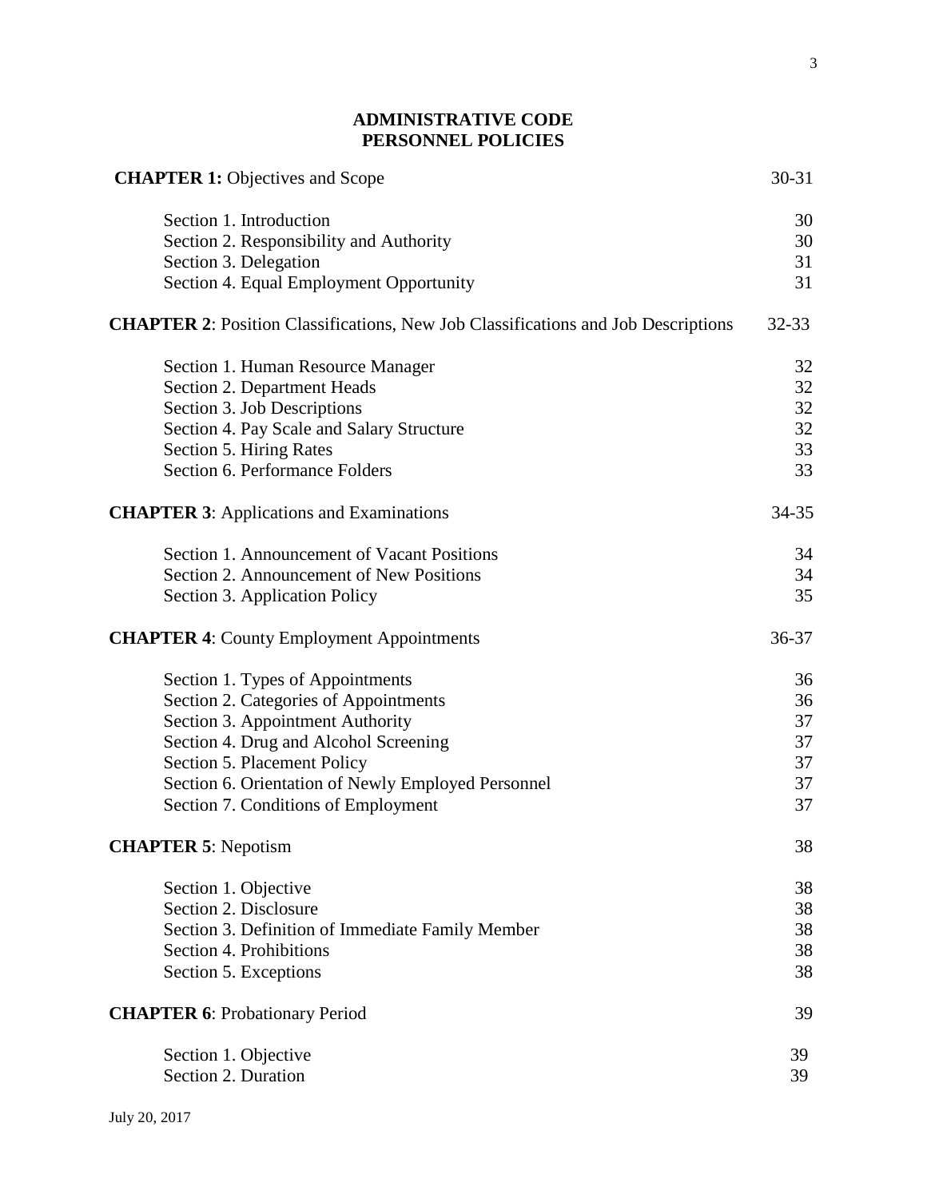# ADMINISTRATIVE CODE
## PERSONNEL POLICIES

| | |
|---|---|
| **CHAPTER 1:** Objectives and Scope | 30-31 |
| Section 1. Introduction | 30 |
| Section 2. Responsibility and Authority | 30 |
| Section 3. Delegation | 31 |
| Section 4. Equal Employment Opportunity | 31 |
| **CHAPTER 2**: Position Classifications, New Job Classifications and Job Descriptions | 32-33 |
| Section 1. Human Resource Manager | 32 |
| Section 2. Department Heads | 32 |
| Section 3. Job Descriptions | 32 |
| Section 4. Pay Scale and Salary Structure | 32 |
| Section 5. Hiring Rates | 33 |
| Section 6. Performance Folders | 33 |
| **CHAPTER 3**: Applications and Examinations | 34-35 |
| Section 1. Announcement of Vacant Positions | 34 |
| Section 2. Announcement of New Positions | 34 |
| Section 3. Application Policy | 35 |
| **CHAPTER 4**: County Employment Appointments | 36-37 |
| Section 1. Types of Appointments | 36 |
| Section 2. Categories of Appointments | 36 |
| Section 3. Appointment Authority | 37 |
| Section 4. Drug and Alcohol Screening | 37 |
| Section 5. Placement Policy | 37 |
| Section 6. Orientation of Newly Employed Personnel | 37 |
| Section 7. Conditions of Employment | 37 |
| **CHAPTER 5**: Nepotism | 38 |
| Section 1. Objective | 38 |
| Section 2. Disclosure | 38 |
| Section 3. Definition of Immediate Family Member | 38 |
| Section 4. Prohibitions | 38 |
| Section 5. Exceptions | 38 |
| **CHAPTER 6**: Probationary Period | 39 |
| Section 1. Objective | 39 |
| Section 2. Duration | 39 |

July 20, 2017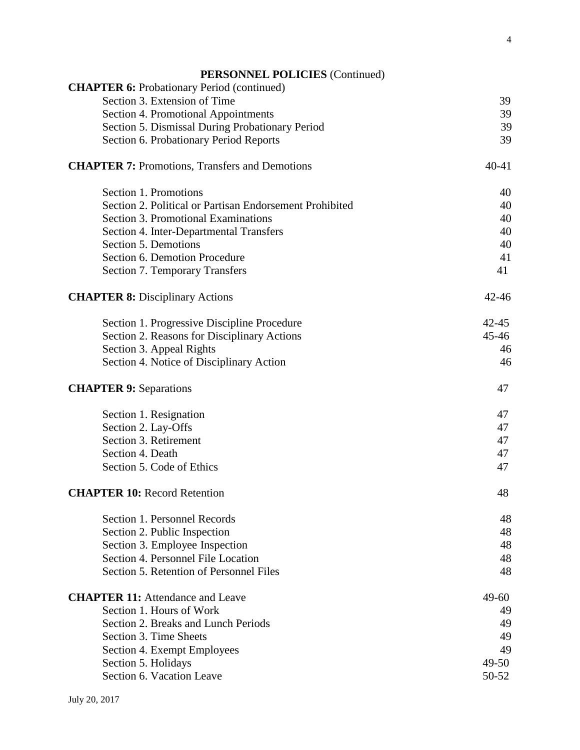## PERSONNEL POLICIES (Continued)

| | |
|---|---|
| **CHAPTER 6:** Probationary Period (continued) | |
| Section 3. Extension of Time | 39 |
| Section 4. Promotional Appointments | 39 |
| Section 5. Dismissal During Probationary Period | 39 |
| Section 6. Probationary Period Reports | 39 |
| **CHAPTER 7:** Promotions, Transfers and Demotions | 40-41 |
| Section 1. Promotions | 40 |
| Section 2. Political or Partisan Endorsement Prohibited | 40 |
| Section 3. Promotional Examinations | 40 |
| Section 4. Inter-Departmental Transfers | 40 |
| Section 5. Demotions | 40 |
| Section 6. Demotion Procedure | 41 |
| Section 7. Temporary Transfers | 41 |
| **CHAPTER 8:** Disciplinary Actions | 42-46 |
| Section 1. Progressive Discipline Procedure | 42-45 |
| Section 2. Reasons for Disciplinary Actions | 45-46 |
| Section 3. Appeal Rights | 46 |
| Section 4. Notice of Disciplinary Action | 46 |
| **CHAPTER 9:** Separations | 47 |
| Section 1. Resignation | 47 |
| Section 2. Lay-Offs | 47 |
| Section 3. Retirement | 47 |
| Section 4. Death | 47 |
| Section 5. Code of Ethics | 47 |
| **CHAPTER 10:** Record Retention | 48 |
| Section 1. Personnel Records | 48 |
| Section 2. Public Inspection | 48 |
| Section 3. Employee Inspection | 48 |
| Section 4. Personnel File Location | 48 |
| Section 5. Retention of Personnel Files | 48 |
| **CHAPTER 11:** Attendance and Leave | 49-60 |
| Section 1. Hours of Work | 49 |
| Section 2. Breaks and Lunch Periods | 49 |
| Section 3. Time Sheets | 49 |
| Section 4. Exempt Employees | 49 |
| Section 5. Holidays | 49-50 |
| Section 6. Vacation Leave | 50-52 |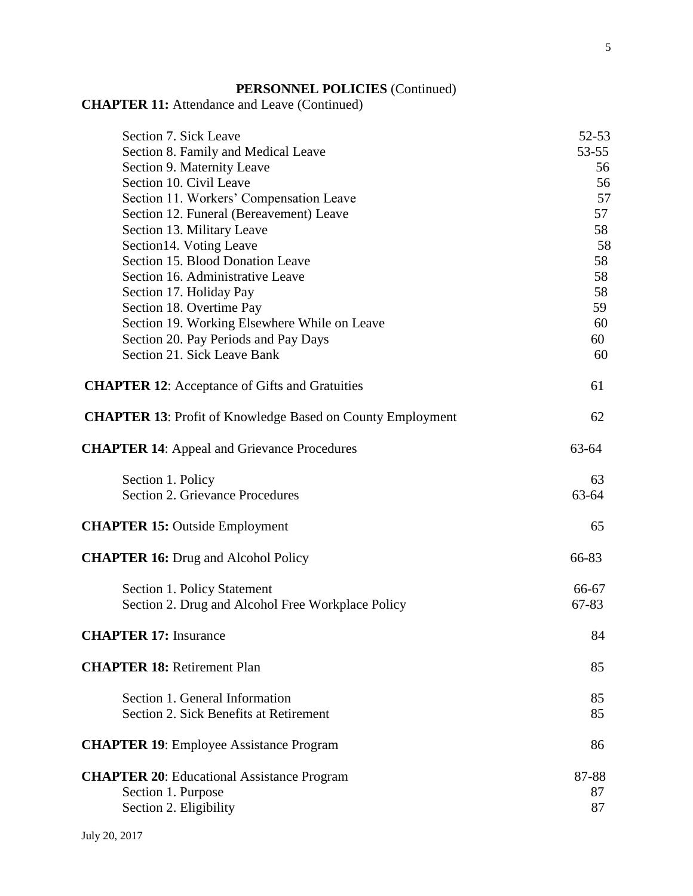**PERSONNEL POLICIES** (Continued)

**CHAPTER 11:** Attendance and Leave (Continued)

| | |
|---|---|
| Section 7. Sick Leave | 52-53 |
| Section 8. Family and Medical Leave | 53-55 |
| Section 9. Maternity Leave | 56 |
| Section 10. Civil Leave | 56 |
| Section 11. Workers' Compensation Leave | 57 |
| Section 12. Funeral (Bereavement) Leave | 57 |
| Section 13. Military Leave | 58 |
| Section14. Voting Leave | 58 |
| Section 15. Blood Donation Leave | 58 |
| Section 16. Administrative Leave | 58 |
| Section 17. Holiday Pay | 58 |
| Section 18. Overtime Pay | 59 |
| Section 19. Working Elsewhere While on Leave | 60 |
| Section 20. Pay Periods and Pay Days | 60 |
| Section 21. Sick Leave Bank | 60 |
| **CHAPTER 12**: Acceptance of Gifts and Gratuities | 61 |
| **CHAPTER 13**: Profit of Knowledge Based on County Employment | 62 |
| **CHAPTER 14**: Appeal and Grievance Procedures | 63-64 |
| Section 1. Policy | 63 |
| Section 2. Grievance Procedures | 63-64 |
| **CHAPTER 15:** Outside Employment | 65 |
| **CHAPTER 16:** Drug and Alcohol Policy | 66-83 |
| Section 1. Policy Statement | 66-67 |
| Section 2. Drug and Alcohol Free Workplace Policy | 67-83 |
| **CHAPTER 17:** Insurance | 84 |
| **CHAPTER 18:** Retirement Plan | 85 |
| Section 1. General Information | 85 |
| Section 2. Sick Benefits at Retirement | 85 |
| **CHAPTER 19**: Employee Assistance Program | 86 |
| **CHAPTER 20**: Educational Assistance Program | 87-88 |
| Section 1. Purpose | 87 |
| Section 2. Eligibility | 87 |

July 20, 2017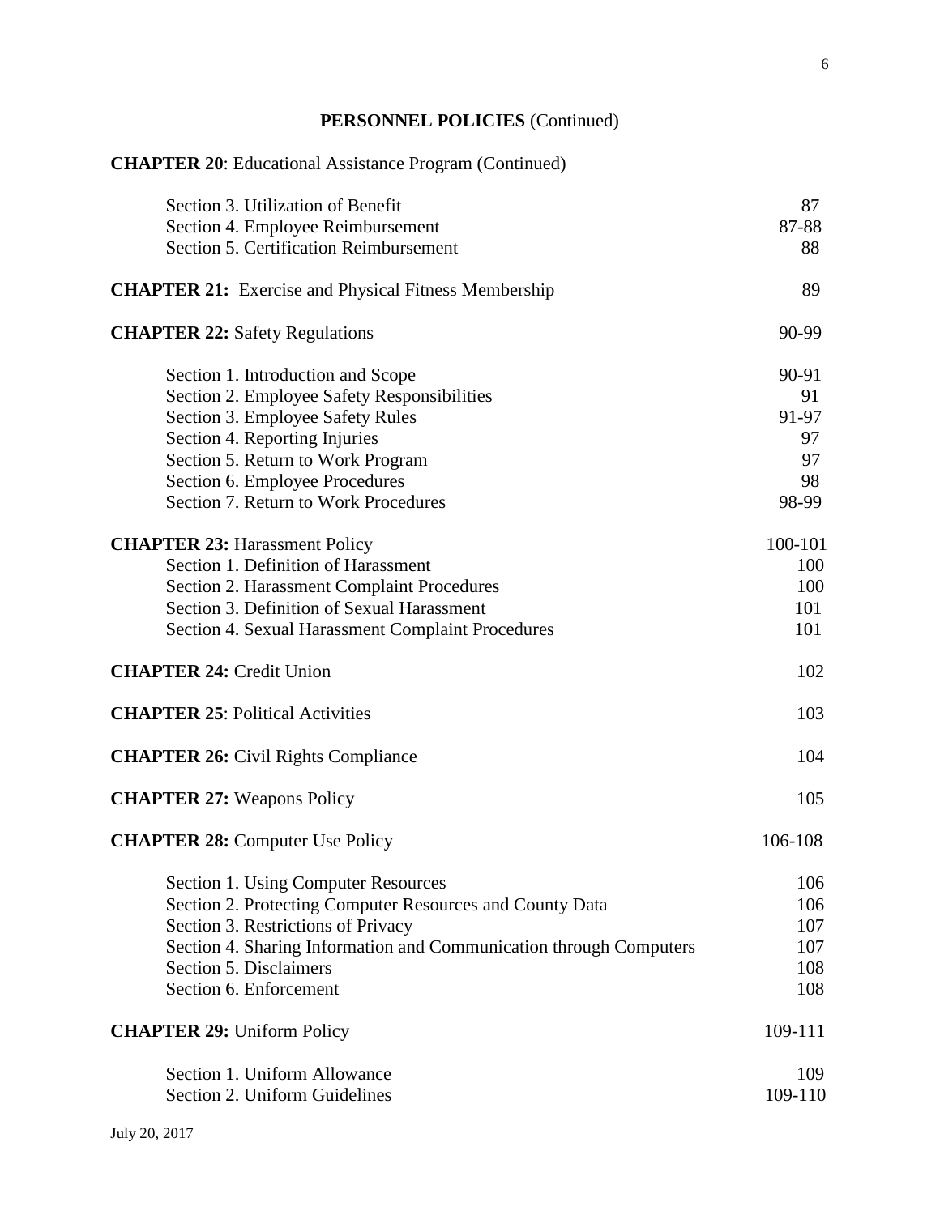## PERSONNEL POLICIES (Continued)

| | |
|---|---|
| **CHAPTER 20**: Educational Assistance Program (Continued) | |
| Section 3. Utilization of Benefit | 87 |
| Section 4. Employee Reimbursement | 87-88 |
| Section 5. Certification Reimbursement | 88 |
| **CHAPTER 21:** Exercise and Physical Fitness Membership | 89 |
| **CHAPTER 22:** Safety Regulations | 90-99 |
| Section 1. Introduction and Scope | 90-91 |
| Section 2. Employee Safety Responsibilities | 91 |
| Section 3. Employee Safety Rules | 91-97 |
| Section 4. Reporting Injuries | 97 |
| Section 5. Return to Work Program | 97 |
| Section 6. Employee Procedures | 98 |
| Section 7. Return to Work Procedures | 98-99 |
| **CHAPTER 23:** Harassment Policy | 100-101 |
| Section 1. Definition of Harassment | 100 |
| Section 2. Harassment Complaint Procedures | 100 |
| Section 3. Definition of Sexual Harassment | 101 |
| Section 4. Sexual Harassment Complaint Procedures | 101 |
| **CHAPTER 24:** Credit Union | 102 |
| **CHAPTER 25**: Political Activities | 103 |
| **CHAPTER 26:** Civil Rights Compliance | 104 |
| **CHAPTER 27:** Weapons Policy | 105 |
| **CHAPTER 28:** Computer Use Policy | 106-108 |
| Section 1. Using Computer Resources | 106 |
| Section 2. Protecting Computer Resources and County Data | 106 |
| Section 3. Restrictions of Privacy | 107 |
| Section 4. Sharing Information and Communication through Computers | 107 |
| Section 5. Disclaimers | 108 |
| Section 6. Enforcement | 108 |
| **CHAPTER 29:** Uniform Policy | 109-111 |
| Section 1. Uniform Allowance | 109 |
| Section 2. Uniform Guidelines | 109-110 |

July 20, 2017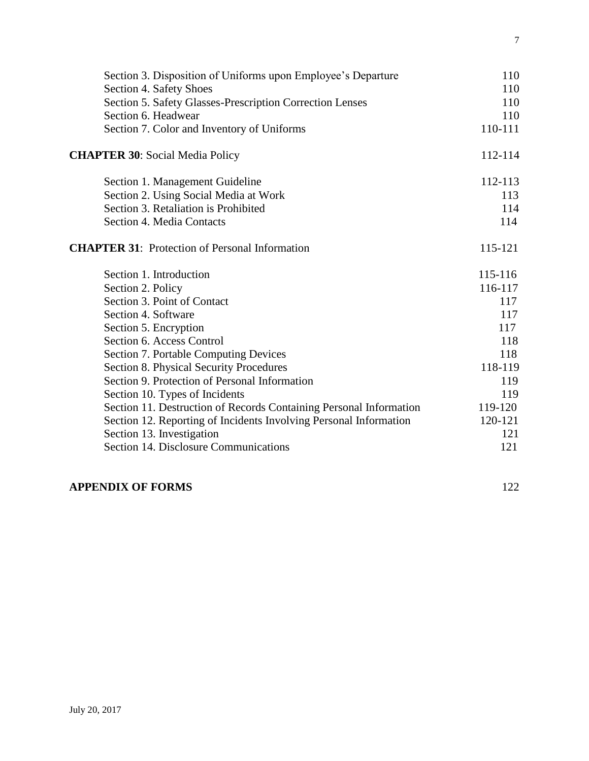| | |
|---|---|
| Section 3. Disposition of Uniforms upon Employee's Departure | 110 |
| Section 4. Safety Shoes | 110 |
| Section 5. Safety Glasses-Prescription Correction Lenses | 110 |
| Section 6. Headwear | 110 |
| Section 7. Color and Inventory of Uniforms | 110-111 |
| **CHAPTER 30**: Social Media Policy | 112-114 |
| Section 1. Management Guideline | 112-113 |
| Section 2. Using Social Media at Work | 113 |
| Section 3. Retaliation is Prohibited | 114 |
| Section 4. Media Contacts | 114 |
| **CHAPTER 31**: Protection of Personal Information | 115-121 |
| Section 1. Introduction | 115-116 |
| Section 2. Policy | 116-117 |
| Section 3. Point of Contact | 117 |
| Section 4. Software | 117 |
| Section 5. Encryption | 117 |
| Section 6. Access Control | 118 |
| Section 7. Portable Computing Devices | 118 |
| Section 8. Physical Security Procedures | 118-119 |
| Section 9. Protection of Personal Information | 119 |
| Section 10. Types of Incidents | 119 |
| Section 11. Destruction of Records Containing Personal Information | 119-120 |
| Section 12. Reporting of Incidents Involving Personal Information | 120-121 |
| Section 13. Investigation | 121 |
| Section 14. Disclosure Communications | 121 |
| **APPENDIX OF FORMS** | 122 |

July 20, 2017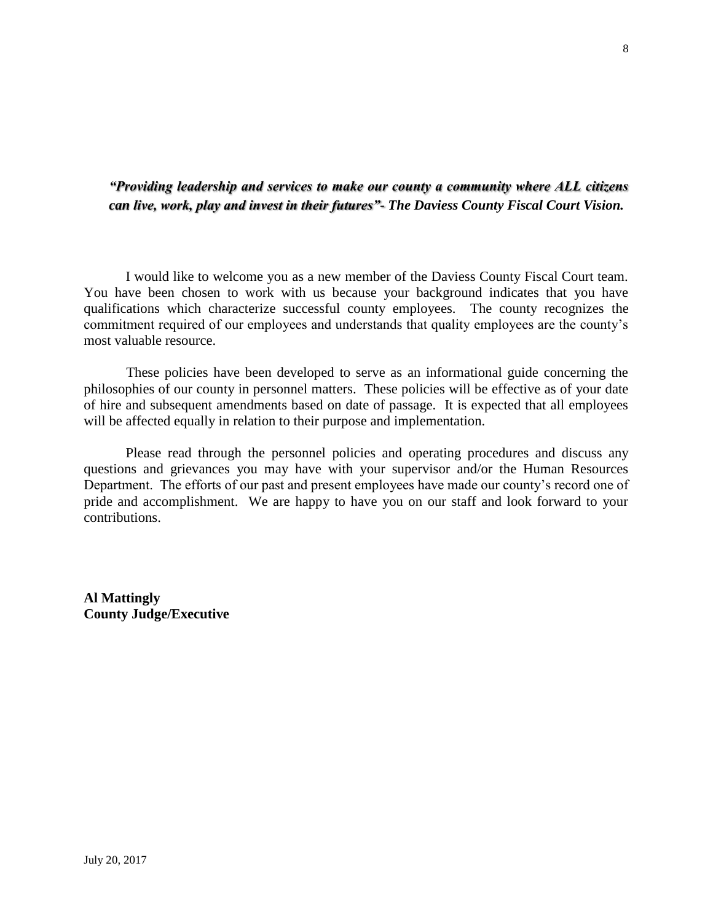***"Providing leadership and services to make our county a community where ALL citizens can live, work, play and invest in their futures"- The Daviess County Fiscal Court Vision.***

I would like to welcome you as a new member of the Daviess County Fiscal Court team. You have been chosen to work with us because your background indicates that you have qualifications which characterize successful county employees. The county recognizes the commitment required of our employees and understands that quality employees are the county's most valuable resource.

These policies have been developed to serve as an informational guide concerning the philosophies of our county in personnel matters. These policies will be effective as of your date of hire and subsequent amendments based on date of passage. It is expected that all employees will be affected equally in relation to their purpose and implementation.

Please read through the personnel policies and operating procedures and discuss any questions and grievances you may have with your supervisor and/or the Human Resources Department. The efforts of our past and present employees have made our county's record one of pride and accomplishment. We are happy to have you on our staff and look forward to your contributions.

**Al Mattingly**
**County Judge/Executive**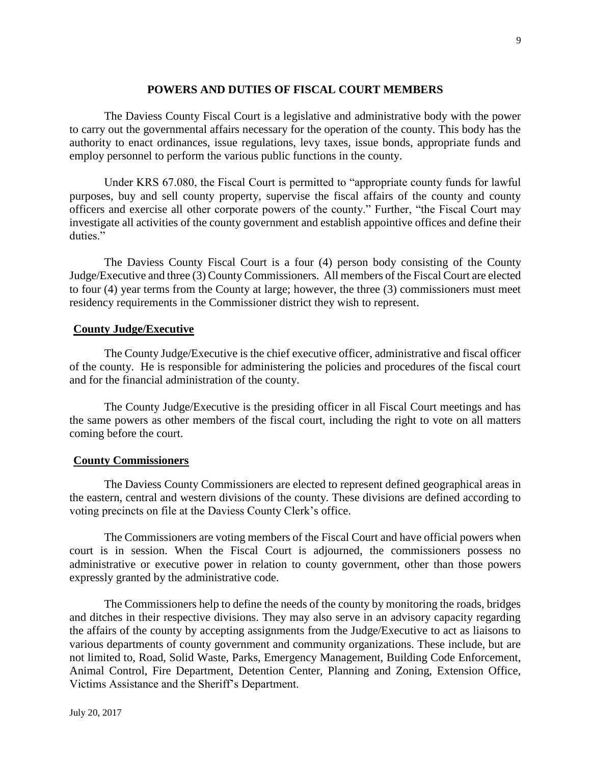## POWERS AND DUTIES OF FISCAL COURT MEMBERS

The Daviess County Fiscal Court is a legislative and administrative body with the power to carry out the governmental affairs necessary for the operation of the county. This body has the authority to enact ordinances, issue regulations, levy taxes, issue bonds, appropriate funds and employ personnel to perform the various public functions in the county.

Under KRS 67.080, the Fiscal Court is permitted to "appropriate county funds for lawful purposes, buy and sell county property, supervise the fiscal affairs of the county and county officers and exercise all other corporate powers of the county." Further, "the Fiscal Court may investigate all activities of the county government and establish appointive offices and define their duties."

The Daviess County Fiscal Court is a four (4) person body consisting of the County Judge/Executive and three (3) County Commissioners. All members of the Fiscal Court are elected to four (4) year terms from the County at large; however, the three (3) commissioners must meet residency requirements in the Commissioner district they wish to represent.

### County Judge/Executive

The County Judge/Executive is the chief executive officer, administrative and fiscal officer of the county. He is responsible for administering the policies and procedures of the fiscal court and for the financial administration of the county.

The County Judge/Executive is the presiding officer in all Fiscal Court meetings and has the same powers as other members of the fiscal court, including the right to vote on all matters coming before the court.

### County Commissioners

The Daviess County Commissioners are elected to represent defined geographical areas in the eastern, central and western divisions of the county. These divisions are defined according to voting precincts on file at the Daviess County Clerk's office.

The Commissioners are voting members of the Fiscal Court and have official powers when court is in session. When the Fiscal Court is adjourned, the commissioners possess no administrative or executive power in relation to county government, other than those powers expressly granted by the administrative code.

The Commissioners help to define the needs of the county by monitoring the roads, bridges and ditches in their respective divisions. They may also serve in an advisory capacity regarding the affairs of the county by accepting assignments from the Judge/Executive to act as liaisons to various departments of county government and community organizations. These include, but are not limited to, Road, Solid Waste, Parks, Emergency Management, Building Code Enforcement, Animal Control, Fire Department, Detention Center, Planning and Zoning, Extension Office, Victims Assistance and the Sheriff's Department.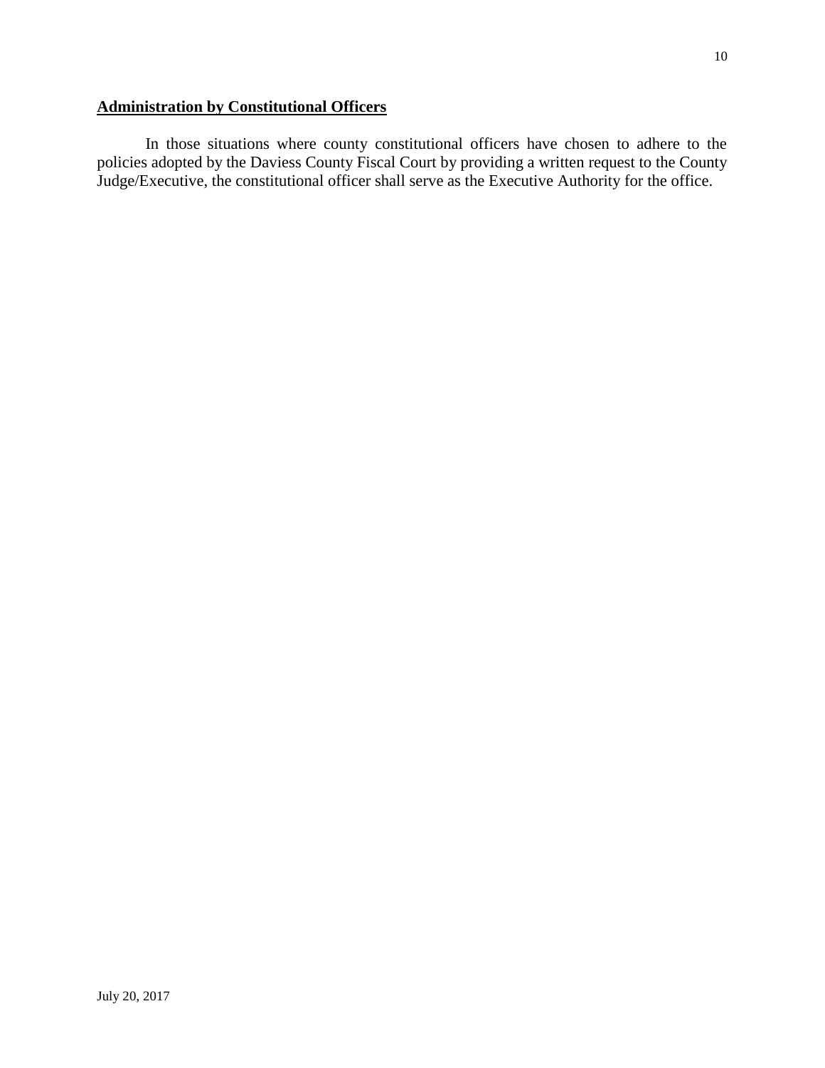**Administration by Constitutional Officers**

In those situations where county constitutional officers have chosen to adhere to the policies adopted by the Daviess County Fiscal Court by providing a written request to the County Judge/Executive, the constitutional officer shall serve as the Executive Authority for the office.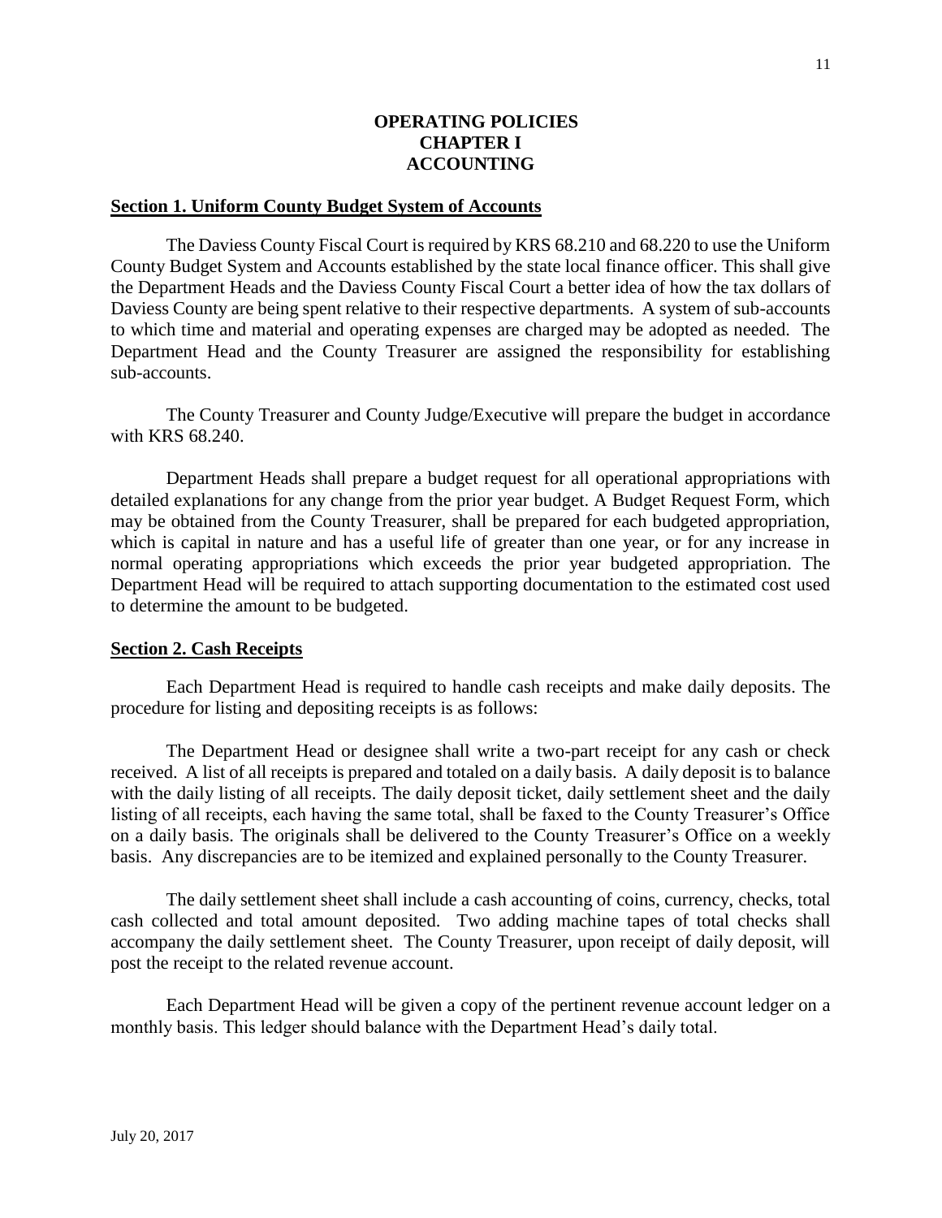# OPERATING POLICIES
# CHAPTER I
# ACCOUNTING

## Section 1. Uniform County Budget System of Accounts

The Daviess County Fiscal Court is required by KRS 68.210 and 68.220 to use the Uniform County Budget System and Accounts established by the state local finance officer. This shall give the Department Heads and the Daviess County Fiscal Court a better idea of how the tax dollars of Daviess County are being spent relative to their respective departments. A system of sub-accounts to which time and material and operating expenses are charged may be adopted as needed. The Department Head and the County Treasurer are assigned the responsibility for establishing sub-accounts.

The County Treasurer and County Judge/Executive will prepare the budget in accordance with KRS 68.240.

Department Heads shall prepare a budget request for all operational appropriations with detailed explanations for any change from the prior year budget. A Budget Request Form, which may be obtained from the County Treasurer, shall be prepared for each budgeted appropriation, which is capital in nature and has a useful life of greater than one year, or for any increase in normal operating appropriations which exceeds the prior year budgeted appropriation. The Department Head will be required to attach supporting documentation to the estimated cost used to determine the amount to be budgeted.

## Section 2. Cash Receipts

Each Department Head is required to handle cash receipts and make daily deposits. The procedure for listing and depositing receipts is as follows:

The Department Head or designee shall write a two-part receipt for any cash or check received. A list of all receipts is prepared and totaled on a daily basis. A daily deposit is to balance with the daily listing of all receipts. The daily deposit ticket, daily settlement sheet and the daily listing of all receipts, each having the same total, shall be faxed to the County Treasurer's Office on a daily basis. The originals shall be delivered to the County Treasurer's Office on a weekly basis. Any discrepancies are to be itemized and explained personally to the County Treasurer.

The daily settlement sheet shall include a cash accounting of coins, currency, checks, total cash collected and total amount deposited. Two adding machine tapes of total checks shall accompany the daily settlement sheet. The County Treasurer, upon receipt of daily deposit, will post the receipt to the related revenue account.

Each Department Head will be given a copy of the pertinent revenue account ledger on a monthly basis. This ledger should balance with the Department Head's daily total.

July 20, 2017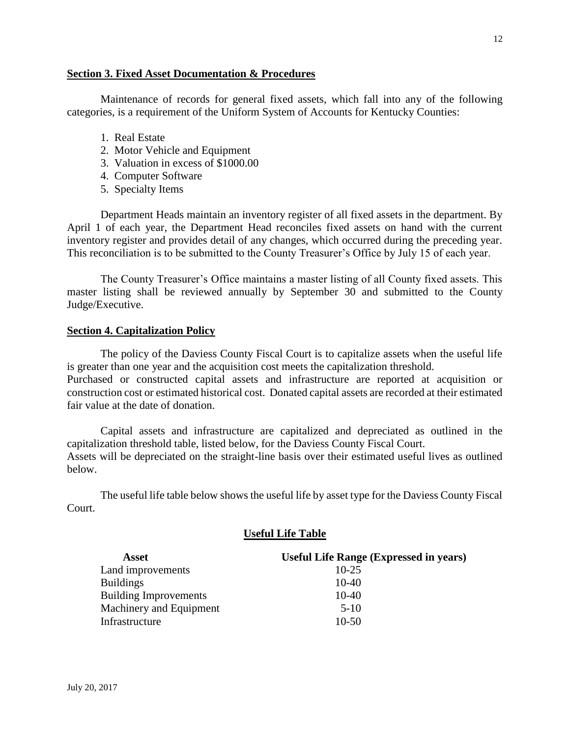**Section 3. Fixed Asset Documentation & Procedures**

Maintenance of records for general fixed assets, which fall into any of the following categories, is a requirement of the Uniform System of Accounts for Kentucky Counties:

1. Real Estate
2. Motor Vehicle and Equipment
3. Valuation in excess of $1000.00
4. Computer Software
5. Specialty Items

Department Heads maintain an inventory register of all fixed assets in the department. By April 1 of each year, the Department Head reconciles fixed assets on hand with the current inventory register and provides detail of any changes, which occurred during the preceding year. This reconciliation is to be submitted to the County Treasurer's Office by July 15 of each year.

The County Treasurer's Office maintains a master listing of all County fixed assets. This master listing shall be reviewed annually by September 30 and submitted to the County Judge/Executive.

**Section 4. Capitalization Policy**

The policy of the Daviess County Fiscal Court is to capitalize assets when the useful life is greater than one year and the acquisition cost meets the capitalization threshold. Purchased or constructed capital assets and infrastructure are reported at acquisition or construction cost or estimated historical cost. Donated capital assets are recorded at their estimated fair value at the date of donation.

Capital assets and infrastructure are capitalized and depreciated as outlined in the capitalization threshold table, listed below, for the Daviess County Fiscal Court. Assets will be depreciated on the straight-line basis over their estimated useful lives as outlined below.

The useful life table below shows the useful life by asset type for the Daviess County Fiscal Court.

**Useful Life Table**

| Asset | Useful Life Range (Expressed in years) |
|---|---|
| Land improvements | 10-25 |
| Buildings | 10-40 |
| Building Improvements | 10-40 |
| Machinery and Equipment | 5-10 |
| Infrastructure | 10-50 |

July 20, 2017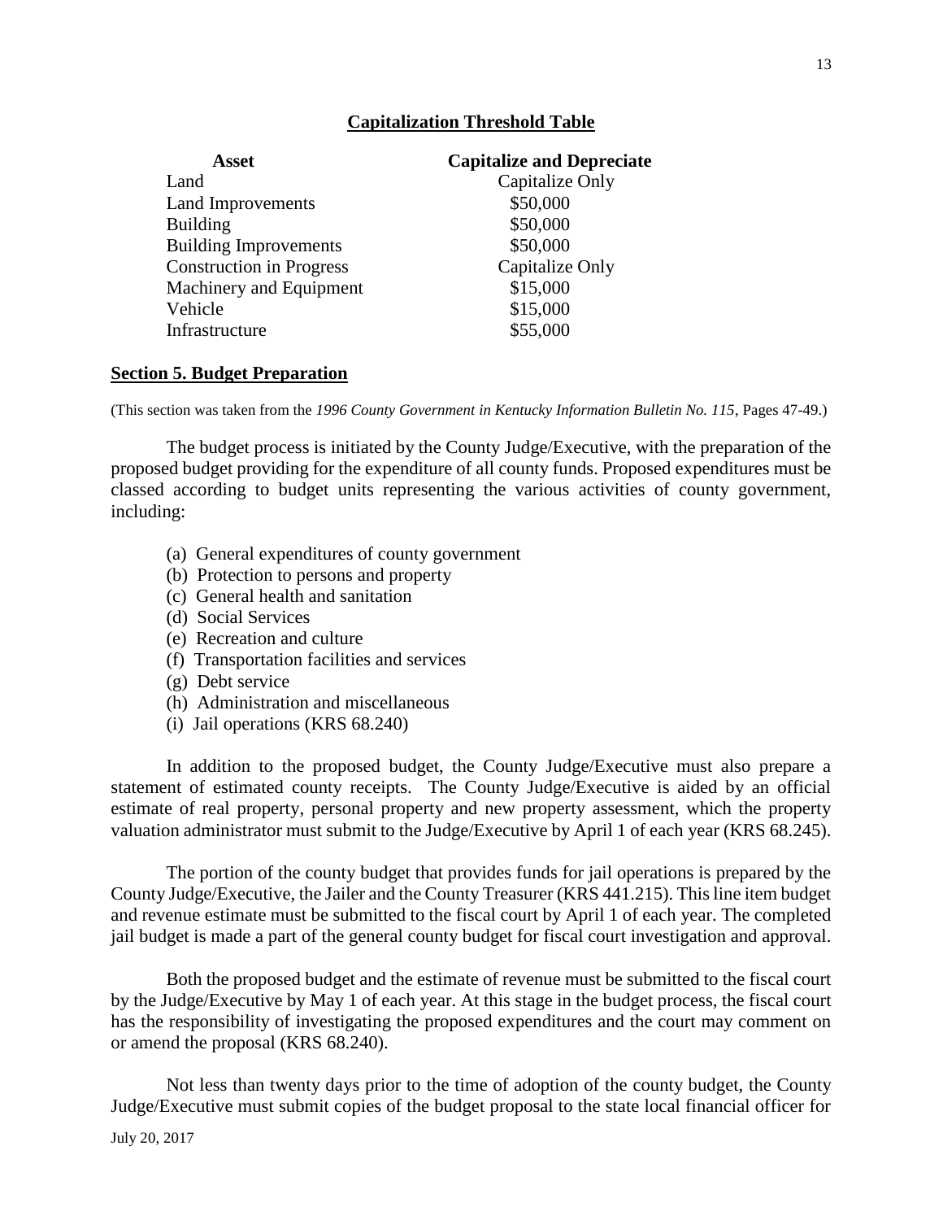**Capitalization Threshold Table**

| Asset | Capitalize and Depreciate |
| --- | --- |
| Land | Capitalize Only |
| Land Improvements | \$50,000 |
| Building | \$50,000 |
| Building Improvements | \$50,000 |
| Construction in Progress | Capitalize Only |
| Machinery and Equipment | \$15,000 |
| Vehicle | \$15,000 |
| Infrastructure | \$55,000 |

## Section 5. Budget Preparation

(This section was taken from the *1996 County Government in Kentucky Information Bulletin No. 115*, Pages 47-49.)

The budget process is initiated by the County Judge/Executive, with the preparation of the proposed budget providing for the expenditure of all county funds. Proposed expenditures must be classed according to budget units representing the various activities of county government, including:

(a) General expenditures of county government
(b) Protection to persons and property
(c) General health and sanitation
(d) Social Services
(e) Recreation and culture
(f) Transportation facilities and services
(g) Debt service
(h) Administration and miscellaneous
(i) Jail operations (KRS 68.240)

In addition to the proposed budget, the County Judge/Executive must also prepare a statement of estimated county receipts. The County Judge/Executive is aided by an official estimate of real property, personal property and new property assessment, which the property valuation administrator must submit to the Judge/Executive by April 1 of each year (KRS 68.245).

The portion of the county budget that provides funds for jail operations is prepared by the County Judge/Executive, the Jailer and the County Treasurer (KRS 441.215). This line item budget and revenue estimate must be submitted to the fiscal court by April 1 of each year. The completed jail budget is made a part of the general county budget for fiscal court investigation and approval.

Both the proposed budget and the estimate of revenue must be submitted to the fiscal court by the Judge/Executive by May 1 of each year. At this stage in the budget process, the fiscal court has the responsibility of investigating the proposed expenditures and the court may comment on or amend the proposal (KRS 68.240).

Not less than twenty days prior to the time of adoption of the county budget, the County Judge/Executive must submit copies of the budget proposal to the state local financial officer for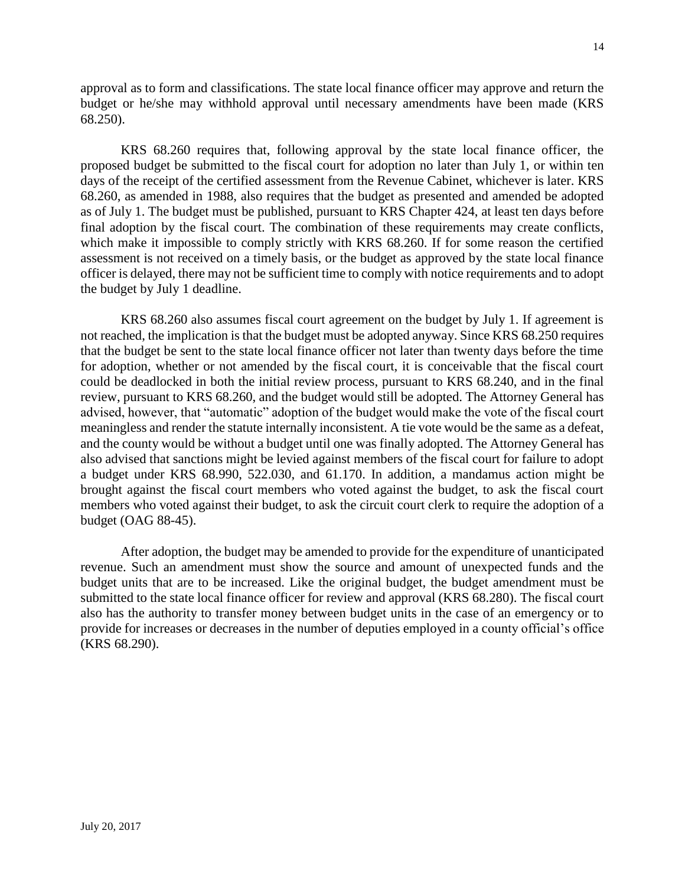approval as to form and classifications. The state local finance officer may approve and return the budget or he/she may withhold approval until necessary amendments have been made (KRS 68.250).

KRS 68.260 requires that, following approval by the state local finance officer, the proposed budget be submitted to the fiscal court for adoption no later than July 1, or within ten days of the receipt of the certified assessment from the Revenue Cabinet, whichever is later. KRS 68.260, as amended in 1988, also requires that the budget as presented and amended be adopted as of July 1. The budget must be published, pursuant to KRS Chapter 424, at least ten days before final adoption by the fiscal court. The combination of these requirements may create conflicts, which make it impossible to comply strictly with KRS 68.260. If for some reason the certified assessment is not received on a timely basis, or the budget as approved by the state local finance officer is delayed, there may not be sufficient time to comply with notice requirements and to adopt the budget by July 1 deadline.

KRS 68.260 also assumes fiscal court agreement on the budget by July 1. If agreement is not reached, the implication is that the budget must be adopted anyway. Since KRS 68.250 requires that the budget be sent to the state local finance officer not later than twenty days before the time for adoption, whether or not amended by the fiscal court, it is conceivable that the fiscal court could be deadlocked in both the initial review process, pursuant to KRS 68.240, and in the final review, pursuant to KRS 68.260, and the budget would still be adopted. The Attorney General has advised, however, that "automatic" adoption of the budget would make the vote of the fiscal court meaningless and render the statute internally inconsistent. A tie vote would be the same as a defeat, and the county would be without a budget until one was finally adopted. The Attorney General has also advised that sanctions might be levied against members of the fiscal court for failure to adopt a budget under KRS 68.990, 522.030, and 61.170. In addition, a mandamus action might be brought against the fiscal court members who voted against the budget, to ask the fiscal court members who voted against their budget, to ask the circuit court clerk to require the adoption of a budget (OAG 88-45).

After adoption, the budget may be amended to provide for the expenditure of unanticipated revenue. Such an amendment must show the source and amount of unexpected funds and the budget units that are to be increased. Like the original budget, the budget amendment must be submitted to the state local finance officer for review and approval (KRS 68.280). The fiscal court also has the authority to transfer money between budget units in the case of an emergency or to provide for increases or decreases in the number of deputies employed in a county official's office (KRS 68.290).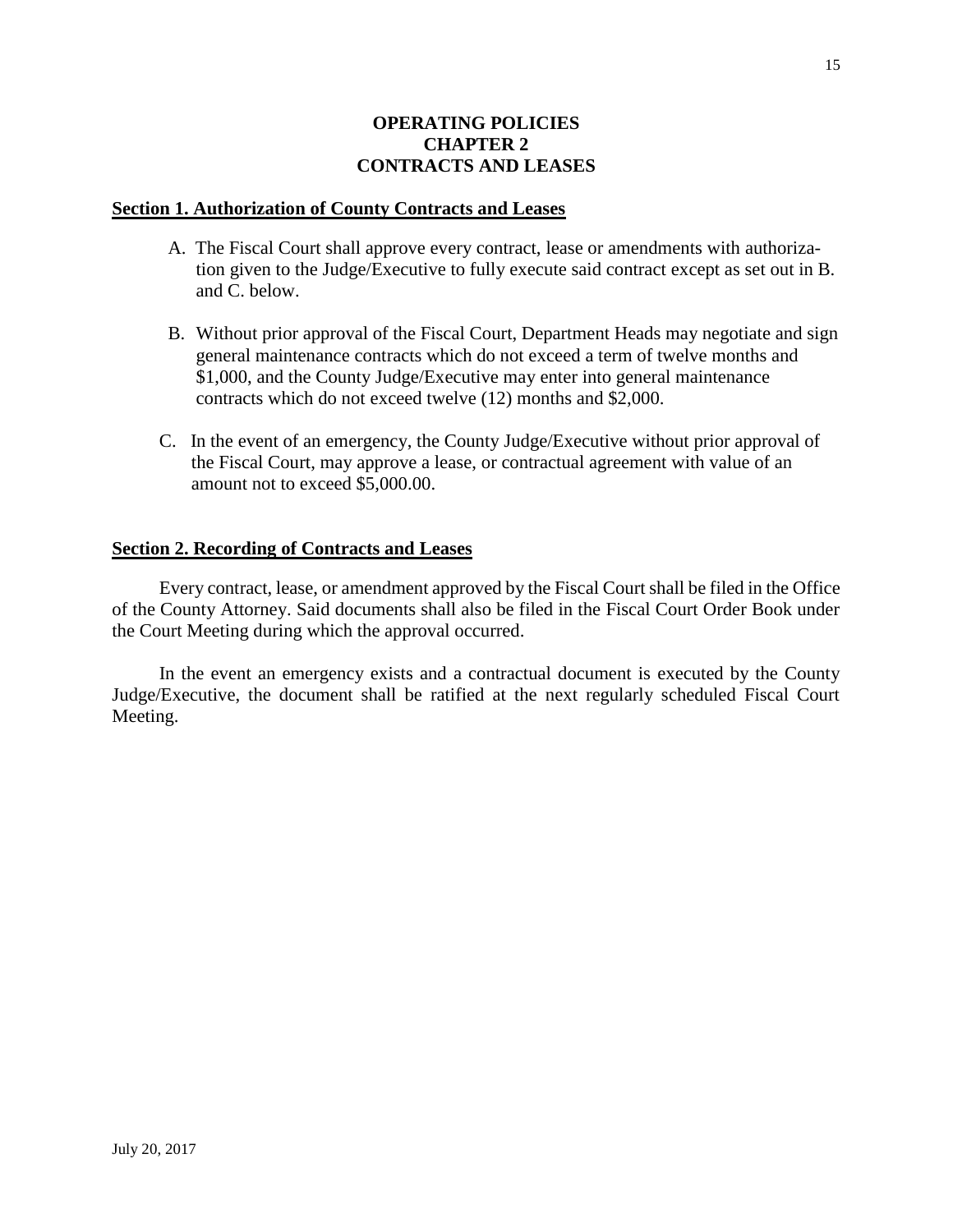# OPERATING POLICIES
# CHAPTER 2
# CONTRACTS AND LEASES

## Section 1. Authorization of County Contracts and Leases

A. The Fiscal Court shall approve every contract, lease or amendments with authorization given to the Judge/Executive to fully execute said contract except as set out in B. and C. below.

B. Without prior approval of the Fiscal Court, Department Heads may negotiate and sign general maintenance contracts which do not exceed a term of twelve months and $1,000, and the County Judge/Executive may enter into general maintenance contracts which do not exceed twelve (12) months and $2,000.

C. In the event of an emergency, the County Judge/Executive without prior approval of the Fiscal Court, may approve a lease, or contractual agreement with value of an amount not to exceed $5,000.00.

## Section 2. Recording of Contracts and Leases

Every contract, lease, or amendment approved by the Fiscal Court shall be filed in the Office of the County Attorney. Said documents shall also be filed in the Fiscal Court Order Book under the Court Meeting during which the approval occurred.

In the event an emergency exists and a contractual document is executed by the County Judge/Executive, the document shall be ratified at the next regularly scheduled Fiscal Court Meeting.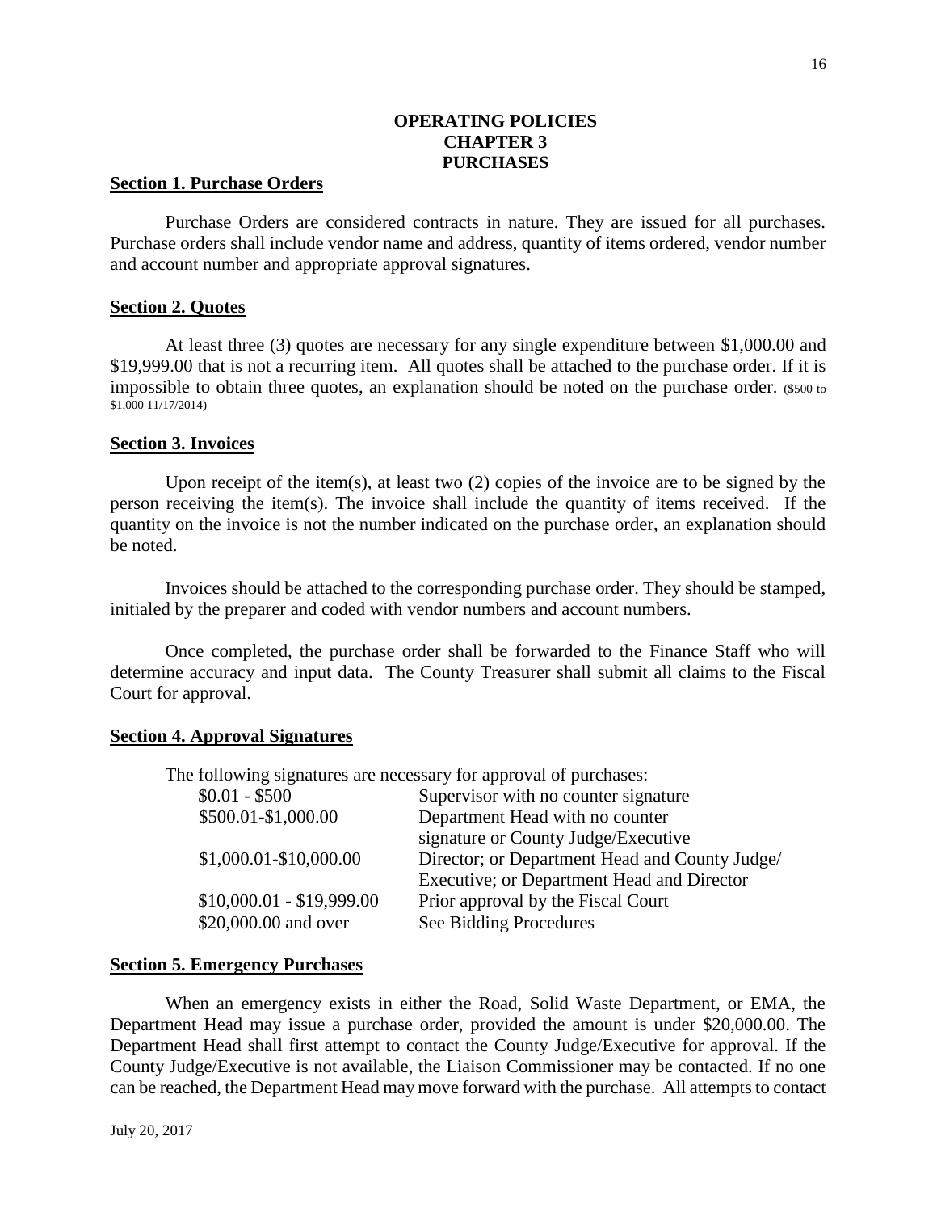# OPERATING POLICIES
## CHAPTER 3
## PURCHASES

**Section 1. Purchase Orders**

Purchase Orders are considered contracts in nature. They are issued for all purchases. Purchase orders shall include vendor name and address, quantity of items ordered, vendor number and account number and appropriate approval signatures.

**Section 2. Quotes**

At least three (3) quotes are necessary for any single expenditure between $1,000.00 and $19,999.00 that is not a recurring item. All quotes shall be attached to the purchase order. If it is impossible to obtain three quotes, an explanation should be noted on the purchase order. ($500 to $1,000 11/17/2014)

**Section 3. Invoices**

Upon receipt of the item(s), at least two (2) copies of the invoice are to be signed by the person receiving the item(s). The invoice shall include the quantity of items received. If the quantity on the invoice is not the number indicated on the purchase order, an explanation should be noted.

Invoices should be attached to the corresponding purchase order. They should be stamped, initialed by the preparer and coded with vendor numbers and account numbers.

Once completed, the purchase order shall be forwarded to the Finance Staff who will determine accuracy and input data. The County Treasurer shall submit all claims to the Fiscal Court for approval.

**Section 4. Approval Signatures**

The following signatures are necessary for approval of purchases:

| Amount | Signatures |
|---|---|
| $0.01 - $500 | Supervisor with no counter signature |
| $500.01-$1,000.00 | Department Head with no counter signature or County Judge/Executive |
| $1,000.01-$10,000.00 | Director; or Department Head and County Judge/ Executive; or Department Head and Director |
| $10,000.01 - $19,999.00 | Prior approval by the Fiscal Court |
| $20,000.00 and over | See Bidding Procedures |

**Section 5. Emergency Purchases**

When an emergency exists in either the Road, Solid Waste Department, or EMA, the Department Head may issue a purchase order, provided the amount is under $20,000.00. The Department Head shall first attempt to contact the County Judge/Executive for approval. If the County Judge/Executive is not available, the Liaison Commissioner may be contacted. If no one can be reached, the Department Head may move forward with the purchase. All attempts to contact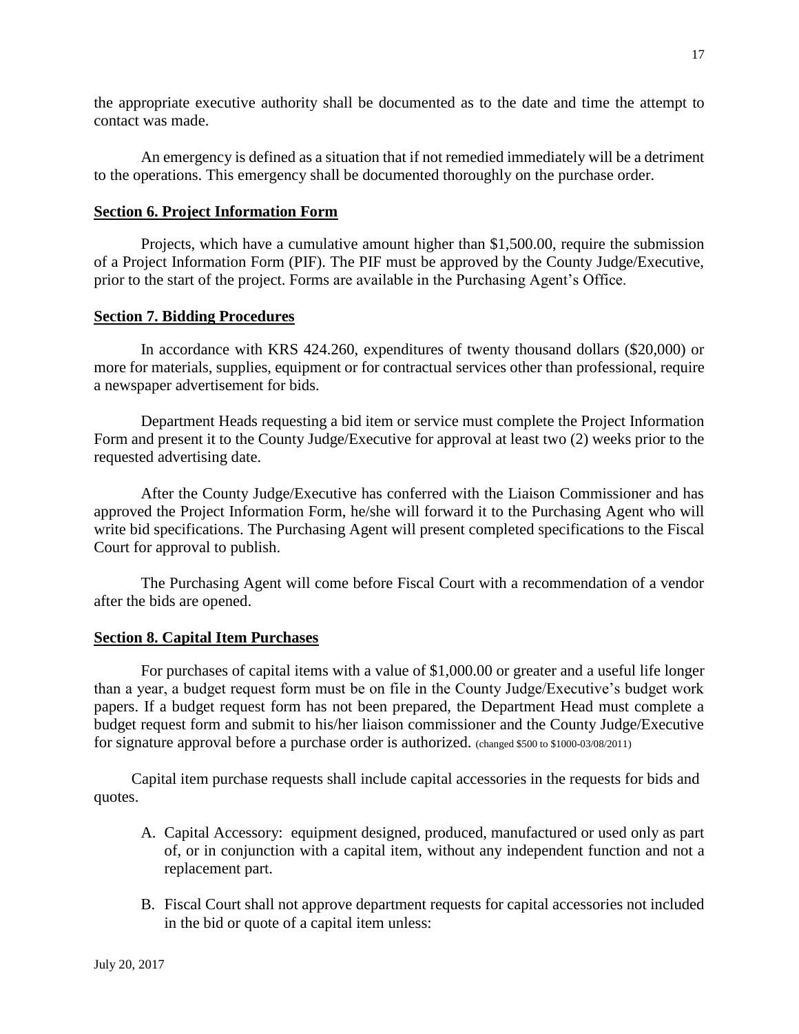the appropriate executive authority shall be documented as to the date and time the attempt to contact was made.

An emergency is defined as a situation that if not remedied immediately will be a detriment to the operations. This emergency shall be documented thoroughly on the purchase order.

**Section 6. Project Information Form**

Projects, which have a cumulative amount higher than $1,500.00, require the submission of a Project Information Form (PIF). The PIF must be approved by the County Judge/Executive, prior to the start of the project. Forms are available in the Purchasing Agent's Office.

**Section 7. Bidding Procedures**

In accordance with KRS 424.260, expenditures of twenty thousand dollars ($20,000) or more for materials, supplies, equipment or for contractual services other than professional, require a newspaper advertisement for bids.

Department Heads requesting a bid item or service must complete the Project Information Form and present it to the County Judge/Executive for approval at least two (2) weeks prior to the requested advertising date.

After the County Judge/Executive has conferred with the Liaison Commissioner and has approved the Project Information Form, he/she will forward it to the Purchasing Agent who will write bid specifications. The Purchasing Agent will present completed specifications to the Fiscal Court for approval to publish.

The Purchasing Agent will come before Fiscal Court with a recommendation of a vendor after the bids are opened.

**Section 8. Capital Item Purchases**

For purchases of capital items with a value of $1,000.00 or greater and a useful life longer than a year, a budget request form must be on file in the County Judge/Executive's budget work papers. If a budget request form has not been prepared, the Department Head must complete a budget request form and submit to his/her liaison commissioner and the County Judge/Executive for signature approval before a purchase order is authorized. (changed $500 to $1000-03/08/2011)

Capital item purchase requests shall include capital accessories in the requests for bids and quotes.

A. Capital Accessory: equipment designed, produced, manufactured or used only as part of, or in conjunction with a capital item, without any independent function and not a replacement part.

B. Fiscal Court shall not approve department requests for capital accessories not included in the bid or quote of a capital item unless: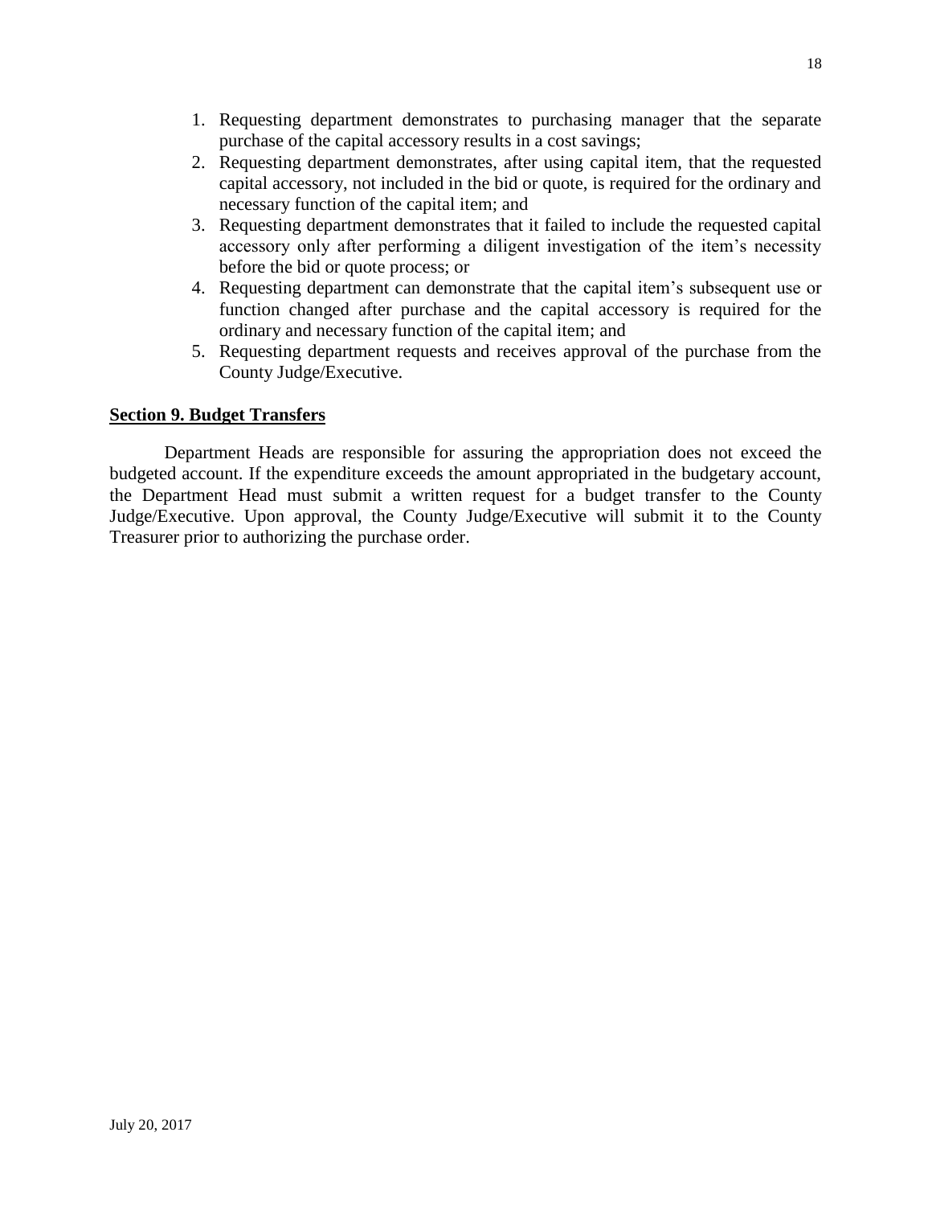1. Requesting department demonstrates to purchasing manager that the separate purchase of the capital accessory results in a cost savings;
2. Requesting department demonstrates, after using capital item, that the requested capital accessory, not included in the bid or quote, is required for the ordinary and necessary function of the capital item; and
3. Requesting department demonstrates that it failed to include the requested capital accessory only after performing a diligent investigation of the item's necessity before the bid or quote process; or
4. Requesting department can demonstrate that the capital item's subsequent use or function changed after purchase and the capital accessory is required for the ordinary and necessary function of the capital item; and
5. Requesting department requests and receives approval of the purchase from the County Judge/Executive.

**Section 9. Budget Transfers**

Department Heads are responsible for assuring the appropriation does not exceed the budgeted account. If the expenditure exceeds the amount appropriated in the budgetary account, the Department Head must submit a written request for a budget transfer to the County Judge/Executive. Upon approval, the County Judge/Executive will submit it to the County Treasurer prior to authorizing the purchase order.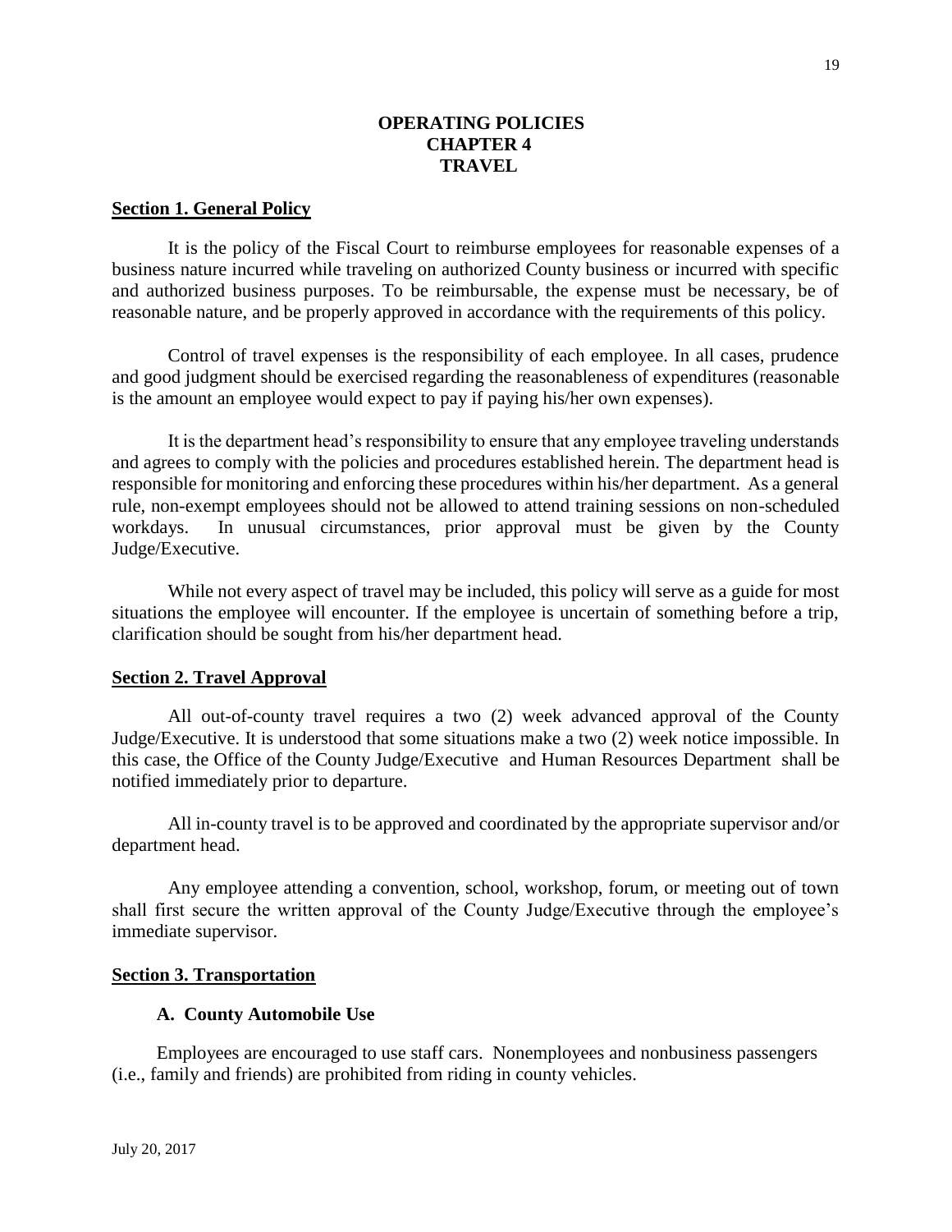# OPERATING POLICIES
# CHAPTER 4
# TRAVEL

## Section 1. General Policy

It is the policy of the Fiscal Court to reimburse employees for reasonable expenses of a business nature incurred while traveling on authorized County business or incurred with specific and authorized business purposes. To be reimbursable, the expense must be necessary, be of reasonable nature, and be properly approved in accordance with the requirements of this policy.

Control of travel expenses is the responsibility of each employee. In all cases, prudence and good judgment should be exercised regarding the reasonableness of expenditures (reasonable is the amount an employee would expect to pay if paying his/her own expenses).

It is the department head's responsibility to ensure that any employee traveling understands and agrees to comply with the policies and procedures established herein. The department head is responsible for monitoring and enforcing these procedures within his/her department. As a general rule, non-exempt employees should not be allowed to attend training sessions on non-scheduled workdays. In unusual circumstances, prior approval must be given by the County Judge/Executive.

While not every aspect of travel may be included, this policy will serve as a guide for most situations the employee will encounter. If the employee is uncertain of something before a trip, clarification should be sought from his/her department head.

## Section 2. Travel Approval

All out-of-county travel requires a two (2) week advanced approval of the County Judge/Executive. It is understood that some situations make a two (2) week notice impossible. In this case, the Office of the County Judge/Executive and Human Resources Department shall be notified immediately prior to departure.

All in-county travel is to be approved and coordinated by the appropriate supervisor and/or department head.

Any employee attending a convention, school, workshop, forum, or meeting out of town shall first secure the written approval of the County Judge/Executive through the employee's immediate supervisor.

## Section 3. Transportation

### A. County Automobile Use

Employees are encouraged to use staff cars. Nonemployees and nonbusiness passengers (i.e., family and friends) are prohibited from riding in county vehicles.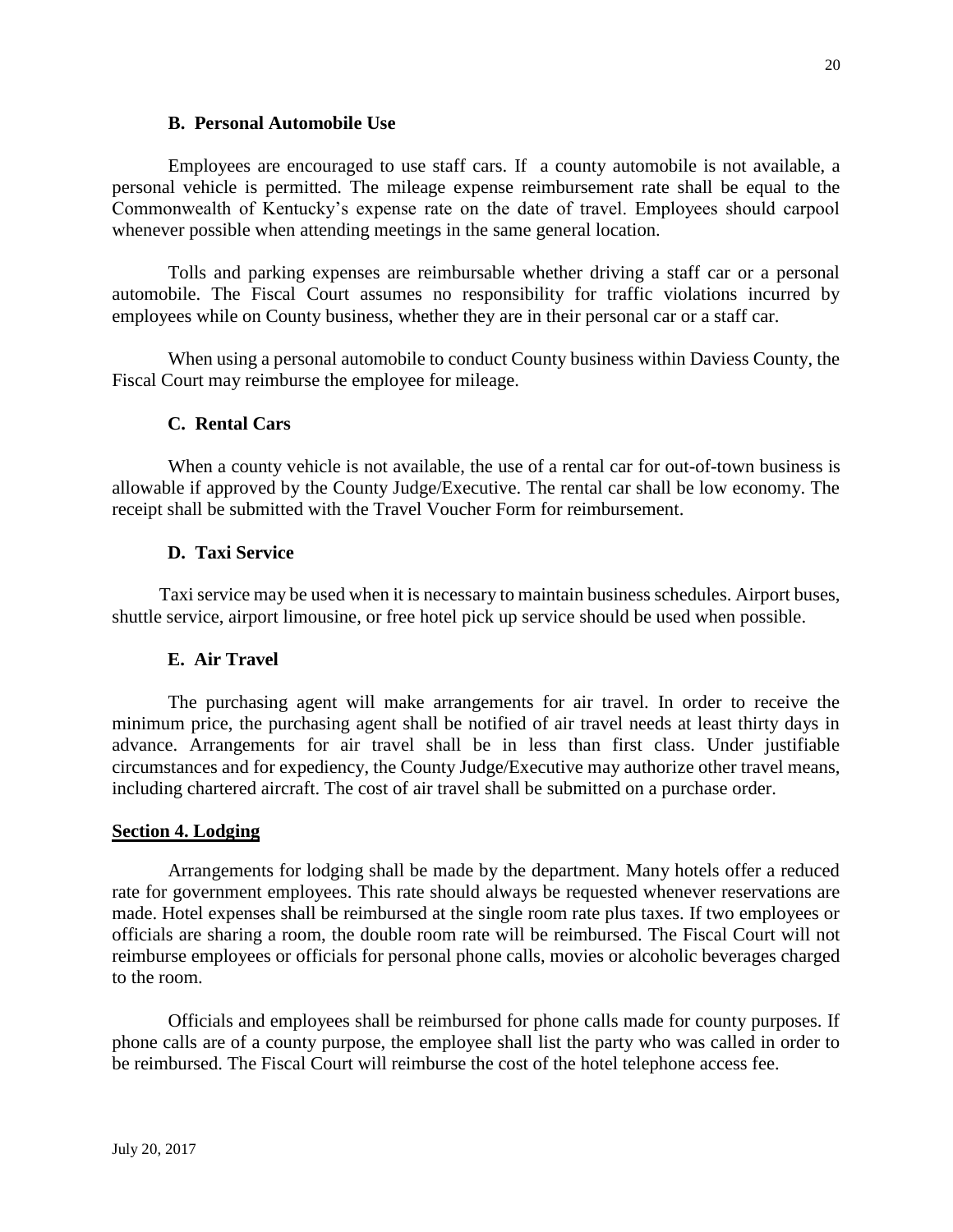### B. Personal Automobile Use

Employees are encouraged to use staff cars. If a county automobile is not available, a personal vehicle is permitted. The mileage expense reimbursement rate shall be equal to the Commonwealth of Kentucky's expense rate on the date of travel. Employees should carpool whenever possible when attending meetings in the same general location.

Tolls and parking expenses are reimbursable whether driving a staff car or a personal automobile. The Fiscal Court assumes no responsibility for traffic violations incurred by employees while on County business, whether they are in their personal car or a staff car.

When using a personal automobile to conduct County business within Daviess County, the Fiscal Court may reimburse the employee for mileage.

### C. Rental Cars

When a county vehicle is not available, the use of a rental car for out-of-town business is allowable if approved by the County Judge/Executive. The rental car shall be low economy. The receipt shall be submitted with the Travel Voucher Form for reimbursement.

### D. Taxi Service

Taxi service may be used when it is necessary to maintain business schedules. Airport buses, shuttle service, airport limousine, or free hotel pick up service should be used when possible.

### E. Air Travel

The purchasing agent will make arrangements for air travel. In order to receive the minimum price, the purchasing agent shall be notified of air travel needs at least thirty days in advance. Arrangements for air travel shall be in less than first class. Under justifiable circumstances and for expediency, the County Judge/Executive may authorize other travel means, including chartered aircraft. The cost of air travel shall be submitted on a purchase order.

## Section 4. Lodging

Arrangements for lodging shall be made by the department. Many hotels offer a reduced rate for government employees. This rate should always be requested whenever reservations are made. Hotel expenses shall be reimbursed at the single room rate plus taxes. If two employees or officials are sharing a room, the double room rate will be reimbursed. The Fiscal Court will not reimburse employees or officials for personal phone calls, movies or alcoholic beverages charged to the room.

Officials and employees shall be reimbursed for phone calls made for county purposes. If phone calls are of a county purpose, the employee shall list the party who was called in order to be reimbursed. The Fiscal Court will reimburse the cost of the hotel telephone access fee.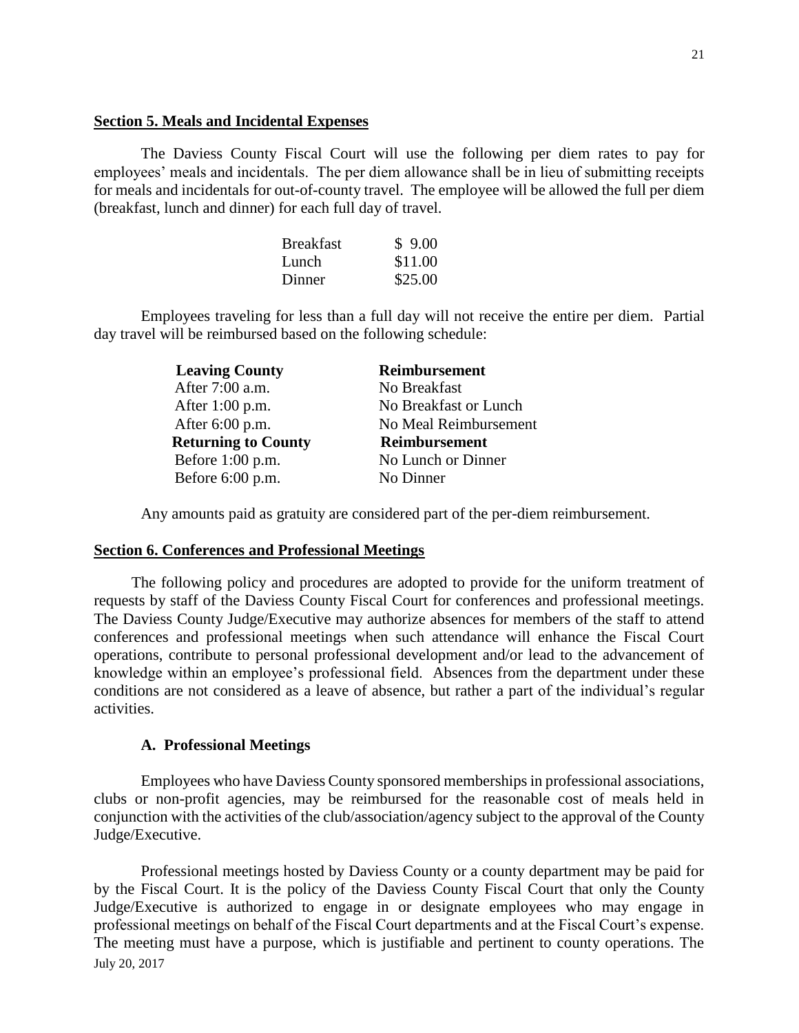## Section 5. Meals and Incidental Expenses

The Daviess County Fiscal Court will use the following per diem rates to pay for employees' meals and incidentals. The per diem allowance shall be in lieu of submitting receipts for meals and incidentals for out-of-county travel. The employee will be allowed the full per diem (breakfast, lunch and dinner) for each full day of travel.

| | |
|---|---|
| Breakfast | $ 9.00 |
| Lunch | $11.00 |
| Dinner | $25.00 |

Employees traveling for less than a full day will not receive the entire per diem. Partial day travel will be reimbursed based on the following schedule:

| Leaving County | Reimbursement |
|---|---|
| After 7:00 a.m. | No Breakfast |
| After 1:00 p.m. | No Breakfast or Lunch |
| After 6:00 p.m. | No Meal Reimbursement |
| **Returning to County** | **Reimbursement** |
| Before 1:00 p.m. | No Lunch or Dinner |
| Before 6:00 p.m. | No Dinner |

Any amounts paid as gratuity are considered part of the per-diem reimbursement.

## Section 6. Conferences and Professional Meetings

The following policy and procedures are adopted to provide for the uniform treatment of requests by staff of the Daviess County Fiscal Court for conferences and professional meetings. The Daviess County Judge/Executive may authorize absences for members of the staff to attend conferences and professional meetings when such attendance will enhance the Fiscal Court operations, contribute to personal professional development and/or lead to the advancement of knowledge within an employee's professional field. Absences from the department under these conditions are not considered as a leave of absence, but rather a part of the individual's regular activities.

### A. Professional Meetings

Employees who have Daviess County sponsored memberships in professional associations, clubs or non-profit agencies, may be reimbursed for the reasonable cost of meals held in conjunction with the activities of the club/association/agency subject to the approval of the County Judge/Executive.

Professional meetings hosted by Daviess County or a county department may be paid for by the Fiscal Court. It is the policy of the Daviess County Fiscal Court that only the County Judge/Executive is authorized to engage in or designate employees who may engage in professional meetings on behalf of the Fiscal Court departments and at the Fiscal Court's expense. The meeting must have a purpose, which is justifiable and pertinent to county operations. The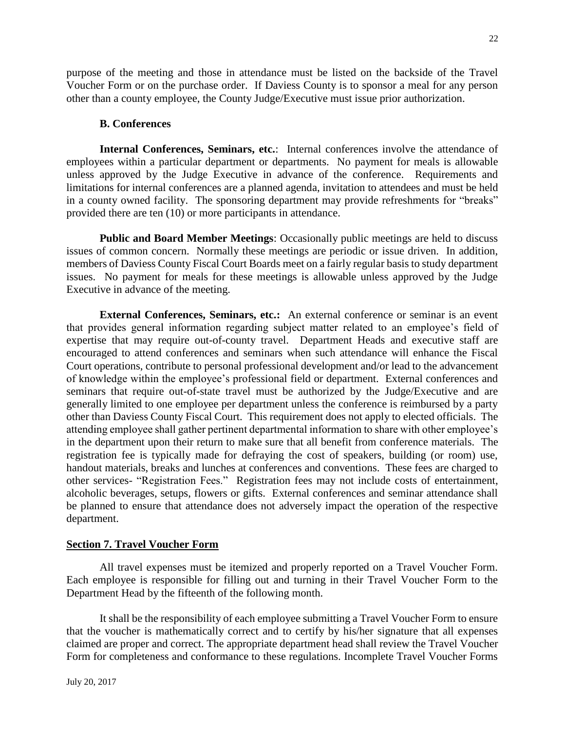purpose of the meeting and those in attendance must be listed on the backside of the Travel Voucher Form or on the purchase order. If Daviess County is to sponsor a meal for any person other than a county employee, the County Judge/Executive must issue prior authorization.

### B. Conferences

**Internal Conferences, Seminars, etc.**: Internal conferences involve the attendance of employees within a particular department or departments. No payment for meals is allowable unless approved by the Judge Executive in advance of the conference. Requirements and limitations for internal conferences are a planned agenda, invitation to attendees and must be held in a county owned facility. The sponsoring department may provide refreshments for "breaks" provided there are ten (10) or more participants in attendance.

**Public and Board Member Meetings**: Occasionally public meetings are held to discuss issues of common concern. Normally these meetings are periodic or issue driven. In addition, members of Daviess County Fiscal Court Boards meet on a fairly regular basis to study department issues. No payment for meals for these meetings is allowable unless approved by the Judge Executive in advance of the meeting.

**External Conferences, Seminars, etc.:** An external conference or seminar is an event that provides general information regarding subject matter related to an employee's field of expertise that may require out-of-county travel. Department Heads and executive staff are encouraged to attend conferences and seminars when such attendance will enhance the Fiscal Court operations, contribute to personal professional development and/or lead to the advancement of knowledge within the employee's professional field or department. External conferences and seminars that require out-of-state travel must be authorized by the Judge/Executive and are generally limited to one employee per department unless the conference is reimbursed by a party other than Daviess County Fiscal Court. This requirement does not apply to elected officials. The attending employee shall gather pertinent departmental information to share with other employee's in the department upon their return to make sure that all benefit from conference materials. The registration fee is typically made for defraying the cost of speakers, building (or room) use, handout materials, breaks and lunches at conferences and conventions. These fees are charged to other services- "Registration Fees." Registration fees may not include costs of entertainment, alcoholic beverages, setups, flowers or gifts. External conferences and seminar attendance shall be planned to ensure that attendance does not adversely impact the operation of the respective department.

## Section 7. Travel Voucher Form

All travel expenses must be itemized and properly reported on a Travel Voucher Form. Each employee is responsible for filling out and turning in their Travel Voucher Form to the Department Head by the fifteenth of the following month.

It shall be the responsibility of each employee submitting a Travel Voucher Form to ensure that the voucher is mathematically correct and to certify by his/her signature that all expenses claimed are proper and correct. The appropriate department head shall review the Travel Voucher Form for completeness and conformance to these regulations. Incomplete Travel Voucher Forms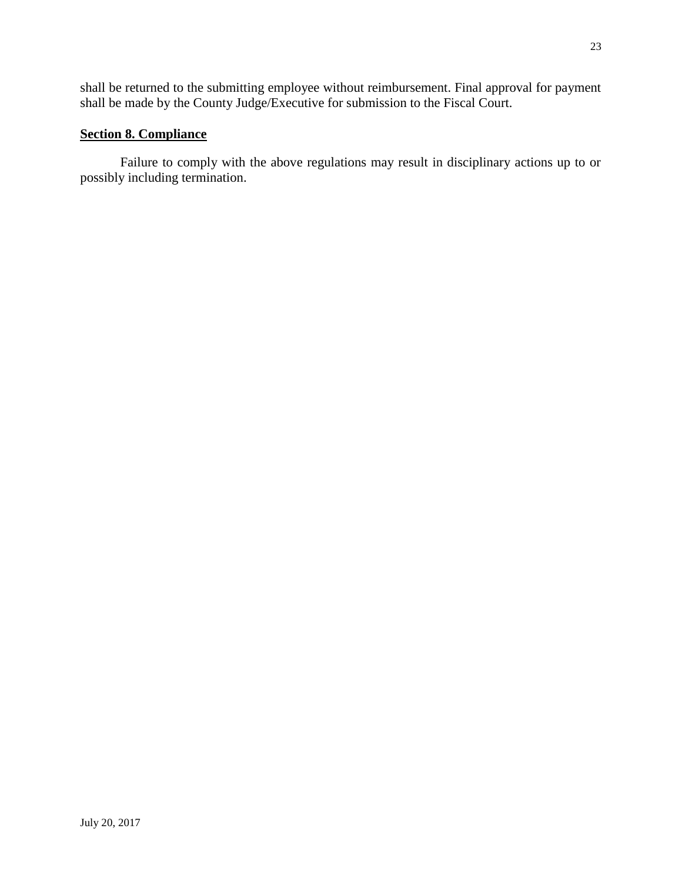shall be returned to the submitting employee without reimbursement. Final approval for payment shall be made by the County Judge/Executive for submission to the Fiscal Court.

## Section 8. Compliance

Failure to comply with the above regulations may result in disciplinary actions up to or possibly including termination.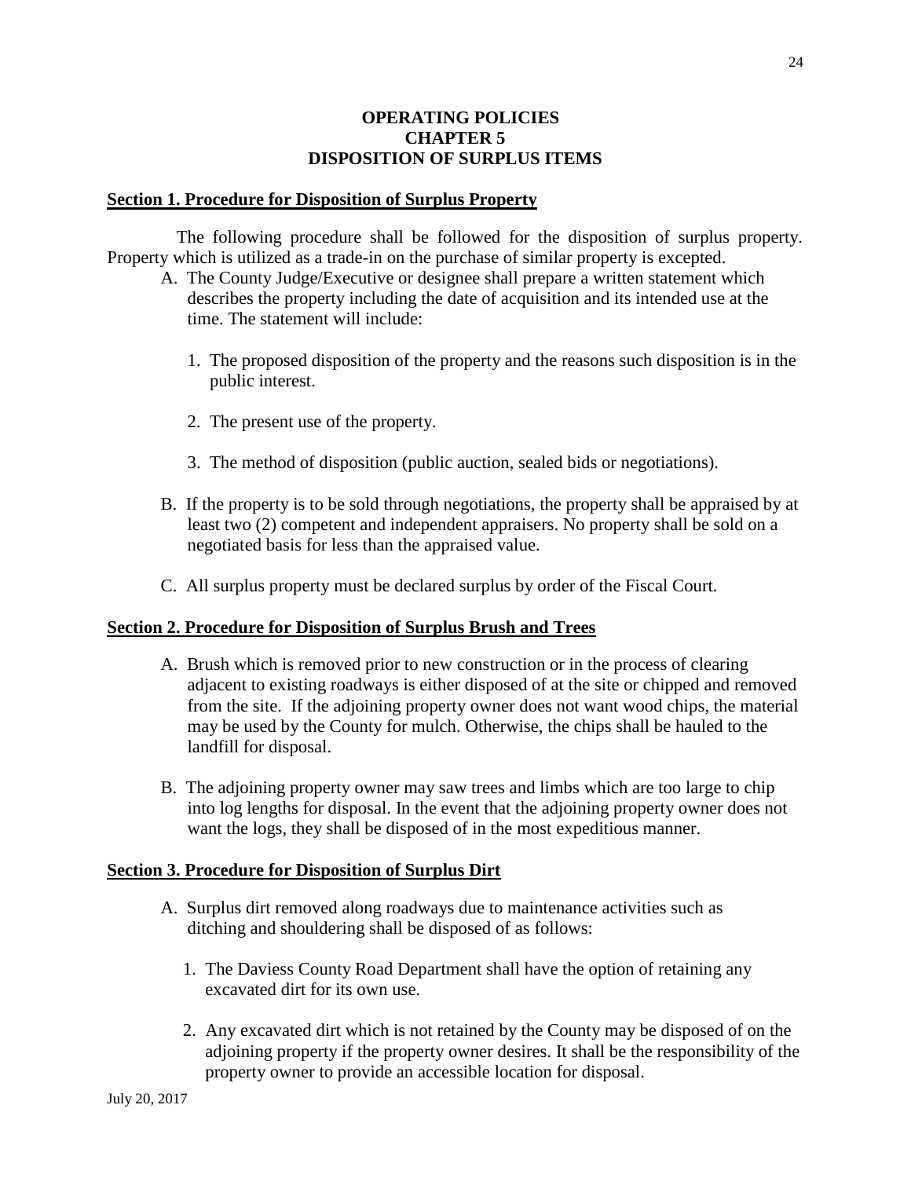# OPERATING POLICIES
# CHAPTER 5
# DISPOSITION OF SURPLUS ITEMS

## Section 1. Procedure for Disposition of Surplus Property

The following procedure shall be followed for the disposition of surplus property. Property which is utilized as a trade-in on the purchase of similar property is excepted.

A. The County Judge/Executive or designee shall prepare a written statement which describes the property including the date of acquisition and its intended use at the time. The statement will include:

   1. The proposed disposition of the property and the reasons such disposition is in the public interest.

   2. The present use of the property.

   3. The method of disposition (public auction, sealed bids or negotiations).

B. If the property is to be sold through negotiations, the property shall be appraised by at least two (2) competent and independent appraisers. No property shall be sold on a negotiated basis for less than the appraised value.

C. All surplus property must be declared surplus by order of the Fiscal Court.

## Section 2. Procedure for Disposition of Surplus Brush and Trees

A. Brush which is removed prior to new construction or in the process of clearing adjacent to existing roadways is either disposed of at the site or chipped and removed from the site. If the adjoining property owner does not want wood chips, the material may be used by the County for mulch. Otherwise, the chips shall be hauled to the landfill for disposal.

B. The adjoining property owner may saw trees and limbs which are too large to chip into log lengths for disposal. In the event that the adjoining property owner does not want the logs, they shall be disposed of in the most expeditious manner.

## Section 3. Procedure for Disposition of Surplus Dirt

A. Surplus dirt removed along roadways due to maintenance activities such as ditching and shouldering shall be disposed of as follows:

   1. The Daviess County Road Department shall have the option of retaining any excavated dirt for its own use.

   2. Any excavated dirt which is not retained by the County may be disposed of on the adjoining property if the property owner desires. It shall be the responsibility of the property owner to provide an accessible location for disposal.

July 20, 2017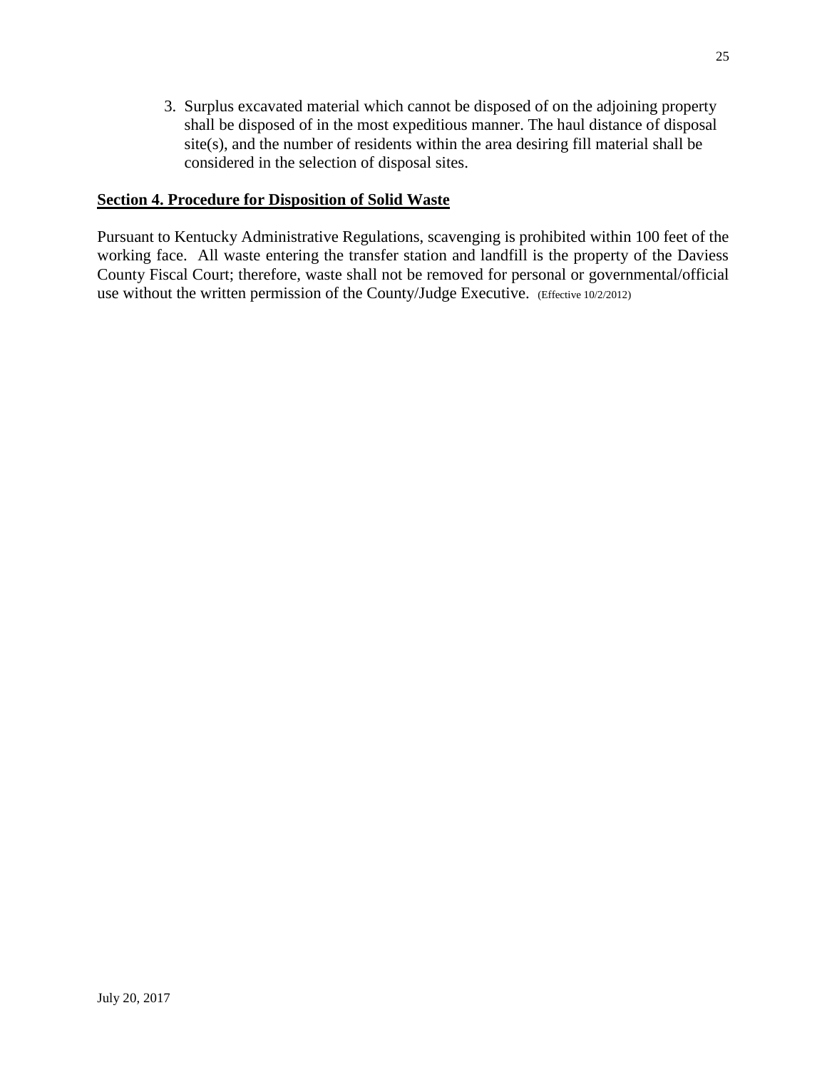3. Surplus excavated material which cannot be disposed of on the adjoining property shall be disposed of in the most expeditious manner. The haul distance of disposal site(s), and the number of residents within the area desiring fill material shall be considered in the selection of disposal sites.

**Section 4. Procedure for Disposition of Solid Waste**

Pursuant to Kentucky Administrative Regulations, scavenging is prohibited within 100 feet of the working face. All waste entering the transfer station and landfill is the property of the Daviess County Fiscal Court; therefore, waste shall not be removed for personal or governmental/official use without the written permission of the County/Judge Executive. (Effective 10/2/2012)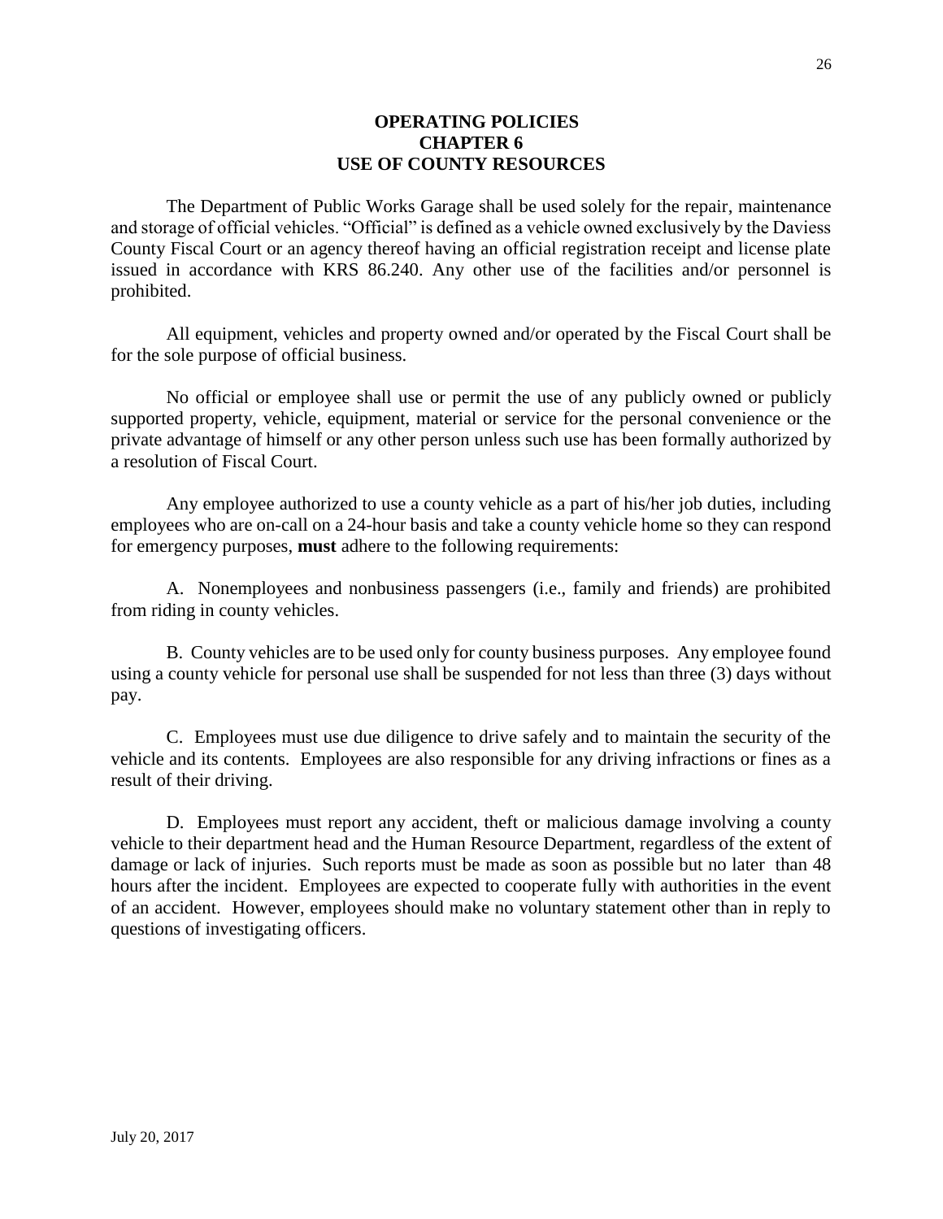## OPERATING POLICIES
## CHAPTER 6
## USE OF COUNTY RESOURCES

The Department of Public Works Garage shall be used solely for the repair, maintenance and storage of official vehicles. "Official" is defined as a vehicle owned exclusively by the Daviess County Fiscal Court or an agency thereof having an official registration receipt and license plate issued in accordance with KRS 86.240. Any other use of the facilities and/or personnel is prohibited.

All equipment, vehicles and property owned and/or operated by the Fiscal Court shall be for the sole purpose of official business.

No official or employee shall use or permit the use of any publicly owned or publicly supported property, vehicle, equipment, material or service for the personal convenience or the private advantage of himself or any other person unless such use has been formally authorized by a resolution of Fiscal Court.

Any employee authorized to use a county vehicle as a part of his/her job duties, including employees who are on-call on a 24-hour basis and take a county vehicle home so they can respond for emergency purposes, **must** adhere to the following requirements:

A. Nonemployees and nonbusiness passengers (i.e., family and friends) are prohibited from riding in county vehicles.

B. County vehicles are to be used only for county business purposes. Any employee found using a county vehicle for personal use shall be suspended for not less than three (3) days without pay.

C. Employees must use due diligence to drive safely and to maintain the security of the vehicle and its contents. Employees are also responsible for any driving infractions or fines as a result of their driving.

D. Employees must report any accident, theft or malicious damage involving a county vehicle to their department head and the Human Resource Department, regardless of the extent of damage or lack of injuries. Such reports must be made as soon as possible but no later than 48 hours after the incident. Employees are expected to cooperate fully with authorities in the event of an accident. However, employees should make no voluntary statement other than in reply to questions of investigating officers.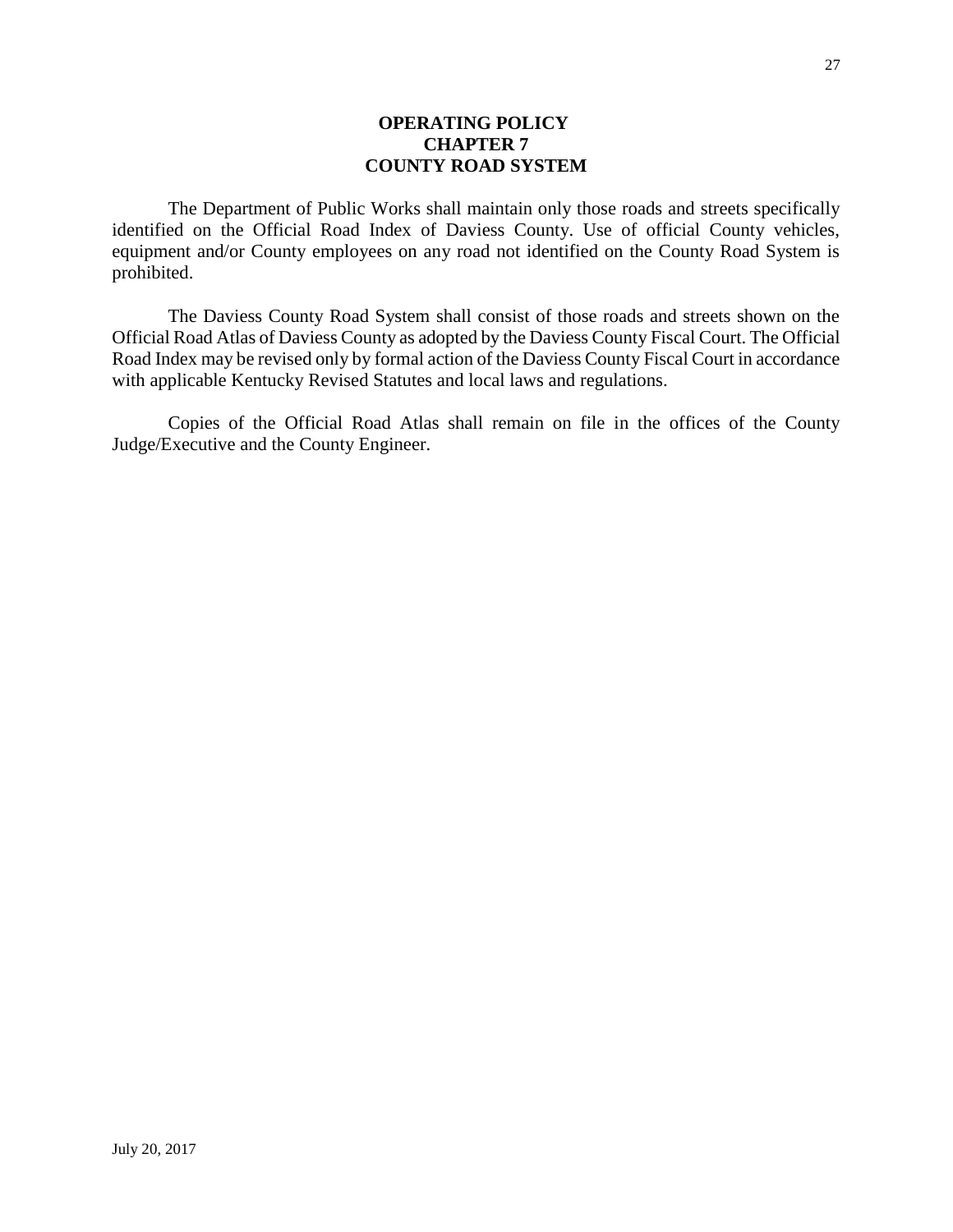# OPERATING POLICY
## CHAPTER 7
## COUNTY ROAD SYSTEM

The Department of Public Works shall maintain only those roads and streets specifically identified on the Official Road Index of Daviess County. Use of official County vehicles, equipment and/or County employees on any road not identified on the County Road System is prohibited.

The Daviess County Road System shall consist of those roads and streets shown on the Official Road Atlas of Daviess County as adopted by the Daviess County Fiscal Court. The Official Road Index may be revised only by formal action of the Daviess County Fiscal Court in accordance with applicable Kentucky Revised Statutes and local laws and regulations.

Copies of the Official Road Atlas shall remain on file in the offices of the County Judge/Executive and the County Engineer.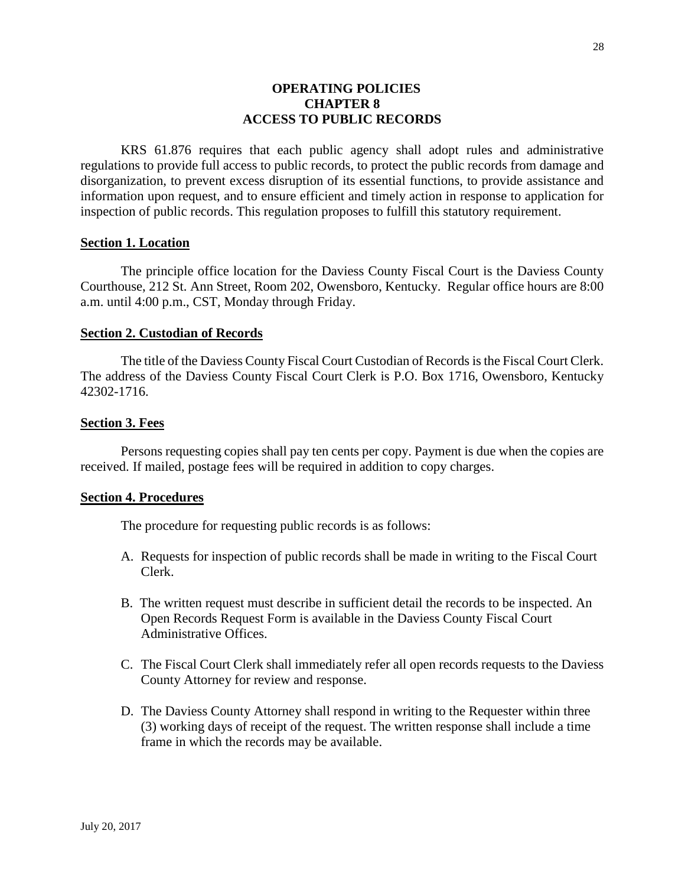# OPERATING POLICIES
# CHAPTER 8
# ACCESS TO PUBLIC RECORDS

KRS 61.876 requires that each public agency shall adopt rules and administrative regulations to provide full access to public records, to protect the public records from damage and disorganization, to prevent excess disruption of its essential functions, to provide assistance and information upon request, and to ensure efficient and timely action in response to application for inspection of public records. This regulation proposes to fulfill this statutory requirement.

## Section 1. Location

The principle office location for the Daviess County Fiscal Court is the Daviess County Courthouse, 212 St. Ann Street, Room 202, Owensboro, Kentucky. Regular office hours are 8:00 a.m. until 4:00 p.m., CST, Monday through Friday.

## Section 2. Custodian of Records

The title of the Daviess County Fiscal Court Custodian of Records is the Fiscal Court Clerk. The address of the Daviess County Fiscal Court Clerk is P.O. Box 1716, Owensboro, Kentucky 42302-1716.

## Section 3. Fees

Persons requesting copies shall pay ten cents per copy. Payment is due when the copies are received. If mailed, postage fees will be required in addition to copy charges.

## Section 4. Procedures

The procedure for requesting public records is as follows:

A. Requests for inspection of public records shall be made in writing to the Fiscal Court Clerk.

B. The written request must describe in sufficient detail the records to be inspected. An Open Records Request Form is available in the Daviess County Fiscal Court Administrative Offices.

C. The Fiscal Court Clerk shall immediately refer all open records requests to the Daviess County Attorney for review and response.

D. The Daviess County Attorney shall respond in writing to the Requester within three (3) working days of receipt of the request. The written response shall include a time frame in which the records may be available.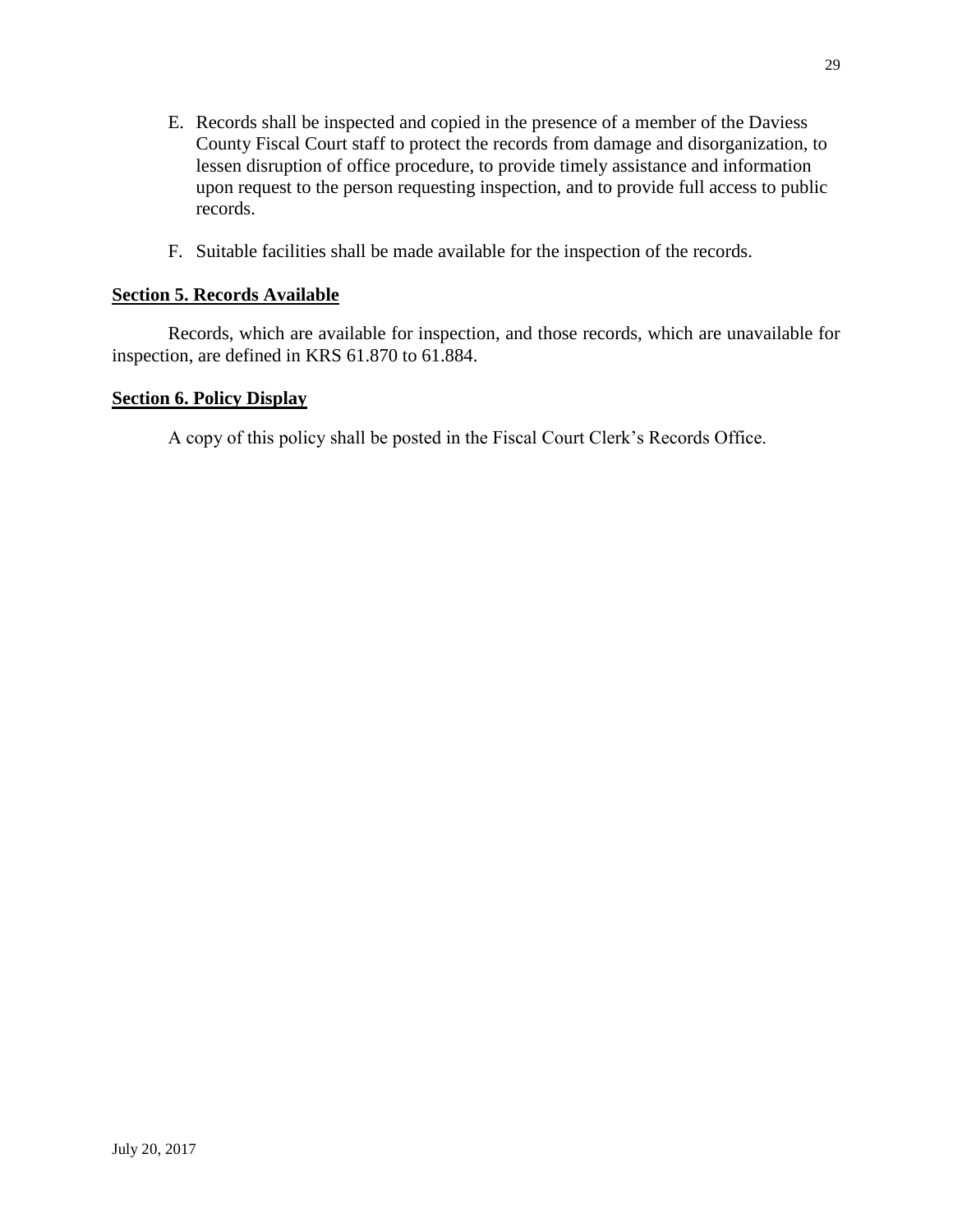E. Records shall be inspected and copied in the presence of a member of the Daviess County Fiscal Court staff to protect the records from damage and disorganization, to lessen disruption of office procedure, to provide timely assistance and information upon request to the person requesting inspection, and to provide full access to public records.

F. Suitable facilities shall be made available for the inspection of the records.

**Section 5. Records Available**

Records, which are available for inspection, and those records, which are unavailable for inspection, are defined in KRS 61.870 to 61.884.

**Section 6. Policy Display**

A copy of this policy shall be posted in the Fiscal Court Clerk's Records Office.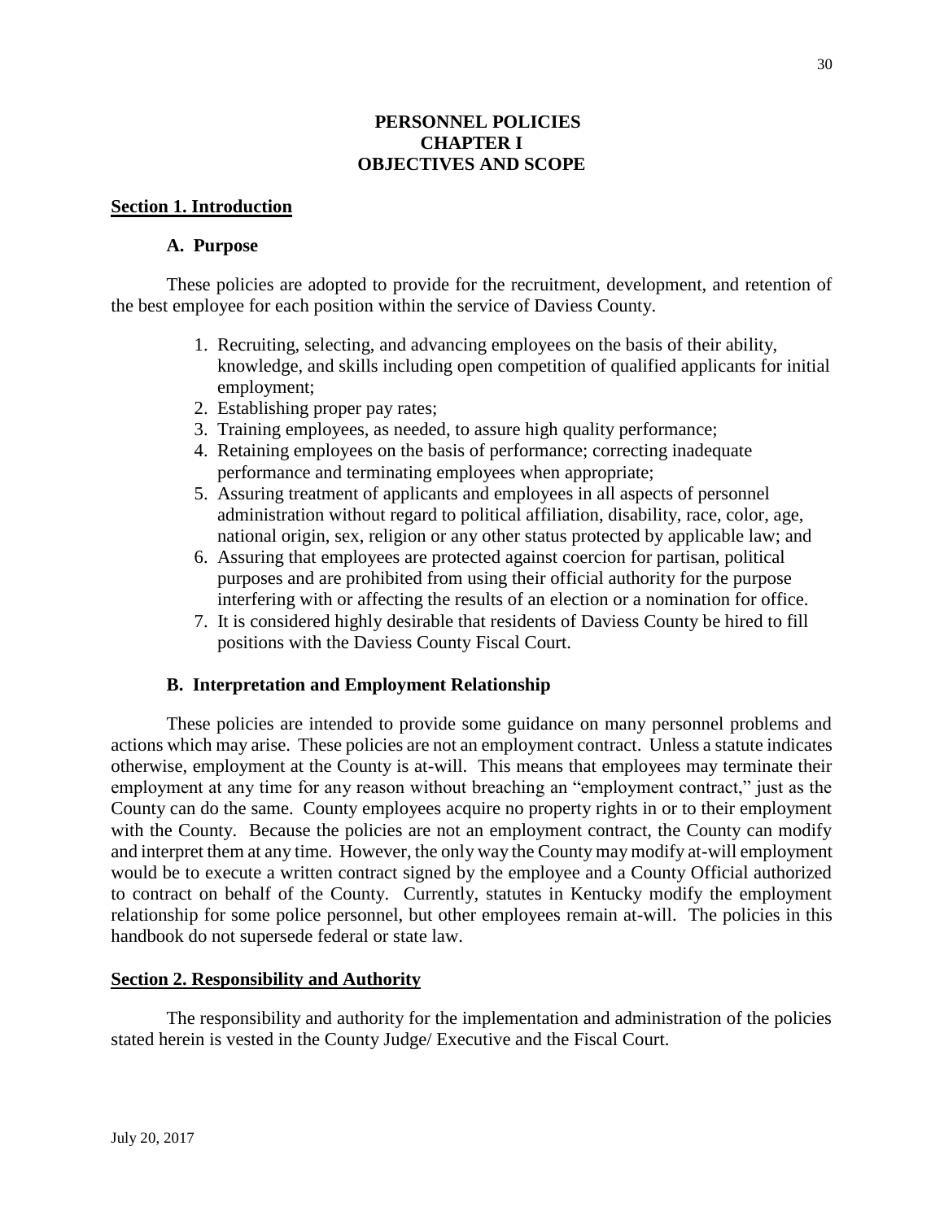# PERSONNEL POLICIES
# CHAPTER I
# OBJECTIVES AND SCOPE

## Section 1. Introduction

### A. Purpose

These policies are adopted to provide for the recruitment, development, and retention of the best employee for each position within the service of Daviess County.

1. Recruiting, selecting, and advancing employees on the basis of their ability, knowledge, and skills including open competition of qualified applicants for initial employment;
2. Establishing proper pay rates;
3. Training employees, as needed, to assure high quality performance;
4. Retaining employees on the basis of performance; correcting inadequate performance and terminating employees when appropriate;
5. Assuring treatment of applicants and employees in all aspects of personnel administration without regard to political affiliation, disability, race, color, age, national origin, sex, religion or any other status protected by applicable law; and
6. Assuring that employees are protected against coercion for partisan, political purposes and are prohibited from using their official authority for the purpose interfering with or affecting the results of an election or a nomination for office.
7. It is considered highly desirable that residents of Daviess County be hired to fill positions with the Daviess County Fiscal Court.

### B. Interpretation and Employment Relationship

These policies are intended to provide some guidance on many personnel problems and actions which may arise. These policies are not an employment contract. Unless a statute indicates otherwise, employment at the County is at-will. This means that employees may terminate their employment at any time for any reason without breaching an "employment contract," just as the County can do the same. County employees acquire no property rights in or to their employment with the County. Because the policies are not an employment contract, the County can modify and interpret them at any time. However, the only way the County may modify at-will employment would be to execute a written contract signed by the employee and a County Official authorized to contract on behalf of the County. Currently, statutes in Kentucky modify the employment relationship for some police personnel, but other employees remain at-will. The policies in this handbook do not supersede federal or state law.

## Section 2. Responsibility and Authority

The responsibility and authority for the implementation and administration of the policies stated herein is vested in the County Judge/ Executive and the Fiscal Court.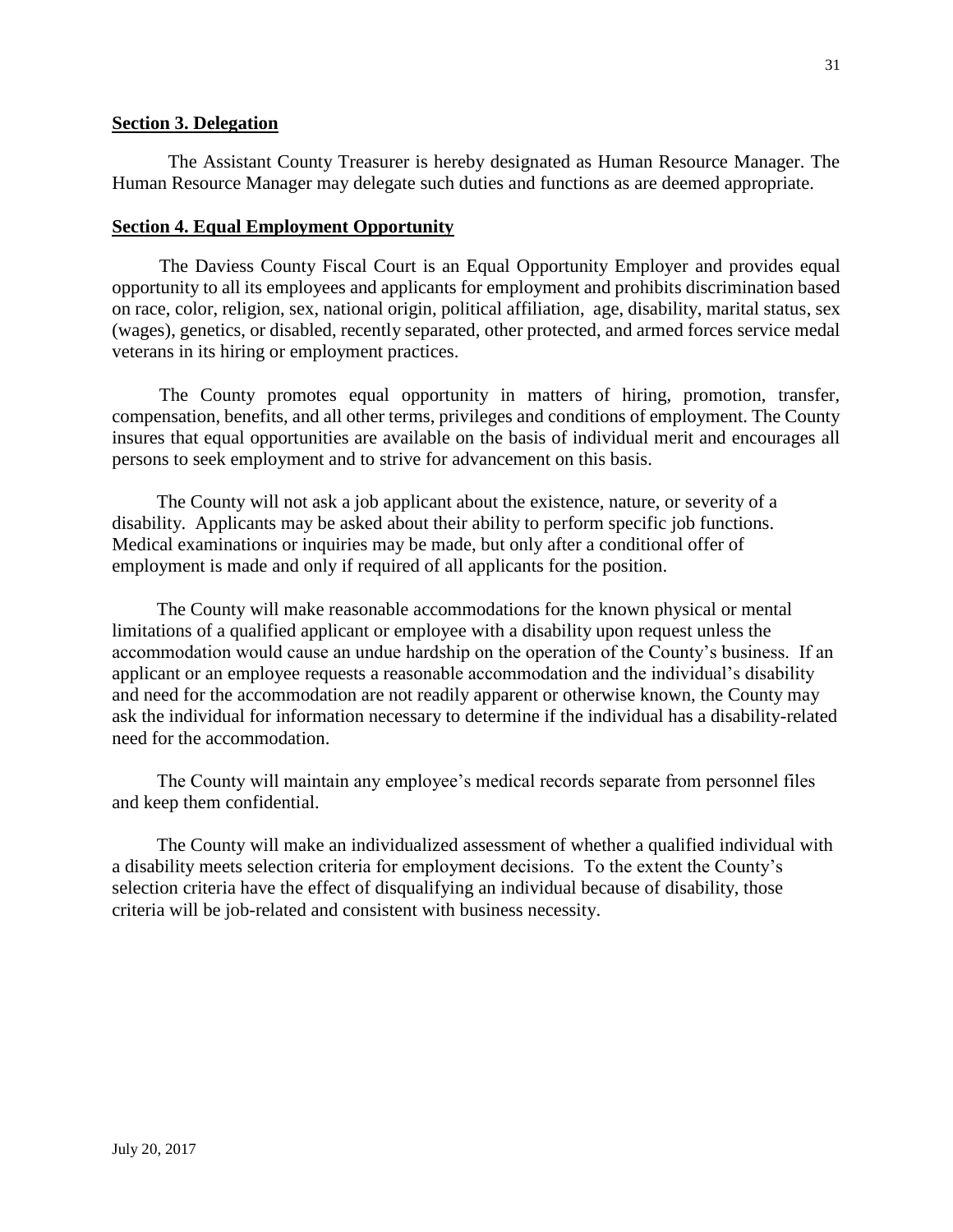## Section 3. Delegation

The Assistant County Treasurer is hereby designated as Human Resource Manager. The Human Resource Manager may delegate such duties and functions as are deemed appropriate.

## Section 4. Equal Employment Opportunity

The Daviess County Fiscal Court is an Equal Opportunity Employer and provides equal opportunity to all its employees and applicants for employment and prohibits discrimination based on race, color, religion, sex, national origin, political affiliation, age, disability, marital status, sex (wages), genetics, or disabled, recently separated, other protected, and armed forces service medal veterans in its hiring or employment practices.

The County promotes equal opportunity in matters of hiring, promotion, transfer, compensation, benefits, and all other terms, privileges and conditions of employment. The County insures that equal opportunities are available on the basis of individual merit and encourages all persons to seek employment and to strive for advancement on this basis.

The County will not ask a job applicant about the existence, nature, or severity of a disability. Applicants may be asked about their ability to perform specific job functions. Medical examinations or inquiries may be made, but only after a conditional offer of employment is made and only if required of all applicants for the position.

The County will make reasonable accommodations for the known physical or mental limitations of a qualified applicant or employee with a disability upon request unless the accommodation would cause an undue hardship on the operation of the County's business. If an applicant or an employee requests a reasonable accommodation and the individual's disability and need for the accommodation are not readily apparent or otherwise known, the County may ask the individual for information necessary to determine if the individual has a disability-related need for the accommodation.

The County will maintain any employee's medical records separate from personnel files and keep them confidential.

The County will make an individualized assessment of whether a qualified individual with a disability meets selection criteria for employment decisions. To the extent the County's selection criteria have the effect of disqualifying an individual because of disability, those criteria will be job-related and consistent with business necessity.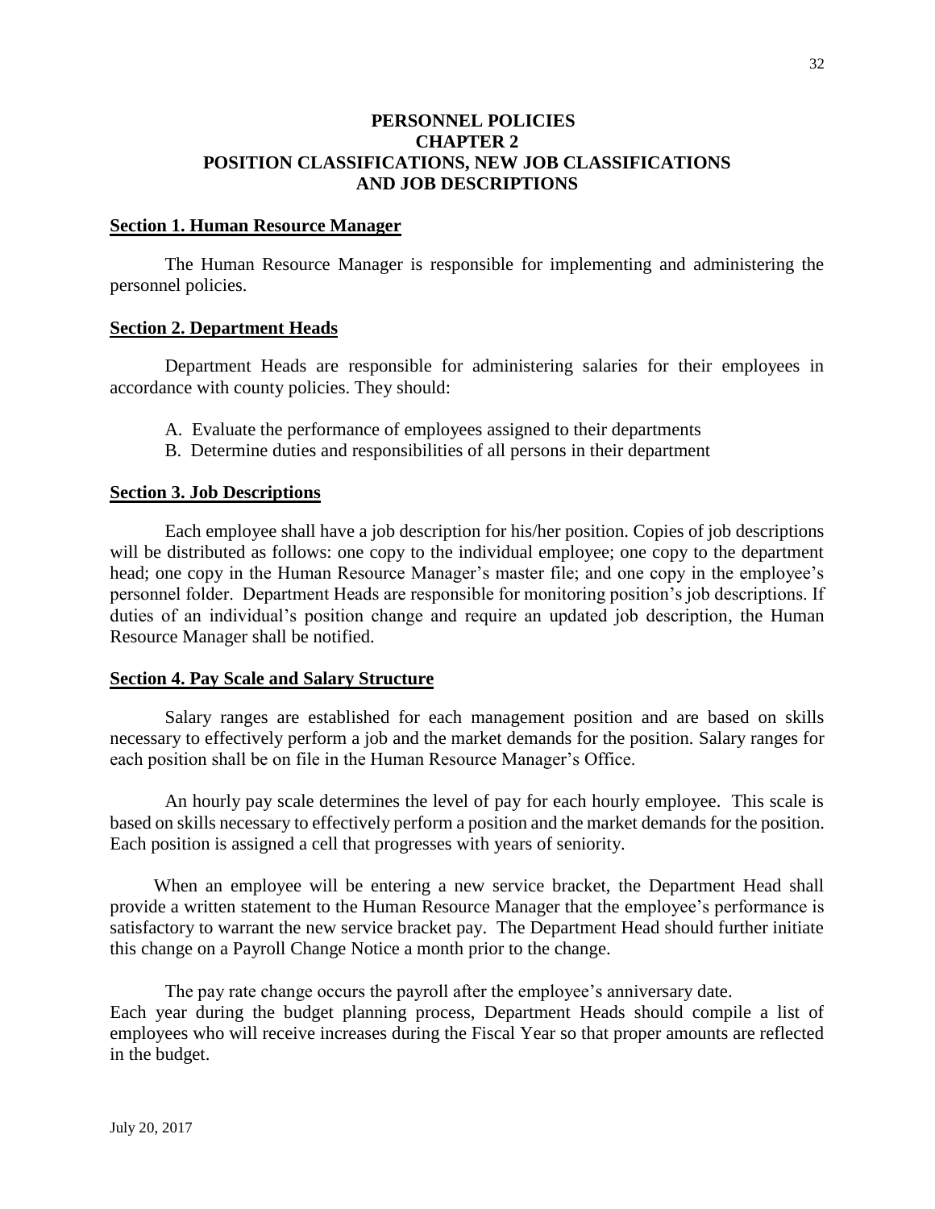# PERSONNEL POLICIES
# CHAPTER 2
# POSITION CLASSIFICATIONS, NEW JOB CLASSIFICATIONS AND JOB DESCRIPTIONS

## Section 1. Human Resource Manager

The Human Resource Manager is responsible for implementing and administering the personnel policies.

## Section 2. Department Heads

Department Heads are responsible for administering salaries for their employees in accordance with county policies. They should:

A. Evaluate the performance of employees assigned to their departments
B. Determine duties and responsibilities of all persons in their department

## Section 3. Job Descriptions

Each employee shall have a job description for his/her position. Copies of job descriptions will be distributed as follows: one copy to the individual employee; one copy to the department head; one copy in the Human Resource Manager's master file; and one copy in the employee's personnel folder. Department Heads are responsible for monitoring position's job descriptions. If duties of an individual's position change and require an updated job description, the Human Resource Manager shall be notified.

## Section 4. Pay Scale and Salary Structure

Salary ranges are established for each management position and are based on skills necessary to effectively perform a job and the market demands for the position. Salary ranges for each position shall be on file in the Human Resource Manager's Office.

An hourly pay scale determines the level of pay for each hourly employee. This scale is based on skills necessary to effectively perform a position and the market demands for the position. Each position is assigned a cell that progresses with years of seniority.

When an employee will be entering a new service bracket, the Department Head shall provide a written statement to the Human Resource Manager that the employee's performance is satisfactory to warrant the new service bracket pay. The Department Head should further initiate this change on a Payroll Change Notice a month prior to the change.

The pay rate change occurs the payroll after the employee's anniversary date.
Each year during the budget planning process, Department Heads should compile a list of employees who will receive increases during the Fiscal Year so that proper amounts are reflected in the budget.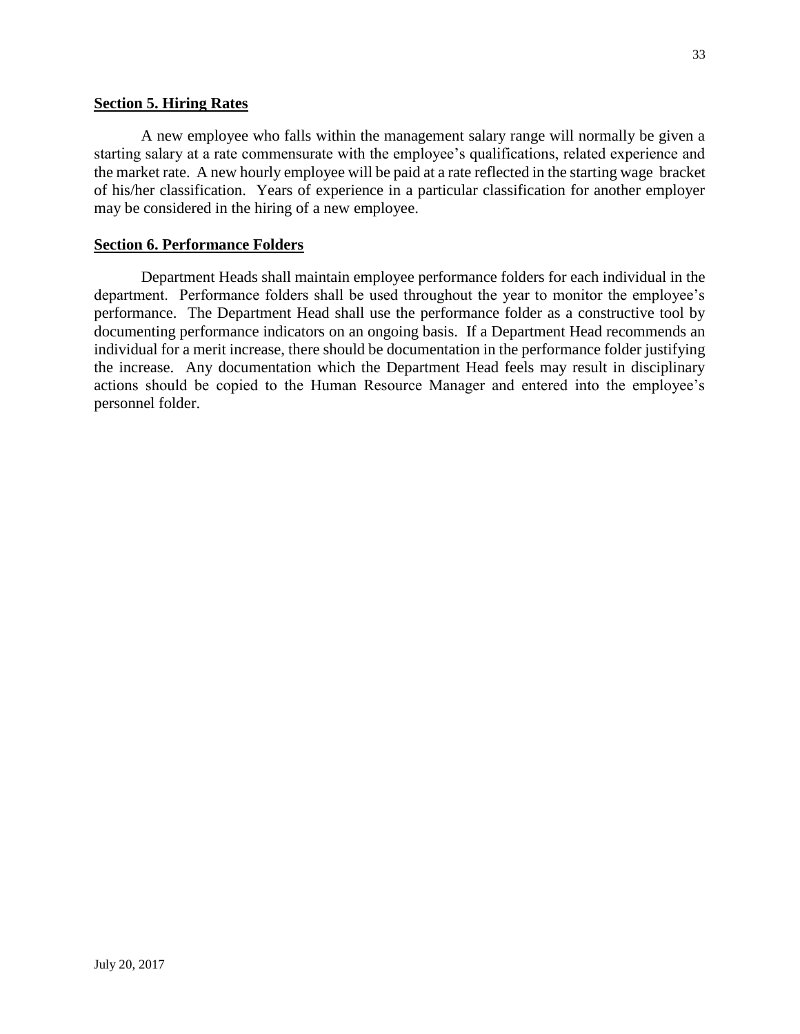## **Section 5. Hiring Rates**

A new employee who falls within the management salary range will normally be given a starting salary at a rate commensurate with the employee's qualifications, related experience and the market rate. A new hourly employee will be paid at a rate reflected in the starting wage bracket of his/her classification. Years of experience in a particular classification for another employer may be considered in the hiring of a new employee.

## **Section 6. Performance Folders**

Department Heads shall maintain employee performance folders for each individual in the department. Performance folders shall be used throughout the year to monitor the employee's performance. The Department Head shall use the performance folder as a constructive tool by documenting performance indicators on an ongoing basis. If a Department Head recommends an individual for a merit increase, there should be documentation in the performance folder justifying the increase. Any documentation which the Department Head feels may result in disciplinary actions should be copied to the Human Resource Manager and entered into the employee's personnel folder.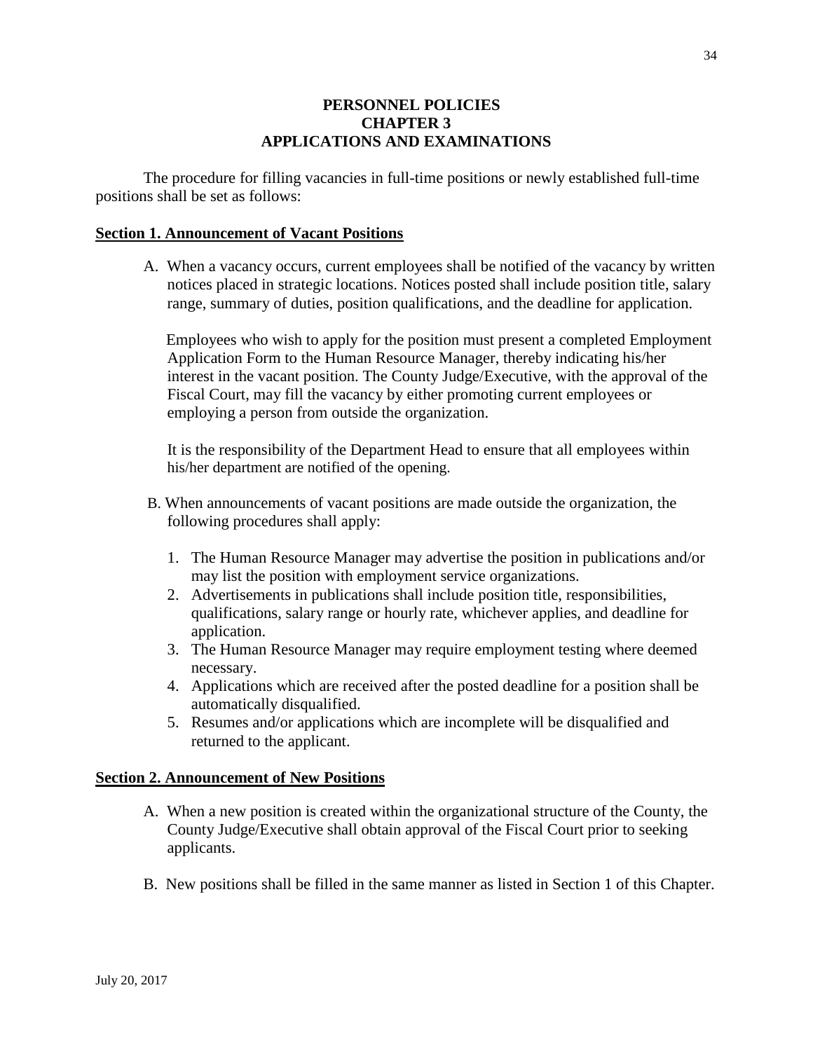# PERSONNEL POLICIES
## CHAPTER 3
## APPLICATIONS AND EXAMINATIONS

The procedure for filling vacancies in full-time positions or newly established full-time positions shall be set as follows:

### Section 1. Announcement of Vacant Positions

A. When a vacancy occurs, current employees shall be notified of the vacancy by written notices placed in strategic locations. Notices posted shall include position title, salary range, summary of duties, position qualifications, and the deadline for application.

   Employees who wish to apply for the position must present a completed Employment Application Form to the Human Resource Manager, thereby indicating his/her interest in the vacant position. The County Judge/Executive, with the approval of the Fiscal Court, may fill the vacancy by either promoting current employees or employing a person from outside the organization.

   It is the responsibility of the Department Head to ensure that all employees within his/her department are notified of the opening.

B. When announcements of vacant positions are made outside the organization, the following procedures shall apply:

   1. The Human Resource Manager may advertise the position in publications and/or may list the position with employment service organizations.
   2. Advertisements in publications shall include position title, responsibilities, qualifications, salary range or hourly rate, whichever applies, and deadline for application.
   3. The Human Resource Manager may require employment testing where deemed necessary.
   4. Applications which are received after the posted deadline for a position shall be automatically disqualified.
   5. Resumes and/or applications which are incomplete will be disqualified and returned to the applicant.

### Section 2. Announcement of New Positions

A. When a new position is created within the organizational structure of the County, the County Judge/Executive shall obtain approval of the Fiscal Court prior to seeking applicants.

B. New positions shall be filled in the same manner as listed in Section 1 of this Chapter.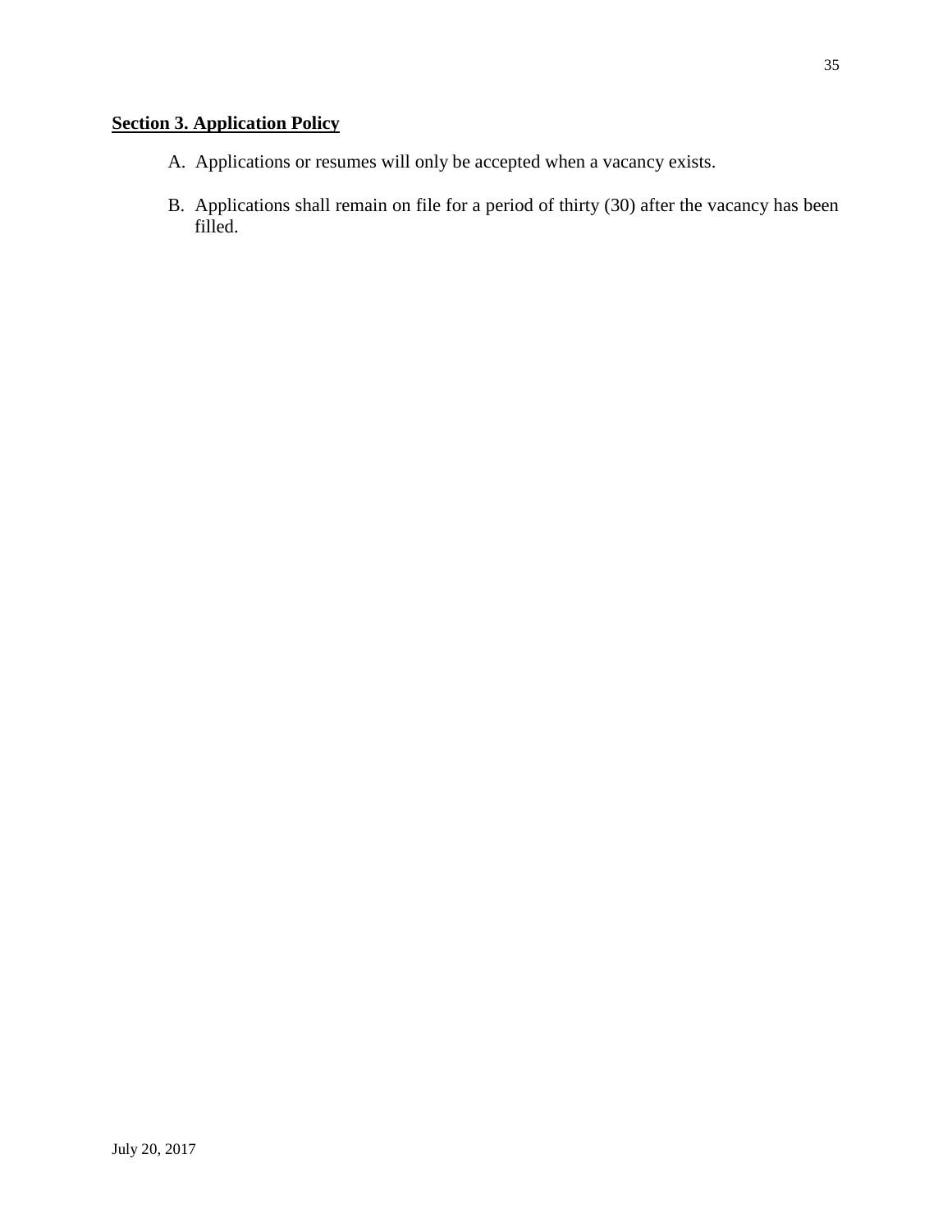**Section 3. Application Policy**

A. Applications or resumes will only be accepted when a vacancy exists.

B. Applications shall remain on file for a period of thirty (30) after the vacancy has been filled.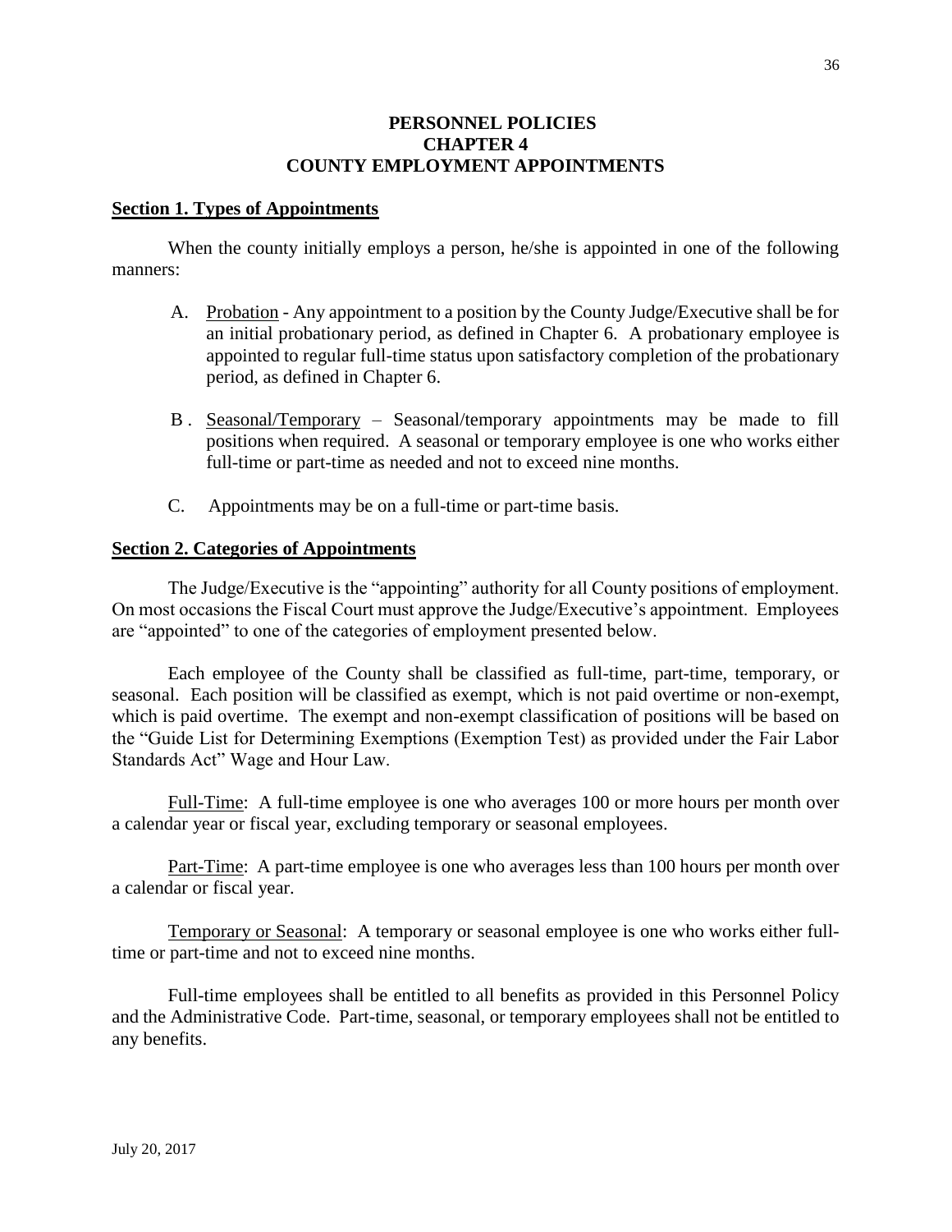# PERSONNEL POLICIES
# CHAPTER 4
# COUNTY EMPLOYMENT APPOINTMENTS

## Section 1. Types of Appointments

When the county initially employs a person, he/she is appointed in one of the following manners:

A. Probation - Any appointment to a position by the County Judge/Executive shall be for an initial probationary period, as defined in Chapter 6. A probationary employee is appointed to regular full-time status upon satisfactory completion of the probationary period, as defined in Chapter 6.

B. Seasonal/Temporary – Seasonal/temporary appointments may be made to fill positions when required. A seasonal or temporary employee is one who works either full-time or part-time as needed and not to exceed nine months.

C. Appointments may be on a full-time or part-time basis.

## Section 2. Categories of Appointments

The Judge/Executive is the "appointing" authority for all County positions of employment. On most occasions the Fiscal Court must approve the Judge/Executive's appointment. Employees are "appointed" to one of the categories of employment presented below.

Each employee of the County shall be classified as full-time, part-time, temporary, or seasonal. Each position will be classified as exempt, which is not paid overtime or non-exempt, which is paid overtime. The exempt and non-exempt classification of positions will be based on the "Guide List for Determining Exemptions (Exemption Test) as provided under the Fair Labor Standards Act" Wage and Hour Law.

Full-Time: A full-time employee is one who averages 100 or more hours per month over a calendar year or fiscal year, excluding temporary or seasonal employees.

Part-Time: A part-time employee is one who averages less than 100 hours per month over a calendar or fiscal year.

Temporary or Seasonal: A temporary or seasonal employee is one who works either full-time or part-time and not to exceed nine months.

Full-time employees shall be entitled to all benefits as provided in this Personnel Policy and the Administrative Code. Part-time, seasonal, or temporary employees shall not be entitled to any benefits.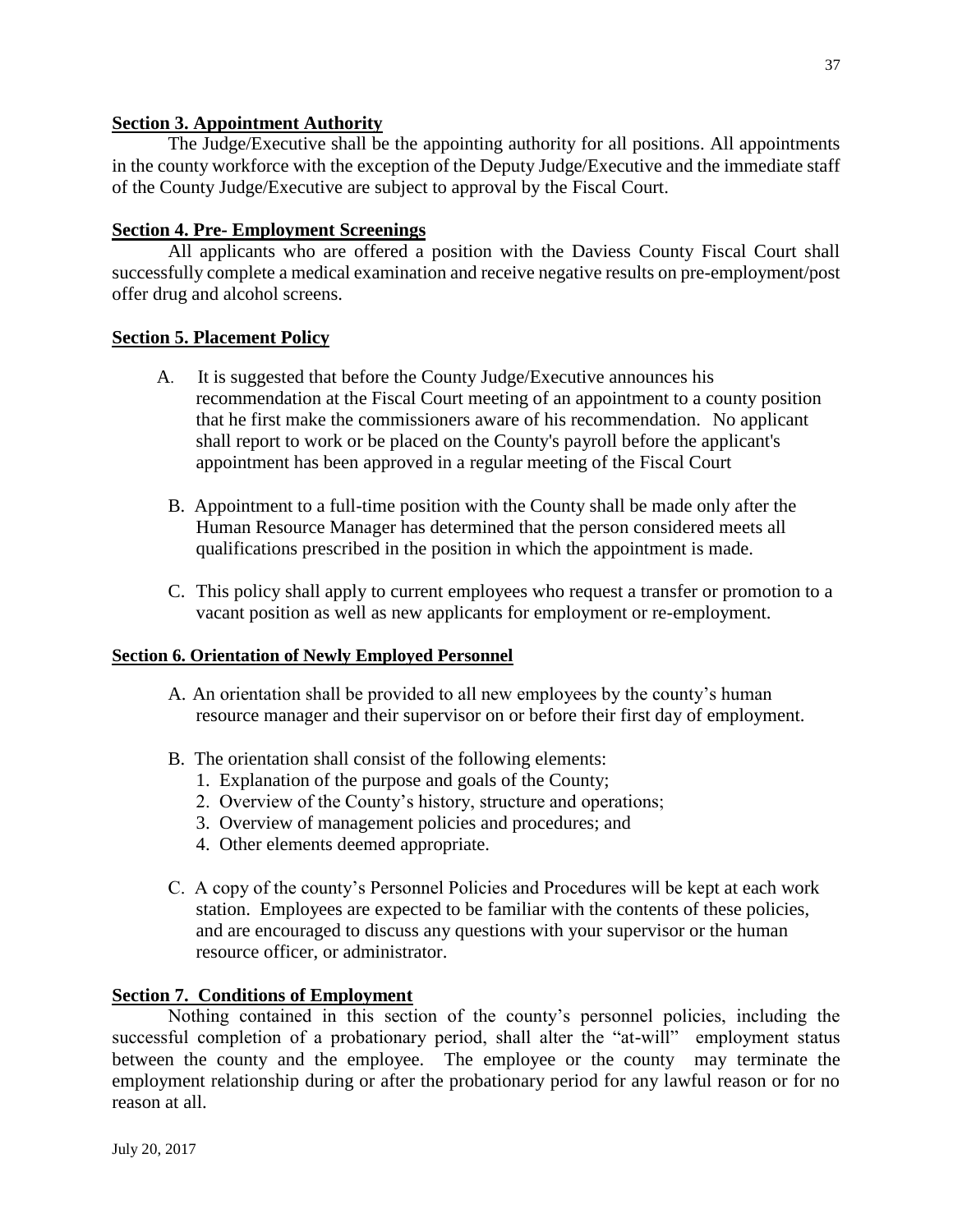**Section 3. Appointment Authority**

The Judge/Executive shall be the appointing authority for all positions. All appointments in the county workforce with the exception of the Deputy Judge/Executive and the immediate staff of the County Judge/Executive are subject to approval by the Fiscal Court.

**Section 4. Pre- Employment Screenings**

All applicants who are offered a position with the Daviess County Fiscal Court shall successfully complete a medical examination and receive negative results on pre-employment/post offer drug and alcohol screens.

**Section 5. Placement Policy**

A. It is suggested that before the County Judge/Executive announces his recommendation at the Fiscal Court meeting of an appointment to a county position that he first make the commissioners aware of his recommendation. No applicant shall report to work or be placed on the County's payroll before the applicant's appointment has been approved in a regular meeting of the Fiscal Court

B. Appointment to a full-time position with the County shall be made only after the Human Resource Manager has determined that the person considered meets all qualifications prescribed in the position in which the appointment is made.

C. This policy shall apply to current employees who request a transfer or promotion to a vacant position as well as new applicants for employment or re-employment.

**Section 6. Orientation of Newly Employed Personnel**

A. An orientation shall be provided to all new employees by the county's human resource manager and their supervisor on or before their first day of employment.

B. The orientation shall consist of the following elements:
1. Explanation of the purpose and goals of the County;
2. Overview of the County's history, structure and operations;
3. Overview of management policies and procedures; and
4. Other elements deemed appropriate.

C. A copy of the county's Personnel Policies and Procedures will be kept at each work station. Employees are expected to be familiar with the contents of these policies, and are encouraged to discuss any questions with your supervisor or the human resource officer, or administrator.

**Section 7. Conditions of Employment**

Nothing contained in this section of the county's personnel policies, including the successful completion of a probationary period, shall alter the "at-will" employment status between the county and the employee. The employee or the county may terminate the employment relationship during or after the probationary period for any lawful reason or for no reason at all.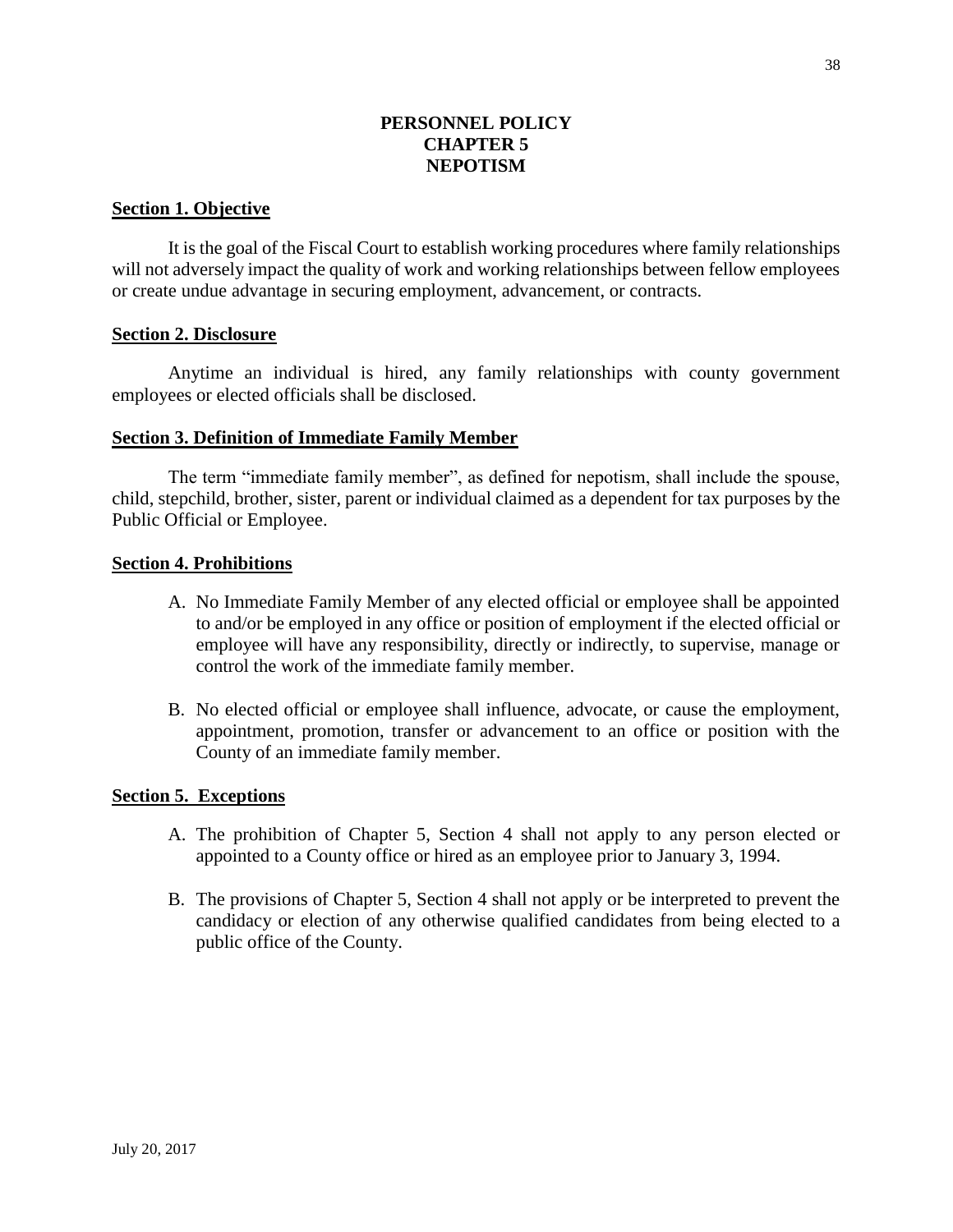# PERSONNEL POLICY
# CHAPTER 5
# NEPOTISM

## Section 1. Objective

It is the goal of the Fiscal Court to establish working procedures where family relationships will not adversely impact the quality of work and working relationships between fellow employees or create undue advantage in securing employment, advancement, or contracts.

## Section 2. Disclosure

Anytime an individual is hired, any family relationships with county government employees or elected officials shall be disclosed.

## Section 3. Definition of Immediate Family Member

The term "immediate family member", as defined for nepotism, shall include the spouse, child, stepchild, brother, sister, parent or individual claimed as a dependent for tax purposes by the Public Official or Employee.

## Section 4. Prohibitions

A. No Immediate Family Member of any elected official or employee shall be appointed to and/or be employed in any office or position of employment if the elected official or employee will have any responsibility, directly or indirectly, to supervise, manage or control the work of the immediate family member.

B. No elected official or employee shall influence, advocate, or cause the employment, appointment, promotion, transfer or advancement to an office or position with the County of an immediate family member.

## Section 5. Exceptions

A. The prohibition of Chapter 5, Section 4 shall not apply to any person elected or appointed to a County office or hired as an employee prior to January 3, 1994.

B. The provisions of Chapter 5, Section 4 shall not apply or be interpreted to prevent the candidacy or election of any otherwise qualified candidates from being elected to a public office of the County.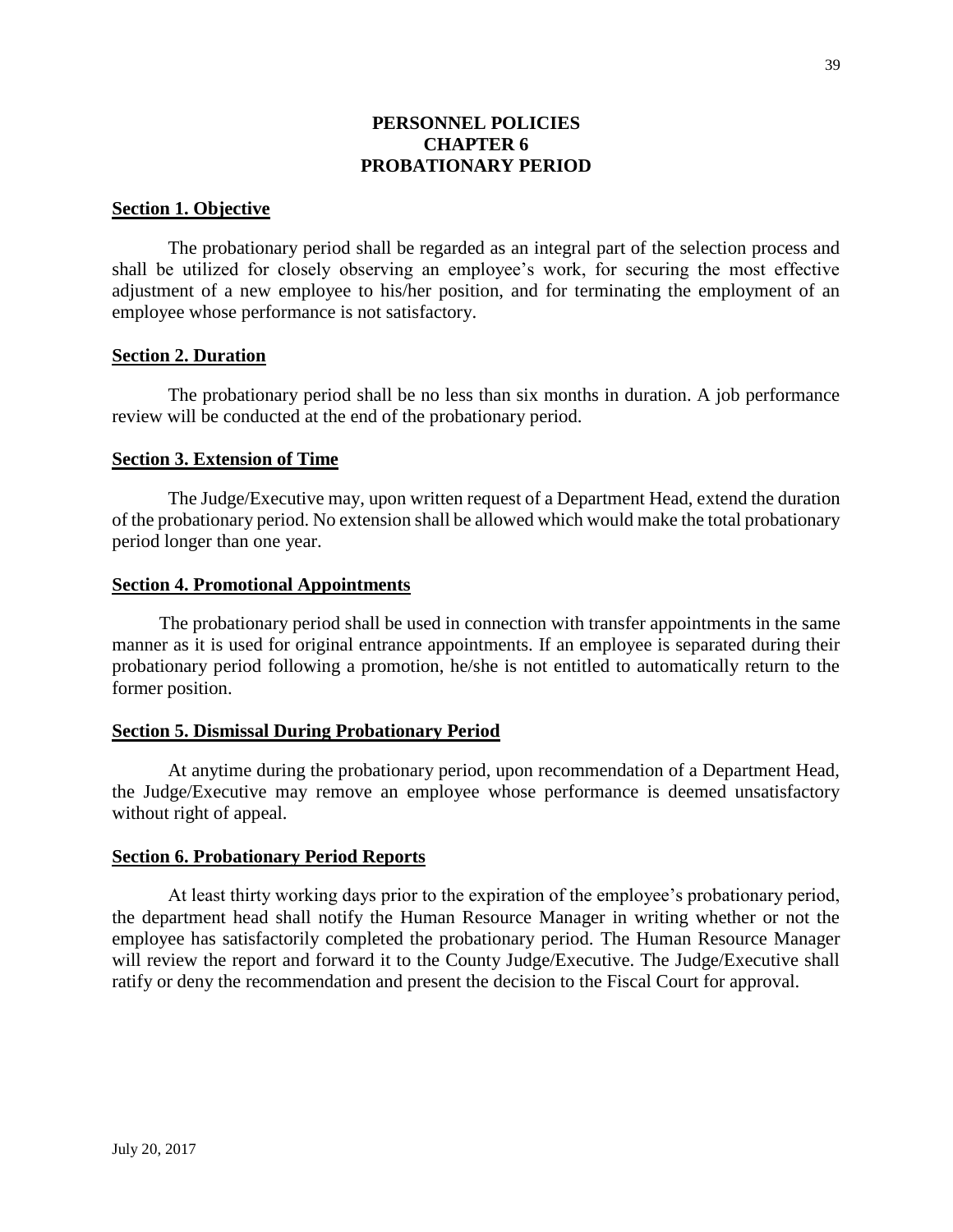# PERSONNEL POLICIES
# CHAPTER 6
# PROBATIONARY PERIOD

## Section 1. Objective

The probationary period shall be regarded as an integral part of the selection process and shall be utilized for closely observing an employee's work, for securing the most effective adjustment of a new employee to his/her position, and for terminating the employment of an employee whose performance is not satisfactory.

## Section 2. Duration

The probationary period shall be no less than six months in duration. A job performance review will be conducted at the end of the probationary period.

## Section 3. Extension of Time

The Judge/Executive may, upon written request of a Department Head, extend the duration of the probationary period. No extension shall be allowed which would make the total probationary period longer than one year.

## Section 4. Promotional Appointments

The probationary period shall be used in connection with transfer appointments in the same manner as it is used for original entrance appointments. If an employee is separated during their probationary period following a promotion, he/she is not entitled to automatically return to the former position.

## Section 5. Dismissal During Probationary Period

At anytime during the probationary period, upon recommendation of a Department Head, the Judge/Executive may remove an employee whose performance is deemed unsatisfactory without right of appeal.

## Section 6. Probationary Period Reports

At least thirty working days prior to the expiration of the employee's probationary period, the department head shall notify the Human Resource Manager in writing whether or not the employee has satisfactorily completed the probationary period. The Human Resource Manager will review the report and forward it to the County Judge/Executive. The Judge/Executive shall ratify or deny the recommendation and present the decision to the Fiscal Court for approval.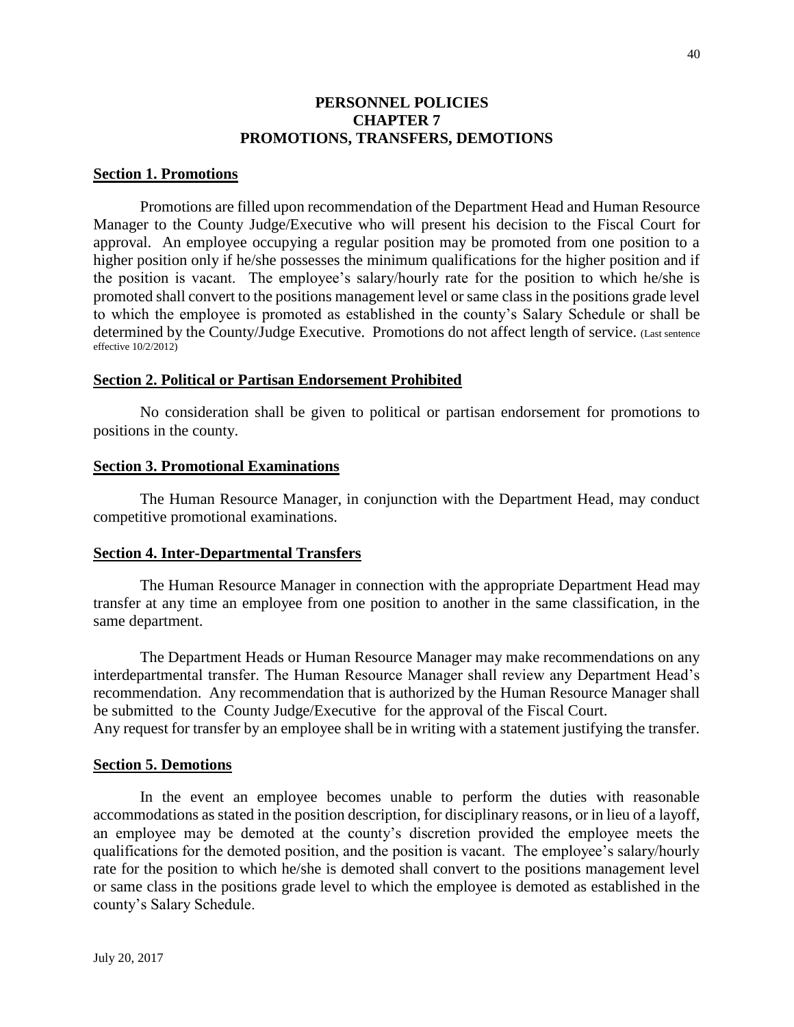# PERSONNEL POLICIES
# CHAPTER 7
# PROMOTIONS, TRANSFERS, DEMOTIONS

## Section 1. Promotions

Promotions are filled upon recommendation of the Department Head and Human Resource Manager to the County Judge/Executive who will present his decision to the Fiscal Court for approval. An employee occupying a regular position may be promoted from one position to a higher position only if he/she possesses the minimum qualifications for the higher position and if the position is vacant. The employee's salary/hourly rate for the position to which he/she is promoted shall convert to the positions management level or same class in the positions grade level to which the employee is promoted as established in the county's Salary Schedule or shall be determined by the County/Judge Executive. Promotions do not affect length of service. (Last sentence effective 10/2/2012)

## Section 2. Political or Partisan Endorsement Prohibited

No consideration shall be given to political or partisan endorsement for promotions to positions in the county.

## Section 3. Promotional Examinations

The Human Resource Manager, in conjunction with the Department Head, may conduct competitive promotional examinations.

## Section 4. Inter-Departmental Transfers

The Human Resource Manager in connection with the appropriate Department Head may transfer at any time an employee from one position to another in the same classification, in the same department.

The Department Heads or Human Resource Manager may make recommendations on any interdepartmental transfer. The Human Resource Manager shall review any Department Head's recommendation. Any recommendation that is authorized by the Human Resource Manager shall be submitted to the County Judge/Executive for the approval of the Fiscal Court.
Any request for transfer by an employee shall be in writing with a statement justifying the transfer.

## Section 5. Demotions

In the event an employee becomes unable to perform the duties with reasonable accommodations as stated in the position description, for disciplinary reasons, or in lieu of a layoff, an employee may be demoted at the county's discretion provided the employee meets the qualifications for the demoted position, and the position is vacant. The employee's salary/hourly rate for the position to which he/she is demoted shall convert to the positions management level or same class in the positions grade level to which the employee is demoted as established in the county's Salary Schedule.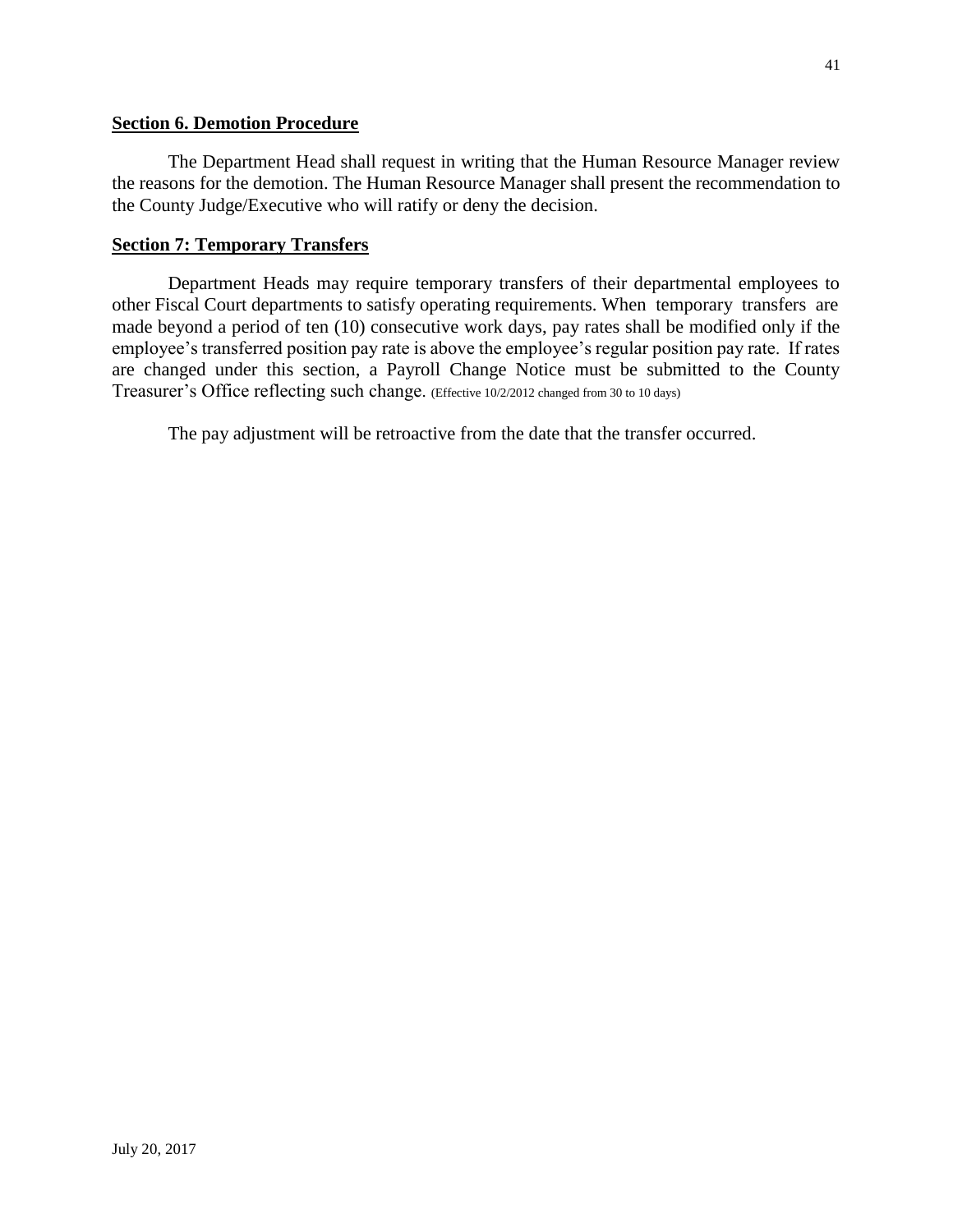**Section 6. Demotion Procedure**

The Department Head shall request in writing that the Human Resource Manager review the reasons for the demotion. The Human Resource Manager shall present the recommendation to the County Judge/Executive who will ratify or deny the decision.

**Section 7: Temporary Transfers**

Department Heads may require temporary transfers of their departmental employees to other Fiscal Court departments to satisfy operating requirements. When temporary transfers are made beyond a period of ten (10) consecutive work days, pay rates shall be modified only if the employee's transferred position pay rate is above the employee's regular position pay rate. If rates are changed under this section, a Payroll Change Notice must be submitted to the County Treasurer's Office reflecting such change. (Effective 10/2/2012 changed from 30 to 10 days)

The pay adjustment will be retroactive from the date that the transfer occurred.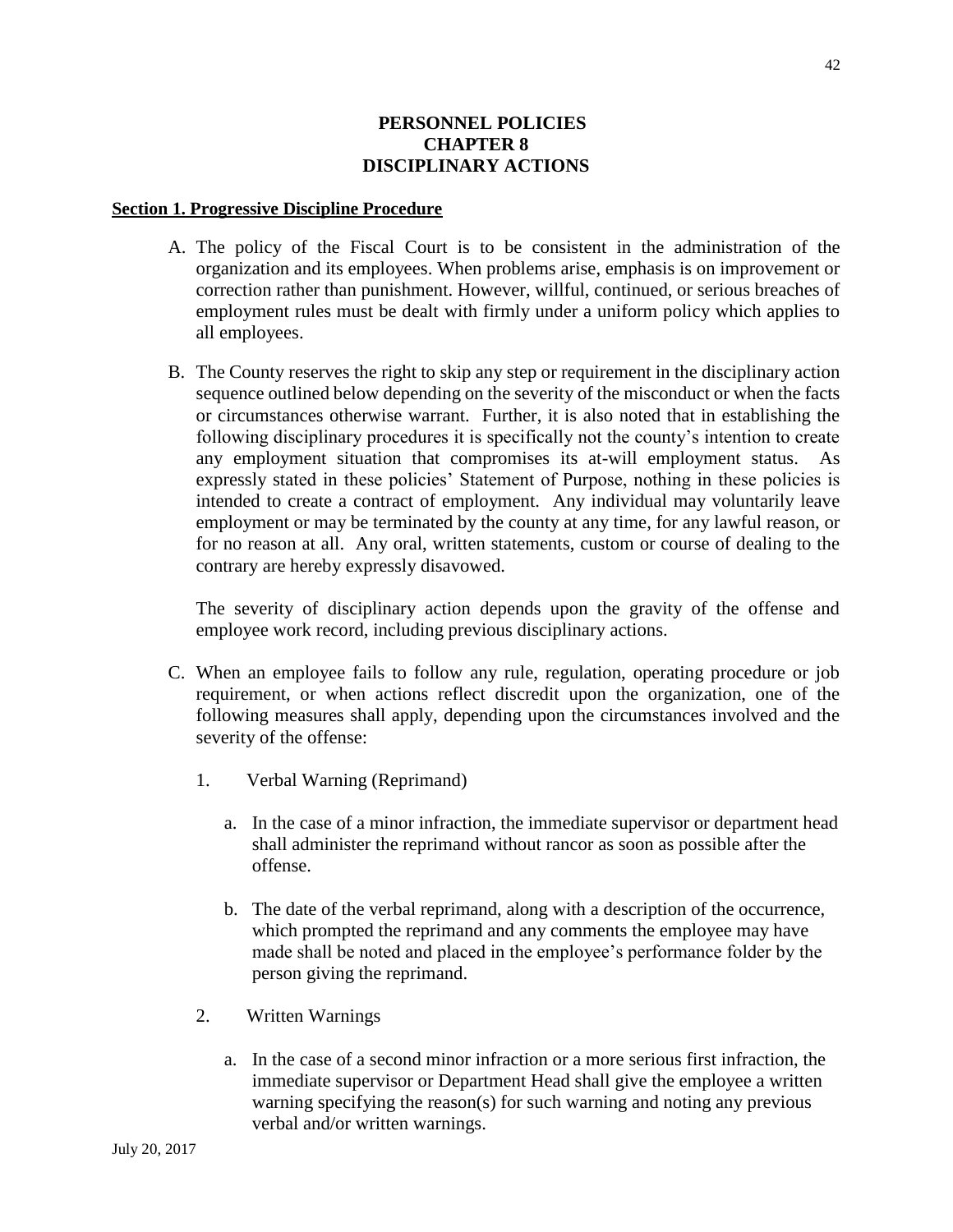# PERSONNEL POLICIES
# CHAPTER 8
# DISCIPLINARY ACTIONS

**Section 1. Progressive Discipline Procedure**

A. The policy of the Fiscal Court is to be consistent in the administration of the organization and its employees. When problems arise, emphasis is on improvement or correction rather than punishment. However, willful, continued, or serious breaches of employment rules must be dealt with firmly under a uniform policy which applies to all employees.

B. The County reserves the right to skip any step or requirement in the disciplinary action sequence outlined below depending on the severity of the misconduct or when the facts or circumstances otherwise warrant. Further, it is also noted that in establishing the following disciplinary procedures it is specifically not the county's intention to create any employment situation that compromises its at-will employment status. As expressly stated in these policies' Statement of Purpose, nothing in these policies is intended to create a contract of employment. Any individual may voluntarily leave employment or may be terminated by the county at any time, for any lawful reason, or for no reason at all. Any oral, written statements, custom or course of dealing to the contrary are hereby expressly disavowed.

   The severity of disciplinary action depends upon the gravity of the offense and employee work record, including previous disciplinary actions.

C. When an employee fails to follow any rule, regulation, operating procedure or job requirement, or when actions reflect discredit upon the organization, one of the following measures shall apply, depending upon the circumstances involved and the severity of the offense:

   1. Verbal Warning (Reprimand)

      a. In the case of a minor infraction, the immediate supervisor or department head shall administer the reprimand without rancor as soon as possible after the offense.

      b. The date of the verbal reprimand, along with a description of the occurrence, which prompted the reprimand and any comments the employee may have made shall be noted and placed in the employee's performance folder by the person giving the reprimand.

   2. Written Warnings

      a. In the case of a second minor infraction or a more serious first infraction, the immediate supervisor or Department Head shall give the employee a written warning specifying the reason(s) for such warning and noting any previous verbal and/or written warnings.

July 20, 2017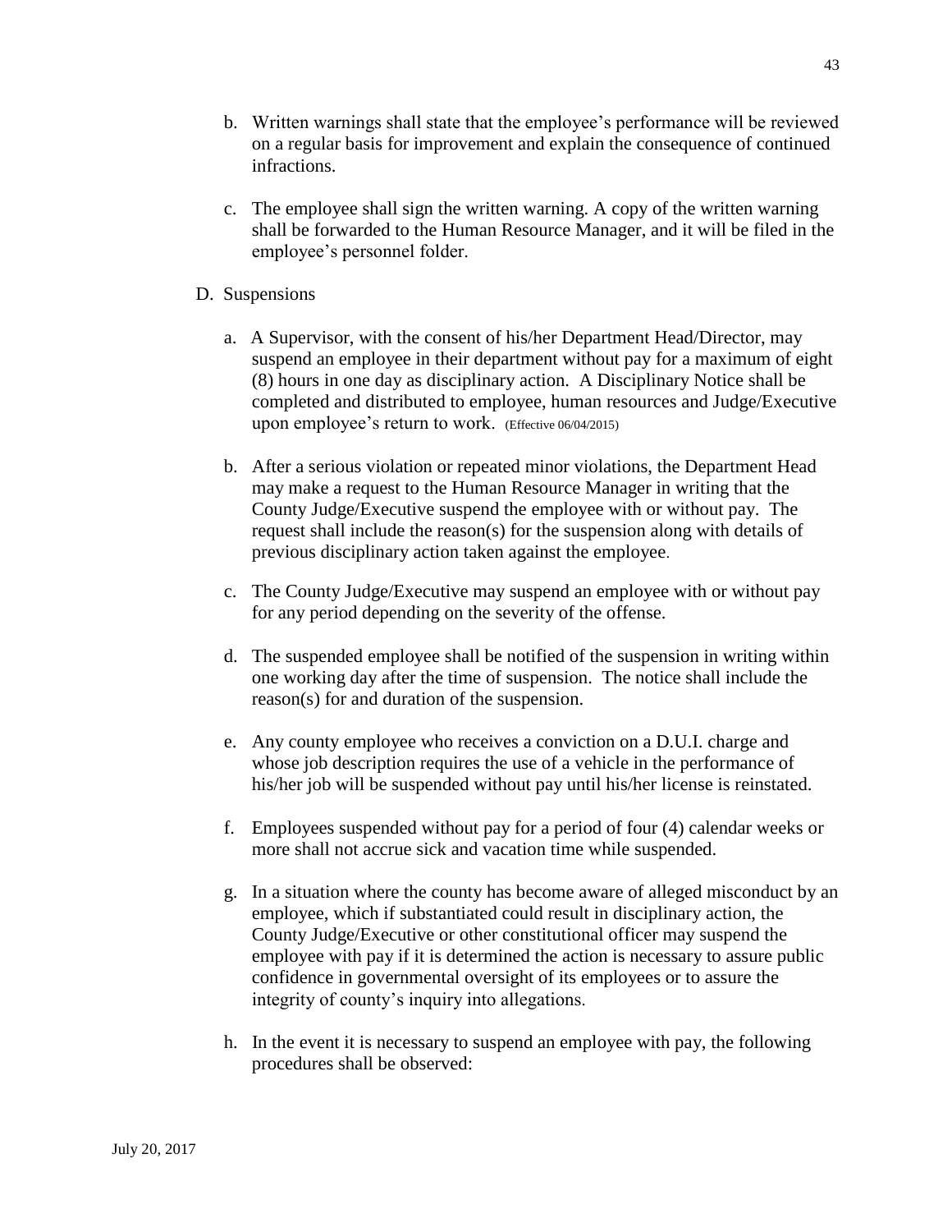b. Written warnings shall state that the employee's performance will be reviewed on a regular basis for improvement and explain the consequence of continued infractions.

c. The employee shall sign the written warning. A copy of the written warning shall be forwarded to the Human Resource Manager, and it will be filed in the employee's personnel folder.

D. Suspensions

a. A Supervisor, with the consent of his/her Department Head/Director, may suspend an employee in their department without pay for a maximum of eight (8) hours in one day as disciplinary action. A Disciplinary Notice shall be completed and distributed to employee, human resources and Judge/Executive upon employee's return to work. (Effective 06/04/2015)

b. After a serious violation or repeated minor violations, the Department Head may make a request to the Human Resource Manager in writing that the County Judge/Executive suspend the employee with or without pay. The request shall include the reason(s) for the suspension along with details of previous disciplinary action taken against the employee.

c. The County Judge/Executive may suspend an employee with or without pay for any period depending on the severity of the offense.

d. The suspended employee shall be notified of the suspension in writing within one working day after the time of suspension. The notice shall include the reason(s) for and duration of the suspension.

e. Any county employee who receives a conviction on a D.U.I. charge and whose job description requires the use of a vehicle in the performance of his/her job will be suspended without pay until his/her license is reinstated.

f. Employees suspended without pay for a period of four (4) calendar weeks or more shall not accrue sick and vacation time while suspended.

g. In a situation where the county has become aware of alleged misconduct by an employee, which if substantiated could result in disciplinary action, the County Judge/Executive or other constitutional officer may suspend the employee with pay if it is determined the action is necessary to assure public confidence in governmental oversight of its employees or to assure the integrity of county's inquiry into allegations.

h. In the event it is necessary to suspend an employee with pay, the following procedures shall be observed: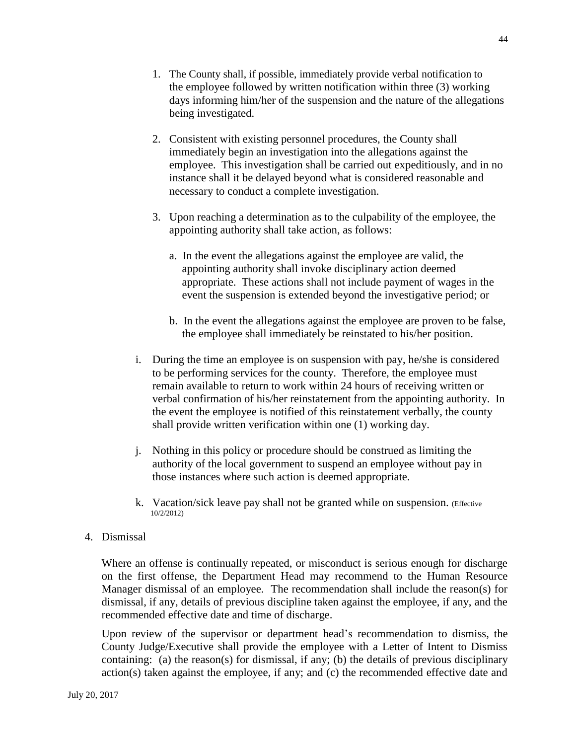1. The County shall, if possible, immediately provide verbal notification to the employee followed by written notification within three (3) working days informing him/her of the suspension and the nature of the allegations being investigated.

2. Consistent with existing personnel procedures, the County shall immediately begin an investigation into the allegations against the employee. This investigation shall be carried out expeditiously, and in no instance shall it be delayed beyond what is considered reasonable and necessary to conduct a complete investigation.

3. Upon reaching a determination as to the culpability of the employee, the appointing authority shall take action, as follows:

   a. In the event the allegations against the employee are valid, the appointing authority shall invoke disciplinary action deemed appropriate. These actions shall not include payment of wages in the event the suspension is extended beyond the investigative period; or

   b. In the event the allegations against the employee are proven to be false, the employee shall immediately be reinstated to his/her position.

i. During the time an employee is on suspension with pay, he/she is considered to be performing services for the county. Therefore, the employee must remain available to return to work within 24 hours of receiving written or verbal confirmation of his/her reinstatement from the appointing authority. In the event the employee is notified of this reinstatement verbally, the county shall provide written verification within one (1) working day.

j. Nothing in this policy or procedure should be construed as limiting the authority of the local government to suspend an employee without pay in those instances where such action is deemed appropriate.

k. Vacation/sick leave pay shall not be granted while on suspension. (Effective 10/2/2012)

4. Dismissal

Where an offense is continually repeated, or misconduct is serious enough for discharge on the first offense, the Department Head may recommend to the Human Resource Manager dismissal of an employee. The recommendation shall include the reason(s) for dismissal, if any, details of previous discipline taken against the employee, if any, and the recommended effective date and time of discharge.

Upon review of the supervisor or department head's recommendation to dismiss, the County Judge/Executive shall provide the employee with a Letter of Intent to Dismiss containing: (a) the reason(s) for dismissal, if any; (b) the details of previous disciplinary action(s) taken against the employee, if any; and (c) the recommended effective date and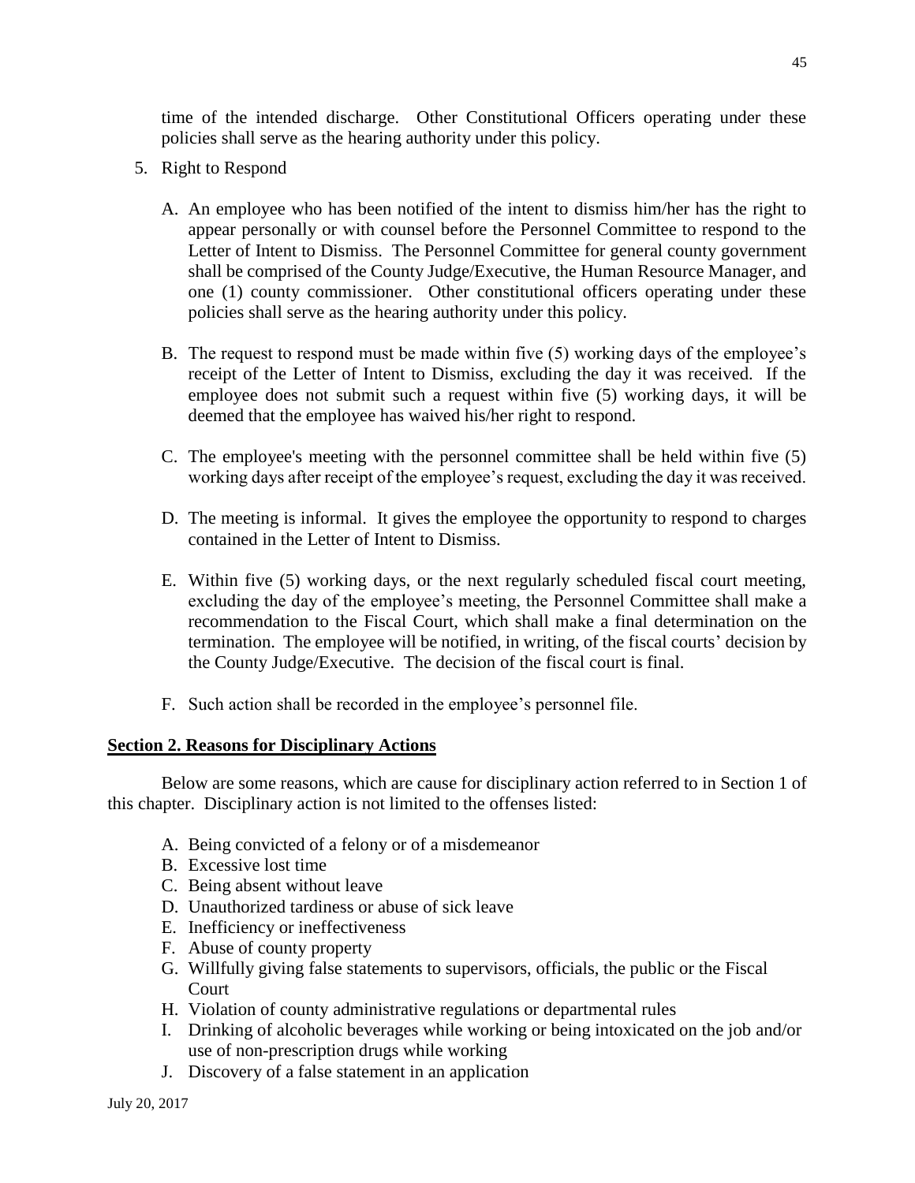time of the intended discharge. Other Constitutional Officers operating under these policies shall serve as the hearing authority under this policy.

5. Right to Respond

   A. An employee who has been notified of the intent to dismiss him/her has the right to appear personally or with counsel before the Personnel Committee to respond to the Letter of Intent to Dismiss. The Personnel Committee for general county government shall be comprised of the County Judge/Executive, the Human Resource Manager, and one (1) county commissioner. Other constitutional officers operating under these policies shall serve as the hearing authority under this policy.

   B. The request to respond must be made within five (5) working days of the employee's receipt of the Letter of Intent to Dismiss, excluding the day it was received. If the employee does not submit such a request within five (5) working days, it will be deemed that the employee has waived his/her right to respond.

   C. The employee's meeting with the personnel committee shall be held within five (5) working days after receipt of the employee's request, excluding the day it was received.

   D. The meeting is informal. It gives the employee the opportunity to respond to charges contained in the Letter of Intent to Dismiss.

   E. Within five (5) working days, or the next regularly scheduled fiscal court meeting, excluding the day of the employee's meeting, the Personnel Committee shall make a recommendation to the Fiscal Court, which shall make a final determination on the termination. The employee will be notified, in writing, of the fiscal courts' decision by the County Judge/Executive. The decision of the fiscal court is final.

   F. Such action shall be recorded in the employee's personnel file.

**Section 2. Reasons for Disciplinary Actions**

Below are some reasons, which are cause for disciplinary action referred to in Section 1 of this chapter. Disciplinary action is not limited to the offenses listed:

A. Being convicted of a felony or of a misdemeanor
B. Excessive lost time
C. Being absent without leave
D. Unauthorized tardiness or abuse of sick leave
E. Inefficiency or ineffectiveness
F. Abuse of county property
G. Willfully giving false statements to supervisors, officials, the public or the Fiscal Court
H. Violation of county administrative regulations or departmental rules
I. Drinking of alcoholic beverages while working or being intoxicated on the job and/or use of non-prescription drugs while working
J. Discovery of a false statement in an application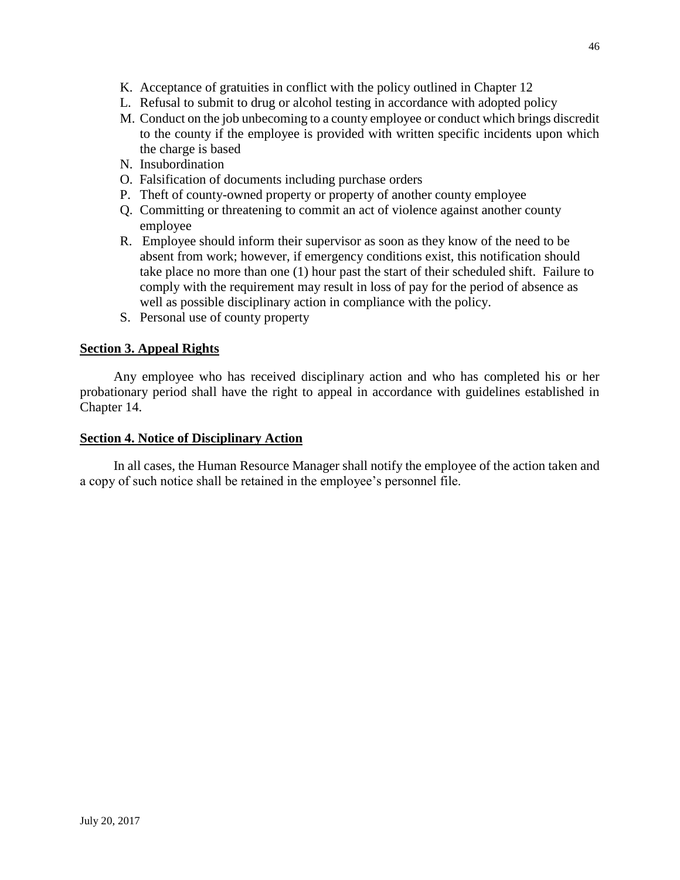K. Acceptance of gratuities in conflict with the policy outlined in Chapter 12
L. Refusal to submit to drug or alcohol testing in accordance with adopted policy
M. Conduct on the job unbecoming to a county employee or conduct which brings discredit to the county if the employee is provided with written specific incidents upon which the charge is based
N. Insubordination
O. Falsification of documents including purchase orders
P. Theft of county-owned property or property of another county employee
Q. Committing or threatening to commit an act of violence against another county employee
R. Employee should inform their supervisor as soon as they know of the need to be absent from work; however, if emergency conditions exist, this notification should take place no more than one (1) hour past the start of their scheduled shift. Failure to comply with the requirement may result in loss of pay for the period of absence as well as possible disciplinary action in compliance with the policy.
S. Personal use of county property

**Section 3. Appeal Rights**

Any employee who has received disciplinary action and who has completed his or her probationary period shall have the right to appeal in accordance with guidelines established in Chapter 14.

**Section 4. Notice of Disciplinary Action**

In all cases, the Human Resource Manager shall notify the employee of the action taken and a copy of such notice shall be retained in the employee's personnel file.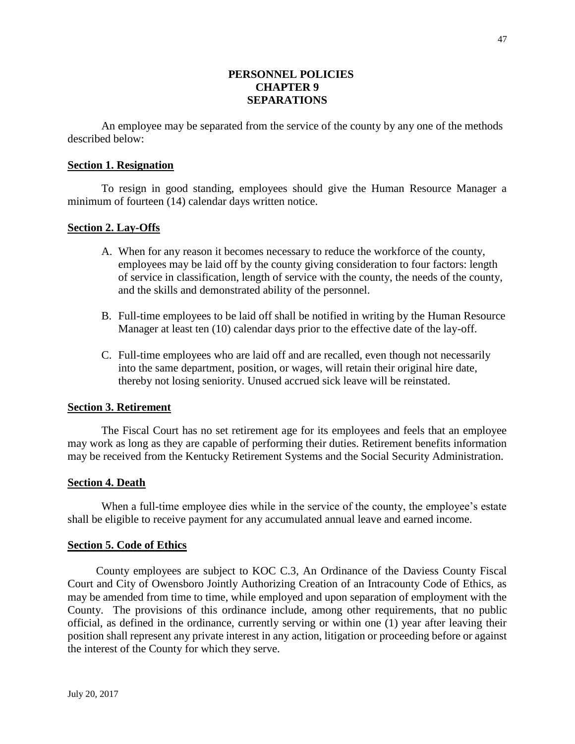# PERSONNEL POLICIES
# CHAPTER 9
# SEPARATIONS

An employee may be separated from the service of the county by any one of the methods described below:

## Section 1. Resignation

To resign in good standing, employees should give the Human Resource Manager a minimum of fourteen (14) calendar days written notice.

## Section 2. Lay-Offs

A. When for any reason it becomes necessary to reduce the workforce of the county, employees may be laid off by the county giving consideration to four factors: length of service in classification, length of service with the county, the needs of the county, and the skills and demonstrated ability of the personnel.

B. Full-time employees to be laid off shall be notified in writing by the Human Resource Manager at least ten (10) calendar days prior to the effective date of the lay-off.

C. Full-time employees who are laid off and are recalled, even though not necessarily into the same department, position, or wages, will retain their original hire date, thereby not losing seniority. Unused accrued sick leave will be reinstated.

## Section 3. Retirement

The Fiscal Court has no set retirement age for its employees and feels that an employee may work as long as they are capable of performing their duties. Retirement benefits information may be received from the Kentucky Retirement Systems and the Social Security Administration.

## Section 4. Death

When a full-time employee dies while in the service of the county, the employee's estate shall be eligible to receive payment for any accumulated annual leave and earned income.

## Section 5. Code of Ethics

County employees are subject to KOC C.3, An Ordinance of the Daviess County Fiscal Court and City of Owensboro Jointly Authorizing Creation of an Intracounty Code of Ethics, as may be amended from time to time, while employed and upon separation of employment with the County. The provisions of this ordinance include, among other requirements, that no public official, as defined in the ordinance, currently serving or within one (1) year after leaving their position shall represent any private interest in any action, litigation or proceeding before or against the interest of the County for which they serve.

July 20, 2017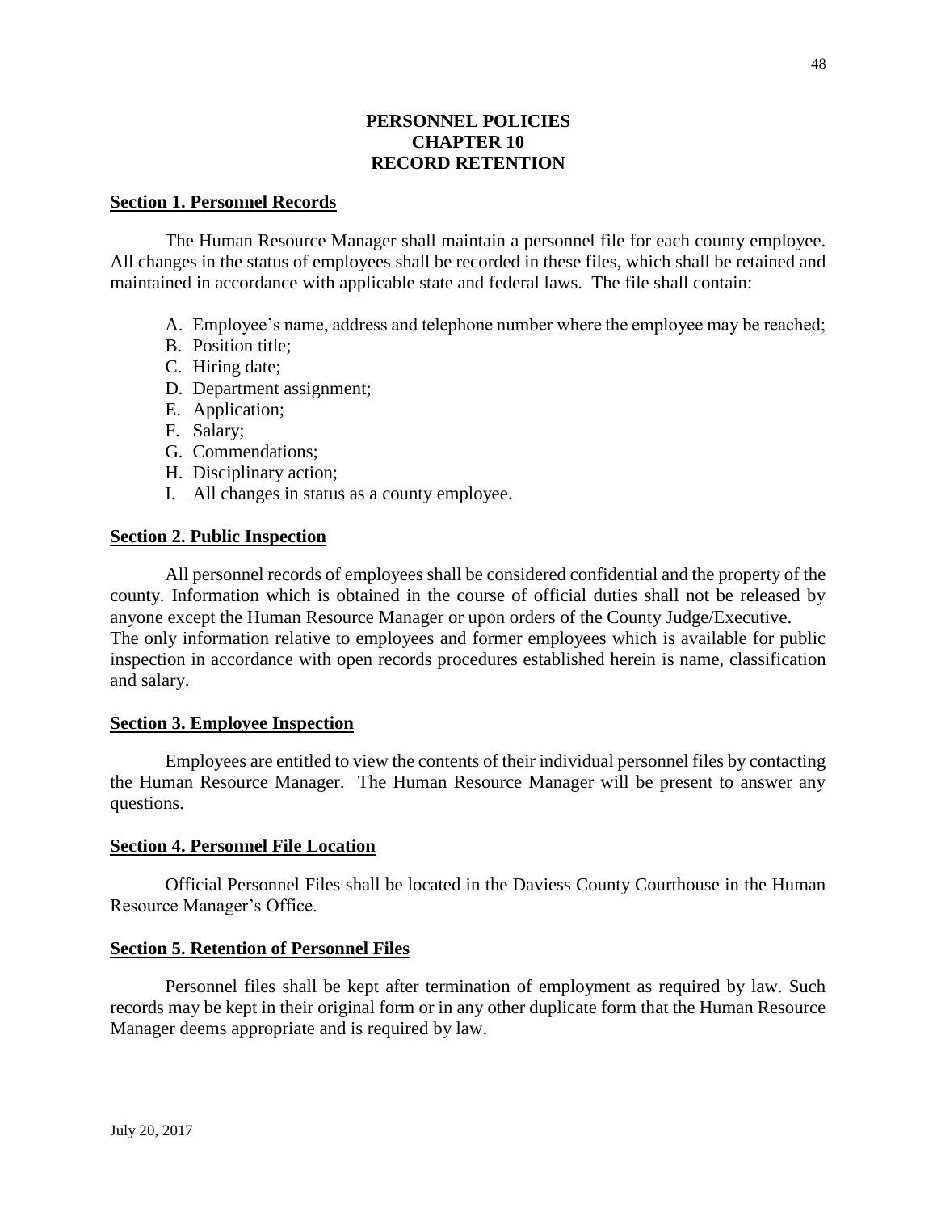# PERSONNEL POLICIES
# CHAPTER 10
# RECORD RETENTION

## Section 1. Personnel Records

The Human Resource Manager shall maintain a personnel file for each county employee. All changes in the status of employees shall be recorded in these files, which shall be retained and maintained in accordance with applicable state and federal laws. The file shall contain:

A. Employee's name, address and telephone number where the employee may be reached;
B. Position title;
C. Hiring date;
D. Department assignment;
E. Application;
F. Salary;
G. Commendations;
H. Disciplinary action;
I. All changes in status as a county employee.

## Section 2. Public Inspection

All personnel records of employees shall be considered confidential and the property of the county. Information which is obtained in the course of official duties shall not be released by anyone except the Human Resource Manager or upon orders of the County Judge/Executive.
The only information relative to employees and former employees which is available for public inspection in accordance with open records procedures established herein is name, classification and salary.

## Section 3. Employee Inspection

Employees are entitled to view the contents of their individual personnel files by contacting the Human Resource Manager. The Human Resource Manager will be present to answer any questions.

## Section 4. Personnel File Location

Official Personnel Files shall be located in the Daviess County Courthouse in the Human Resource Manager's Office.

## Section 5. Retention of Personnel Files

Personnel files shall be kept after termination of employment as required by law. Such records may be kept in their original form or in any other duplicate form that the Human Resource Manager deems appropriate and is required by law.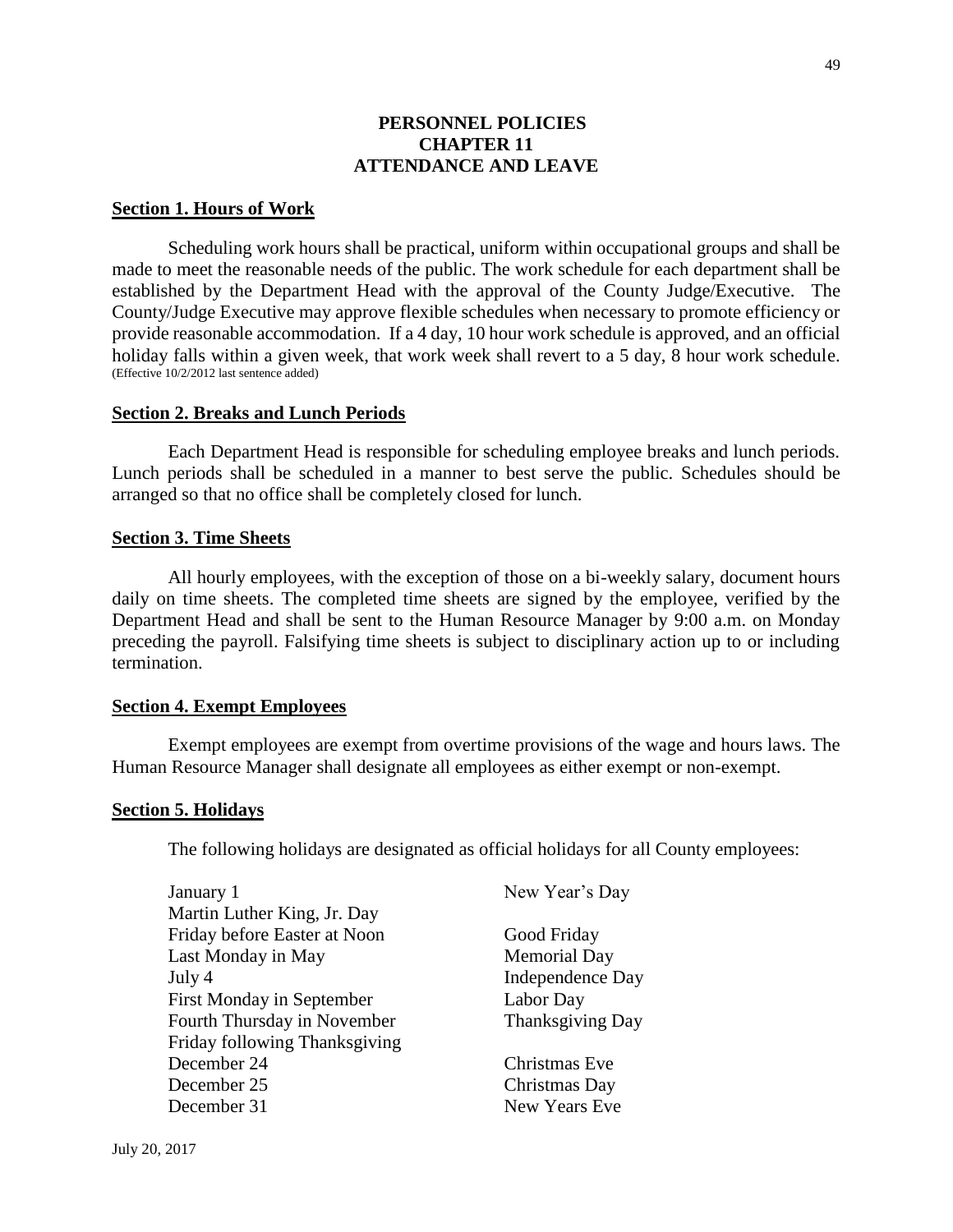# PERSONNEL POLICIES
## CHAPTER 11
## ATTENDANCE AND LEAVE

### Section 1. Hours of Work

Scheduling work hours shall be practical, uniform within occupational groups and shall be made to meet the reasonable needs of the public. The work schedule for each department shall be established by the Department Head with the approval of the County Judge/Executive. The County/Judge Executive may approve flexible schedules when necessary to promote efficiency or provide reasonable accommodation. If a 4 day, 10 hour work schedule is approved, and an official holiday falls within a given week, that work week shall revert to a 5 day, 8 hour work schedule. (Effective 10/2/2012 last sentence added)

### Section 2. Breaks and Lunch Periods

Each Department Head is responsible for scheduling employee breaks and lunch periods. Lunch periods shall be scheduled in a manner to best serve the public. Schedules should be arranged so that no office shall be completely closed for lunch.

### Section 3. Time Sheets

All hourly employees, with the exception of those on a bi-weekly salary, document hours daily on time sheets. The completed time sheets are signed by the employee, verified by the Department Head and shall be sent to the Human Resource Manager by 9:00 a.m. on Monday preceding the payroll. Falsifying time sheets is subject to disciplinary action up to or including termination.

### Section 4. Exempt Employees

Exempt employees are exempt from overtime provisions of the wage and hours laws. The Human Resource Manager shall designate all employees as either exempt or non-exempt.

### Section 5. Holidays

The following holidays are designated as official holidays for all County employees:

| | |
|---|---|
| January 1 | New Year's Day |
| Martin Luther King, Jr. Day | |
| Friday before Easter at Noon | Good Friday |
| Last Monday in May | Memorial Day |
| July 4 | Independence Day |
| First Monday in September | Labor Day |
| Fourth Thursday in November | Thanksgiving Day |
| Friday following Thanksgiving | |
| December 24 | Christmas Eve |
| December 25 | Christmas Day |
| December 31 | New Years Eve |

July 20, 2017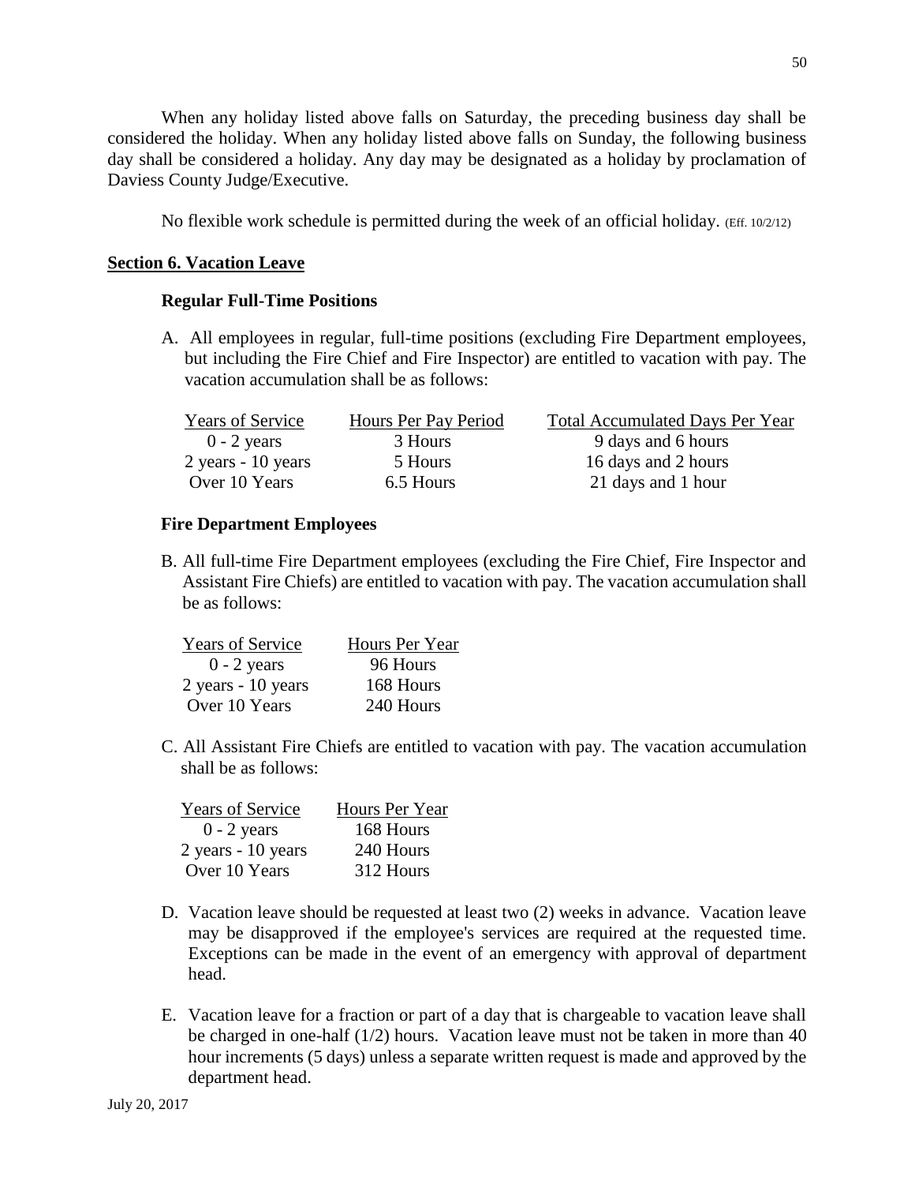When any holiday listed above falls on Saturday, the preceding business day shall be considered the holiday. When any holiday listed above falls on Sunday, the following business day shall be considered a holiday. Any day may be designated as a holiday by proclamation of Daviess County Judge/Executive.

No flexible work schedule is permitted during the week of an official holiday. (Eff. 10/2/12)

## Section 6. Vacation Leave

### Regular Full-Time Positions

A. All employees in regular, full-time positions (excluding Fire Department employees, but including the Fire Chief and Fire Inspector) are entitled to vacation with pay. The vacation accumulation shall be as follows:

| Years of Service | Hours Per Pay Period | Total Accumulated Days Per Year |
|---|---|---|
| 0 - 2 years | 3 Hours | 9 days and 6 hours |
| 2 years - 10 years | 5 Hours | 16 days and 2 hours |
| Over 10 Years | 6.5 Hours | 21 days and 1 hour |

### Fire Department Employees

B. All full-time Fire Department employees (excluding the Fire Chief, Fire Inspector and Assistant Fire Chiefs) are entitled to vacation with pay. The vacation accumulation shall be as follows:

| Years of Service | Hours Per Year |
|---|---|
| 0 - 2 years | 96 Hours |
| 2 years - 10 years | 168 Hours |
| Over 10 Years | 240 Hours |

C. All Assistant Fire Chiefs are entitled to vacation with pay. The vacation accumulation shall be as follows:

| Years of Service | Hours Per Year |
|---|---|
| 0 - 2 years | 168 Hours |
| 2 years - 10 years | 240 Hours |
| Over 10 Years | 312 Hours |

D. Vacation leave should be requested at least two (2) weeks in advance. Vacation leave may be disapproved if the employee's services are required at the requested time. Exceptions can be made in the event of an emergency with approval of department head.

E. Vacation leave for a fraction or part of a day that is chargeable to vacation leave shall be charged in one-half (1/2) hours. Vacation leave must not be taken in more than 40 hour increments (5 days) unless a separate written request is made and approved by the department head.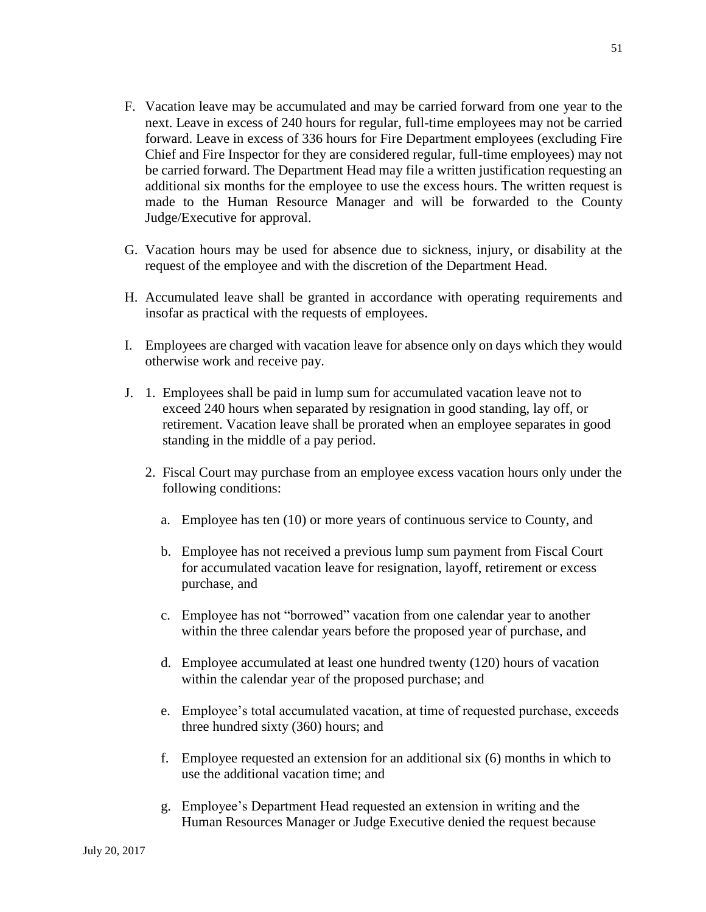F. Vacation leave may be accumulated and may be carried forward from one year to the next. Leave in excess of 240 hours for regular, full-time employees may not be carried forward. Leave in excess of 336 hours for Fire Department employees (excluding Fire Chief and Fire Inspector for they are considered regular, full-time employees) may not be carried forward. The Department Head may file a written justification requesting an additional six months for the employee to use the excess hours. The written request is made to the Human Resource Manager and will be forwarded to the County Judge/Executive for approval.

G. Vacation hours may be used for absence due to sickness, injury, or disability at the request of the employee and with the discretion of the Department Head.

H. Accumulated leave shall be granted in accordance with operating requirements and insofar as practical with the requests of employees.

I. Employees are charged with vacation leave for absence only on days which they would otherwise work and receive pay.

J. 1. Employees shall be paid in lump sum for accumulated vacation leave not to exceed 240 hours when separated by resignation in good standing, lay off, or retirement. Vacation leave shall be prorated when an employee separates in good standing in the middle of a pay period.

   2. Fiscal Court may purchase from an employee excess vacation hours only under the following conditions:

      a. Employee has ten (10) or more years of continuous service to County, and

      b. Employee has not received a previous lump sum payment from Fiscal Court for accumulated vacation leave for resignation, layoff, retirement or excess purchase, and

      c. Employee has not "borrowed" vacation from one calendar year to another within the three calendar years before the proposed year of purchase, and

      d. Employee accumulated at least one hundred twenty (120) hours of vacation within the calendar year of the proposed purchase; and

      e. Employee's total accumulated vacation, at time of requested purchase, exceeds three hundred sixty (360) hours; and

      f. Employee requested an extension for an additional six (6) months in which to use the additional vacation time; and

      g. Employee's Department Head requested an extension in writing and the Human Resources Manager or Judge Executive denied the request because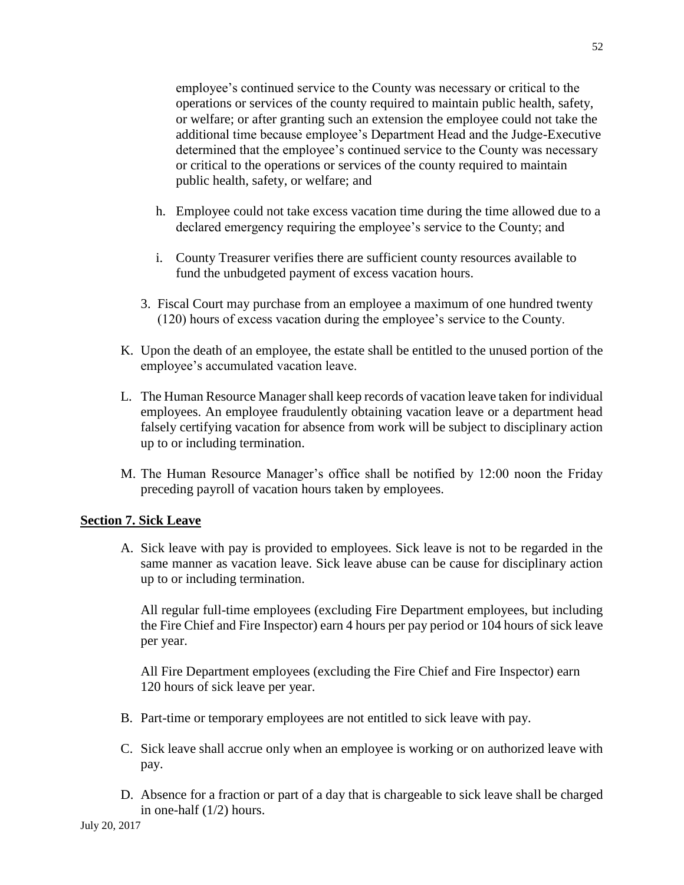employee's continued service to the County was necessary or critical to the operations or services of the county required to maintain public health, safety, or welfare; or after granting such an extension the employee could not take the additional time because employee's Department Head and the Judge-Executive determined that the employee's continued service to the County was necessary or critical to the operations or services of the county required to maintain public health, safety, or welfare; and

h. Employee could not take excess vacation time during the time allowed due to a declared emergency requiring the employee's service to the County; and

i. County Treasurer verifies there are sufficient county resources available to fund the unbudgeted payment of excess vacation hours.

3. Fiscal Court may purchase from an employee a maximum of one hundred twenty (120) hours of excess vacation during the employee's service to the County.

K. Upon the death of an employee, the estate shall be entitled to the unused portion of the employee's accumulated vacation leave.

L. The Human Resource Manager shall keep records of vacation leave taken for individual employees. An employee fraudulently obtaining vacation leave or a department head falsely certifying vacation for absence from work will be subject to disciplinary action up to or including termination.

M. The Human Resource Manager's office shall be notified by 12:00 noon the Friday preceding payroll of vacation hours taken by employees.

**Section 7. Sick Leave**

A. Sick leave with pay is provided to employees. Sick leave is not to be regarded in the same manner as vacation leave. Sick leave abuse can be cause for disciplinary action up to or including termination.

All regular full-time employees (excluding Fire Department employees, but including the Fire Chief and Fire Inspector) earn 4 hours per pay period or 104 hours of sick leave per year.

All Fire Department employees (excluding the Fire Chief and Fire Inspector) earn 120 hours of sick leave per year.

B. Part-time or temporary employees are not entitled to sick leave with pay.

C. Sick leave shall accrue only when an employee is working or on authorized leave with pay.

D. Absence for a fraction or part of a day that is chargeable to sick leave shall be charged in one-half (1/2) hours.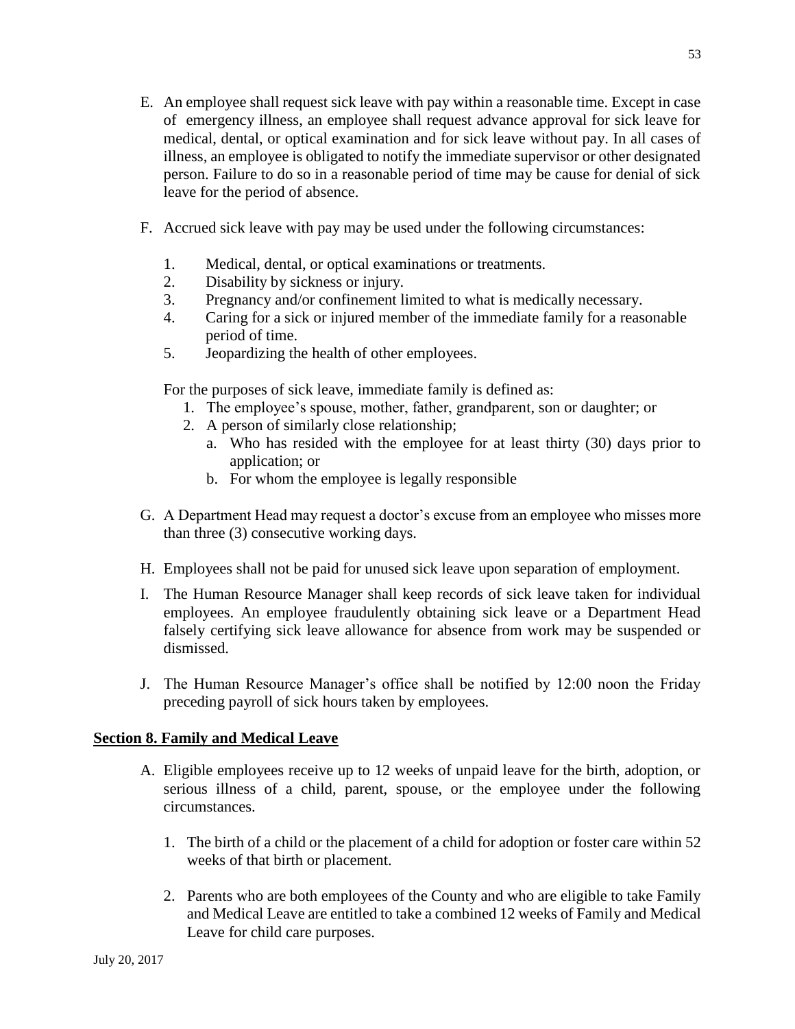E. An employee shall request sick leave with pay within a reasonable time. Except in case of emergency illness, an employee shall request advance approval for sick leave for medical, dental, or optical examination and for sick leave without pay. In all cases of illness, an employee is obligated to notify the immediate supervisor or other designated person. Failure to do so in a reasonable period of time may be cause for denial of sick leave for the period of absence.

F. Accrued sick leave with pay may be used under the following circumstances:

   1. Medical, dental, or optical examinations or treatments.
   2. Disability by sickness or injury.
   3. Pregnancy and/or confinement limited to what is medically necessary.
   4. Caring for a sick or injured member of the immediate family for a reasonable period of time.
   5. Jeopardizing the health of other employees.

   For the purposes of sick leave, immediate family is defined as:

   1. The employee's spouse, mother, father, grandparent, son or daughter; or
   2. A person of similarly close relationship;
      a. Who has resided with the employee for at least thirty (30) days prior to application; or
      b. For whom the employee is legally responsible

G. A Department Head may request a doctor's excuse from an employee who misses more than three (3) consecutive working days.

H. Employees shall not be paid for unused sick leave upon separation of employment.

I. The Human Resource Manager shall keep records of sick leave taken for individual employees. An employee fraudulently obtaining sick leave or a Department Head falsely certifying sick leave allowance for absence from work may be suspended or dismissed.

J. The Human Resource Manager's office shall be notified by 12:00 noon the Friday preceding payroll of sick hours taken by employees.

## Section 8. Family and Medical Leave

A. Eligible employees receive up to 12 weeks of unpaid leave for the birth, adoption, or serious illness of a child, parent, spouse, or the employee under the following circumstances.

   1. The birth of a child or the placement of a child for adoption or foster care within 52 weeks of that birth or placement.

   2. Parents who are both employees of the County and who are eligible to take Family and Medical Leave are entitled to take a combined 12 weeks of Family and Medical Leave for child care purposes.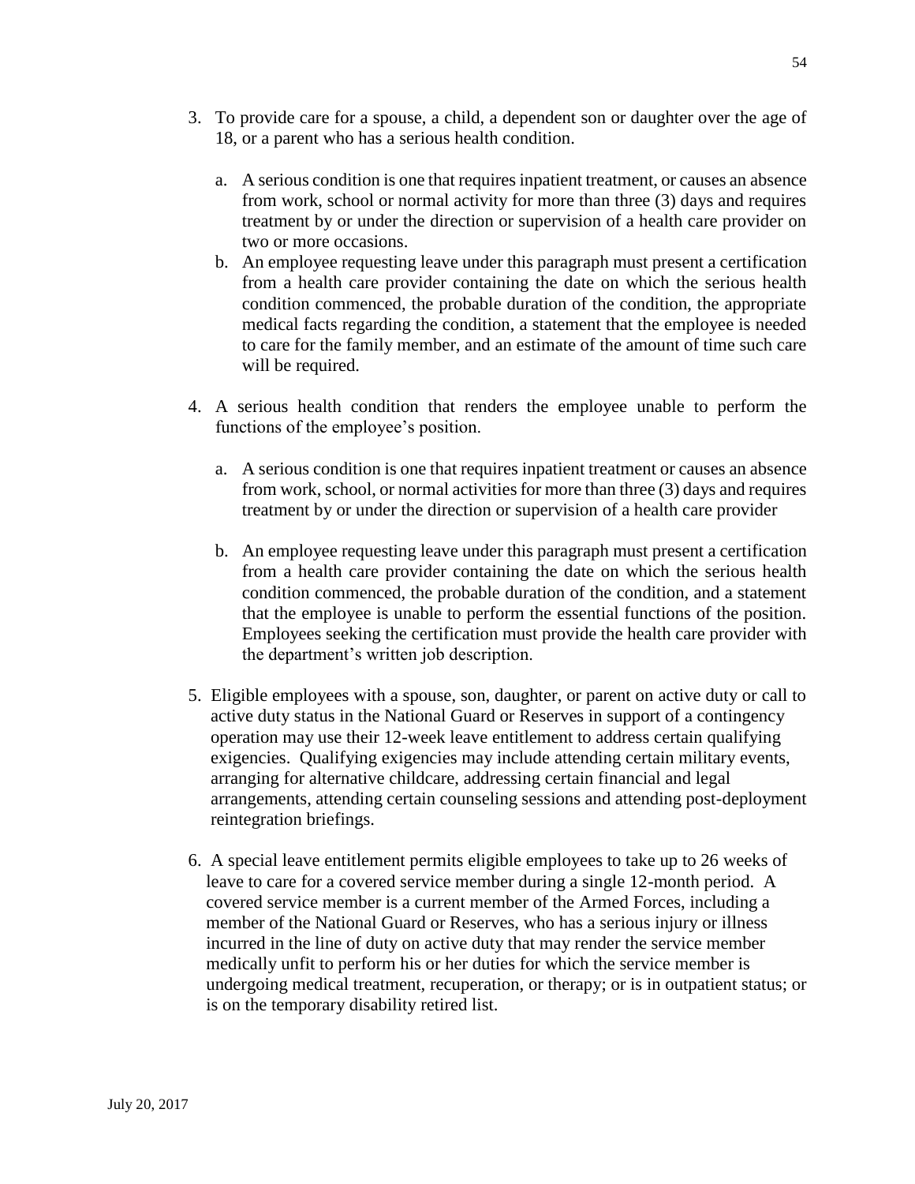3. To provide care for a spouse, a child, a dependent son or daughter over the age of 18, or a parent who has a serious health condition.

   a. A serious condition is one that requires inpatient treatment, or causes an absence from work, school or normal activity for more than three (3) days and requires treatment by or under the direction or supervision of a health care provider on two or more occasions.
   b. An employee requesting leave under this paragraph must present a certification from a health care provider containing the date on which the serious health condition commenced, the probable duration of the condition, the appropriate medical facts regarding the condition, a statement that the employee is needed to care for the family member, and an estimate of the amount of time such care will be required.

4. A serious health condition that renders the employee unable to perform the functions of the employee's position.

   a. A serious condition is one that requires inpatient treatment or causes an absence from work, school, or normal activities for more than three (3) days and requires treatment by or under the direction or supervision of a health care provider

   b. An employee requesting leave under this paragraph must present a certification from a health care provider containing the date on which the serious health condition commenced, the probable duration of the condition, and a statement that the employee is unable to perform the essential functions of the position. Employees seeking the certification must provide the health care provider with the department's written job description.

5. Eligible employees with a spouse, son, daughter, or parent on active duty or call to active duty status in the National Guard or Reserves in support of a contingency operation may use their 12-week leave entitlement to address certain qualifying exigencies. Qualifying exigencies may include attending certain military events, arranging for alternative childcare, addressing certain financial and legal arrangements, attending certain counseling sessions and attending post-deployment reintegration briefings.

6. A special leave entitlement permits eligible employees to take up to 26 weeks of leave to care for a covered service member during a single 12-month period. A covered service member is a current member of the Armed Forces, including a member of the National Guard or Reserves, who has a serious injury or illness incurred in the line of duty on active duty that may render the service member medically unfit to perform his or her duties for which the service member is undergoing medical treatment, recuperation, or therapy; or is in outpatient status; or is on the temporary disability retired list.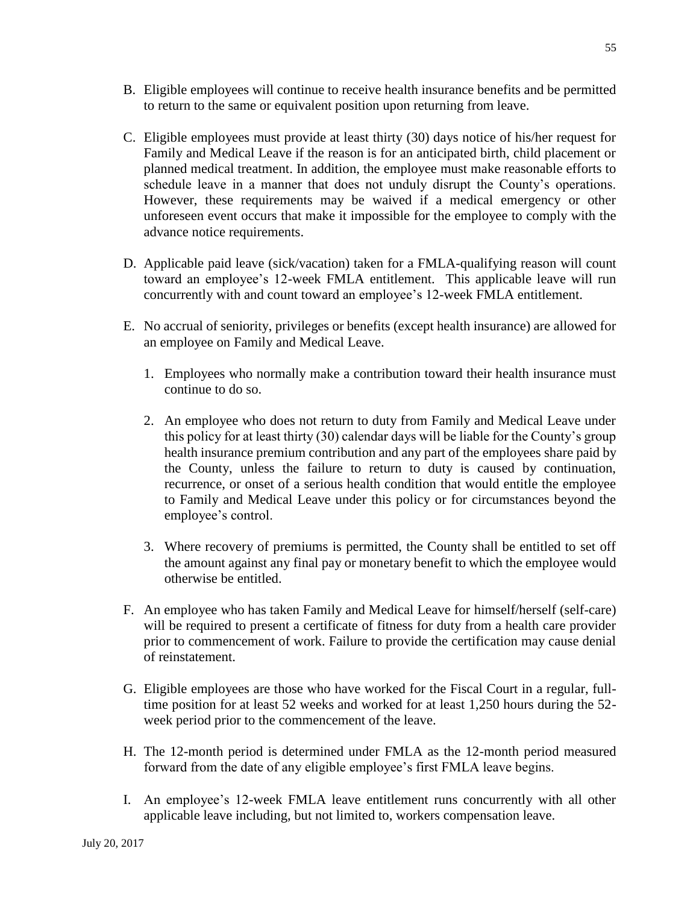B. Eligible employees will continue to receive health insurance benefits and be permitted to return to the same or equivalent position upon returning from leave.

C. Eligible employees must provide at least thirty (30) days notice of his/her request for Family and Medical Leave if the reason is for an anticipated birth, child placement or planned medical treatment. In addition, the employee must make reasonable efforts to schedule leave in a manner that does not unduly disrupt the County's operations. However, these requirements may be waived if a medical emergency or other unforeseen event occurs that make it impossible for the employee to comply with the advance notice requirements.

D. Applicable paid leave (sick/vacation) taken for a FMLA-qualifying reason will count toward an employee's 12-week FMLA entitlement. This applicable leave will run concurrently with and count toward an employee's 12-week FMLA entitlement.

E. No accrual of seniority, privileges or benefits (except health insurance) are allowed for an employee on Family and Medical Leave.

   1. Employees who normally make a contribution toward their health insurance must continue to do so.

   2. An employee who does not return to duty from Family and Medical Leave under this policy for at least thirty (30) calendar days will be liable for the County's group health insurance premium contribution and any part of the employees share paid by the County, unless the failure to return to duty is caused by continuation, recurrence, or onset of a serious health condition that would entitle the employee to Family and Medical Leave under this policy or for circumstances beyond the employee's control.

   3. Where recovery of premiums is permitted, the County shall be entitled to set off the amount against any final pay or monetary benefit to which the employee would otherwise be entitled.

F. An employee who has taken Family and Medical Leave for himself/herself (self-care) will be required to present a certificate of fitness for duty from a health care provider prior to commencement of work. Failure to provide the certification may cause denial of reinstatement.

G. Eligible employees are those who have worked for the Fiscal Court in a regular, full-time position for at least 52 weeks and worked for at least 1,250 hours during the 52-week period prior to the commencement of the leave.

H. The 12-month period is determined under FMLA as the 12-month period measured forward from the date of any eligible employee's first FMLA leave begins.

I. An employee's 12-week FMLA leave entitlement runs concurrently with all other applicable leave including, but not limited to, workers compensation leave.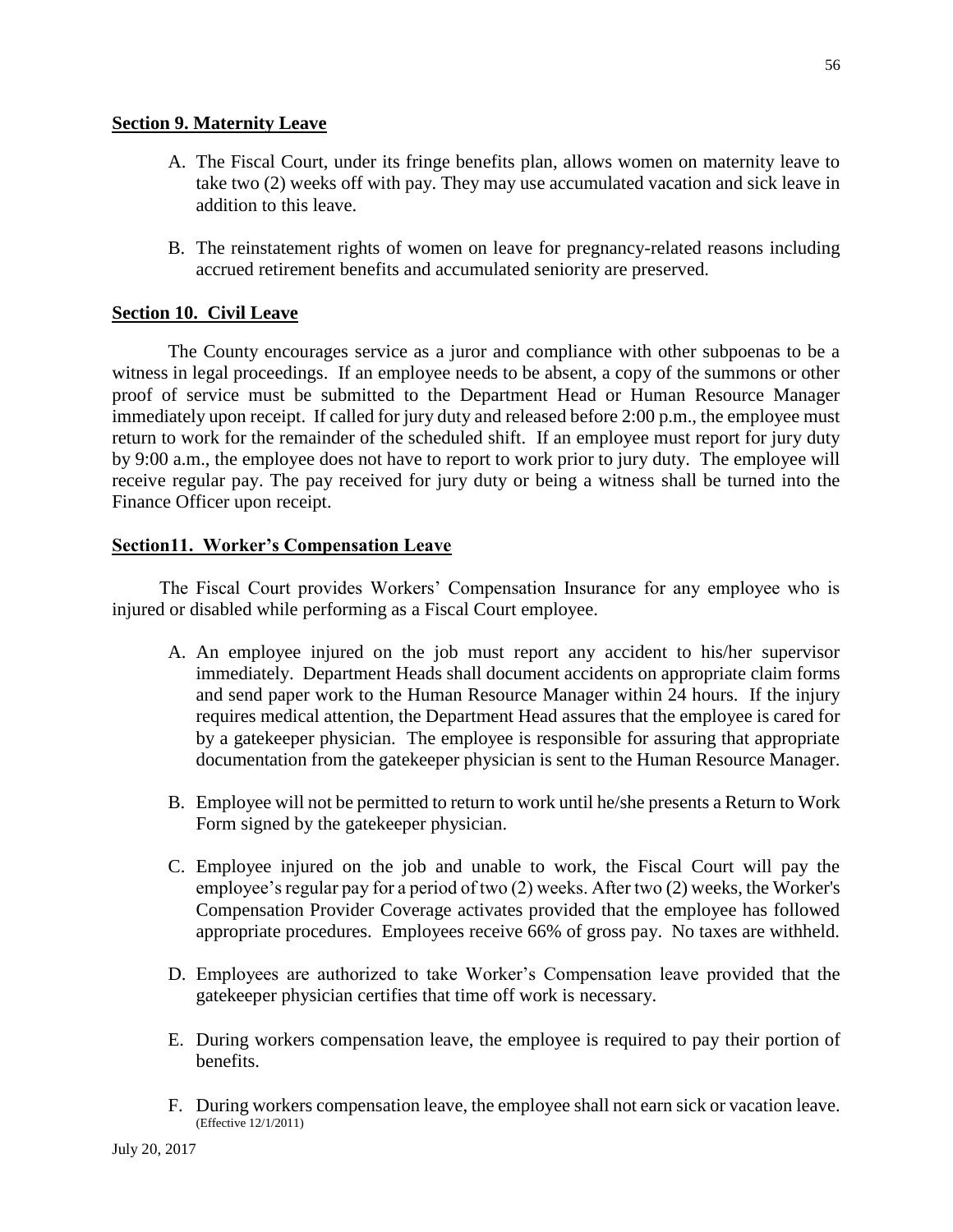## Section 9. Maternity Leave

A. The Fiscal Court, under its fringe benefits plan, allows women on maternity leave to take two (2) weeks off with pay. They may use accumulated vacation and sick leave in addition to this leave.

B. The reinstatement rights of women on leave for pregnancy-related reasons including accrued retirement benefits and accumulated seniority are preserved.

## Section 10. Civil Leave

The County encourages service as a juror and compliance with other subpoenas to be a witness in legal proceedings. If an employee needs to be absent, a copy of the summons or other proof of service must be submitted to the Department Head or Human Resource Manager immediately upon receipt. If called for jury duty and released before 2:00 p.m., the employee must return to work for the remainder of the scheduled shift. If an employee must report for jury duty by 9:00 a.m., the employee does not have to report to work prior to jury duty. The employee will receive regular pay. The pay received for jury duty or being a witness shall be turned into the Finance Officer upon receipt.

## Section11. Worker's Compensation Leave

The Fiscal Court provides Workers' Compensation Insurance for any employee who is injured or disabled while performing as a Fiscal Court employee.

A. An employee injured on the job must report any accident to his/her supervisor immediately. Department Heads shall document accidents on appropriate claim forms and send paper work to the Human Resource Manager within 24 hours. If the injury requires medical attention, the Department Head assures that the employee is cared for by a gatekeeper physician. The employee is responsible for assuring that appropriate documentation from the gatekeeper physician is sent to the Human Resource Manager.

B. Employee will not be permitted to return to work until he/she presents a Return to Work Form signed by the gatekeeper physician.

C. Employee injured on the job and unable to work, the Fiscal Court will pay the employee's regular pay for a period of two (2) weeks. After two (2) weeks, the Worker's Compensation Provider Coverage activates provided that the employee has followed appropriate procedures. Employees receive 66% of gross pay. No taxes are withheld.

D. Employees are authorized to take Worker's Compensation leave provided that the gatekeeper physician certifies that time off work is necessary.

E. During workers compensation leave, the employee is required to pay their portion of benefits.

F. During workers compensation leave, the employee shall not earn sick or vacation leave. (Effective 12/1/2011)

July 20, 2017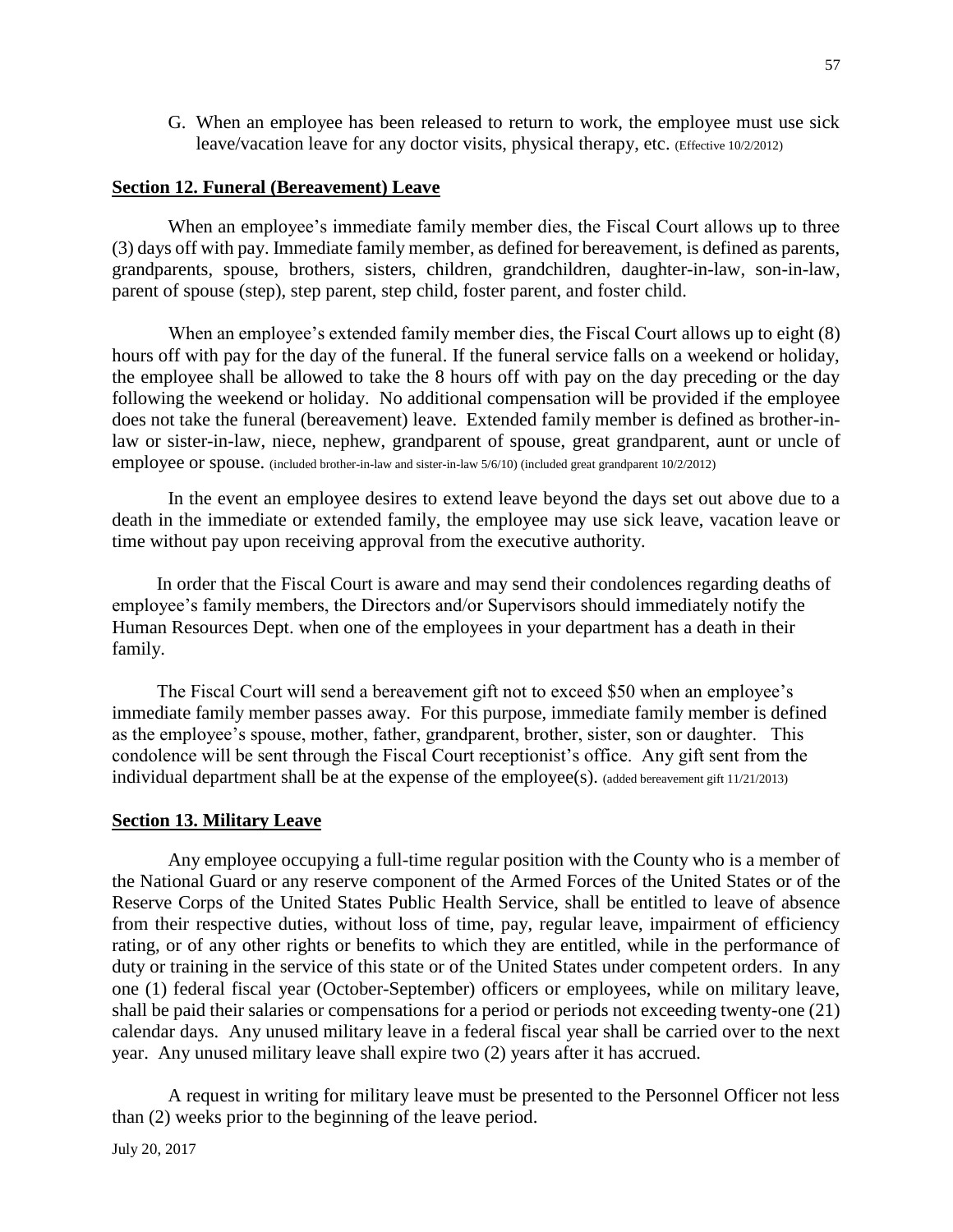G. When an employee has been released to return to work, the employee must use sick leave/vacation leave for any doctor visits, physical therapy, etc. (Effective 10/2/2012)

**Section 12. Funeral (Bereavement) Leave**

When an employee's immediate family member dies, the Fiscal Court allows up to three (3) days off with pay. Immediate family member, as defined for bereavement, is defined as parents, grandparents, spouse, brothers, sisters, children, grandchildren, daughter-in-law, son-in-law, parent of spouse (step), step parent, step child, foster parent, and foster child.

When an employee's extended family member dies, the Fiscal Court allows up to eight (8) hours off with pay for the day of the funeral. If the funeral service falls on a weekend or holiday, the employee shall be allowed to take the 8 hours off with pay on the day preceding or the day following the weekend or holiday. No additional compensation will be provided if the employee does not take the funeral (bereavement) leave. Extended family member is defined as brother-in-law or sister-in-law, niece, nephew, grandparent of spouse, great grandparent, aunt or uncle of employee or spouse. (included brother-in-law and sister-in-law 5/6/10) (included great grandparent 10/2/2012)

In the event an employee desires to extend leave beyond the days set out above due to a death in the immediate or extended family, the employee may use sick leave, vacation leave or time without pay upon receiving approval from the executive authority.

In order that the Fiscal Court is aware and may send their condolences regarding deaths of employee's family members, the Directors and/or Supervisors should immediately notify the Human Resources Dept. when one of the employees in your department has a death in their family.

The Fiscal Court will send a bereavement gift not to exceed $50 when an employee's immediate family member passes away. For this purpose, immediate family member is defined as the employee's spouse, mother, father, grandparent, brother, sister, son or daughter. This condolence will be sent through the Fiscal Court receptionist's office. Any gift sent from the individual department shall be at the expense of the employee(s). (added bereavement gift 11/21/2013)

**Section 13. Military Leave**

Any employee occupying a full-time regular position with the County who is a member of the National Guard or any reserve component of the Armed Forces of the United States or of the Reserve Corps of the United States Public Health Service, shall be entitled to leave of absence from their respective duties, without loss of time, pay, regular leave, impairment of efficiency rating, or of any other rights or benefits to which they are entitled, while in the performance of duty or training in the service of this state or of the United States under competent orders. In any one (1) federal fiscal year (October-September) officers or employees, while on military leave, shall be paid their salaries or compensations for a period or periods not exceeding twenty-one (21) calendar days. Any unused military leave in a federal fiscal year shall be carried over to the next year. Any unused military leave shall expire two (2) years after it has accrued.

A request in writing for military leave must be presented to the Personnel Officer not less than (2) weeks prior to the beginning of the leave period.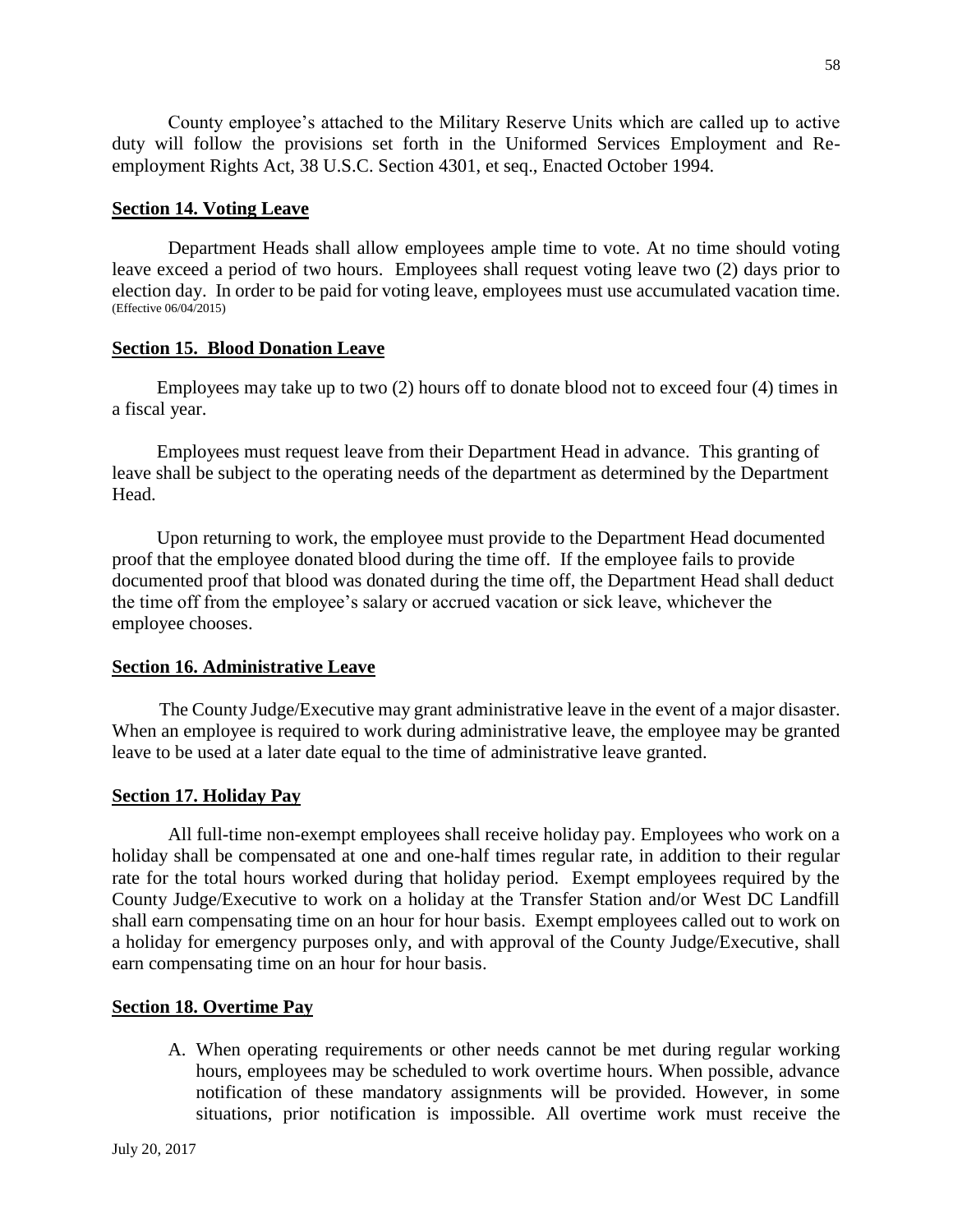County employee's attached to the Military Reserve Units which are called up to active duty will follow the provisions set forth in the Uniformed Services Employment and Re-employment Rights Act, 38 U.S.C. Section 4301, et seq., Enacted October 1994.

## Section 14. Voting Leave

Department Heads shall allow employees ample time to vote. At no time should voting leave exceed a period of two hours. Employees shall request voting leave two (2) days prior to election day. In order to be paid for voting leave, employees must use accumulated vacation time. (Effective 06/04/2015)

## Section 15. Blood Donation Leave

Employees may take up to two (2) hours off to donate blood not to exceed four (4) times in a fiscal year.

Employees must request leave from their Department Head in advance. This granting of leave shall be subject to the operating needs of the department as determined by the Department Head.

Upon returning to work, the employee must provide to the Department Head documented proof that the employee donated blood during the time off. If the employee fails to provide documented proof that blood was donated during the time off, the Department Head shall deduct the time off from the employee's salary or accrued vacation or sick leave, whichever the employee chooses.

## Section 16. Administrative Leave

The County Judge/Executive may grant administrative leave in the event of a major disaster. When an employee is required to work during administrative leave, the employee may be granted leave to be used at a later date equal to the time of administrative leave granted.

## Section 17. Holiday Pay

All full-time non-exempt employees shall receive holiday pay. Employees who work on a holiday shall be compensated at one and one-half times regular rate, in addition to their regular rate for the total hours worked during that holiday period. Exempt employees required by the County Judge/Executive to work on a holiday at the Transfer Station and/or West DC Landfill shall earn compensating time on an hour for hour basis. Exempt employees called out to work on a holiday for emergency purposes only, and with approval of the County Judge/Executive, shall earn compensating time on an hour for hour basis.

## Section 18. Overtime Pay

A. When operating requirements or other needs cannot be met during regular working hours, employees may be scheduled to work overtime hours. When possible, advance notification of these mandatory assignments will be provided. However, in some situations, prior notification is impossible. All overtime work must receive the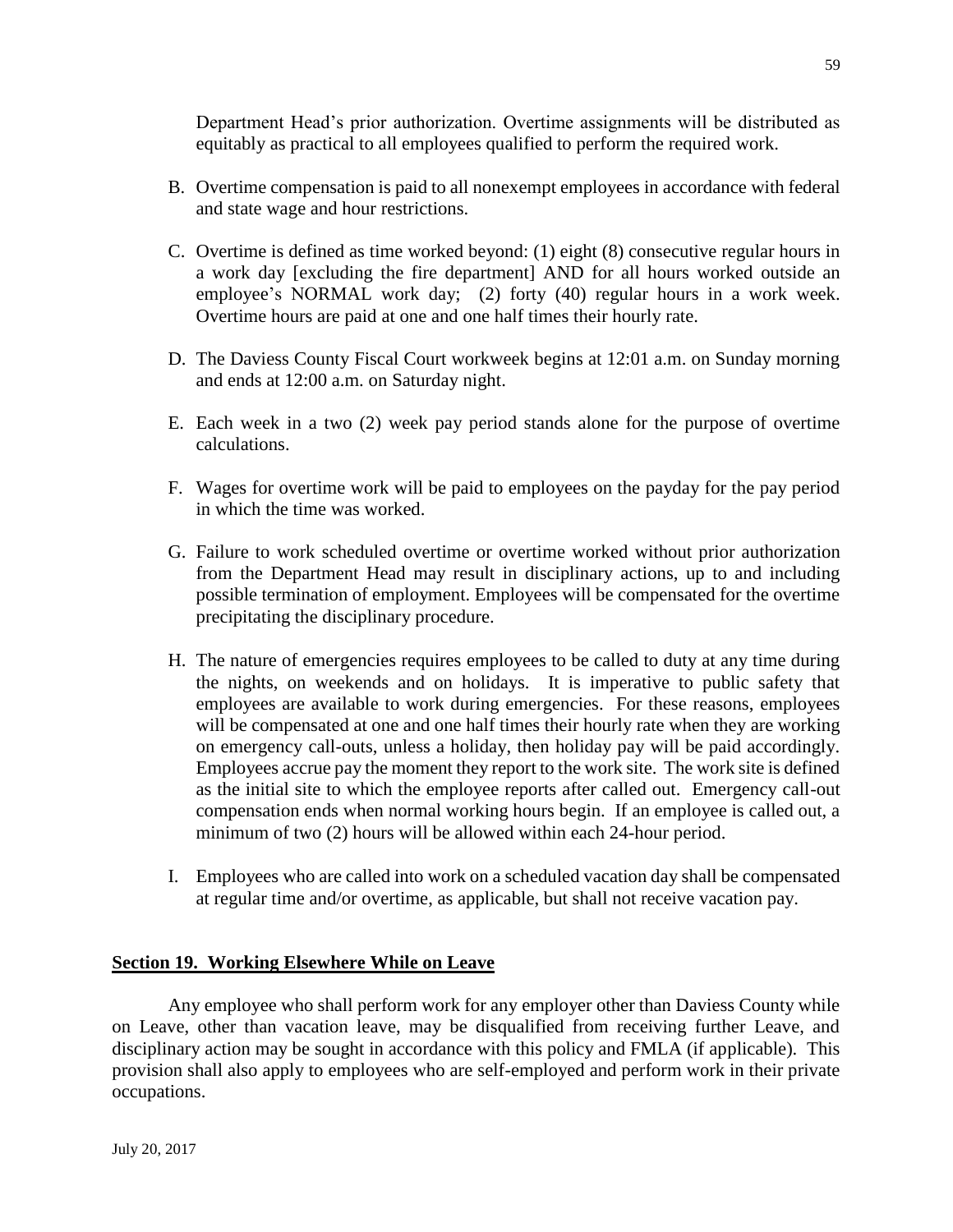Department Head's prior authorization. Overtime assignments will be distributed as equitably as practical to all employees qualified to perform the required work.

B. Overtime compensation is paid to all nonexempt employees in accordance with federal and state wage and hour restrictions.

C. Overtime is defined as time worked beyond: (1) eight (8) consecutive regular hours in a work day [excluding the fire department] AND for all hours worked outside an employee's NORMAL work day; (2) forty (40) regular hours in a work week. Overtime hours are paid at one and one half times their hourly rate.

D. The Daviess County Fiscal Court workweek begins at 12:01 a.m. on Sunday morning and ends at 12:00 a.m. on Saturday night.

E. Each week in a two (2) week pay period stands alone for the purpose of overtime calculations.

F. Wages for overtime work will be paid to employees on the payday for the pay period in which the time was worked.

G. Failure to work scheduled overtime or overtime worked without prior authorization from the Department Head may result in disciplinary actions, up to and including possible termination of employment. Employees will be compensated for the overtime precipitating the disciplinary procedure.

H. The nature of emergencies requires employees to be called to duty at any time during the nights, on weekends and on holidays. It is imperative to public safety that employees are available to work during emergencies. For these reasons, employees will be compensated at one and one half times their hourly rate when they are working on emergency call-outs, unless a holiday, then holiday pay will be paid accordingly. Employees accrue pay the moment they report to the work site. The work site is defined as the initial site to which the employee reports after called out. Emergency call-out compensation ends when normal working hours begin. If an employee is called out, a minimum of two (2) hours will be allowed within each 24-hour period.

I. Employees who are called into work on a scheduled vacation day shall be compensated at regular time and/or overtime, as applicable, but shall not receive vacation pay.

## Section 19. Working Elsewhere While on Leave

Any employee who shall perform work for any employer other than Daviess County while on Leave, other than vacation leave, may be disqualified from receiving further Leave, and disciplinary action may be sought in accordance with this policy and FMLA (if applicable). This provision shall also apply to employees who are self-employed and perform work in their private occupations.

July 20, 2017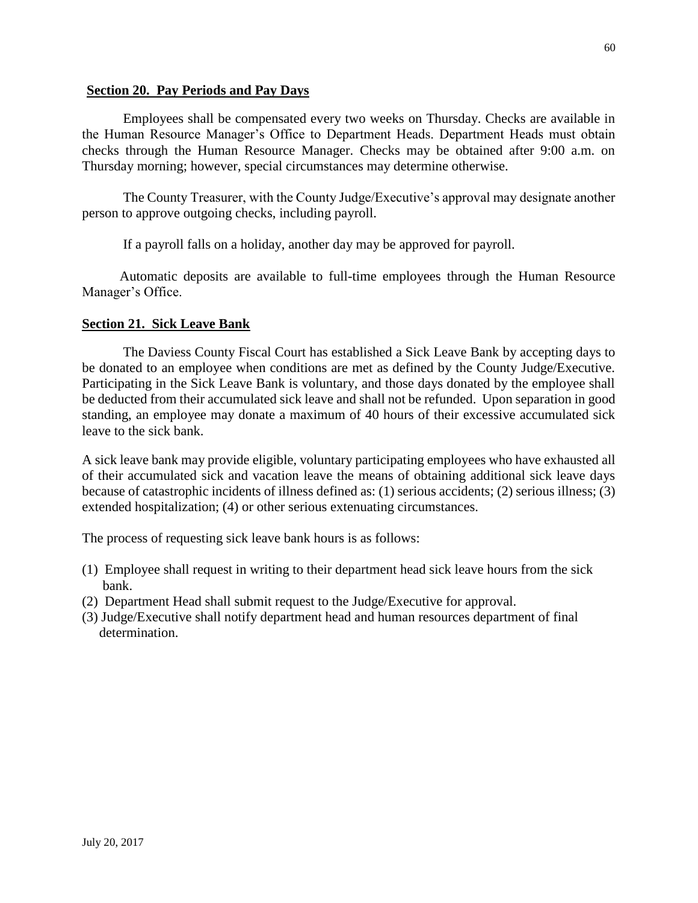## Section 20. Pay Periods and Pay Days

Employees shall be compensated every two weeks on Thursday. Checks are available in the Human Resource Manager's Office to Department Heads. Department Heads must obtain checks through the Human Resource Manager. Checks may be obtained after 9:00 a.m. on Thursday morning; however, special circumstances may determine otherwise.

The County Treasurer, with the County Judge/Executive's approval may designate another person to approve outgoing checks, including payroll.

If a payroll falls on a holiday, another day may be approved for payroll.

Automatic deposits are available to full-time employees through the Human Resource Manager's Office.

## Section 21. Sick Leave Bank

The Daviess County Fiscal Court has established a Sick Leave Bank by accepting days to be donated to an employee when conditions are met as defined by the County Judge/Executive. Participating in the Sick Leave Bank is voluntary, and those days donated by the employee shall be deducted from their accumulated sick leave and shall not be refunded. Upon separation in good standing, an employee may donate a maximum of 40 hours of their excessive accumulated sick leave to the sick bank.

A sick leave bank may provide eligible, voluntary participating employees who have exhausted all of their accumulated sick and vacation leave the means of obtaining additional sick leave days because of catastrophic incidents of illness defined as: (1) serious accidents; (2) serious illness; (3) extended hospitalization; (4) or other serious extenuating circumstances.

The process of requesting sick leave bank hours is as follows:

(1) Employee shall request in writing to their department head sick leave hours from the sick bank.
(2) Department Head shall submit request to the Judge/Executive for approval.
(3) Judge/Executive shall notify department head and human resources department of final determination.

July 20, 2017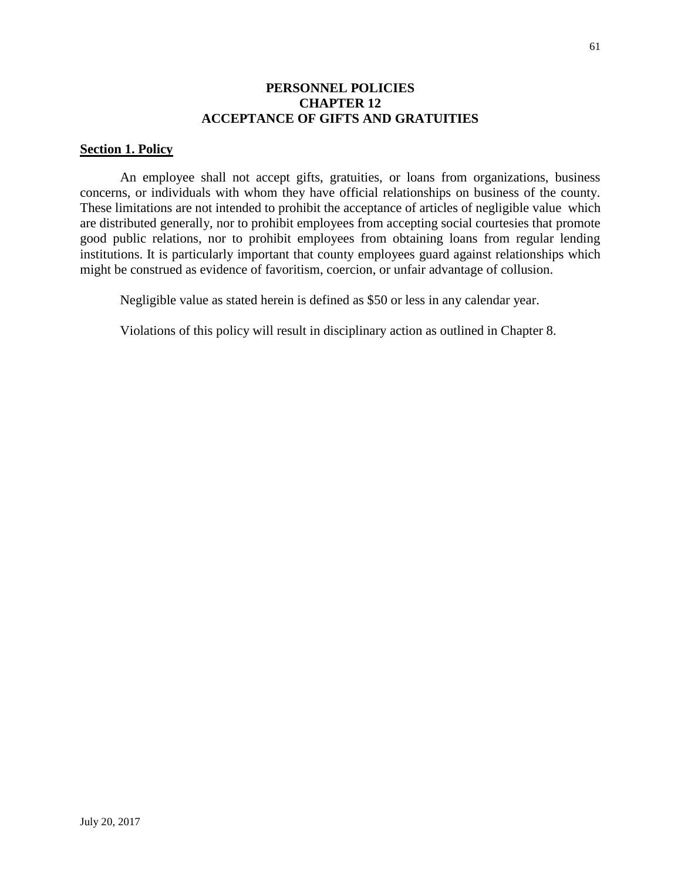# PERSONNEL POLICIES
# CHAPTER 12
# ACCEPTANCE OF GIFTS AND GRATUITIES

## Section 1. Policy

An employee shall not accept gifts, gratuities, or loans from organizations, business concerns, or individuals with whom they have official relationships on business of the county. These limitations are not intended to prohibit the acceptance of articles of negligible value which are distributed generally, nor to prohibit employees from accepting social courtesies that promote good public relations, nor to prohibit employees from obtaining loans from regular lending institutions. It is particularly important that county employees guard against relationships which might be construed as evidence of favoritism, coercion, or unfair advantage of collusion.

Negligible value as stated herein is defined as $50 or less in any calendar year.

Violations of this policy will result in disciplinary action as outlined in Chapter 8.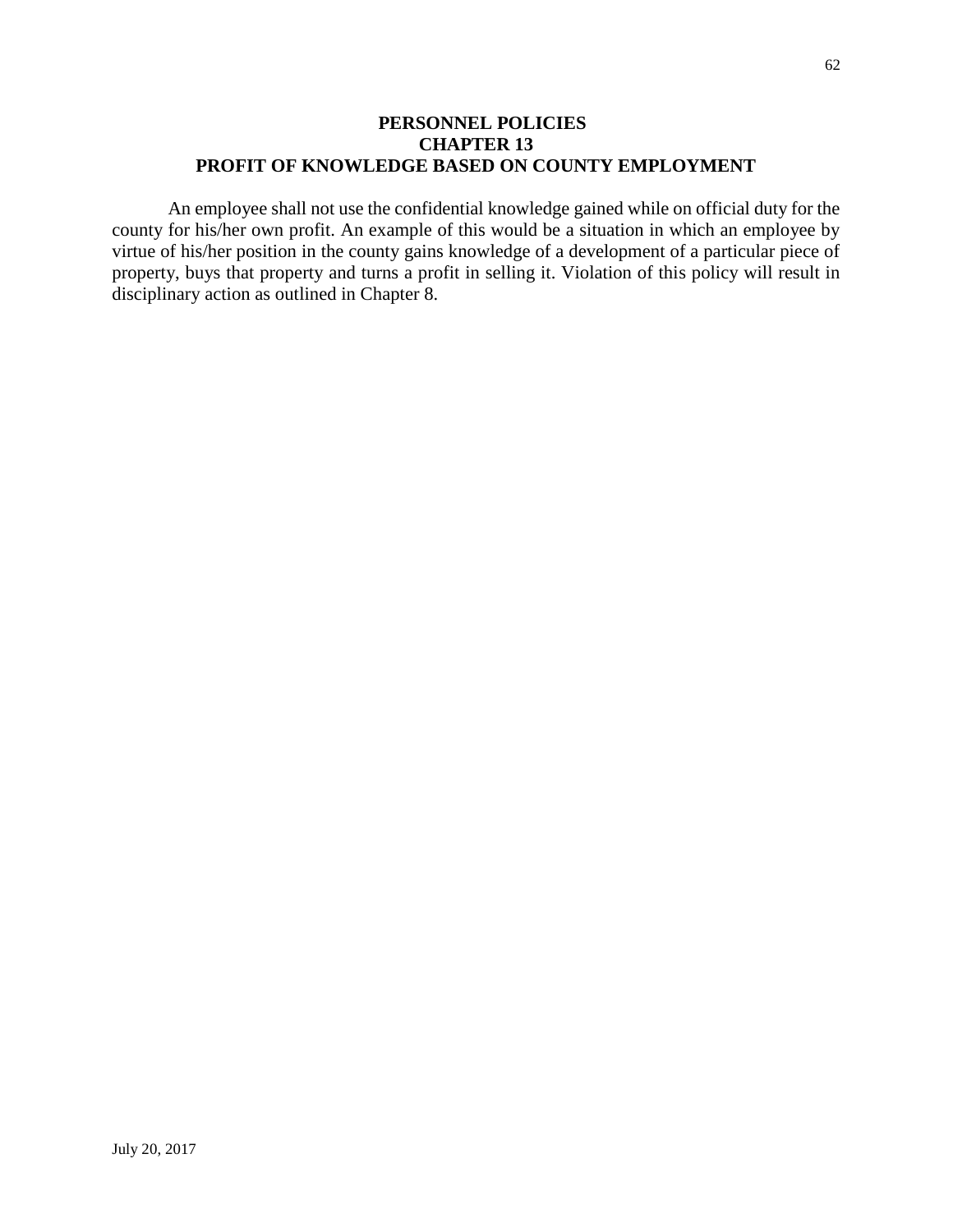# PERSONNEL POLICIES
## CHAPTER 13
## PROFIT OF KNOWLEDGE BASED ON COUNTY EMPLOYMENT

An employee shall not use the confidential knowledge gained while on official duty for the county for his/her own profit. An example of this would be a situation in which an employee by virtue of his/her position in the county gains knowledge of a development of a particular piece of property, buys that property and turns a profit in selling it. Violation of this policy will result in disciplinary action as outlined in Chapter 8.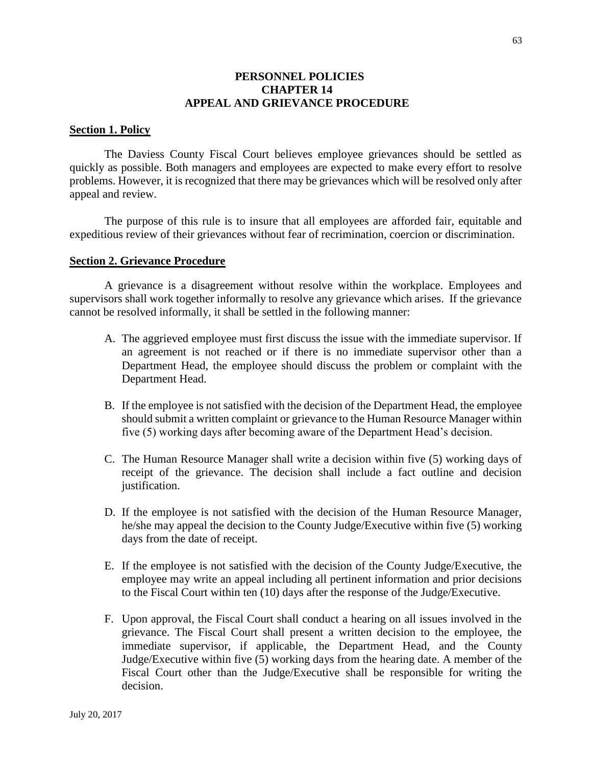# PERSONNEL POLICIES
# CHAPTER 14
# APPEAL AND GRIEVANCE PROCEDURE

## Section 1. Policy

The Daviess County Fiscal Court believes employee grievances should be settled as quickly as possible. Both managers and employees are expected to make every effort to resolve problems. However, it is recognized that there may be grievances which will be resolved only after appeal and review.

The purpose of this rule is to insure that all employees are afforded fair, equitable and expeditious review of their grievances without fear of recrimination, coercion or discrimination.

## Section 2. Grievance Procedure

A grievance is a disagreement without resolve within the workplace. Employees and supervisors shall work together informally to resolve any grievance which arises. If the grievance cannot be resolved informally, it shall be settled in the following manner:

A. The aggrieved employee must first discuss the issue with the immediate supervisor. If an agreement is not reached or if there is no immediate supervisor other than a Department Head, the employee should discuss the problem or complaint with the Department Head.

B. If the employee is not satisfied with the decision of the Department Head, the employee should submit a written complaint or grievance to the Human Resource Manager within five (5) working days after becoming aware of the Department Head's decision.

C. The Human Resource Manager shall write a decision within five (5) working days of receipt of the grievance. The decision shall include a fact outline and decision justification.

D. If the employee is not satisfied with the decision of the Human Resource Manager, he/she may appeal the decision to the County Judge/Executive within five (5) working days from the date of receipt.

E. If the employee is not satisfied with the decision of the County Judge/Executive, the employee may write an appeal including all pertinent information and prior decisions to the Fiscal Court within ten (10) days after the response of the Judge/Executive.

F. Upon approval, the Fiscal Court shall conduct a hearing on all issues involved in the grievance. The Fiscal Court shall present a written decision to the employee, the immediate supervisor, if applicable, the Department Head, and the County Judge/Executive within five (5) working days from the hearing date. A member of the Fiscal Court other than the Judge/Executive shall be responsible for writing the decision.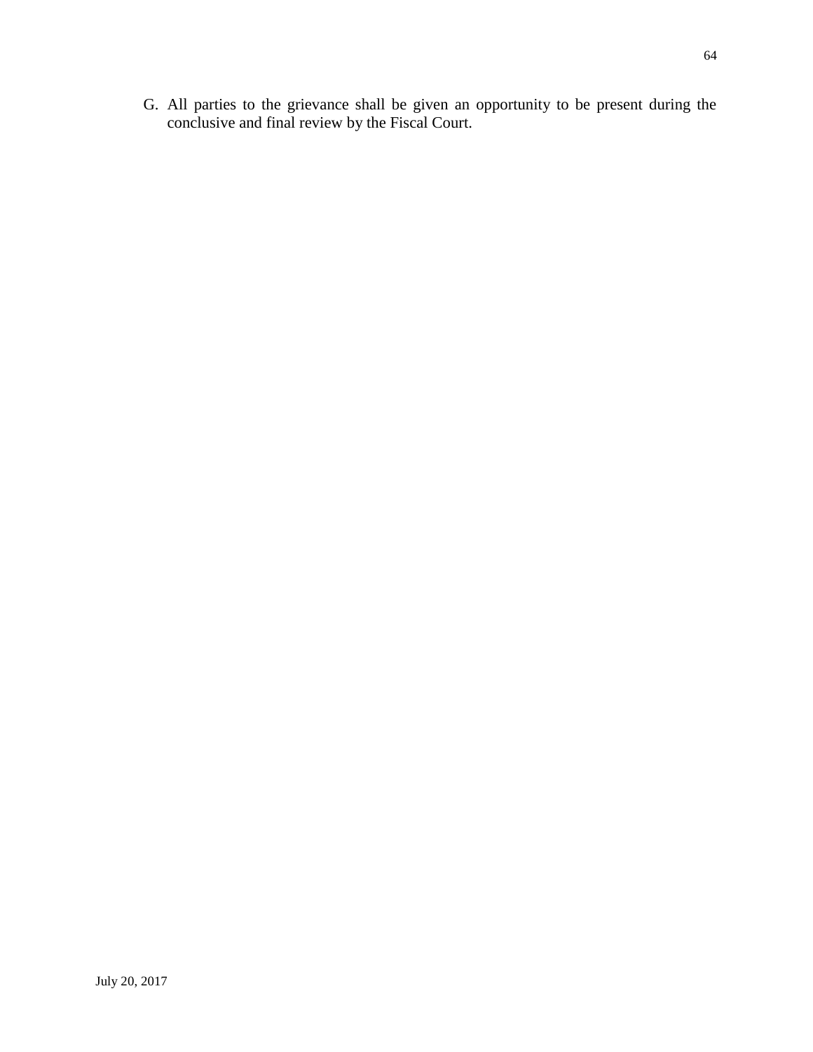G. All parties to the grievance shall be given an opportunity to be present during the conclusive and final review by the Fiscal Court.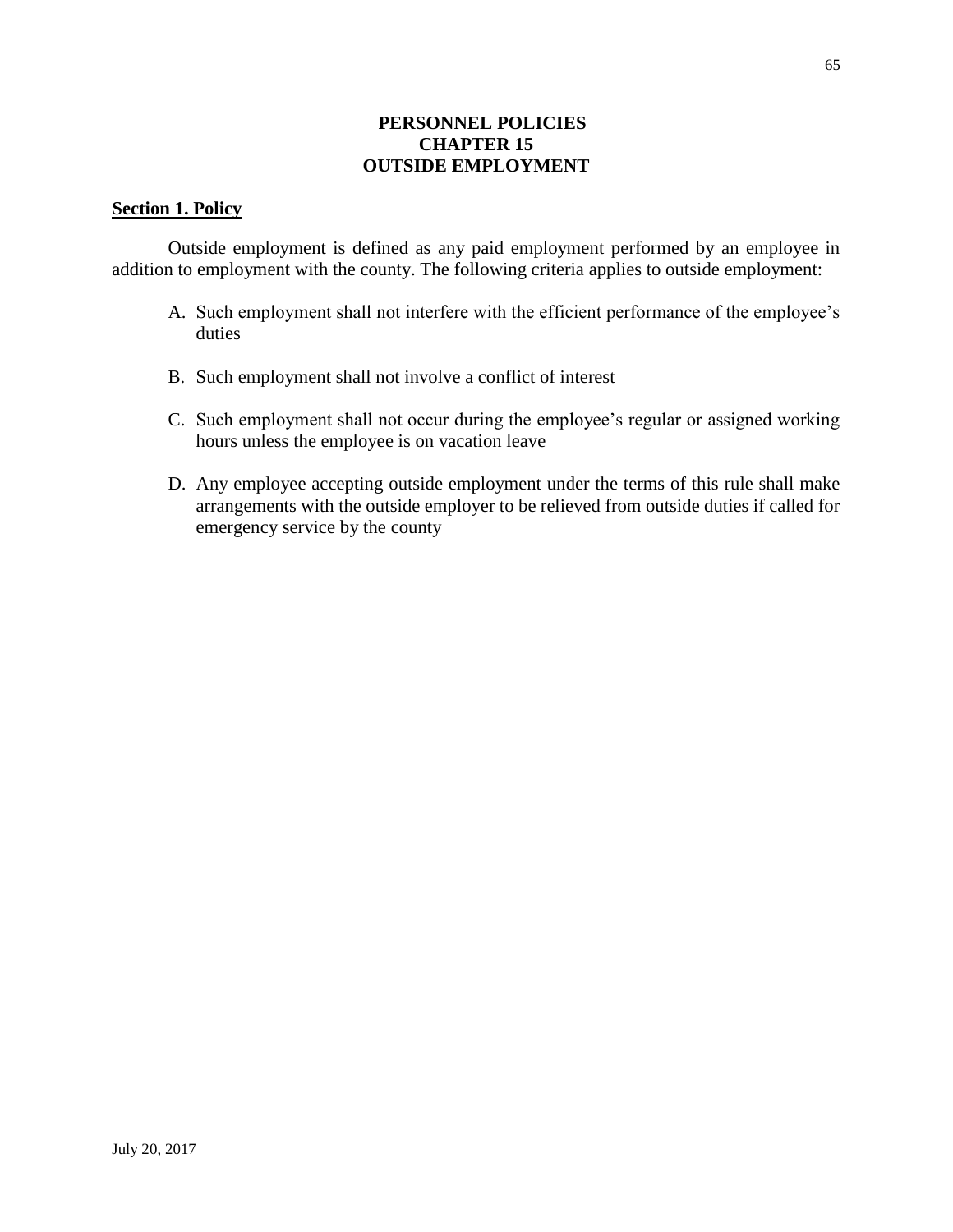# PERSONNEL POLICIES
## CHAPTER 15
## OUTSIDE EMPLOYMENT

### Section 1. Policy

Outside employment is defined as any paid employment performed by an employee in addition to employment with the county. The following criteria applies to outside employment:

A. Such employment shall not interfere with the efficient performance of the employee's duties

B. Such employment shall not involve a conflict of interest

C. Such employment shall not occur during the employee's regular or assigned working hours unless the employee is on vacation leave

D. Any employee accepting outside employment under the terms of this rule shall make arrangements with the outside employer to be relieved from outside duties if called for emergency service by the county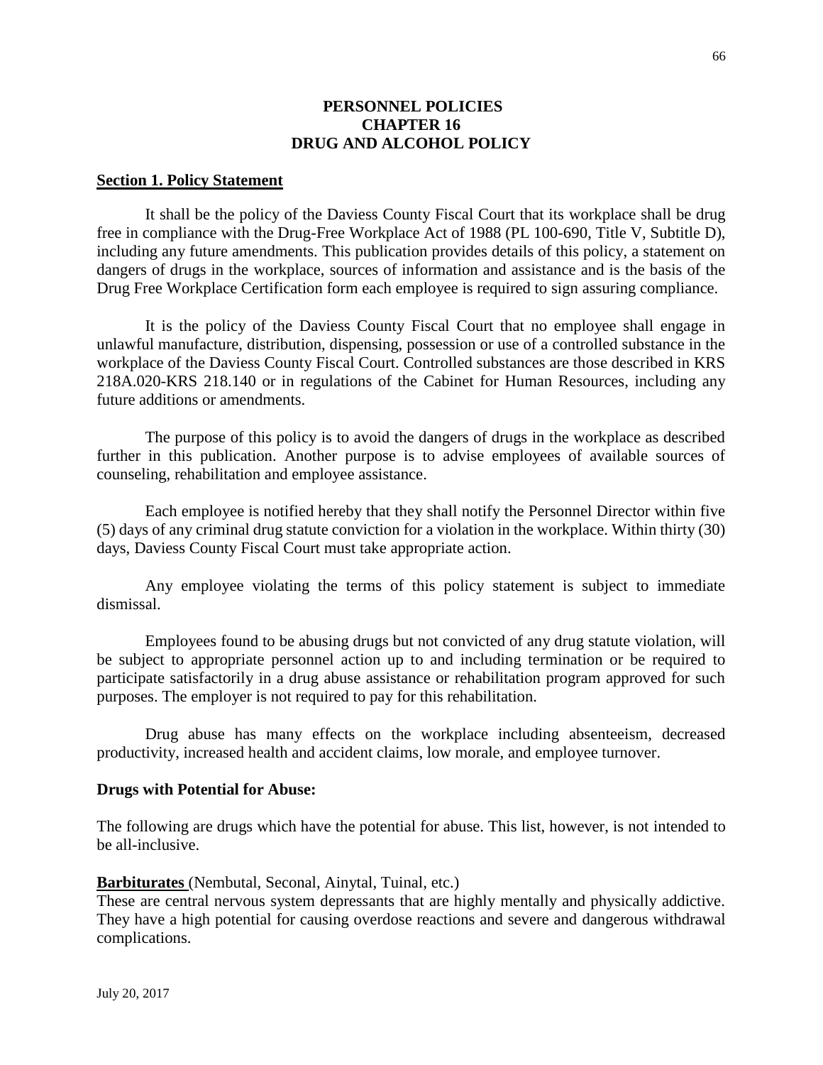# PERSONNEL POLICIES
# CHAPTER 16
# DRUG AND ALCOHOL POLICY

## Section 1. Policy Statement

It shall be the policy of the Daviess County Fiscal Court that its workplace shall be drug free in compliance with the Drug-Free Workplace Act of 1988 (PL 100-690, Title V, Subtitle D), including any future amendments. This publication provides details of this policy, a statement on dangers of drugs in the workplace, sources of information and assistance and is the basis of the Drug Free Workplace Certification form each employee is required to sign assuring compliance.

It is the policy of the Daviess County Fiscal Court that no employee shall engage in unlawful manufacture, distribution, dispensing, possession or use of a controlled substance in the workplace of the Daviess County Fiscal Court. Controlled substances are those described in KRS 218A.020-KRS 218.140 or in regulations of the Cabinet for Human Resources, including any future additions or amendments.

The purpose of this policy is to avoid the dangers of drugs in the workplace as described further in this publication. Another purpose is to advise employees of available sources of counseling, rehabilitation and employee assistance.

Each employee is notified hereby that they shall notify the Personnel Director within five (5) days of any criminal drug statute conviction for a violation in the workplace. Within thirty (30) days, Daviess County Fiscal Court must take appropriate action.

Any employee violating the terms of this policy statement is subject to immediate dismissal.

Employees found to be abusing drugs but not convicted of any drug statute violation, will be subject to appropriate personnel action up to and including termination or be required to participate satisfactorily in a drug abuse assistance or rehabilitation program approved for such purposes. The employer is not required to pay for this rehabilitation.

Drug abuse has many effects on the workplace including absenteeism, decreased productivity, increased health and accident claims, low morale, and employee turnover.

**Drugs with Potential for Abuse:**

The following are drugs which have the potential for abuse. This list, however, is not intended to be all-inclusive.

**Barbiturates** (Nembutal, Seconal, Ainytal, Tuinal, etc.)
These are central nervous system depressants that are highly mentally and physically addictive. They have a high potential for causing overdose reactions and severe and dangerous withdrawal complications.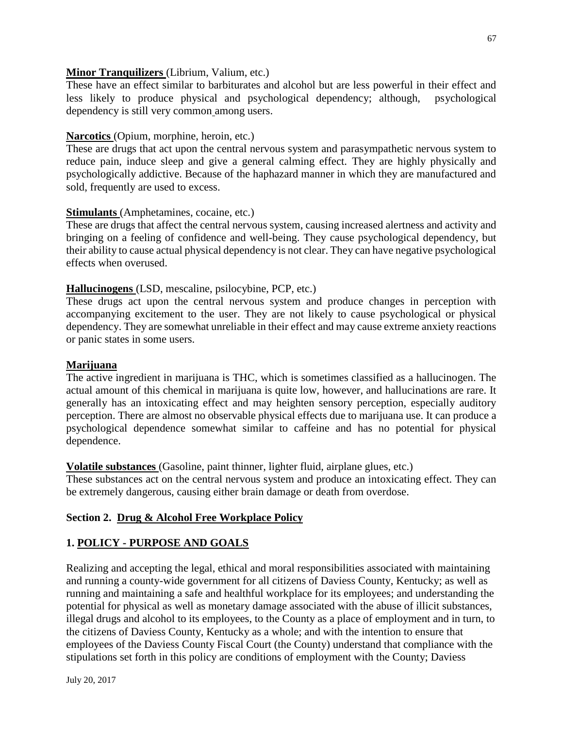**Minor Tranquilizers** (Librium, Valium, etc.)

These have an effect similar to barbiturates and alcohol but are less powerful in their effect and less likely to produce physical and psychological dependency; although, psychological dependency is still very common among users.

**Narcotics** (Opium, morphine, heroin, etc.)

These are drugs that act upon the central nervous system and parasympathetic nervous system to reduce pain, induce sleep and give a general calming effect. They are highly physically and psychologically addictive. Because of the haphazard manner in which they are manufactured and sold, frequently are used to excess.

**Stimulants** (Amphetamines, cocaine, etc.)

These are drugs that affect the central nervous system, causing increased alertness and activity and bringing on a feeling of confidence and well-being. They cause psychological dependency, but their ability to cause actual physical dependency is not clear. They can have negative psychological effects when overused.

**Hallucinogens** (LSD, mescaline, psilocybine, PCP, etc.)

These drugs act upon the central nervous system and produce changes in perception with accompanying excitement to the user. They are not likely to cause psychological or physical dependency. They are somewhat unreliable in their effect and may cause extreme anxiety reactions or panic states in some users.

**Marijuana**

The active ingredient in marijuana is THC, which is sometimes classified as a hallucinogen. The actual amount of this chemical in marijuana is quite low, however, and hallucinations are rare. It generally has an intoxicating effect and may heighten sensory perception, especially auditory perception. There are almost no observable physical effects due to marijuana use. It can produce a psychological dependence somewhat similar to caffeine and has no potential for physical dependence.

**Volatile substances** (Gasoline, paint thinner, lighter fluid, airplane glues, etc.)

These substances act on the central nervous system and produce an intoxicating effect. They can be extremely dangerous, causing either brain damage or death from overdose.

## Section 2. Drug & Alcohol Free Workplace Policy

### 1. POLICY - PURPOSE AND GOALS

Realizing and accepting the legal, ethical and moral responsibilities associated with maintaining and running a county-wide government for all citizens of Daviess County, Kentucky; as well as running and maintaining a safe and healthful workplace for its employees; and understanding the potential for physical as well as monetary damage associated with the abuse of illicit substances, illegal drugs and alcohol to its employees, to the County as a place of employment and in turn, to the citizens of Daviess County, Kentucky as a whole; and with the intention to ensure that employees of the Daviess County Fiscal Court (the County) understand that compliance with the stipulations set forth in this policy are conditions of employment with the County; Daviess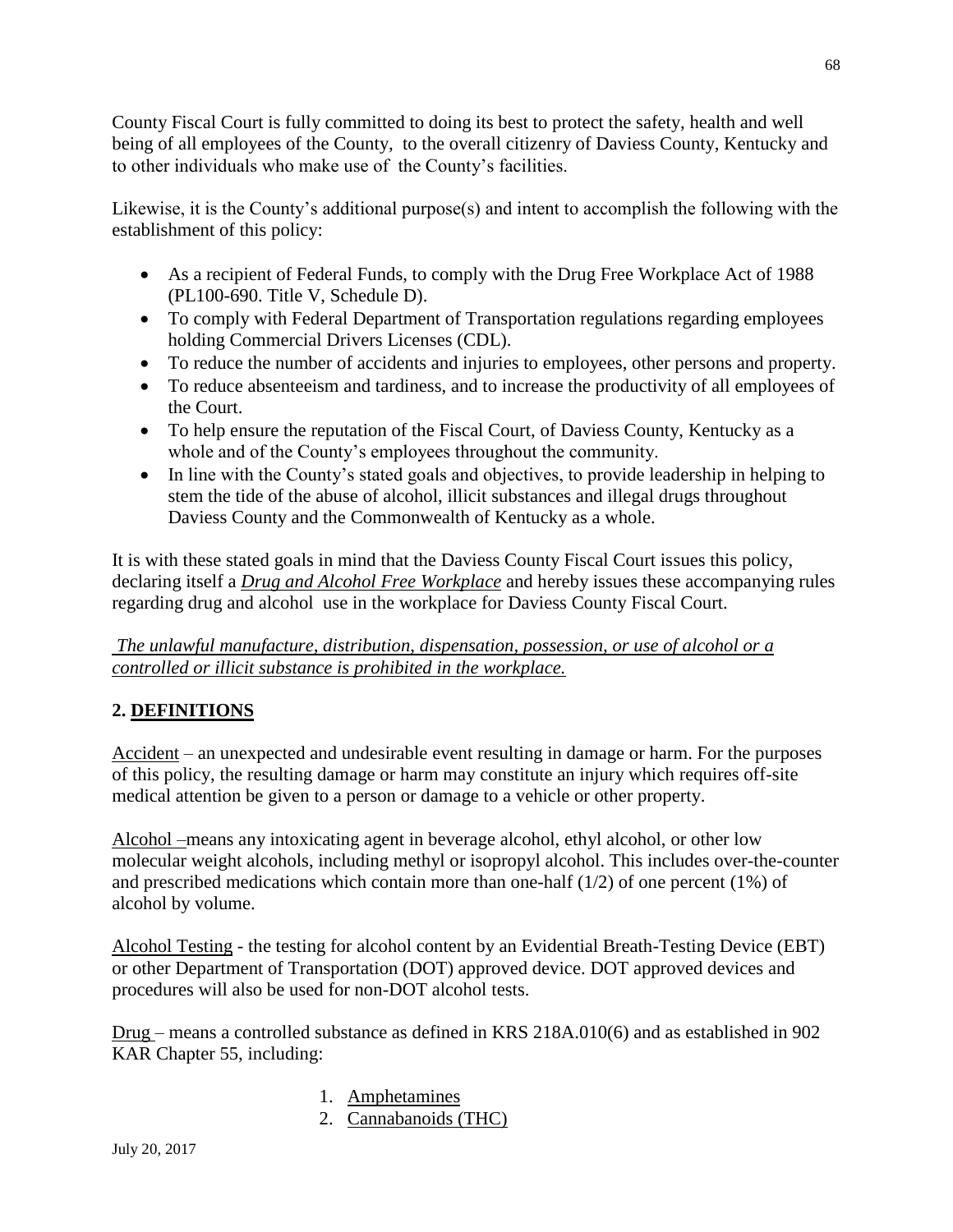County Fiscal Court is fully committed to doing its best to protect the safety, health and well being of all employees of the County, to the overall citizenry of Daviess County, Kentucky and to other individuals who make use of the County's facilities.

Likewise, it is the County's additional purpose(s) and intent to accomplish the following with the establishment of this policy:

- As a recipient of Federal Funds, to comply with the Drug Free Workplace Act of 1988 (PL100-690. Title V, Schedule D).
- To comply with Federal Department of Transportation regulations regarding employees holding Commercial Drivers Licenses (CDL).
- To reduce the number of accidents and injuries to employees, other persons and property.
- To reduce absenteeism and tardiness, and to increase the productivity of all employees of the Court.
- To help ensure the reputation of the Fiscal Court, of Daviess County, Kentucky as a whole and of the County's employees throughout the community.
- In line with the County's stated goals and objectives, to provide leadership in helping to stem the tide of the abuse of alcohol, illicit substances and illegal drugs throughout Daviess County and the Commonwealth of Kentucky as a whole.

It is with these stated goals in mind that the Daviess County Fiscal Court issues this policy, declaring itself a ***Drug and Alcohol Free Workplace*** and hereby issues these accompanying rules regarding drug and alcohol use in the workplace for Daviess County Fiscal Court.

*The unlawful manufacture, distribution, dispensation, possession, or use of alcohol or a controlled or illicit substance is prohibited in the workplace.*

## 2. DEFINITIONS

Accident – an unexpected and undesirable event resulting in damage or harm. For the purposes of this policy, the resulting damage or harm may constitute an injury which requires off-site medical attention be given to a person or damage to a vehicle or other property.

Alcohol –means any intoxicating agent in beverage alcohol, ethyl alcohol, or other low molecular weight alcohols, including methyl or isopropyl alcohol. This includes over-the-counter and prescribed medications which contain more than one-half (1/2) of one percent (1%) of alcohol by volume.

Alcohol Testing - the testing for alcohol content by an Evidential Breath-Testing Device (EBT) or other Department of Transportation (DOT) approved device. DOT approved devices and procedures will also be used for non-DOT alcohol tests.

Drug – means a controlled substance as defined in KRS 218A.010(6) and as established in 902 KAR Chapter 55, including:

1. Amphetamines
2. Cannabanoids (THC)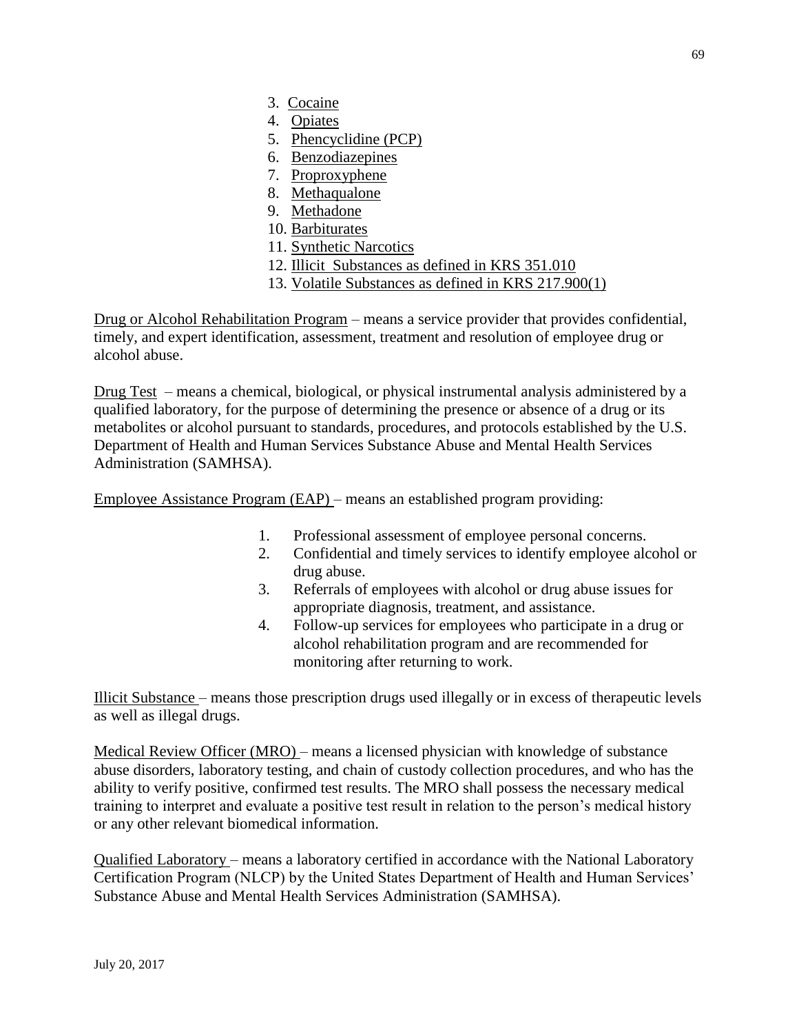3. Cocaine
4. Opiates
5. Phencyclidine (PCP)
6. Benzodiazepines
7. Proproxyphene
8. Methaqualone
9. Methadone
10. Barbiturates
11. Synthetic Narcotics
12. Illicit Substances as defined in KRS 351.010
13. Volatile Substances as defined in KRS 217.900(1)

Drug or Alcohol Rehabilitation Program – means a service provider that provides confidential, timely, and expert identification, assessment, treatment and resolution of employee drug or alcohol abuse.

Drug Test – means a chemical, biological, or physical instrumental analysis administered by a qualified laboratory, for the purpose of determining the presence or absence of a drug or its metabolites or alcohol pursuant to standards, procedures, and protocols established by the U.S. Department of Health and Human Services Substance Abuse and Mental Health Services Administration (SAMHSA).

Employee Assistance Program (EAP) – means an established program providing:

1. Professional assessment of employee personal concerns.
2. Confidential and timely services to identify employee alcohol or drug abuse.
3. Referrals of employees with alcohol or drug abuse issues for appropriate diagnosis, treatment, and assistance.
4. Follow-up services for employees who participate in a drug or alcohol rehabilitation program and are recommended for monitoring after returning to work.

Illicit Substance – means those prescription drugs used illegally or in excess of therapeutic levels as well as illegal drugs.

Medical Review Officer (MRO) – means a licensed physician with knowledge of substance abuse disorders, laboratory testing, and chain of custody collection procedures, and who has the ability to verify positive, confirmed test results. The MRO shall possess the necessary medical training to interpret and evaluate a positive test result in relation to the person's medical history or any other relevant biomedical information.

Qualified Laboratory – means a laboratory certified in accordance with the National Laboratory Certification Program (NLCP) by the United States Department of Health and Human Services' Substance Abuse and Mental Health Services Administration (SAMHSA).

July 20, 2017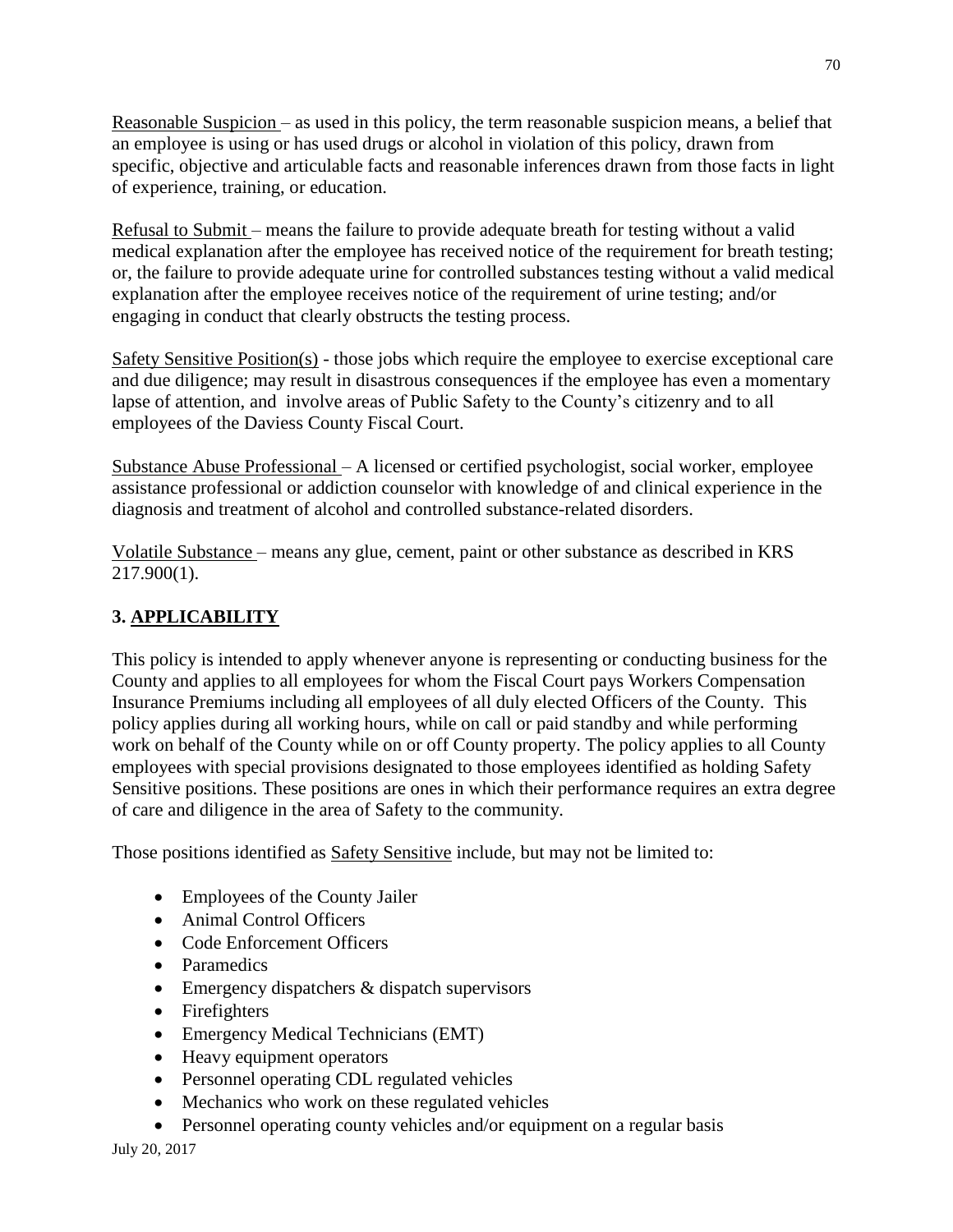Reasonable Suspicion – as used in this policy, the term reasonable suspicion means, a belief that an employee is using or has used drugs or alcohol in violation of this policy, drawn from specific, objective and articulable facts and reasonable inferences drawn from those facts in light of experience, training, or education.

Refusal to Submit – means the failure to provide adequate breath for testing without a valid medical explanation after the employee has received notice of the requirement for breath testing; or, the failure to provide adequate urine for controlled substances testing without a valid medical explanation after the employee receives notice of the requirement of urine testing; and/or engaging in conduct that clearly obstructs the testing process.

Safety Sensitive Position(s) - those jobs which require the employee to exercise exceptional care and due diligence; may result in disastrous consequences if the employee has even a momentary lapse of attention, and involve areas of Public Safety to the County's citizenry and to all employees of the Daviess County Fiscal Court.

Substance Abuse Professional – A licensed or certified psychologist, social worker, employee assistance professional or addiction counselor with knowledge of and clinical experience in the diagnosis and treatment of alcohol and controlled substance-related disorders.

Volatile Substance – means any glue, cement, paint or other substance as described in KRS 217.900(1).

## 3. APPLICABILITY

This policy is intended to apply whenever anyone is representing or conducting business for the County and applies to all employees for whom the Fiscal Court pays Workers Compensation Insurance Premiums including all employees of all duly elected Officers of the County. This policy applies during all working hours, while on call or paid standby and while performing work on behalf of the County while on or off County property. The policy applies to all County employees with special provisions designated to those employees identified as holding Safety Sensitive positions. These positions are ones in which their performance requires an extra degree of care and diligence in the area of Safety to the community.

Those positions identified as Safety Sensitive include, but may not be limited to:

- Employees of the County Jailer
- Animal Control Officers
- Code Enforcement Officers
- Paramedics
- Emergency dispatchers & dispatch supervisors
- Firefighters
- Emergency Medical Technicians (EMT)
- Heavy equipment operators
- Personnel operating CDL regulated vehicles
- Mechanics who work on these regulated vehicles
- Personnel operating county vehicles and/or equipment on a regular basis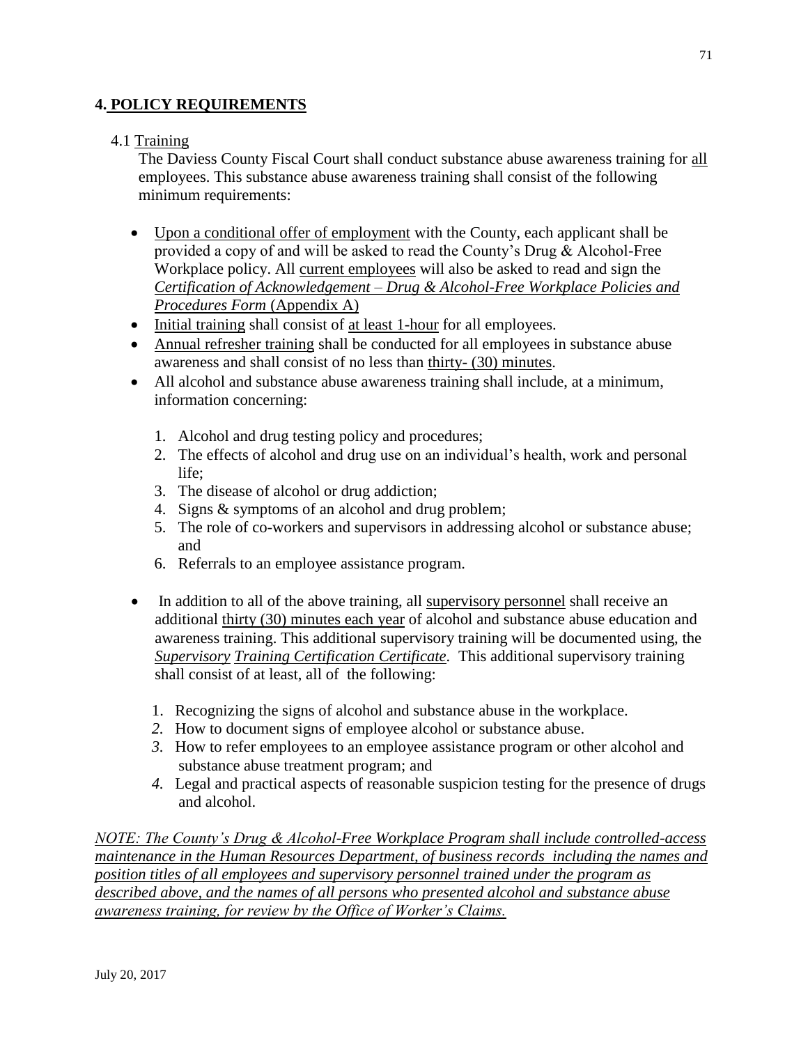## 4. POLICY REQUIREMENTS

### 4.1 Training

The Daviess County Fiscal Court shall conduct substance abuse awareness training for all employees. This substance abuse awareness training shall consist of the following minimum requirements:

- Upon a conditional offer of employment with the County, each applicant shall be provided a copy of and will be asked to read the County's Drug & Alcohol-Free Workplace policy. All current employees will also be asked to read and sign the *Certification of Acknowledgement – Drug & Alcohol-Free Workplace Policies and Procedures Form* (Appendix A)
- Initial training shall consist of at least 1-hour for all employees.
- Annual refresher training shall be conducted for all employees in substance abuse awareness and shall consist of no less than thirty- (30) minutes.
- All alcohol and substance abuse awareness training shall include, at a minimum, information concerning:
  1. Alcohol and drug testing policy and procedures;
  2. The effects of alcohol and drug use on an individual's health, work and personal life;
  3. The disease of alcohol or drug addiction;
  4. Signs & symptoms of an alcohol and drug problem;
  5. The role of co-workers and supervisors in addressing alcohol or substance abuse; and
  6. Referrals to an employee assistance program.
- In addition to all of the above training, all supervisory personnel shall receive an additional thirty (30) minutes each year of alcohol and substance abuse education and awareness training. This additional supervisory training will be documented using, the ***Supervisory Training Certification Certificate***. This additional supervisory training shall consist of at least, all of the following:
  1. Recognizing the signs of alcohol and substance abuse in the workplace.
  2. How to document signs of employee alcohol or substance abuse.
  3. How to refer employees to an employee assistance program or other alcohol and substance abuse treatment program; and
  4. Legal and practical aspects of reasonable suspicion testing for the presence of drugs and alcohol.

*NOTE: The County's Drug & Alcohol-Free Workplace Program shall include controlled-access maintenance in the Human Resources Department, of business records including the names and position titles of all employees and supervisory personnel trained under the program as described above, and the names of all persons who presented alcohol and substance abuse awareness training, for review by the Office of Worker's Claims.*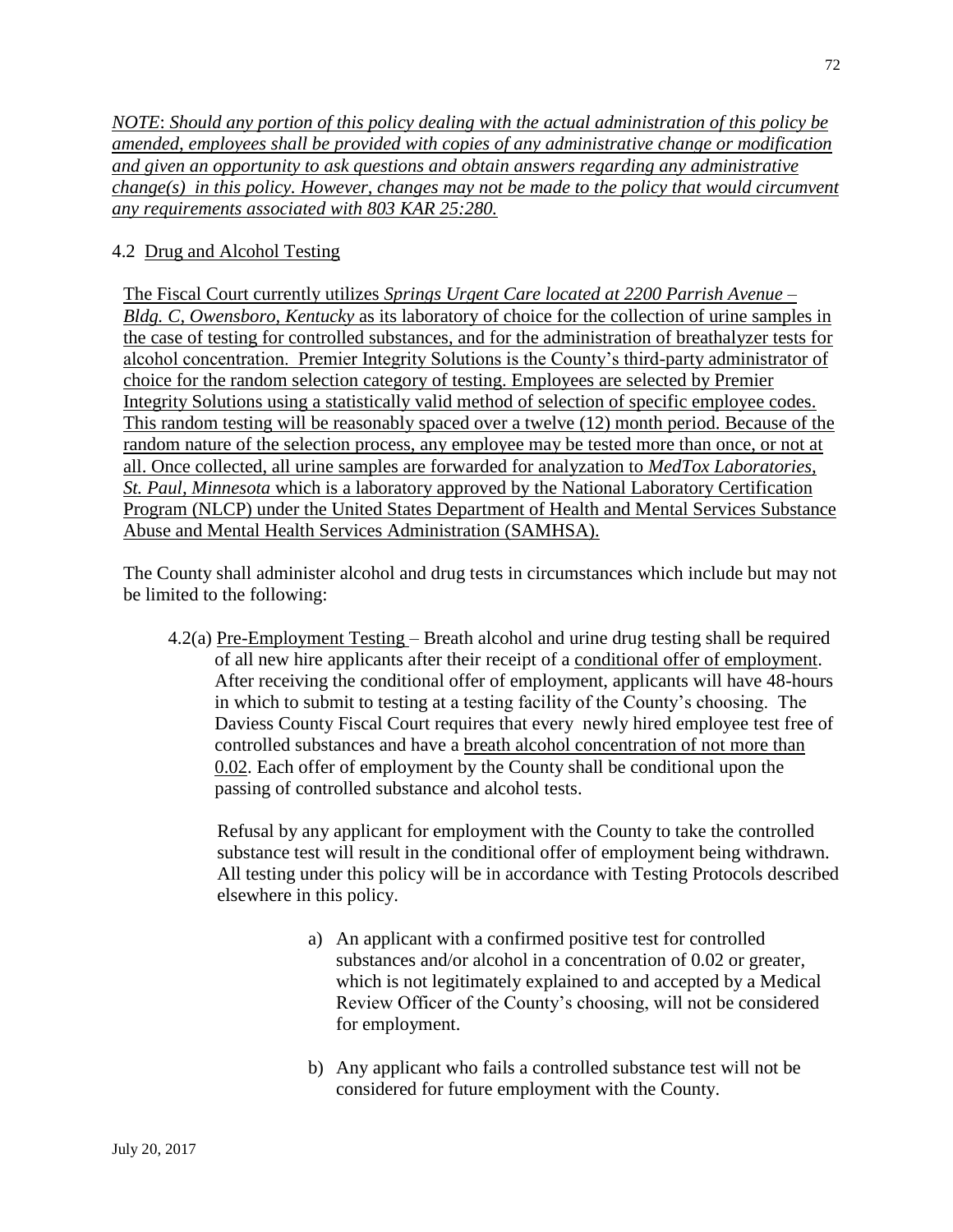*NOTE: Should any portion of this policy dealing with the actual administration of this policy be amended, employees shall be provided with copies of any administrative change or modification and given an opportunity to ask questions and obtain answers regarding any administrative change(s) in this policy. However, changes may not be made to the policy that would circumvent any requirements associated with 803 KAR 25:280.*

## 4.2 Drug and Alcohol Testing

The Fiscal Court currently utilizes *Springs Urgent Care located at 2200 Parrish Avenue – Bldg. C, Owensboro, Kentucky* as its laboratory of choice for the collection of urine samples in the case of testing for controlled substances, and for the administration of breathalyzer tests for alcohol concentration. Premier Integrity Solutions is the County's third-party administrator of choice for the random selection category of testing. Employees are selected by Premier Integrity Solutions using a statistically valid method of selection of specific employee codes. This random testing will be reasonably spaced over a twelve (12) month period. Because of the random nature of the selection process, any employee may be tested more than once, or not at all. Once collected, all urine samples are forwarded for analyzation to *MedTox Laboratories, St. Paul, Minnesota* which is a laboratory approved by the National Laboratory Certification Program (NLCP) under the United States Department of Health and Mental Services Substance Abuse and Mental Health Services Administration (SAMHSA).

The County shall administer alcohol and drug tests in circumstances which include but may not be limited to the following:

4.2(a) Pre-Employment Testing – Breath alcohol and urine drug testing shall be required of all new hire applicants after their receipt of a conditional offer of employment. After receiving the conditional offer of employment, applicants will have 48-hours in which to submit to testing at a testing facility of the County's choosing. The Daviess County Fiscal Court requires that every newly hired employee test free of controlled substances and have a breath alcohol concentration of not more than 0.02. Each offer of employment by the County shall be conditional upon the passing of controlled substance and alcohol tests.

Refusal by any applicant for employment with the County to take the controlled substance test will result in the conditional offer of employment being withdrawn. All testing under this policy will be in accordance with Testing Protocols described elsewhere in this policy.

a) An applicant with a confirmed positive test for controlled substances and/or alcohol in a concentration of 0.02 or greater, which is not legitimately explained to and accepted by a Medical Review Officer of the County's choosing, will not be considered for employment.

b) Any applicant who fails a controlled substance test will not be considered for future employment with the County.

July 20, 2017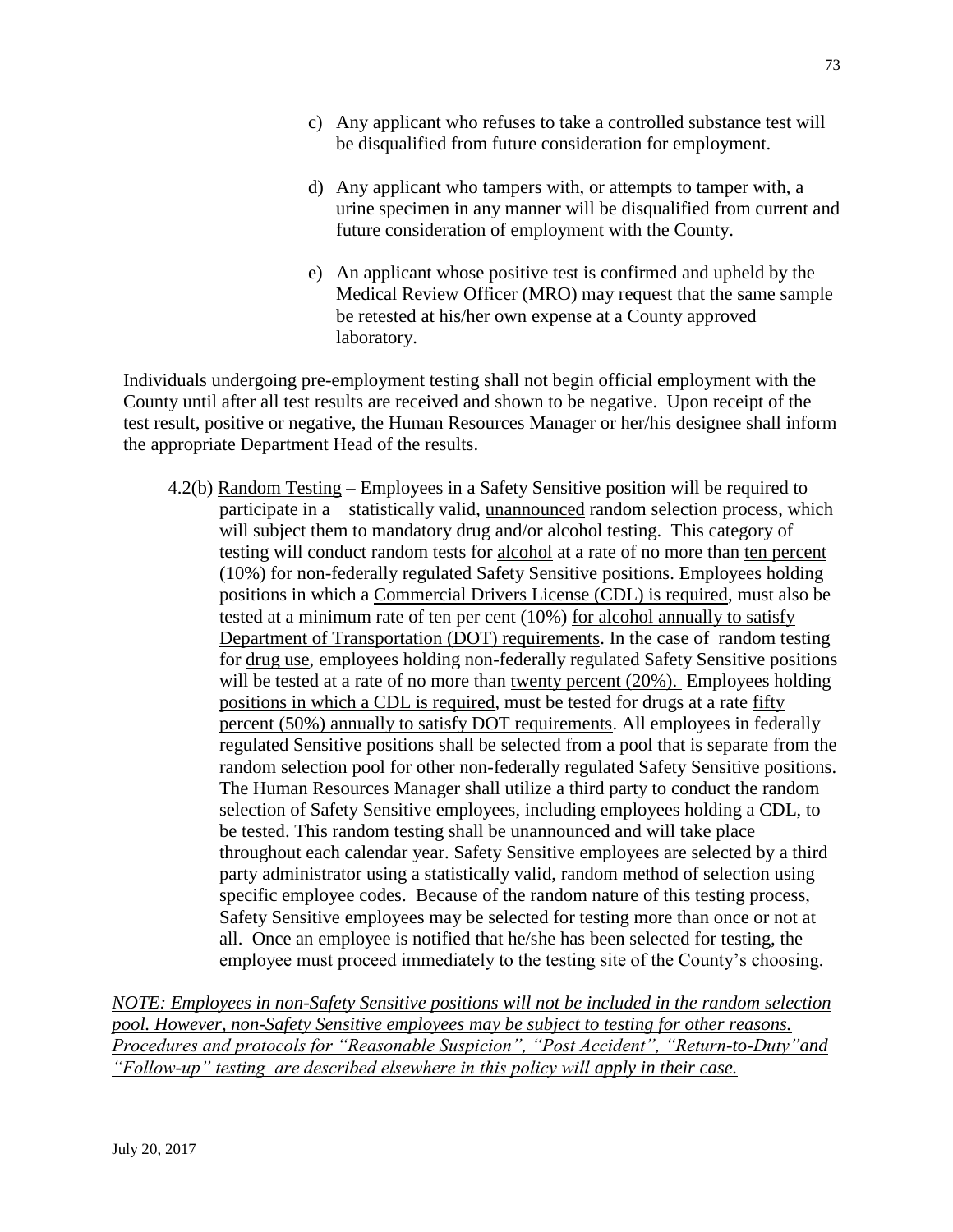c) Any applicant who refuses to take a controlled substance test will be disqualified from future consideration for employment.

d) Any applicant who tampers with, or attempts to tamper with, a urine specimen in any manner will be disqualified from current and future consideration of employment with the County.

e) An applicant whose positive test is confirmed and upheld by the Medical Review Officer (MRO) may request that the same sample be retested at his/her own expense at a County approved laboratory.

Individuals undergoing pre-employment testing shall not begin official employment with the County until after all test results are received and shown to be negative. Upon receipt of the test result, positive or negative, the Human Resources Manager or her/his designee shall inform the appropriate Department Head of the results.

4.2(b) <u>Random Testing</u> – Employees in a Safety Sensitive position will be required to participate in a statistically valid, <u>unannounced</u> random selection process, which will subject them to mandatory drug and/or alcohol testing. This category of testing will conduct random tests for <u>alcohol</u> at a rate of no more than <u>ten percent (10%)</u> for non-federally regulated Safety Sensitive positions. Employees holding positions in which a <u>Commercial Drivers License (CDL) is required</u>, must also be tested at a minimum rate of ten per cent (10%) <u>for alcohol annually to satisfy Department of Transportation (DOT) requirements</u>. In the case of random testing for <u>drug use</u>, employees holding non-federally regulated Safety Sensitive positions will be tested at a rate of no more than <u>twenty percent (20%).</u> Employees holding <u>positions in which a CDL is required</u>, must be tested for drugs at a rate <u>fifty percent (50%) annually to satisfy DOT requirements</u>. All employees in federally regulated Sensitive positions shall be selected from a pool that is separate from the random selection pool for other non-federally regulated Safety Sensitive positions. The Human Resources Manager shall utilize a third party to conduct the random selection of Safety Sensitive employees, including employees holding a CDL, to be tested. This random testing shall be unannounced and will take place throughout each calendar year. Safety Sensitive employees are selected by a third party administrator using a statistically valid, random method of selection using specific employee codes. Because of the random nature of this testing process, Safety Sensitive employees may be selected for testing more than once or not at all. Once an employee is notified that he/she has been selected for testing, the employee must proceed immediately to the testing site of the County's choosing.

*<u>NOTE: Employees in non-Safety Sensitive positions will not be included in the random selection pool. However, non-Safety Sensitive employees may be subject to testing for other reasons. Procedures and protocols for "Reasonable Suspicion", "Post Accident", "Return-to-Duty" and "Follow-up" testing are described elsewhere in this policy will apply in their case.</u>*

July 20, 2017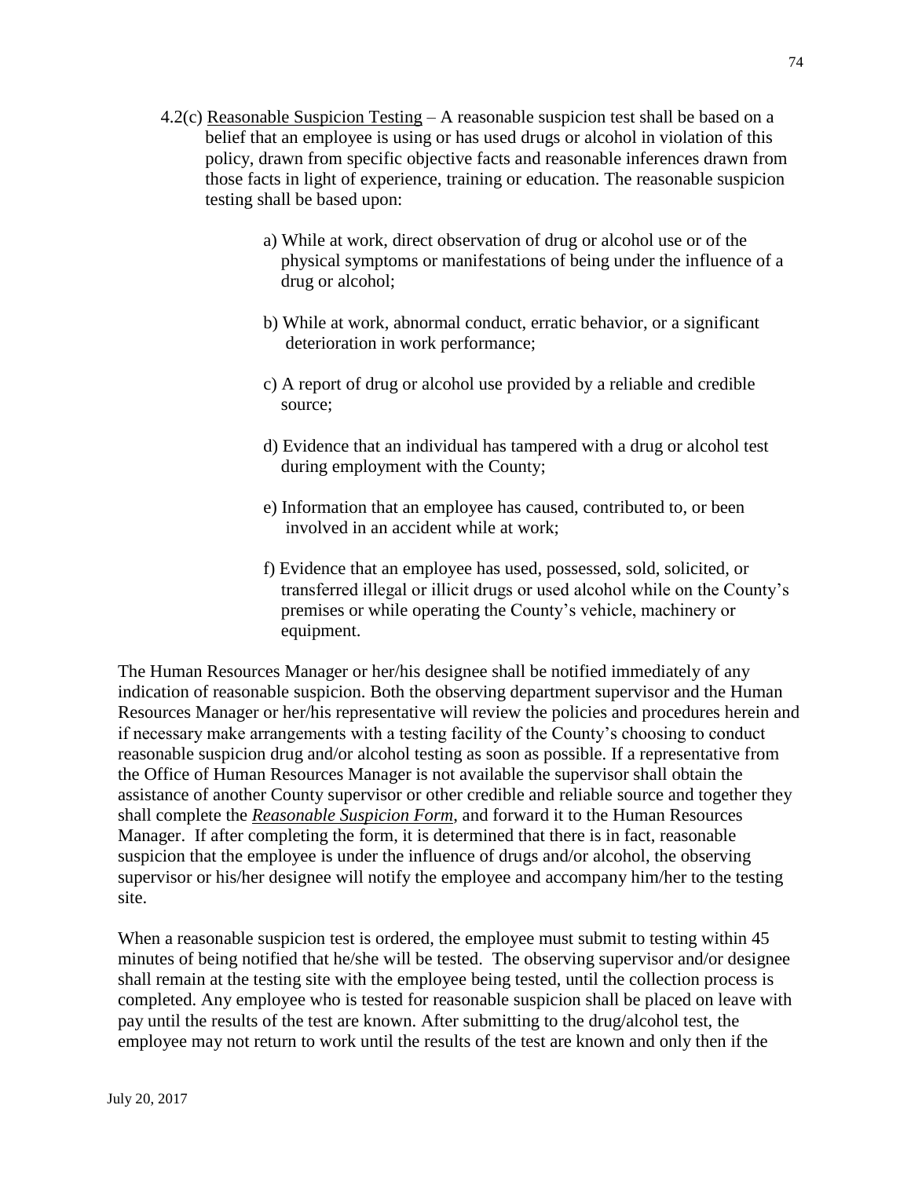4.2(c) <u>Reasonable Suspicion Testing</u> – A reasonable suspicion test shall be based on a belief that an employee is using or has used drugs or alcohol in violation of this policy, drawn from specific objective facts and reasonable inferences drawn from those facts in light of experience, training or education. The reasonable suspicion testing shall be based upon:

a) While at work, direct observation of drug or alcohol use or of the physical symptoms or manifestations of being under the influence of a drug or alcohol;

b) While at work, abnormal conduct, erratic behavior, or a significant deterioration in work performance;

c) A report of drug or alcohol use provided by a reliable and credible source;

d) Evidence that an individual has tampered with a drug or alcohol test during employment with the County;

e) Information that an employee has caused, contributed to, or been involved in an accident while at work;

f) Evidence that an employee has used, possessed, sold, solicited, or transferred illegal or illicit drugs or used alcohol while on the County's premises or while operating the County's vehicle, machinery or equipment.

The Human Resources Manager or her/his designee shall be notified immediately of any indication of reasonable suspicion. Both the observing department supervisor and the Human Resources Manager or her/his representative will review the policies and procedures herein and if necessary make arrangements with a testing facility of the County's choosing to conduct reasonable suspicion drug and/or alcohol testing as soon as possible. If a representative from the Office of Human Resources Manager is not available the supervisor shall obtain the assistance of another County supervisor or other credible and reliable source and together they shall complete the <u>***Reasonable Suspicion Form***</u>, and forward it to the Human Resources Manager. If after completing the form, it is determined that there is in fact, reasonable suspicion that the employee is under the influence of drugs and/or alcohol, the observing supervisor or his/her designee will notify the employee and accompany him/her to the testing site.

When a reasonable suspicion test is ordered, the employee must submit to testing within 45 minutes of being notified that he/she will be tested. The observing supervisor and/or designee shall remain at the testing site with the employee being tested, until the collection process is completed. Any employee who is tested for reasonable suspicion shall be placed on leave with pay until the results of the test are known. After submitting to the drug/alcohol test, the employee may not return to work until the results of the test are known and only then if the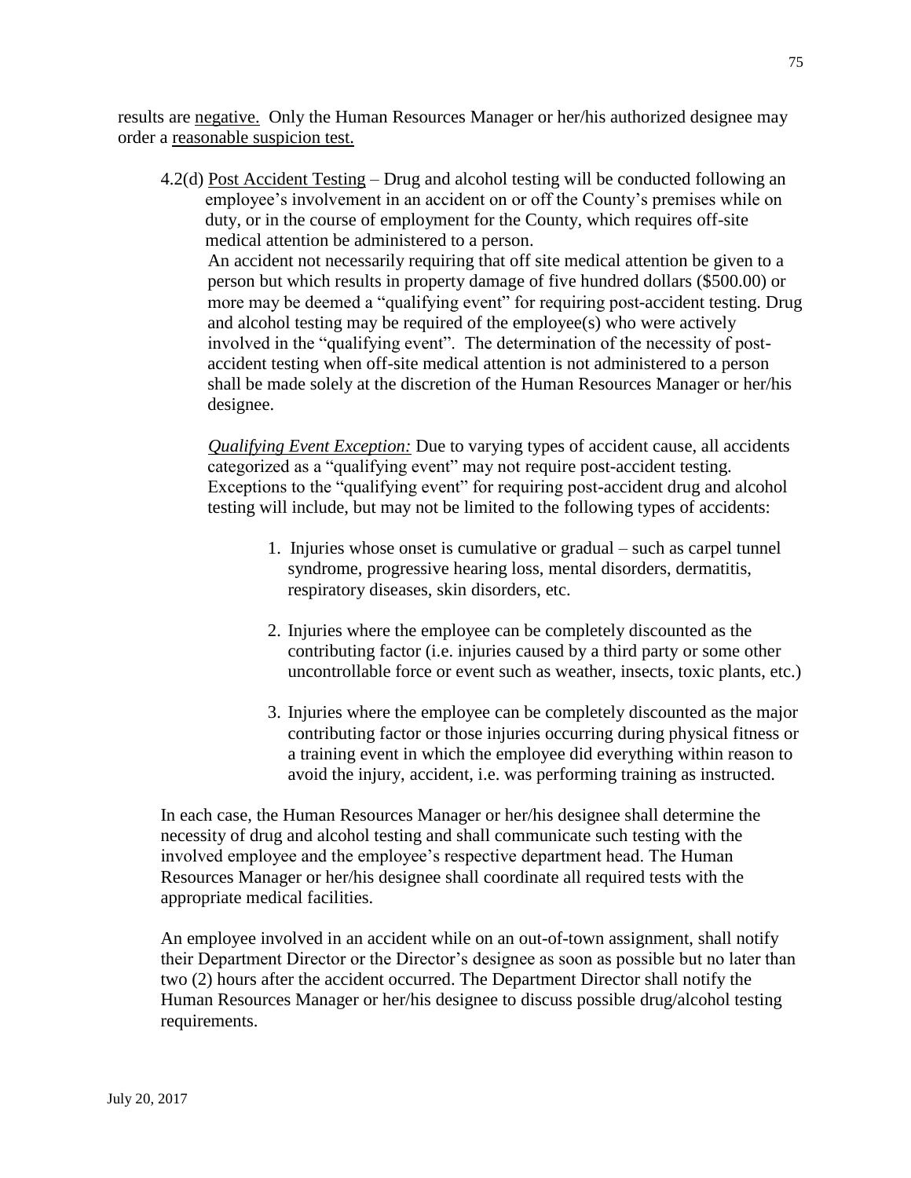results are <u>negative.</u> Only the Human Resources Manager or her/his authorized designee may order a <u>reasonable suspicion test.</u>

4.2(d) <u>Post Accident Testing</u> – Drug and alcohol testing will be conducted following an employee's involvement in an accident on or off the County's premises while on duty, or in the course of employment for the County, which requires off-site medical attention be administered to a person.

An accident not necessarily requiring that off site medical attention be given to a person but which results in property damage of five hundred dollars ($500.00) or more may be deemed a "qualifying event" for requiring post-accident testing. Drug and alcohol testing may be required of the employee(s) who were actively involved in the "qualifying event". The determination of the necessity of post-accident testing when off-site medical attention is not administered to a person shall be made solely at the discretion of the Human Resources Manager or her/his designee.

*<u>Qualifying Event Exception:</u>* Due to varying types of accident cause, all accidents categorized as a "qualifying event" may not require post-accident testing. Exceptions to the "qualifying event" for requiring post-accident drug and alcohol testing will include, but may not be limited to the following types of accidents:

1. Injuries whose onset is cumulative or gradual – such as carpel tunnel syndrome, progressive hearing loss, mental disorders, dermatitis, respiratory diseases, skin disorders, etc.

2. Injuries where the employee can be completely discounted as the contributing factor (i.e. injuries caused by a third party or some other uncontrollable force or event such as weather, insects, toxic plants, etc.)

3. Injuries where the employee can be completely discounted as the major contributing factor or those injuries occurring during physical fitness or a training event in which the employee did everything within reason to avoid the injury, accident, i.e. was performing training as instructed.

In each case, the Human Resources Manager or her/his designee shall determine the necessity of drug and alcohol testing and shall communicate such testing with the involved employee and the employee's respective department head. The Human Resources Manager or her/his designee shall coordinate all required tests with the appropriate medical facilities.

An employee involved in an accident while on an out-of-town assignment, shall notify their Department Director or the Director's designee as soon as possible but no later than two (2) hours after the accident occurred. The Department Director shall notify the Human Resources Manager or her/his designee to discuss possible drug/alcohol testing requirements.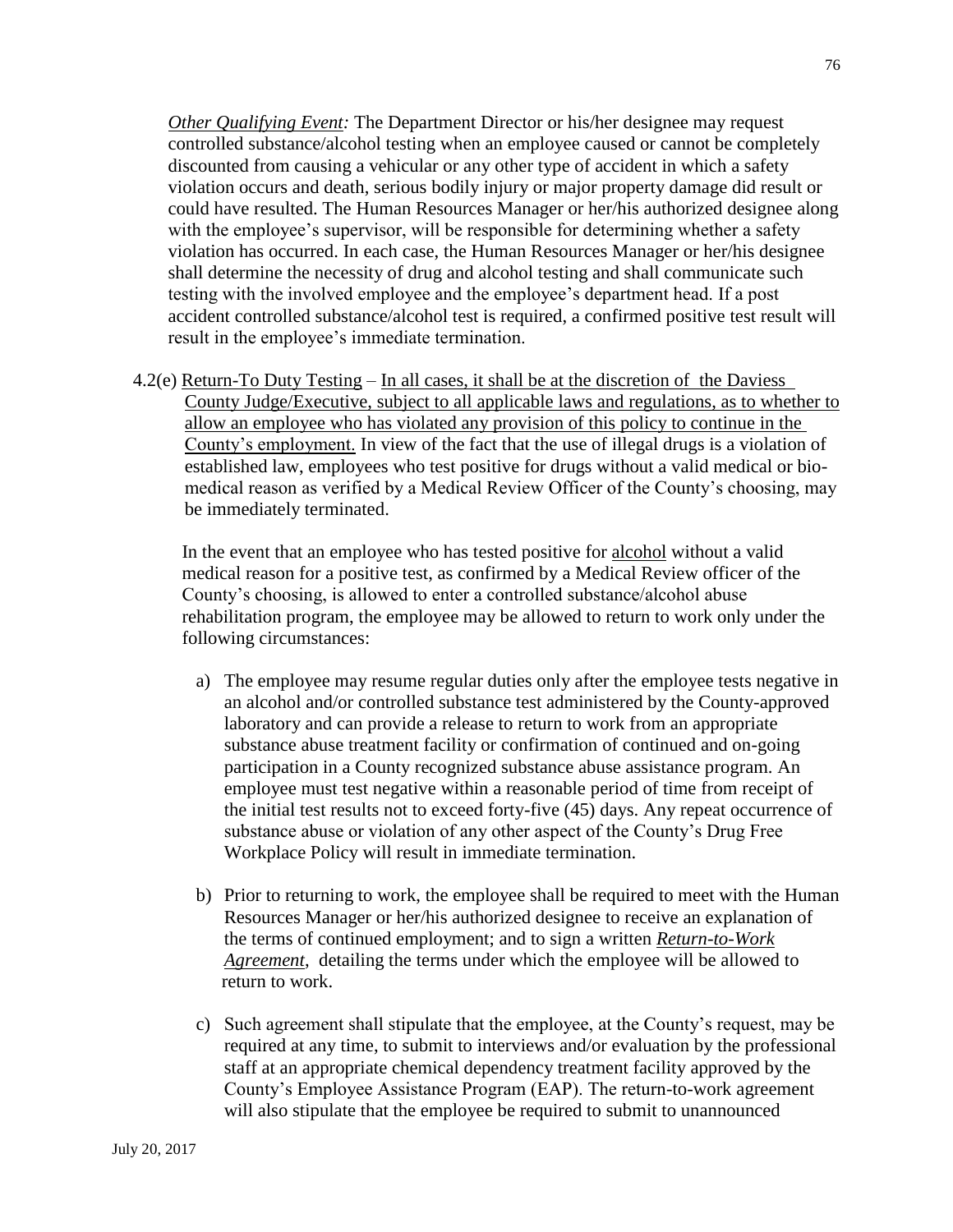*Other Qualifying Event:* The Department Director or his/her designee may request controlled substance/alcohol testing when an employee caused or cannot be completely discounted from causing a vehicular or any other type of accident in which a safety violation occurs and death, serious bodily injury or major property damage did result or could have resulted. The Human Resources Manager or her/his authorized designee along with the employee's supervisor, will be responsible for determining whether a safety violation has occurred. In each case, the Human Resources Manager or her/his designee shall determine the necessity of drug and alcohol testing and shall communicate such testing with the involved employee and the employee's department head. If a post accident controlled substance/alcohol test is required, a confirmed positive test result will result in the employee's immediate termination.

4.2(e) Return-To Duty Testing – In all cases, it shall be at the discretion of the Daviess County Judge/Executive, subject to all applicable laws and regulations, as to whether to allow an employee who has violated any provision of this policy to continue in the County's employment. In view of the fact that the use of illegal drugs is a violation of established law, employees who test positive for drugs without a valid medical or bio-medical reason as verified by a Medical Review Officer of the County's choosing, may be immediately terminated.

In the event that an employee who has tested positive for alcohol without a valid medical reason for a positive test, as confirmed by a Medical Review officer of the County's choosing, is allowed to enter a controlled substance/alcohol abuse rehabilitation program, the employee may be allowed to return to work only under the following circumstances:

a) The employee may resume regular duties only after the employee tests negative in an alcohol and/or controlled substance test administered by the County-approved laboratory and can provide a release to return to work from an appropriate substance abuse treatment facility or confirmation of continued and on-going participation in a County recognized substance abuse assistance program. An employee must test negative within a reasonable period of time from receipt of the initial test results not to exceed forty-five (45) days. Any repeat occurrence of substance abuse or violation of any other aspect of the County's Drug Free Workplace Policy will result in immediate termination.

b) Prior to returning to work, the employee shall be required to meet with the Human Resources Manager or her/his authorized designee to receive an explanation of the terms of continued employment; and to sign a written ***Return-to-Work Agreement***, detailing the terms under which the employee will be allowed to return to work.

c) Such agreement shall stipulate that the employee, at the County's request, may be required at any time, to submit to interviews and/or evaluation by the professional staff at an appropriate chemical dependency treatment facility approved by the County's Employee Assistance Program (EAP). The return-to-work agreement will also stipulate that the employee be required to submit to unannounced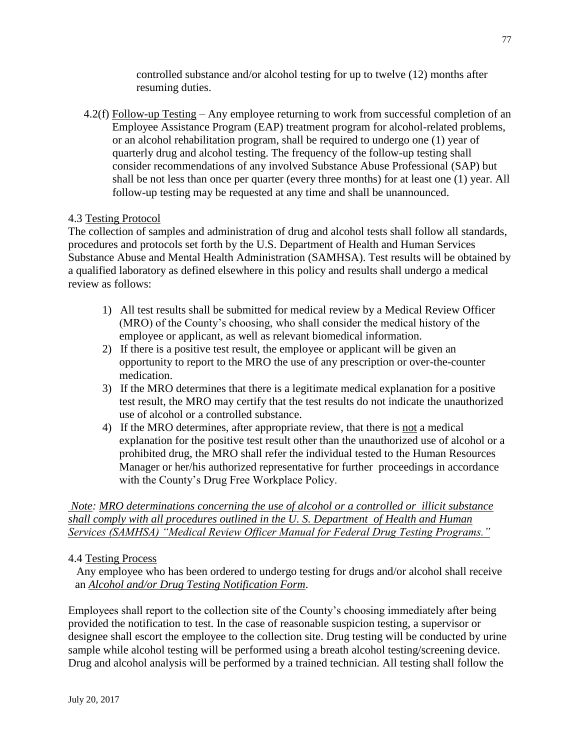controlled substance and/or alcohol testing for up to twelve (12) months after resuming duties.

4.2(f) Follow-up Testing – Any employee returning to work from successful completion of an Employee Assistance Program (EAP) treatment program for alcohol-related problems, or an alcohol rehabilitation program, shall be required to undergo one (1) year of quarterly drug and alcohol testing. The frequency of the follow-up testing shall consider recommendations of any involved Substance Abuse Professional (SAP) but shall be not less than once per quarter (every three months) for at least one (1) year. All follow-up testing may be requested at any time and shall be unannounced.

4.3 Testing Protocol

The collection of samples and administration of drug and alcohol tests shall follow all standards, procedures and protocols set forth by the U.S. Department of Health and Human Services Substance Abuse and Mental Health Administration (SAMHSA). Test results will be obtained by a qualified laboratory as defined elsewhere in this policy and results shall undergo a medical review as follows:

1) All test results shall be submitted for medical review by a Medical Review Officer (MRO) of the County's choosing, who shall consider the medical history of the employee or applicant, as well as relevant biomedical information.
2) If there is a positive test result, the employee or applicant will be given an opportunity to report to the MRO the use of any prescription or over-the-counter medication.
3) If the MRO determines that there is a legitimate medical explanation for a positive test result, the MRO may certify that the test results do not indicate the unauthorized use of alcohol or a controlled substance.
4) If the MRO determines, after appropriate review, that there is not a medical explanation for the positive test result other than the unauthorized use of alcohol or a prohibited drug, the MRO shall refer the individual tested to the Human Resources Manager or her/his authorized representative for further proceedings in accordance with the County's Drug Free Workplace Policy.

*Note: MRO determinations concerning the use of alcohol or a controlled or illicit substance shall comply with all procedures outlined in the U. S. Department of Health and Human Services (SAMHSA) "Medical Review Officer Manual for Federal Drug Testing Programs."*

4.4 Testing Process

Any employee who has been ordered to undergo testing for drugs and/or alcohol shall receive an *Alcohol and/or Drug Testing Notification Form*.

Employees shall report to the collection site of the County's choosing immediately after being provided the notification to test. In the case of reasonable suspicion testing, a supervisor or designee shall escort the employee to the collection site. Drug testing will be conducted by urine sample while alcohol testing will be performed using a breath alcohol testing/screening device. Drug and alcohol analysis will be performed by a trained technician. All testing shall follow the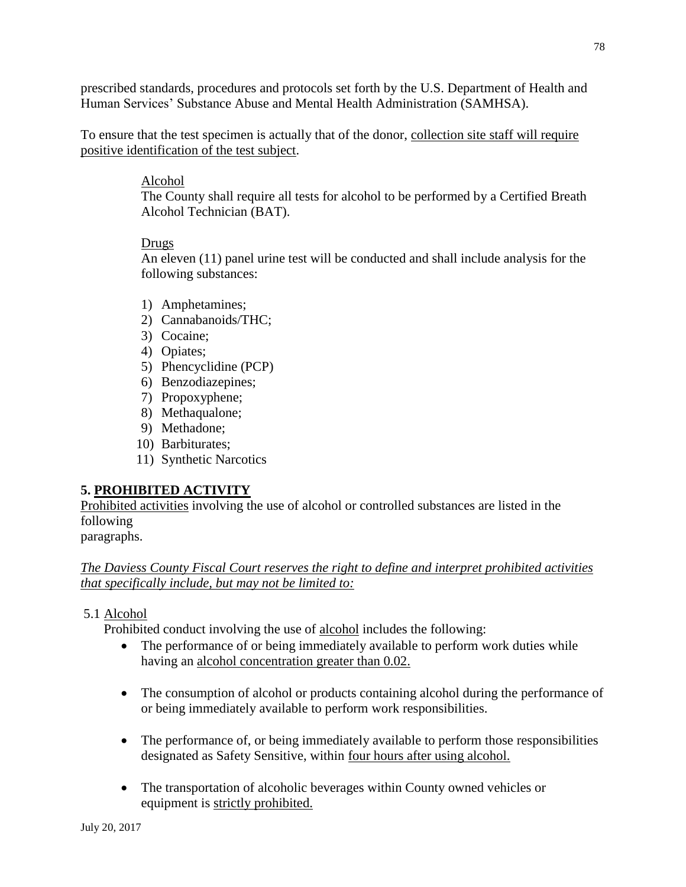prescribed standards, procedures and protocols set forth by the U.S. Department of Health and Human Services' Substance Abuse and Mental Health Administration (SAMHSA).

To ensure that the test specimen is actually that of the donor, collection site staff will require positive identification of the test subject.

Alcohol
The County shall require all tests for alcohol to be performed by a Certified Breath Alcohol Technician (BAT).

Drugs
An eleven (11) panel urine test will be conducted and shall include analysis for the following substances:

1) Amphetamines;
2) Cannabanoids/THC;
3) Cocaine;
4) Opiates;
5) Phencyclidine (PCP)
6) Benzodiazepines;
7) Propoxyphene;
8) Methaqualone;
9) Methadone;
10) Barbiturates;
11) Synthetic Narcotics

## 5. PROHIBITED ACTIVITY

Prohibited activities involving the use of alcohol or controlled substances are listed in the following paragraphs.

*The Daviess County Fiscal Court reserves the right to define and interpret prohibited activities that specifically include, but may not be limited to:*

5.1 Alcohol

Prohibited conduct involving the use of alcohol includes the following:

- The performance of or being immediately available to perform work duties while having an alcohol concentration greater than 0.02.
- The consumption of alcohol or products containing alcohol during the performance of or being immediately available to perform work responsibilities.
- The performance of, or being immediately available to perform those responsibilities designated as Safety Sensitive, within four hours after using alcohol.
- The transportation of alcoholic beverages within County owned vehicles or equipment is strictly prohibited.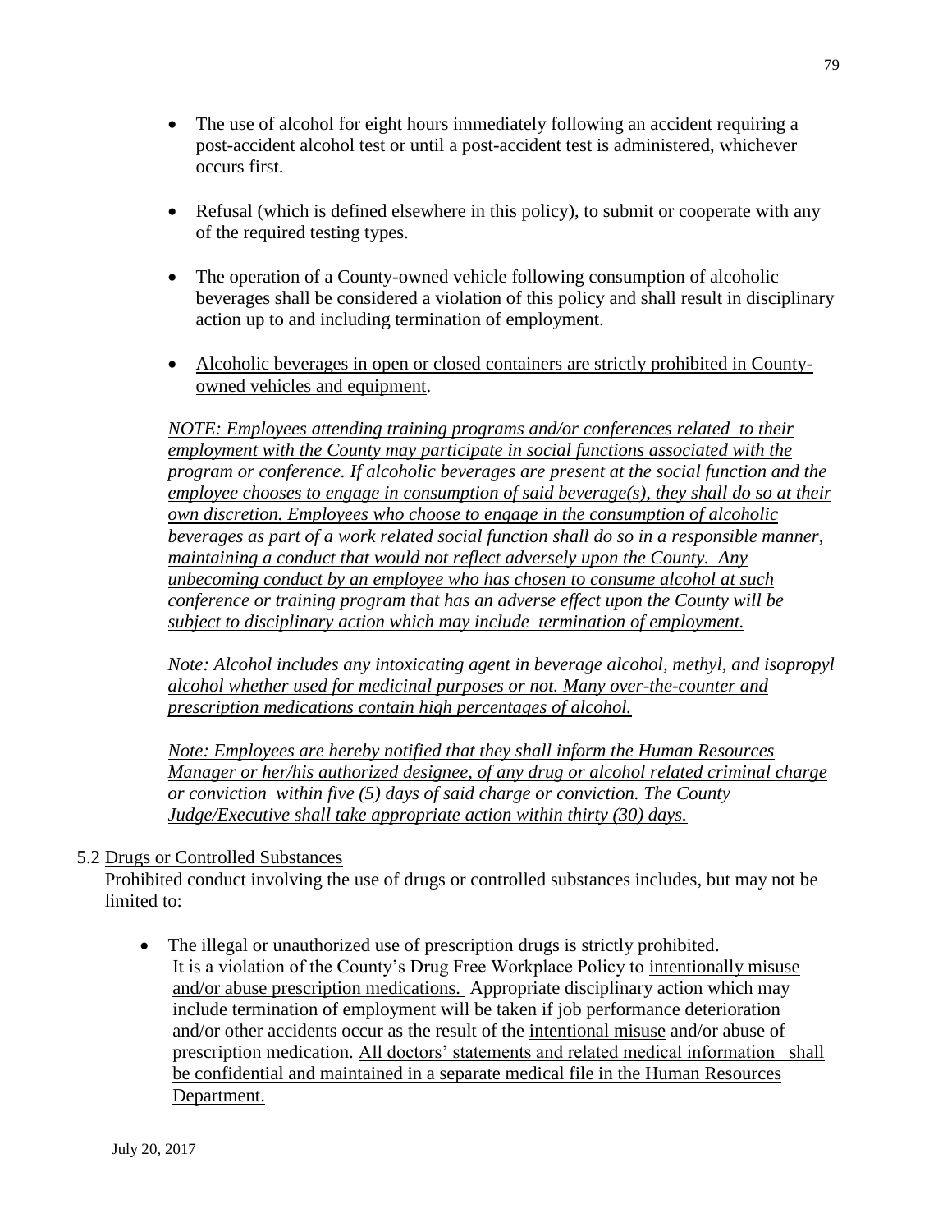- The use of alcohol for eight hours immediately following an accident requiring a post-accident alcohol test or until a post-accident test is administered, whichever occurs first.

- Refusal (which is defined elsewhere in this policy), to submit or cooperate with any of the required testing types.

- The operation of a County-owned vehicle following consumption of alcoholic beverages shall be considered a violation of this policy and shall result in disciplinary action up to and including termination of employment.

- <u>Alcoholic beverages in open or closed containers are strictly prohibited in County-owned vehicles and equipment</u>.

  <u>*NOTE: Employees attending training programs and/or conferences related to their employment with the County may participate in social functions associated with the program or conference. If alcoholic beverages are present at the social function and the employee chooses to engage in consumption of said beverage(s), they shall do so at their own discretion. Employees who choose to engage in the consumption of alcoholic beverages as part of a work related social function shall do so in a responsible manner, maintaining a conduct that would not reflect adversely upon the County. Any unbecoming conduct by an employee who has chosen to consume alcohol at such conference or training program that has an adverse effect upon the County will be subject to disciplinary action which may include termination of employment.*</u>

  <u>*Note: Alcohol includes any intoxicating agent in beverage alcohol, methyl, and isopropyl alcohol whether used for medicinal purposes or not. Many over-the-counter and prescription medications contain high percentages of alcohol.*</u>

  <u>*Note: Employees are hereby notified that they shall inform the Human Resources Manager or her/his authorized designee, of any drug or alcohol related criminal charge or conviction within five (5) days of said charge or conviction. The County Judge/Executive shall take appropriate action within thirty (30) days.*</u>

5.2 <u>Drugs or Controlled Substances</u>

Prohibited conduct involving the use of drugs or controlled substances includes, but may not be limited to:

- <u>The illegal or unauthorized use of prescription drugs is strictly prohibited</u>.
  It is a violation of the County's Drug Free Workplace Policy to <u>intentionally misuse and/or abuse prescription medications.</u> Appropriate disciplinary action which may include termination of employment will be taken if job performance deterioration and/or other accidents occur as the result of the <u>intentional misuse</u> and/or abuse of prescription medication. <u>All doctors' statements and related medical information shall be confidential and maintained in a separate medical file in the Human Resources Department.</u>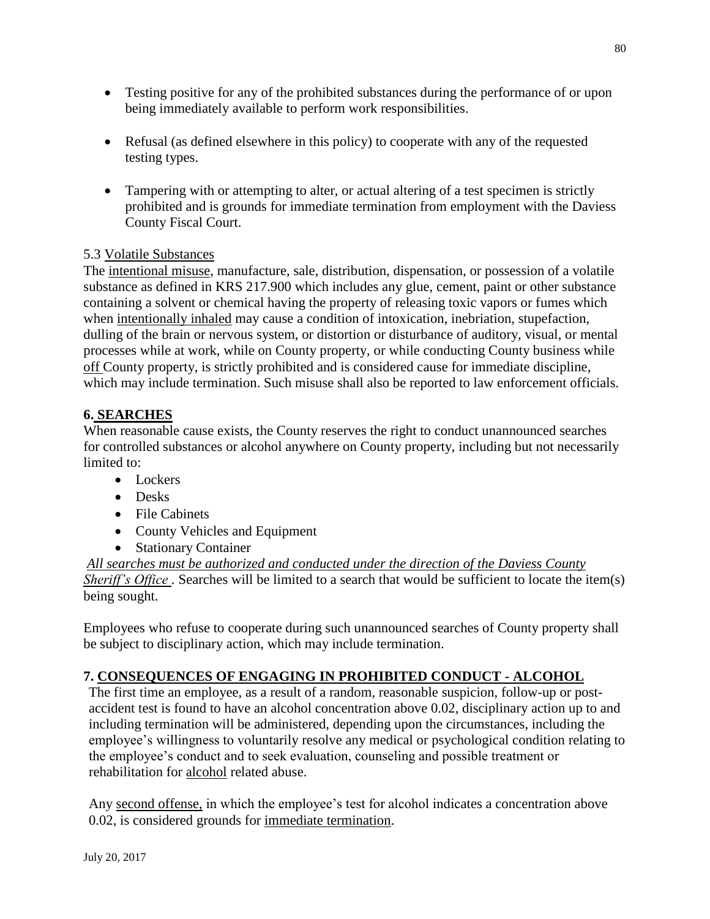- Testing positive for any of the prohibited substances during the performance of or upon being immediately available to perform work responsibilities.
- Refusal (as defined elsewhere in this policy) to cooperate with any of the requested testing types.
- Tampering with or attempting to alter, or actual altering of a test specimen is strictly prohibited and is grounds for immediate termination from employment with the Daviess County Fiscal Court.

5.3 Volatile Substances

The intentional misuse, manufacture, sale, distribution, dispensation, or possession of a volatile substance as defined in KRS 217.900 which includes any glue, cement, paint or other substance containing a solvent or chemical having the property of releasing toxic vapors or fumes which when intentionally inhaled may cause a condition of intoxication, inebriation, stupefaction, dulling of the brain or nervous system, or distortion or disturbance of auditory, visual, or mental processes while at work, while on County property, or while conducting County business while off County property, is strictly prohibited and is considered cause for immediate discipline, which may include termination. Such misuse shall also be reported to law enforcement officials.

## 6. SEARCHES

When reasonable cause exists, the County reserves the right to conduct unannounced searches for controlled substances or alcohol anywhere on County property, including but not necessarily limited to:

- Lockers
- Desks
- File Cabinets
- County Vehicles and Equipment
- Stationary Container

*All searches must be authorized and conducted under the direction of the Daviess County Sheriff's Office*. Searches will be limited to a search that would be sufficient to locate the item(s) being sought.

Employees who refuse to cooperate during such unannounced searches of County property shall be subject to disciplinary action, which may include termination.

## 7. CONSEQUENCES OF ENGAGING IN PROHIBITED CONDUCT - ALCOHOL

The first time an employee, as a result of a random, reasonable suspicion, follow-up or post-accident test is found to have an alcohol concentration above 0.02, disciplinary action up to and including termination will be administered, depending upon the circumstances, including the employee's willingness to voluntarily resolve any medical or psychological condition relating to the employee's conduct and to seek evaluation, counseling and possible treatment or rehabilitation for alcohol related abuse.

Any second offense, in which the employee's test for alcohol indicates a concentration above 0.02, is considered grounds for immediate termination.

July 20, 2017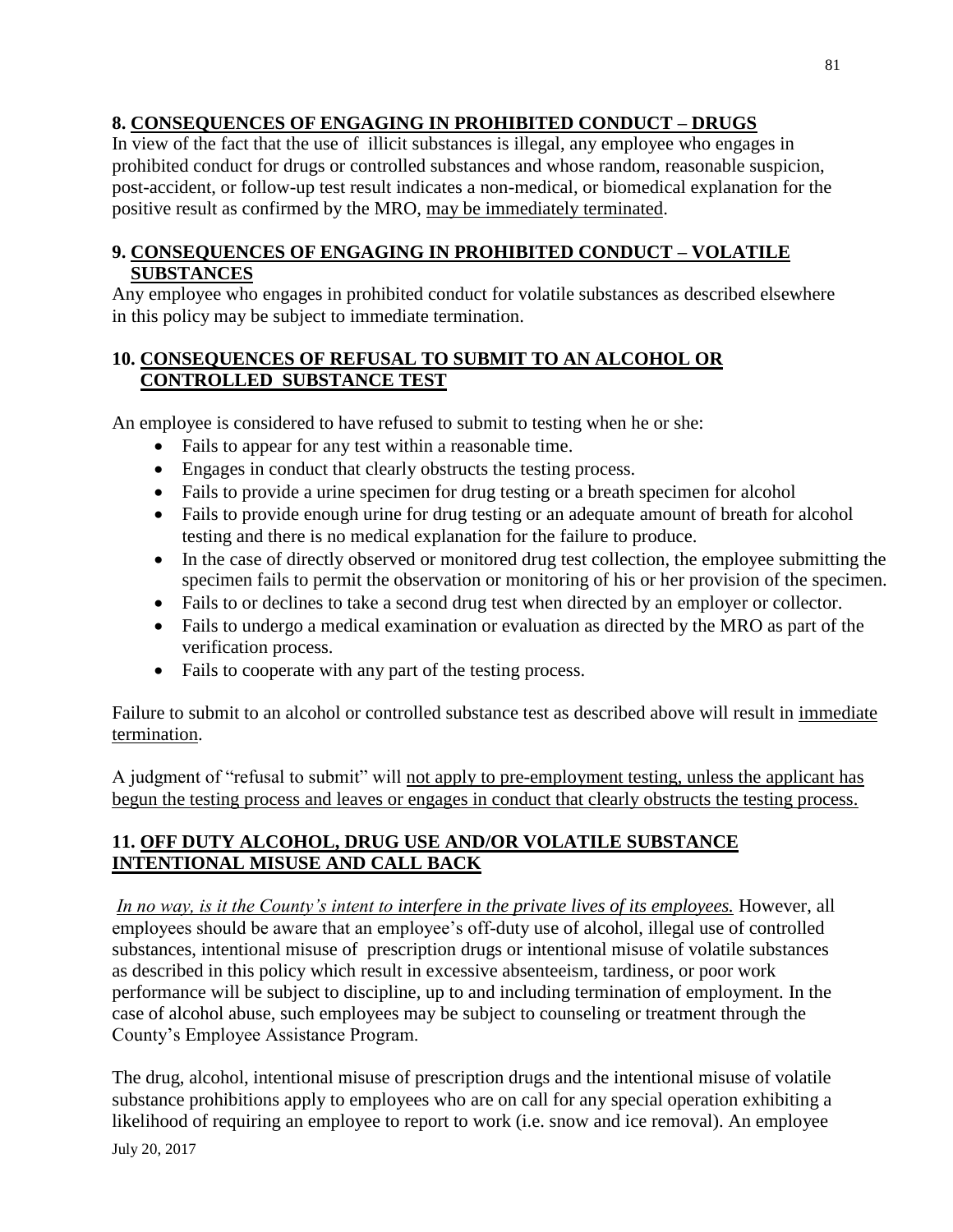## 8. CONSEQUENCES OF ENGAGING IN PROHIBITED CONDUCT – DRUGS

In view of the fact that the use of illicit substances is illegal, any employee who engages in prohibited conduct for drugs or controlled substances and whose random, reasonable suspicion, post-accident, or follow-up test result indicates a non-medical, or biomedical explanation for the positive result as confirmed by the MRO, <u>may be immediately terminated</u>.

## 9. CONSEQUENCES OF ENGAGING IN PROHIBITED CONDUCT – VOLATILE SUBSTANCES

Any employee who engages in prohibited conduct for volatile substances as described elsewhere in this policy may be subject to immediate termination.

## 10. CONSEQUENCES OF REFUSAL TO SUBMIT TO AN ALCOHOL OR CONTROLLED SUBSTANCE TEST

An employee is considered to have refused to submit to testing when he or she:

- Fails to appear for any test within a reasonable time.
- Engages in conduct that clearly obstructs the testing process.
- Fails to provide a urine specimen for drug testing or a breath specimen for alcohol
- Fails to provide enough urine for drug testing or an adequate amount of breath for alcohol testing and there is no medical explanation for the failure to produce.
- In the case of directly observed or monitored drug test collection, the employee submitting the specimen fails to permit the observation or monitoring of his or her provision of the specimen.
- Fails to or declines to take a second drug test when directed by an employer or collector.
- Fails to undergo a medical examination or evaluation as directed by the MRO as part of the verification process.
- Fails to cooperate with any part of the testing process.

Failure to submit to an alcohol or controlled substance test as described above will result in <u>immediate termination</u>.

A judgment of "refusal to submit" will <u>not apply to pre-employment testing, unless the applicant has begun the testing process and leaves or engages in conduct that clearly obstructs the testing process.</u>

## 11. OFF DUTY ALCOHOL, DRUG USE AND/OR VOLATILE SUBSTANCE INTENTIONAL MISUSE AND CALL BACK

*<u>In no way, is it the County's intent to interfere in the private lives of its employees.</u>* However, all employees should be aware that an employee's off-duty use of alcohol, illegal use of controlled substances, intentional misuse of prescription drugs or intentional misuse of volatile substances as described in this policy which result in excessive absenteeism, tardiness, or poor work performance will be subject to discipline, up to and including termination of employment. In the case of alcohol abuse, such employees may be subject to counseling or treatment through the County's Employee Assistance Program.

The drug, alcohol, intentional misuse of prescription drugs and the intentional misuse of volatile substance prohibitions apply to employees who are on call for any special operation exhibiting a likelihood of requiring an employee to report to work (i.e. snow and ice removal). An employee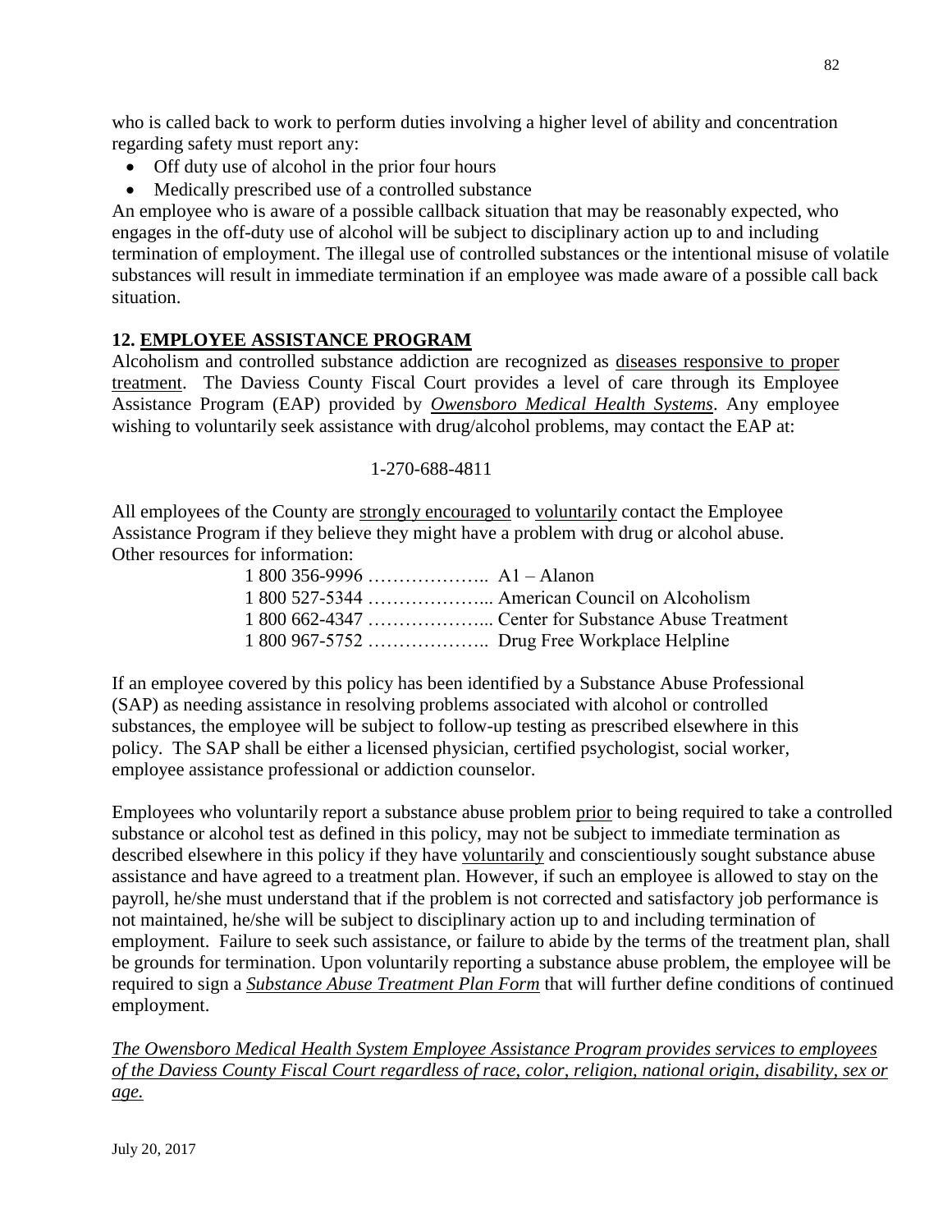who is called back to work to perform duties involving a higher level of ability and concentration regarding safety must report any:

- Off duty use of alcohol in the prior four hours
- Medically prescribed use of a controlled substance

An employee who is aware of a possible callback situation that may be reasonably expected, who engages in the off-duty use of alcohol will be subject to disciplinary action up to and including termination of employment. The illegal use of controlled substances or the intentional misuse of volatile substances will result in immediate termination if an employee was made aware of a possible call back situation.

## 12. EMPLOYEE ASSISTANCE PROGRAM

Alcoholism and controlled substance addiction are recognized as diseases responsive to proper treatment. The Daviess County Fiscal Court provides a level of care through its Employee Assistance Program (EAP) provided by ***Owensboro Medical Health Systems***. Any employee wishing to voluntarily seek assistance with drug/alcohol problems, may contact the EAP at:

1-270-688-4811

All employees of the County are strongly encouraged to voluntarily contact the Employee Assistance Program if they believe they might have a problem with drug or alcohol abuse. Other resources for information:

1 800 356-9996 ……………….. A1 – Alanon
1 800 527-5344 ……………….. American Council on Alcoholism
1 800 662-4347 ……………….. Center for Substance Abuse Treatment
1 800 967-5752 ……………….. Drug Free Workplace Helpline

If an employee covered by this policy has been identified by a Substance Abuse Professional (SAP) as needing assistance in resolving problems associated with alcohol or controlled substances, the employee will be subject to follow-up testing as prescribed elsewhere in this policy. The SAP shall be either a licensed physician, certified psychologist, social worker, employee assistance professional or addiction counselor.

Employees who voluntarily report a substance abuse problem prior to being required to take a controlled substance or alcohol test as defined in this policy, may not be subject to immediate termination as described elsewhere in this policy if they have voluntarily and conscientiously sought substance abuse assistance and have agreed to a treatment plan. However, if such an employee is allowed to stay on the payroll, he/she must understand that if the problem is not corrected and satisfactory job performance is not maintained, he/she will be subject to disciplinary action up to and including termination of employment. Failure to seek such assistance, or failure to abide by the terms of the treatment plan, shall be grounds for termination. Upon voluntarily reporting a substance abuse problem, the employee will be required to sign a ***Substance Abuse Treatment Plan Form*** that will further define conditions of continued employment.

*The Owensboro Medical Health System Employee Assistance Program provides services to employees of the Daviess County Fiscal Court regardless of race, color, religion, national origin, disability, sex or age.*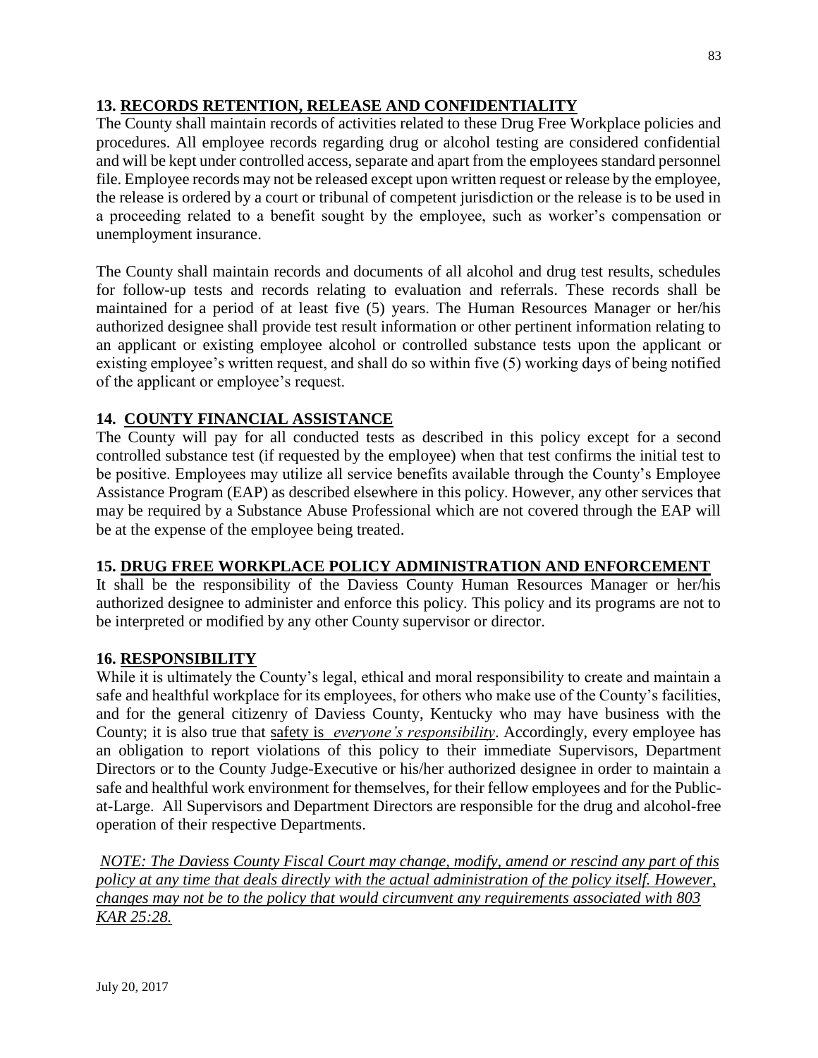## 13. RECORDS RETENTION, RELEASE AND CONFIDENTIALITY

The County shall maintain records of activities related to these Drug Free Workplace policies and procedures. All employee records regarding drug or alcohol testing are considered confidential and will be kept under controlled access, separate and apart from the employees standard personnel file. Employee records may not be released except upon written request or release by the employee, the release is ordered by a court or tribunal of competent jurisdiction or the release is to be used in a proceeding related to a benefit sought by the employee, such as worker's compensation or unemployment insurance.

The County shall maintain records and documents of all alcohol and drug test results, schedules for follow-up tests and records relating to evaluation and referrals. These records shall be maintained for a period of at least five (5) years. The Human Resources Manager or her/his authorized designee shall provide test result information or other pertinent information relating to an applicant or existing employee alcohol or controlled substance tests upon the applicant or existing employee's written request, and shall do so within five (5) working days of being notified of the applicant or employee's request.

## 14. COUNTY FINANCIAL ASSISTANCE

The County will pay for all conducted tests as described in this policy except for a second controlled substance test (if requested by the employee) when that test confirms the initial test to be positive. Employees may utilize all service benefits available through the County's Employee Assistance Program (EAP) as described elsewhere in this policy. However, any other services that may be required by a Substance Abuse Professional which are not covered through the EAP will be at the expense of the employee being treated.

## 15. DRUG FREE WORKPLACE POLICY ADMINISTRATION AND ENFORCEMENT

It shall be the responsibility of the Daviess County Human Resources Manager or her/his authorized designee to administer and enforce this policy. This policy and its programs are not to be interpreted or modified by any other County supervisor or director.

## 16. RESPONSIBILITY

While it is ultimately the County's legal, ethical and moral responsibility to create and maintain a safe and healthful workplace for its employees, for others who make use of the County's facilities, and for the general citizenry of Daviess County, Kentucky who may have business with the County; it is also true that safety is *everyone's responsibility*. Accordingly, every employee has an obligation to report violations of this policy to their immediate Supervisors, Department Directors or to the County Judge-Executive or his/her authorized designee in order to maintain a safe and healthful work environment for themselves, for their fellow employees and for the Public-at-Large. All Supervisors and Department Directors are responsible for the drug and alcohol-free operation of their respective Departments.

*NOTE: The Daviess County Fiscal Court may change, modify, amend or rescind any part of this policy at any time that deals directly with the actual administration of the policy itself. However, changes may not be to the policy that would circumvent any requirements associated with 803 KAR 25:28.*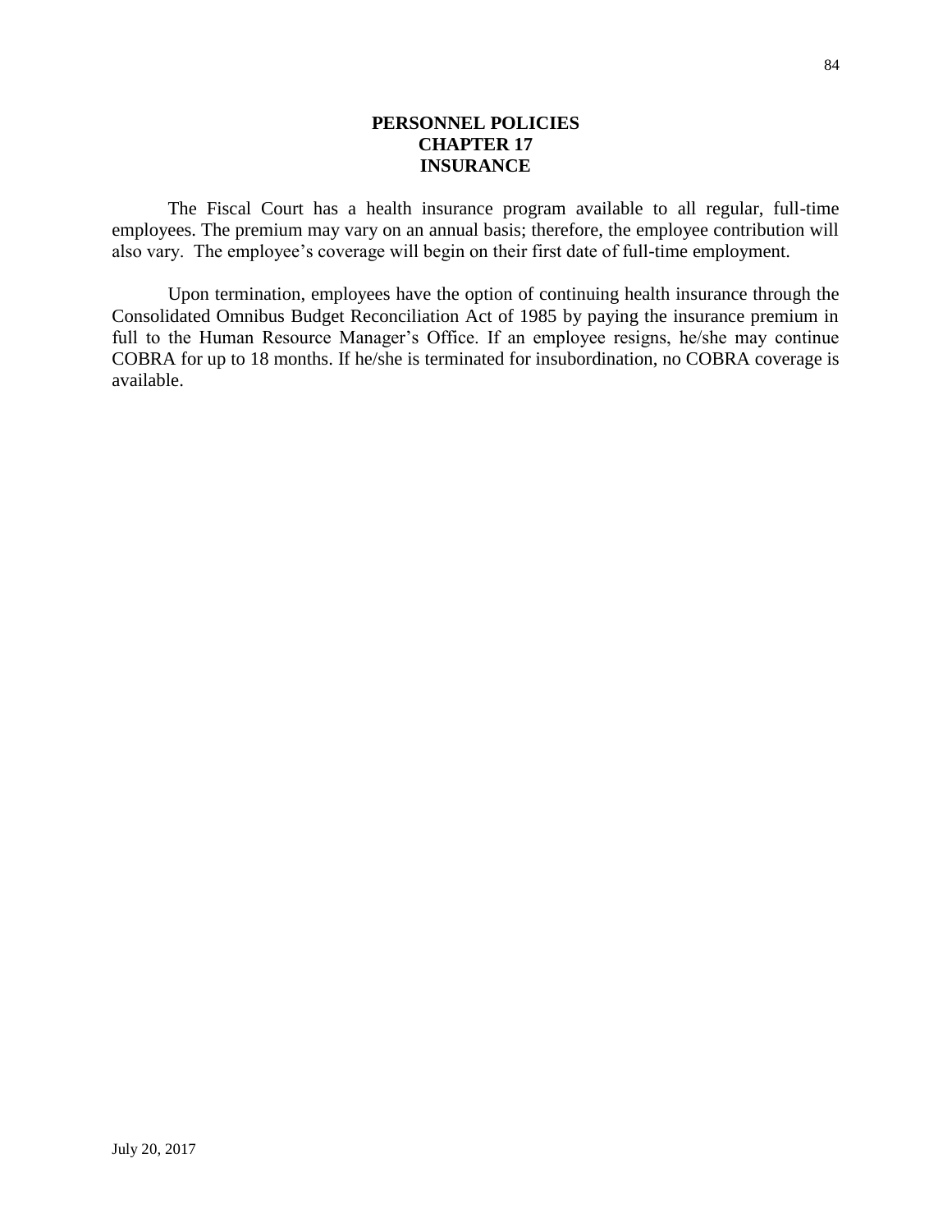# PERSONNEL POLICIES
## CHAPTER 17
## INSURANCE

The Fiscal Court has a health insurance program available to all regular, full-time employees. The premium may vary on an annual basis; therefore, the employee contribution will also vary. The employee's coverage will begin on their first date of full-time employment.

Upon termination, employees have the option of continuing health insurance through the Consolidated Omnibus Budget Reconciliation Act of 1985 by paying the insurance premium in full to the Human Resource Manager's Office. If an employee resigns, he/she may continue COBRA for up to 18 months. If he/she is terminated for insubordination, no COBRA coverage is available.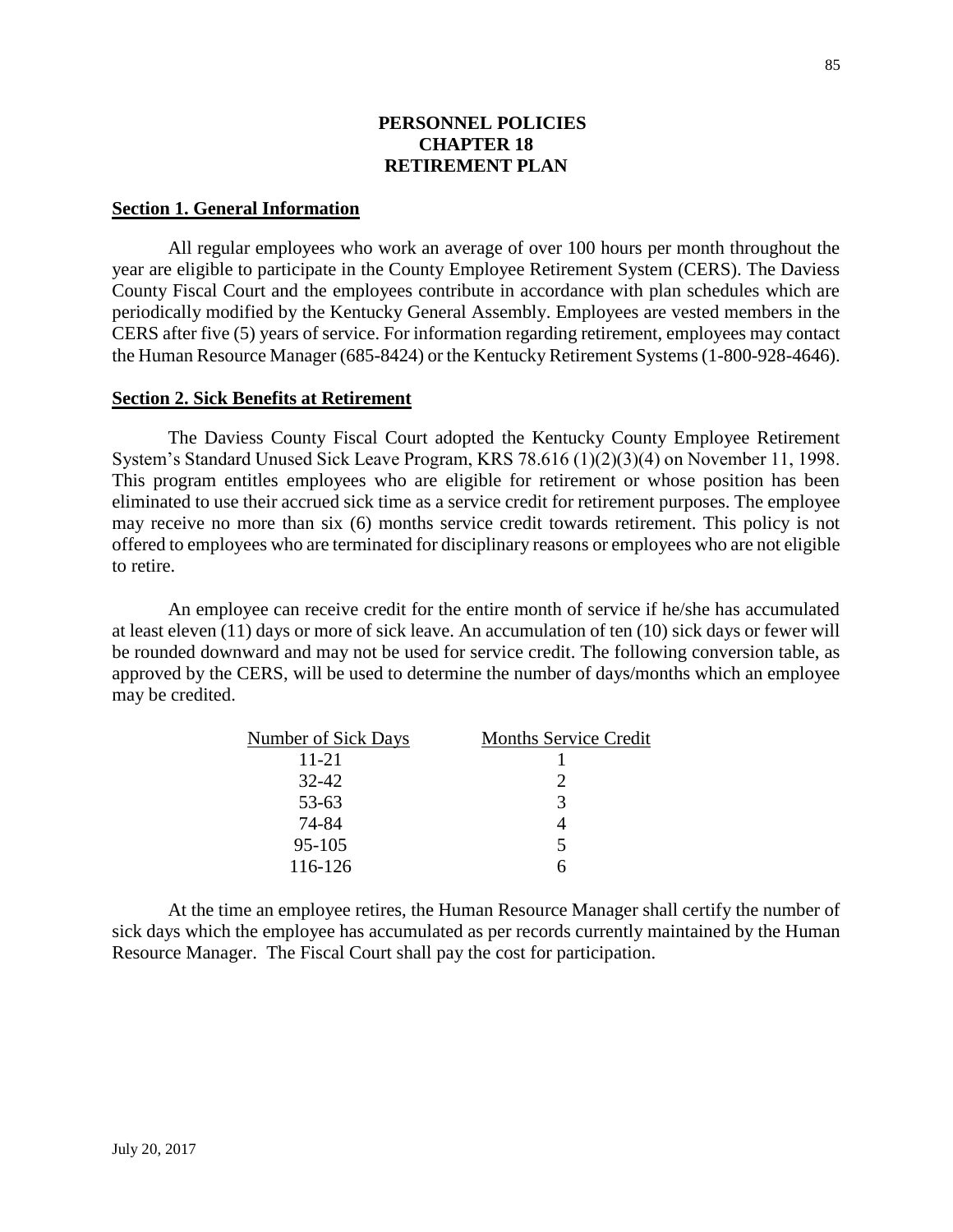# PERSONNEL POLICIES
# CHAPTER 18
# RETIREMENT PLAN

## Section 1. General Information

All regular employees who work an average of over 100 hours per month throughout the year are eligible to participate in the County Employee Retirement System (CERS). The Daviess County Fiscal Court and the employees contribute in accordance with plan schedules which are periodically modified by the Kentucky General Assembly. Employees are vested members in the CERS after five (5) years of service. For information regarding retirement, employees may contact the Human Resource Manager (685-8424) or the Kentucky Retirement Systems (1-800-928-4646).

## Section 2. Sick Benefits at Retirement

The Daviess County Fiscal Court adopted the Kentucky County Employee Retirement System's Standard Unused Sick Leave Program, KRS 78.616 (1)(2)(3)(4) on November 11, 1998. This program entitles employees who are eligible for retirement or whose position has been eliminated to use their accrued sick time as a service credit for retirement purposes. The employee may receive no more than six (6) months service credit towards retirement. This policy is not offered to employees who are terminated for disciplinary reasons or employees who are not eligible to retire.

An employee can receive credit for the entire month of service if he/she has accumulated at least eleven (11) days or more of sick leave. An accumulation of ten (10) sick days or fewer will be rounded downward and may not be used for service credit. The following conversion table, as approved by the CERS, will be used to determine the number of days/months which an employee may be credited.

| Number of Sick Days | Months Service Credit |
|---|---|
| 11-21 | 1 |
| 32-42 | 2 |
| 53-63 | 3 |
| 74-84 | 4 |
| 95-105 | 5 |
| 116-126 | 6 |

At the time an employee retires, the Human Resource Manager shall certify the number of sick days which the employee has accumulated as per records currently maintained by the Human Resource Manager. The Fiscal Court shall pay the cost for participation.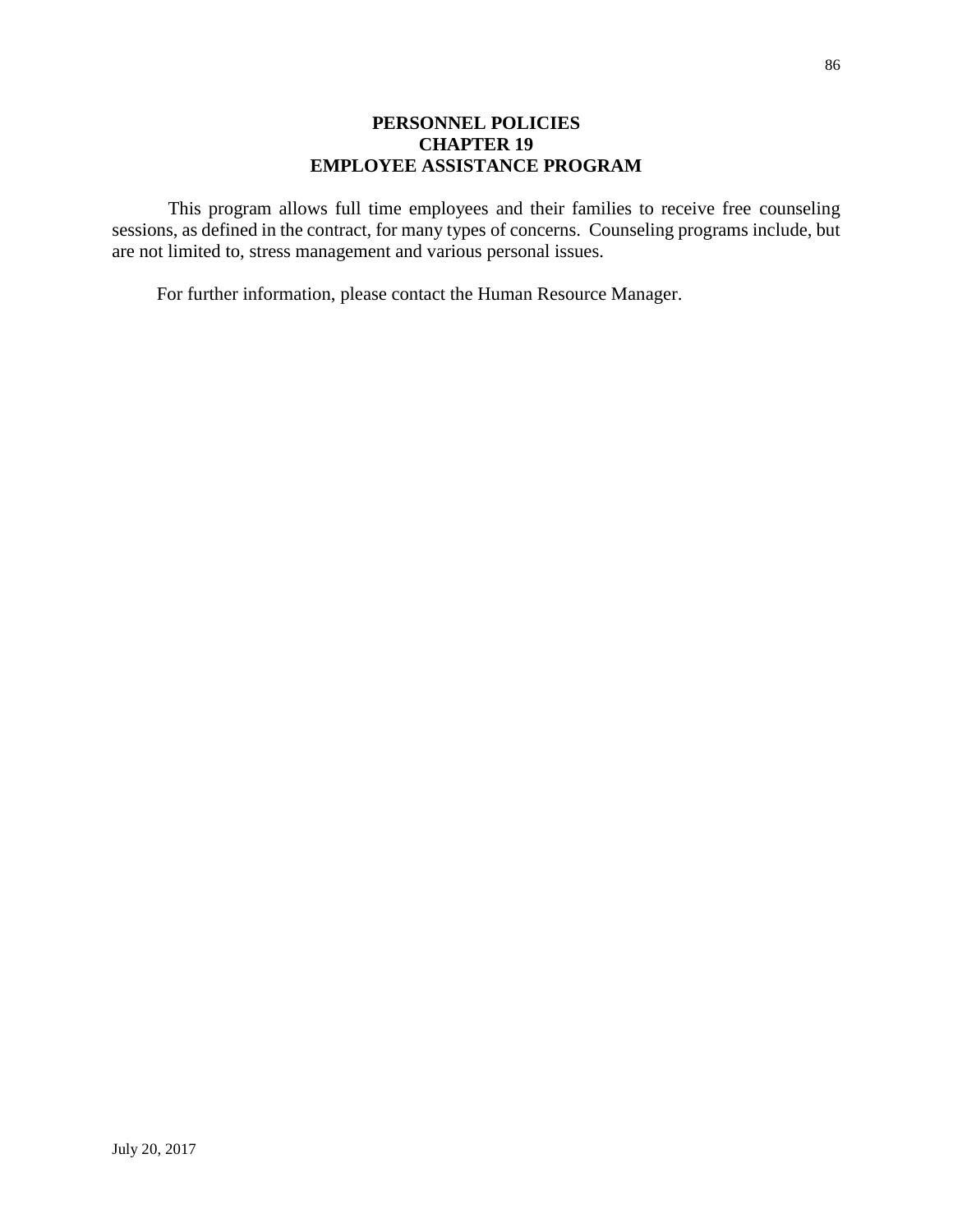# PERSONNEL POLICIES
## CHAPTER 19
## EMPLOYEE ASSISTANCE PROGRAM

This program allows full time employees and their families to receive free counseling sessions, as defined in the contract, for many types of concerns. Counseling programs include, but are not limited to, stress management and various personal issues.

For further information, please contact the Human Resource Manager.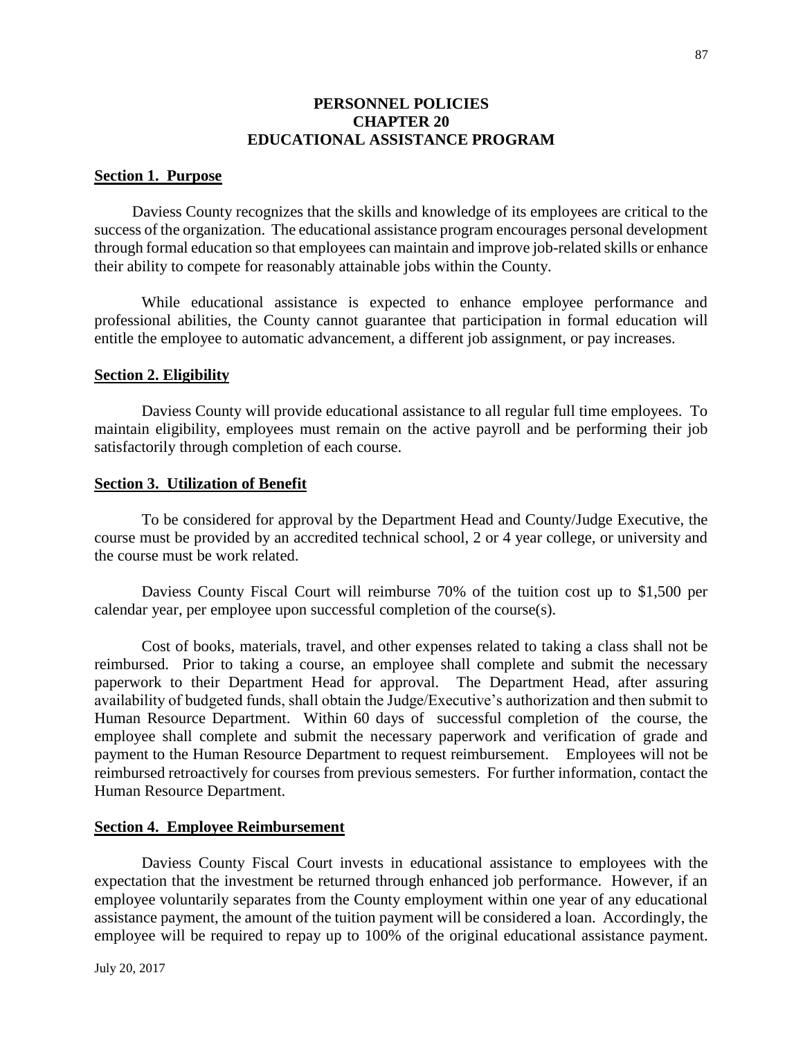# PERSONNEL POLICIES
# CHAPTER 20
# EDUCATIONAL ASSISTANCE PROGRAM

## Section 1. Purpose

Daviess County recognizes that the skills and knowledge of its employees are critical to the success of the organization. The educational assistance program encourages personal development through formal education so that employees can maintain and improve job-related skills or enhance their ability to compete for reasonably attainable jobs within the County.

While educational assistance is expected to enhance employee performance and professional abilities, the County cannot guarantee that participation in formal education will entitle the employee to automatic advancement, a different job assignment, or pay increases.

## Section 2. Eligibility

Daviess County will provide educational assistance to all regular full time employees. To maintain eligibility, employees must remain on the active payroll and be performing their job satisfactorily through completion of each course.

## Section 3. Utilization of Benefit

To be considered for approval by the Department Head and County/Judge Executive, the course must be provided by an accredited technical school, 2 or 4 year college, or university and the course must be work related.

Daviess County Fiscal Court will reimburse 70% of the tuition cost up to $1,500 per calendar year, per employee upon successful completion of the course(s).

Cost of books, materials, travel, and other expenses related to taking a class shall not be reimbursed. Prior to taking a course, an employee shall complete and submit the necessary paperwork to their Department Head for approval. The Department Head, after assuring availability of budgeted funds, shall obtain the Judge/Executive's authorization and then submit to Human Resource Department. Within 60 days of successful completion of the course, the employee shall complete and submit the necessary paperwork and verification of grade and payment to the Human Resource Department to request reimbursement. Employees will not be reimbursed retroactively for courses from previous semesters. For further information, contact the Human Resource Department.

## Section 4. Employee Reimbursement

Daviess County Fiscal Court invests in educational assistance to employees with the expectation that the investment be returned through enhanced job performance. However, if an employee voluntarily separates from the County employment within one year of any educational assistance payment, the amount of the tuition payment will be considered a loan. Accordingly, the employee will be required to repay up to 100% of the original educational assistance payment.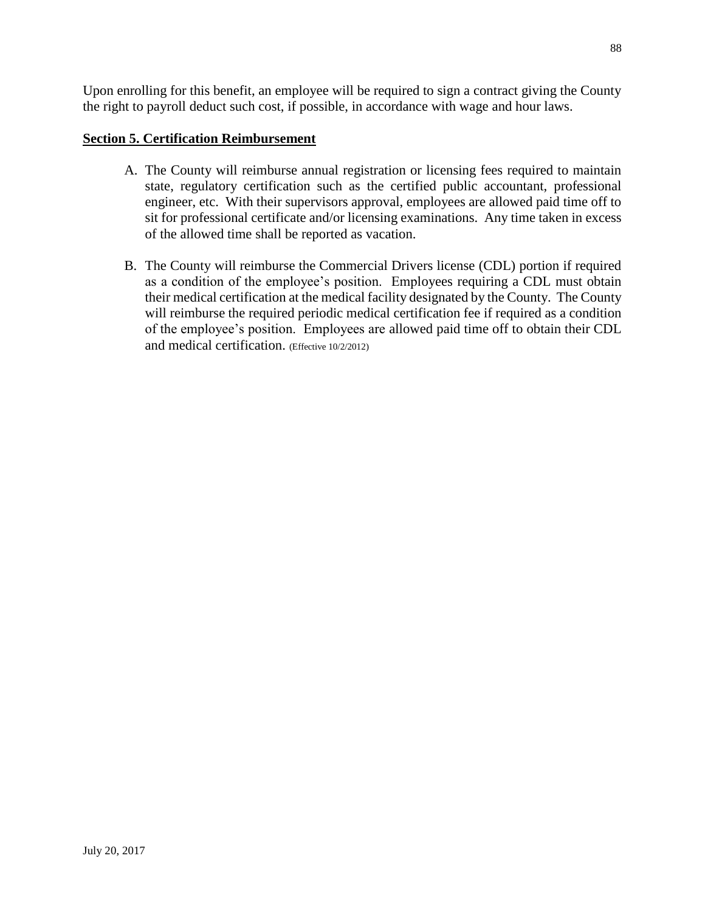Upon enrolling for this benefit, an employee will be required to sign a contract giving the County the right to payroll deduct such cost, if possible, in accordance with wage and hour laws.

**Section 5. Certification Reimbursement**

A. The County will reimburse annual registration or licensing fees required to maintain state, regulatory certification such as the certified public accountant, professional engineer, etc. With their supervisors approval, employees are allowed paid time off to sit for professional certificate and/or licensing examinations. Any time taken in excess of the allowed time shall be reported as vacation.

B. The County will reimburse the Commercial Drivers license (CDL) portion if required as a condition of the employee's position. Employees requiring a CDL must obtain their medical certification at the medical facility designated by the County. The County will reimburse the required periodic medical certification fee if required as a condition of the employee's position. Employees are allowed paid time off to obtain their CDL and medical certification. (Effective 10/2/2012)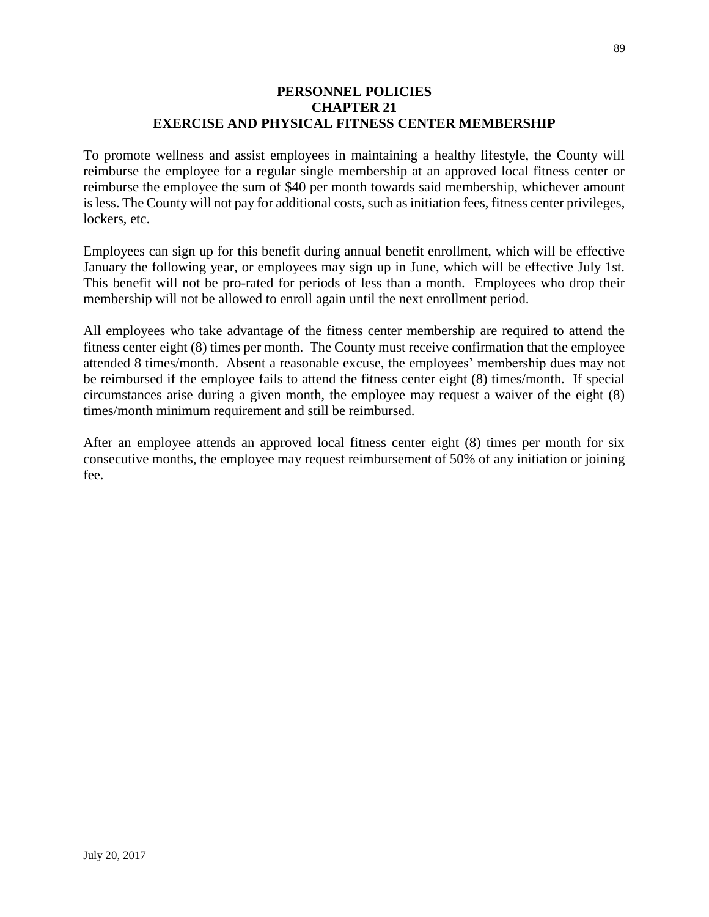# PERSONNEL POLICIES
## CHAPTER 21
## EXERCISE AND PHYSICAL FITNESS CENTER MEMBERSHIP

To promote wellness and assist employees in maintaining a healthy lifestyle, the County will reimburse the employee for a regular single membership at an approved local fitness center or reimburse the employee the sum of $40 per month towards said membership, whichever amount is less. The County will not pay for additional costs, such as initiation fees, fitness center privileges, lockers, etc.

Employees can sign up for this benefit during annual benefit enrollment, which will be effective January the following year, or employees may sign up in June, which will be effective July 1st. This benefit will not be pro-rated for periods of less than a month. Employees who drop their membership will not be allowed to enroll again until the next enrollment period.

All employees who take advantage of the fitness center membership are required to attend the fitness center eight (8) times per month. The County must receive confirmation that the employee attended 8 times/month. Absent a reasonable excuse, the employees' membership dues may not be reimbursed if the employee fails to attend the fitness center eight (8) times/month. If special circumstances arise during a given month, the employee may request a waiver of the eight (8) times/month minimum requirement and still be reimbursed.

After an employee attends an approved local fitness center eight (8) times per month for six consecutive months, the employee may request reimbursement of 50% of any initiation or joining fee.

July 20, 2017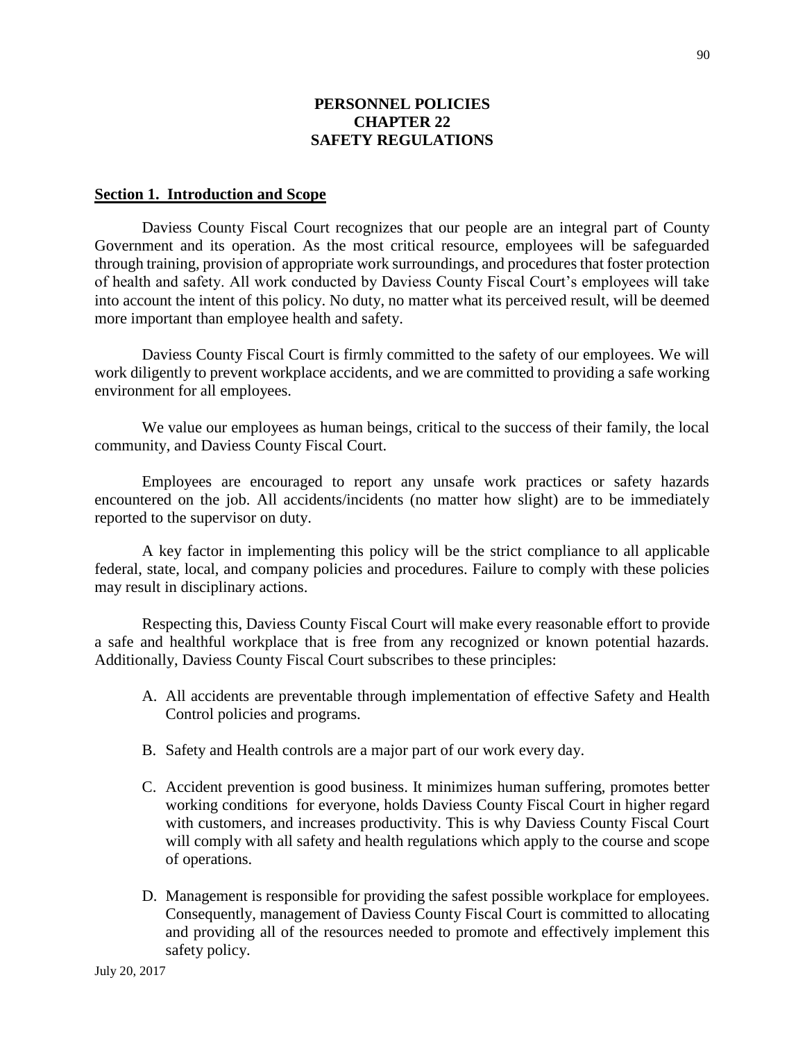# PERSONNEL POLICIES
# CHAPTER 22
# SAFETY REGULATIONS

## Section 1. Introduction and Scope

Daviess County Fiscal Court recognizes that our people are an integral part of County Government and its operation. As the most critical resource, employees will be safeguarded through training, provision of appropriate work surroundings, and procedures that foster protection of health and safety. All work conducted by Daviess County Fiscal Court's employees will take into account the intent of this policy. No duty, no matter what its perceived result, will be deemed more important than employee health and safety.

Daviess County Fiscal Court is firmly committed to the safety of our employees. We will work diligently to prevent workplace accidents, and we are committed to providing a safe working environment for all employees.

We value our employees as human beings, critical to the success of their family, the local community, and Daviess County Fiscal Court.

Employees are encouraged to report any unsafe work practices or safety hazards encountered on the job. All accidents/incidents (no matter how slight) are to be immediately reported to the supervisor on duty.

A key factor in implementing this policy will be the strict compliance to all applicable federal, state, local, and company policies and procedures. Failure to comply with these policies may result in disciplinary actions.

Respecting this, Daviess County Fiscal Court will make every reasonable effort to provide a safe and healthful workplace that is free from any recognized or known potential hazards. Additionally, Daviess County Fiscal Court subscribes to these principles:

A. All accidents are preventable through implementation of effective Safety and Health Control policies and programs.

B. Safety and Health controls are a major part of our work every day.

C. Accident prevention is good business. It minimizes human suffering, promotes better working conditions for everyone, holds Daviess County Fiscal Court in higher regard with customers, and increases productivity. This is why Daviess County Fiscal Court will comply with all safety and health regulations which apply to the course and scope of operations.

D. Management is responsible for providing the safest possible workplace for employees. Consequently, management of Daviess County Fiscal Court is committed to allocating and providing all of the resources needed to promote and effectively implement this safety policy.

July 20, 2017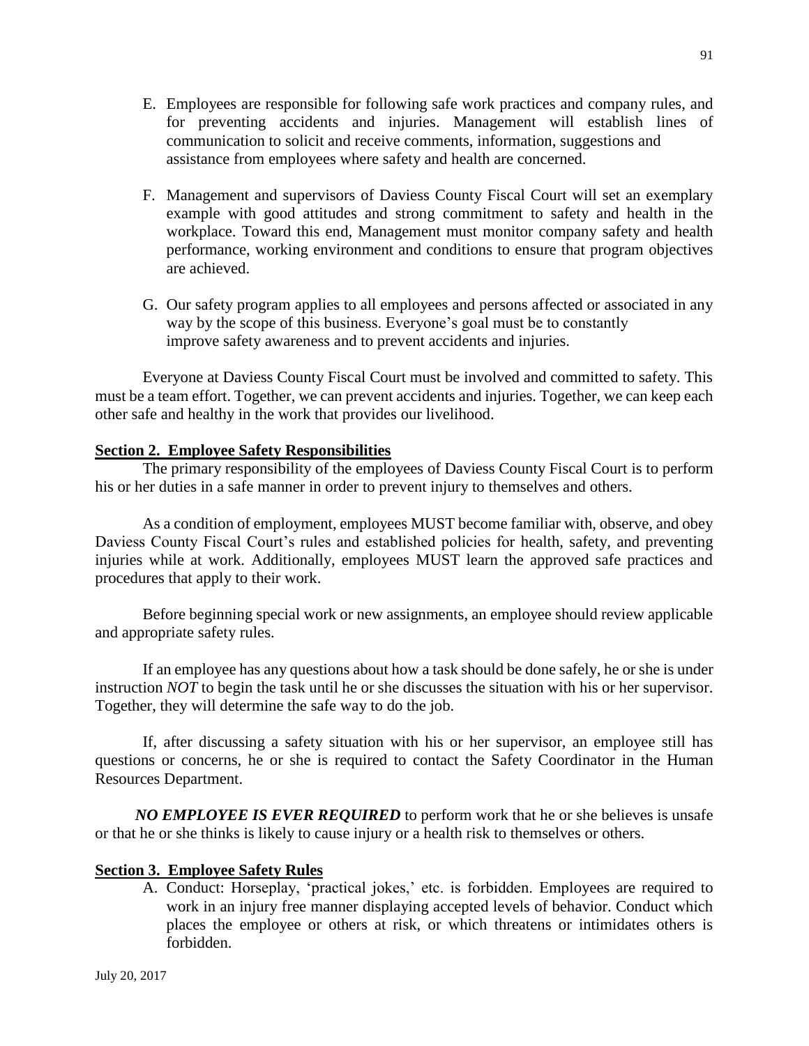E. Employees are responsible for following safe work practices and company rules, and for preventing accidents and injuries. Management will establish lines of communication to solicit and receive comments, information, suggestions and assistance from employees where safety and health are concerned.

F. Management and supervisors of Daviess County Fiscal Court will set an exemplary example with good attitudes and strong commitment to safety and health in the workplace. Toward this end, Management must monitor company safety and health performance, working environment and conditions to ensure that program objectives are achieved.

G. Our safety program applies to all employees and persons affected or associated in any way by the scope of this business. Everyone's goal must be to constantly improve safety awareness and to prevent accidents and injuries.

Everyone at Daviess County Fiscal Court must be involved and committed to safety. This must be a team effort. Together, we can prevent accidents and injuries. Together, we can keep each other safe and healthy in the work that provides our livelihood.

**Section 2. Employee Safety Responsibilities**

The primary responsibility of the employees of Daviess County Fiscal Court is to perform his or her duties in a safe manner in order to prevent injury to themselves and others.

As a condition of employment, employees MUST become familiar with, observe, and obey Daviess County Fiscal Court's rules and established policies for health, safety, and preventing injuries while at work. Additionally, employees MUST learn the approved safe practices and procedures that apply to their work.

Before beginning special work or new assignments, an employee should review applicable and appropriate safety rules.

If an employee has any questions about how a task should be done safely, he or she is under instruction *NOT* to begin the task until he or she discusses the situation with his or her supervisor. Together, they will determine the safe way to do the job.

If, after discussing a safety situation with his or her supervisor, an employee still has questions or concerns, he or she is required to contact the Safety Coordinator in the Human Resources Department.

***NO EMPLOYEE IS EVER REQUIRED*** to perform work that he or she believes is unsafe or that he or she thinks is likely to cause injury or a health risk to themselves or others.

**Section 3. Employee Safety Rules**

A. Conduct: Horseplay, 'practical jokes,' etc. is forbidden. Employees are required to work in an injury free manner displaying accepted levels of behavior. Conduct which places the employee or others at risk, or which threatens or intimidates others is forbidden.

July 20, 2017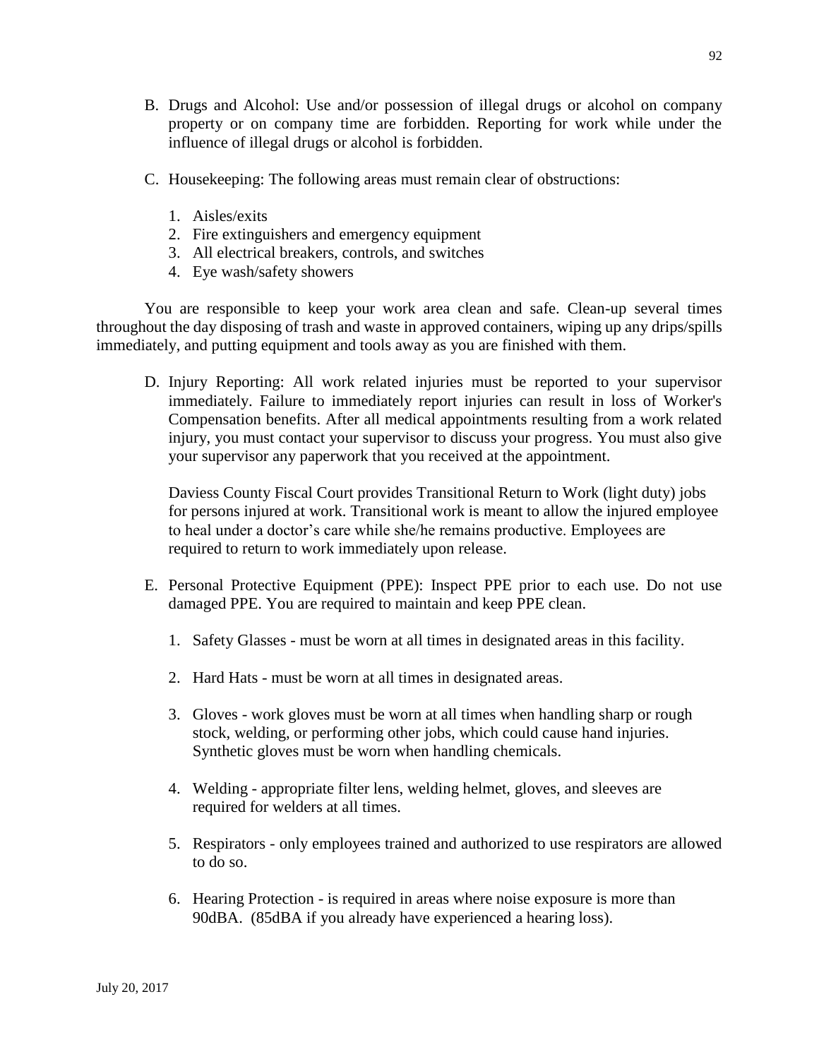B. Drugs and Alcohol: Use and/or possession of illegal drugs or alcohol on company property or on company time are forbidden. Reporting for work while under the influence of illegal drugs or alcohol is forbidden.

C. Housekeeping: The following areas must remain clear of obstructions:

1. Aisles/exits
2. Fire extinguishers and emergency equipment
3. All electrical breakers, controls, and switches
4. Eye wash/safety showers

You are responsible to keep your work area clean and safe. Clean-up several times throughout the day disposing of trash and waste in approved containers, wiping up any drips/spills immediately, and putting equipment and tools away as you are finished with them.

D. Injury Reporting: All work related injuries must be reported to your supervisor immediately. Failure to immediately report injuries can result in loss of Worker's Compensation benefits. After all medical appointments resulting from a work related injury, you must contact your supervisor to discuss your progress. You must also give your supervisor any paperwork that you received at the appointment.

   Daviess County Fiscal Court provides Transitional Return to Work (light duty) jobs for persons injured at work. Transitional work is meant to allow the injured employee to heal under a doctor's care while she/he remains productive. Employees are required to return to work immediately upon release.

E. Personal Protective Equipment (PPE): Inspect PPE prior to each use. Do not use damaged PPE. You are required to maintain and keep PPE clean.

1. Safety Glasses - must be worn at all times in designated areas in this facility.

2. Hard Hats - must be worn at all times in designated areas.

3. Gloves - work gloves must be worn at all times when handling sharp or rough stock, welding, or performing other jobs, which could cause hand injuries. Synthetic gloves must be worn when handling chemicals.

4. Welding - appropriate filter lens, welding helmet, gloves, and sleeves are required for welders at all times.

5. Respirators - only employees trained and authorized to use respirators are allowed to do so.

6. Hearing Protection - is required in areas where noise exposure is more than 90dBA. (85dBA if you already have experienced a hearing loss).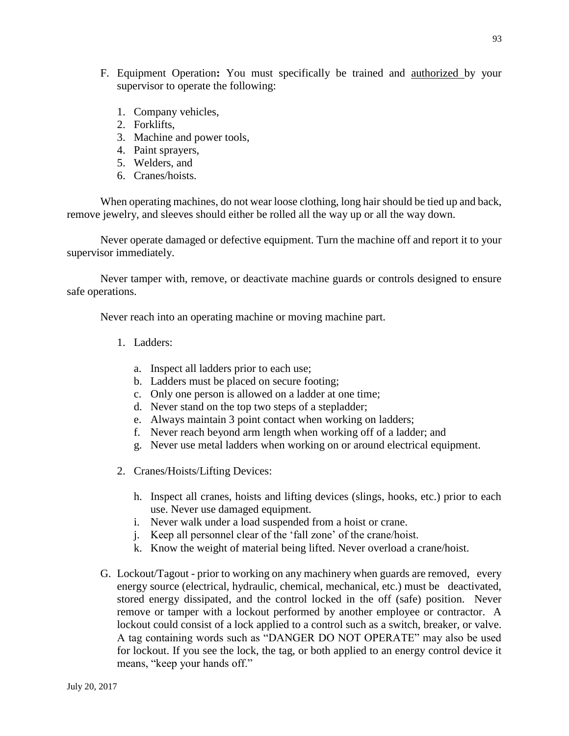F. Equipment Operation**:** You must specifically be trained and <u>authorized</u> by your supervisor to operate the following:

1. Company vehicles,
2. Forklifts,
3. Machine and power tools,
4. Paint sprayers,
5. Welders, and
6. Cranes/hoists.

When operating machines, do not wear loose clothing, long hair should be tied up and back, remove jewelry, and sleeves should either be rolled all the way up or all the way down.

Never operate damaged or defective equipment. Turn the machine off and report it to your supervisor immediately.

Never tamper with, remove, or deactivate machine guards or controls designed to ensure safe operations.

Never reach into an operating machine or moving machine part.

1. Ladders:

   a. Inspect all ladders prior to each use;
   b. Ladders must be placed on secure footing;
   c. Only one person is allowed on a ladder at one time;
   d. Never stand on the top two steps of a stepladder;
   e. Always maintain 3 point contact when working on ladders;
   f. Never reach beyond arm length when working off of a ladder; and
   g. Never use metal ladders when working on or around electrical equipment.

2. Cranes/Hoists/Lifting Devices:

   h. Inspect all cranes, hoists and lifting devices (slings, hooks, etc.) prior to each use. Never use damaged equipment.
   i. Never walk under a load suspended from a hoist or crane.
   j. Keep all personnel clear of the 'fall zone' of the crane/hoist.
   k. Know the weight of material being lifted. Never overload a crane/hoist.

G. Lockout/Tagout - prior to working on any machinery when guards are removed, every energy source (electrical, hydraulic, chemical, mechanical, etc.) must be deactivated, stored energy dissipated, and the control locked in the off (safe) position. Never remove or tamper with a lockout performed by another employee or contractor. A lockout could consist of a lock applied to a control such as a switch, breaker, or valve. A tag containing words such as "DANGER DO NOT OPERATE" may also be used for lockout. If you see the lock, the tag, or both applied to an energy control device it means, "keep your hands off."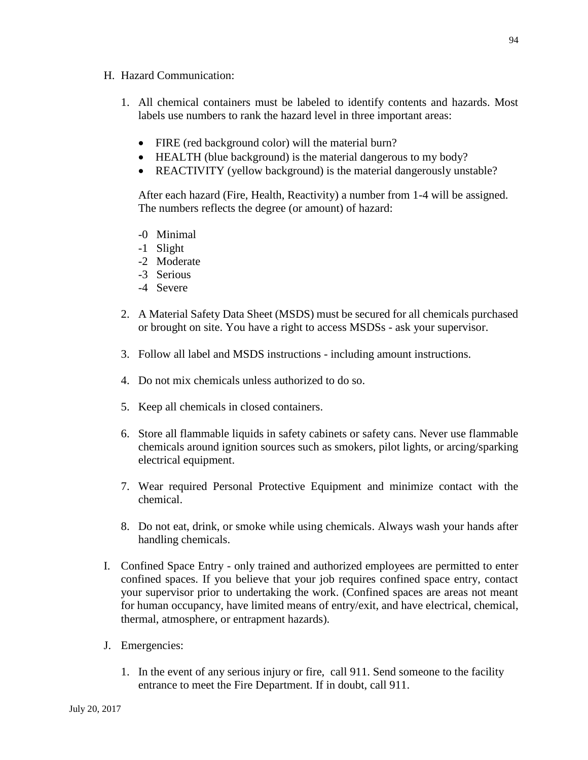H. Hazard Communication:

1. All chemical containers must be labeled to identify contents and hazards. Most labels use numbers to rank the hazard level in three important areas:

   - FIRE (red background color) will the material burn?
   - HEALTH (blue background) is the material dangerous to my body?
   - REACTIVITY (yellow background) is the material dangerously unstable?

   After each hazard (Fire, Health, Reactivity) a number from 1-4 will be assigned. The numbers reflects the degree (or amount) of hazard:

   -0 Minimal
   -1 Slight
   -2 Moderate
   -3 Serious
   -4 Severe

2. A Material Safety Data Sheet (MSDS) must be secured for all chemicals purchased or brought on site. You have a right to access MSDSs - ask your supervisor.

3. Follow all label and MSDS instructions - including amount instructions.

4. Do not mix chemicals unless authorized to do so.

5. Keep all chemicals in closed containers.

6. Store all flammable liquids in safety cabinets or safety cans. Never use flammable chemicals around ignition sources such as smokers, pilot lights, or arcing/sparking electrical equipment.

7. Wear required Personal Protective Equipment and minimize contact with the chemical.

8. Do not eat, drink, or smoke while using chemicals. Always wash your hands after handling chemicals.

I. Confined Space Entry - only trained and authorized employees are permitted to enter confined spaces. If you believe that your job requires confined space entry, contact your supervisor prior to undertaking the work. (Confined spaces are areas not meant for human occupancy, have limited means of entry/exit, and have electrical, chemical, thermal, atmosphere, or entrapment hazards).

J. Emergencies:

1. In the event of any serious injury or fire, call 911. Send someone to the facility entrance to meet the Fire Department. If in doubt, call 911.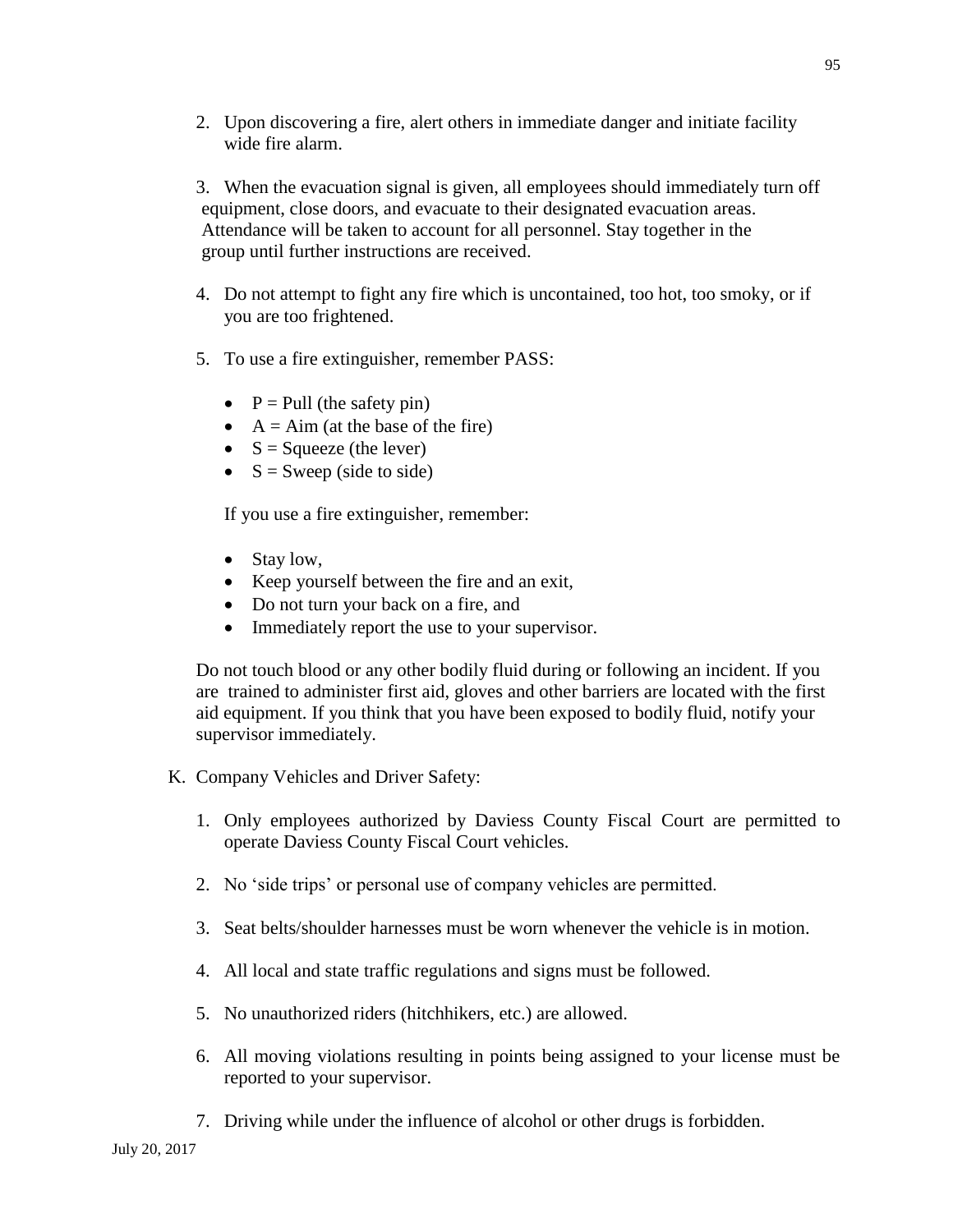2. Upon discovering a fire, alert others in immediate danger and initiate facility wide fire alarm.

3. When the evacuation signal is given, all employees should immediately turn off equipment, close doors, and evacuate to their designated evacuation areas. Attendance will be taken to account for all personnel. Stay together in the group until further instructions are received.

4. Do not attempt to fight any fire which is uncontained, too hot, too smoky, or if you are too frightened.

5. To use a fire extinguisher, remember PASS:

   - P = Pull (the safety pin)
   - A = Aim (at the base of the fire)
   - S = Squeeze (the lever)
   - S = Sweep (side to side)

   If you use a fire extinguisher, remember:

   - Stay low,
   - Keep yourself between the fire and an exit,
   - Do not turn your back on a fire, and
   - Immediately report the use to your supervisor.

Do not touch blood or any other bodily fluid during or following an incident. If you are trained to administer first aid, gloves and other barriers are located with the first aid equipment. If you think that you have been exposed to bodily fluid, notify your supervisor immediately.

K. Company Vehicles and Driver Safety:

1. Only employees authorized by Daviess County Fiscal Court are permitted to operate Daviess County Fiscal Court vehicles.

2. No 'side trips' or personal use of company vehicles are permitted.

3. Seat belts/shoulder harnesses must be worn whenever the vehicle is in motion.

4. All local and state traffic regulations and signs must be followed.

5. No unauthorized riders (hitchhikers, etc.) are allowed.

6. All moving violations resulting in points being assigned to your license must be reported to your supervisor.

7. Driving while under the influence of alcohol or other drugs is forbidden.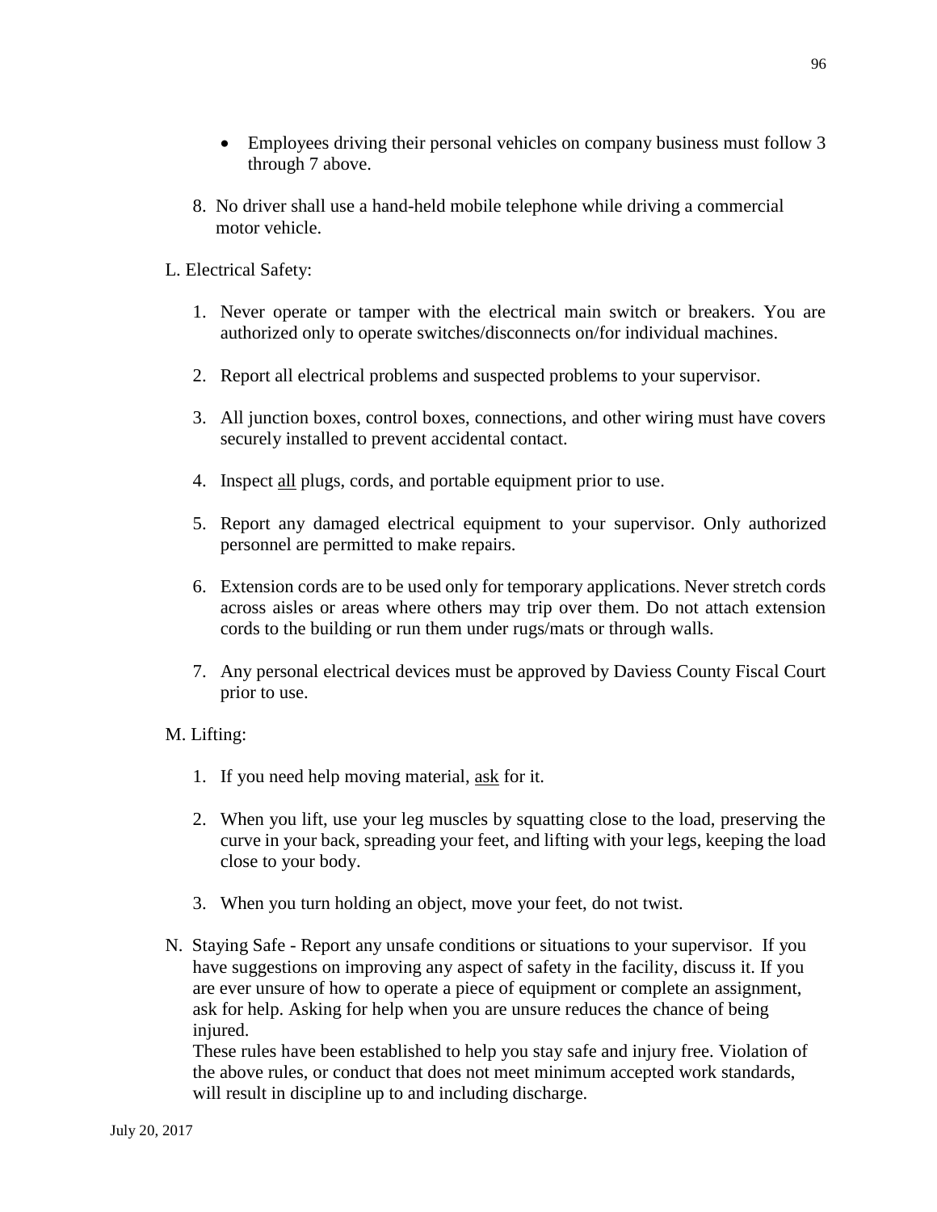- Employees driving their personal vehicles on company business must follow 3 through 7 above.

8. No driver shall use a hand-held mobile telephone while driving a commercial motor vehicle.

L. Electrical Safety:

1. Never operate or tamper with the electrical main switch or breakers. You are authorized only to operate switches/disconnects on/for individual machines.

2. Report all electrical problems and suspected problems to your supervisor.

3. All junction boxes, control boxes, connections, and other wiring must have covers securely installed to prevent accidental contact.

4. Inspect <u>all</u> plugs, cords, and portable equipment prior to use.

5. Report any damaged electrical equipment to your supervisor. Only authorized personnel are permitted to make repairs.

6. Extension cords are to be used only for temporary applications. Never stretch cords across aisles or areas where others may trip over them. Do not attach extension cords to the building or run them under rugs/mats or through walls.

7. Any personal electrical devices must be approved by Daviess County Fiscal Court prior to use.

M. Lifting:

1. If you need help moving material, <u>ask</u> for it.

2. When you lift, use your leg muscles by squatting close to the load, preserving the curve in your back, spreading your feet, and lifting with your legs, keeping the load close to your body.

3. When you turn holding an object, move your feet, do not twist.

N. Staying Safe - Report any unsafe conditions or situations to your supervisor. If you have suggestions on improving any aspect of safety in the facility, discuss it. If you are ever unsure of how to operate a piece of equipment or complete an assignment, ask for help. Asking for help when you are unsure reduces the chance of being injured.

These rules have been established to help you stay safe and injury free. Violation of the above rules, or conduct that does not meet minimum accepted work standards, will result in discipline up to and including discharge.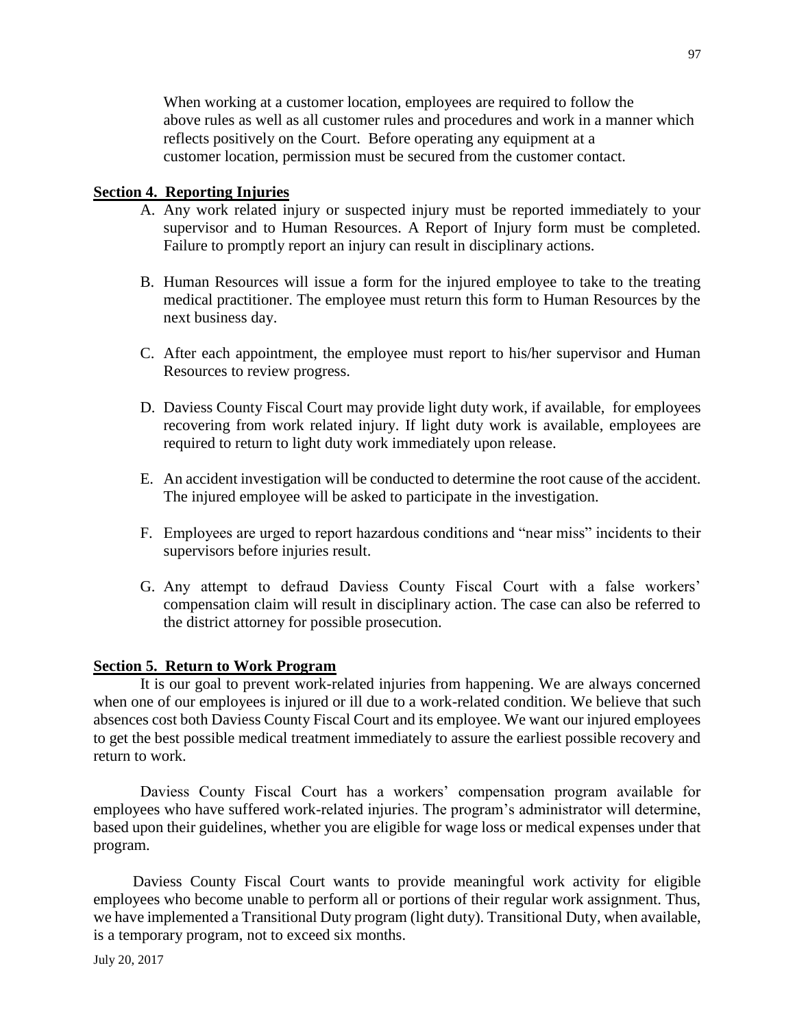When working at a customer location, employees are required to follow the above rules as well as all customer rules and procedures and work in a manner which reflects positively on the Court. Before operating any equipment at a customer location, permission must be secured from the customer contact.

**Section 4. Reporting Injuries**

A. Any work related injury or suspected injury must be reported immediately to your supervisor and to Human Resources. A Report of Injury form must be completed. Failure to promptly report an injury can result in disciplinary actions.

B. Human Resources will issue a form for the injured employee to take to the treating medical practitioner. The employee must return this form to Human Resources by the next business day.

C. After each appointment, the employee must report to his/her supervisor and Human Resources to review progress.

D. Daviess County Fiscal Court may provide light duty work, if available, for employees recovering from work related injury. If light duty work is available, employees are required to return to light duty work immediately upon release.

E. An accident investigation will be conducted to determine the root cause of the accident. The injured employee will be asked to participate in the investigation.

F. Employees are urged to report hazardous conditions and "near miss" incidents to their supervisors before injuries result.

G. Any attempt to defraud Daviess County Fiscal Court with a false workers' compensation claim will result in disciplinary action. The case can also be referred to the district attorney for possible prosecution.

**Section 5. Return to Work Program**

It is our goal to prevent work-related injuries from happening. We are always concerned when one of our employees is injured or ill due to a work-related condition. We believe that such absences cost both Daviess County Fiscal Court and its employee. We want our injured employees to get the best possible medical treatment immediately to assure the earliest possible recovery and return to work.

Daviess County Fiscal Court has a workers' compensation program available for employees who have suffered work-related injuries. The program's administrator will determine, based upon their guidelines, whether you are eligible for wage loss or medical expenses under that program.

Daviess County Fiscal Court wants to provide meaningful work activity for eligible employees who become unable to perform all or portions of their regular work assignment. Thus, we have implemented a Transitional Duty program (light duty). Transitional Duty, when available, is a temporary program, not to exceed six months.

July 20, 2017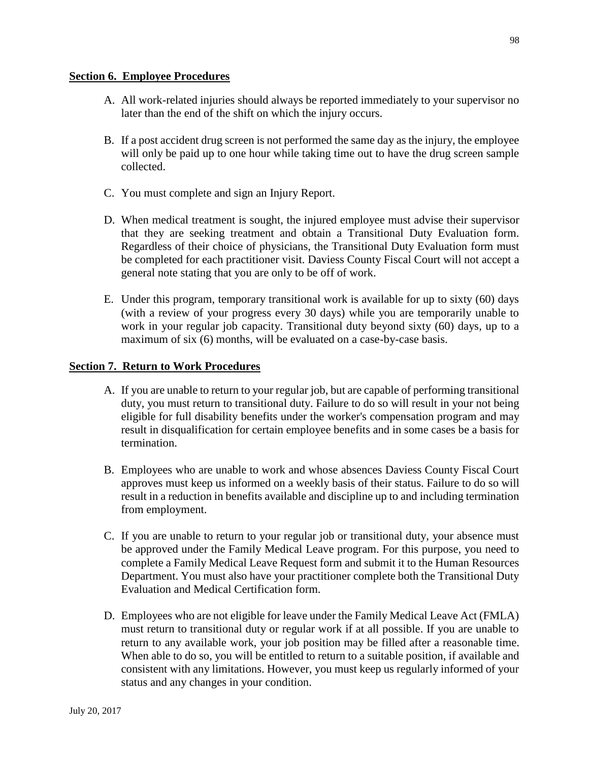**Section 6. Employee Procedures**

A. All work-related injuries should always be reported immediately to your supervisor no later than the end of the shift on which the injury occurs.

B. If a post accident drug screen is not performed the same day as the injury, the employee will only be paid up to one hour while taking time out to have the drug screen sample collected.

C. You must complete and sign an Injury Report.

D. When medical treatment is sought, the injured employee must advise their supervisor that they are seeking treatment and obtain a Transitional Duty Evaluation form. Regardless of their choice of physicians, the Transitional Duty Evaluation form must be completed for each practitioner visit. Daviess County Fiscal Court will not accept a general note stating that you are only to be off of work.

E. Under this program, temporary transitional work is available for up to sixty (60) days (with a review of your progress every 30 days) while you are temporarily unable to work in your regular job capacity. Transitional duty beyond sixty (60) days, up to a maximum of six (6) months, will be evaluated on a case-by-case basis.

**Section 7. Return to Work Procedures**

A. If you are unable to return to your regular job, but are capable of performing transitional duty, you must return to transitional duty. Failure to do so will result in your not being eligible for full disability benefits under the worker's compensation program and may result in disqualification for certain employee benefits and in some cases be a basis for termination.

B. Employees who are unable to work and whose absences Daviess County Fiscal Court approves must keep us informed on a weekly basis of their status. Failure to do so will result in a reduction in benefits available and discipline up to and including termination from employment.

C. If you are unable to return to your regular job or transitional duty, your absence must be approved under the Family Medical Leave program. For this purpose, you need to complete a Family Medical Leave Request form and submit it to the Human Resources Department. You must also have your practitioner complete both the Transitional Duty Evaluation and Medical Certification form.

D. Employees who are not eligible for leave under the Family Medical Leave Act (FMLA) must return to transitional duty or regular work if at all possible. If you are unable to return to any available work, your job position may be filled after a reasonable time. When able to do so, you will be entitled to return to a suitable position, if available and consistent with any limitations. However, you must keep us regularly informed of your status and any changes in your condition.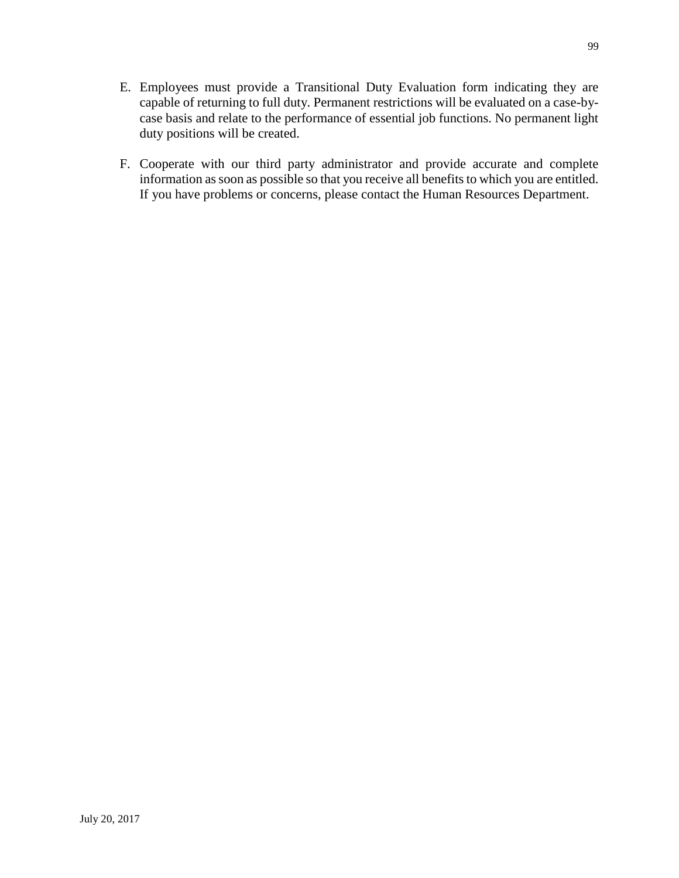E. Employees must provide a Transitional Duty Evaluation form indicating they are capable of returning to full duty. Permanent restrictions will be evaluated on a case-by-case basis and relate to the performance of essential job functions. No permanent light duty positions will be created.

F. Cooperate with our third party administrator and provide accurate and complete information as soon as possible so that you receive all benefits to which you are entitled. If you have problems or concerns, please contact the Human Resources Department.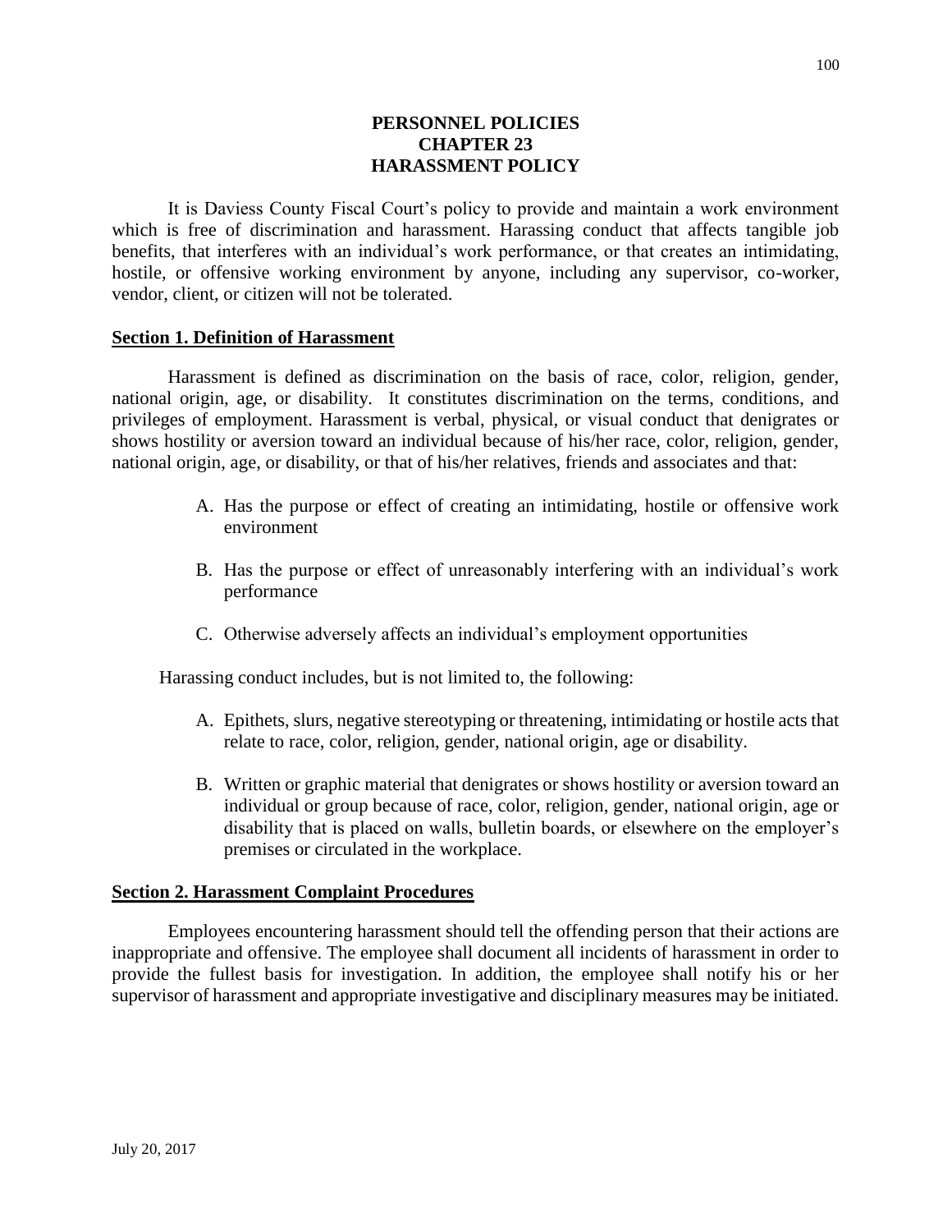# PERSONNEL POLICIES
# CHAPTER 23
# HARASSMENT POLICY

It is Daviess County Fiscal Court's policy to provide and maintain a work environment which is free of discrimination and harassment. Harassing conduct that affects tangible job benefits, that interferes with an individual's work performance, or that creates an intimidating, hostile, or offensive working environment by anyone, including any supervisor, co-worker, vendor, client, or citizen will not be tolerated.

## Section 1. Definition of Harassment

Harassment is defined as discrimination on the basis of race, color, religion, gender, national origin, age, or disability. It constitutes discrimination on the terms, conditions, and privileges of employment. Harassment is verbal, physical, or visual conduct that denigrates or shows hostility or aversion toward an individual because of his/her race, color, religion, gender, national origin, age, or disability, or that of his/her relatives, friends and associates and that:

A. Has the purpose or effect of creating an intimidating, hostile or offensive work environment

B. Has the purpose or effect of unreasonably interfering with an individual's work performance

C. Otherwise adversely affects an individual's employment opportunities

Harassing conduct includes, but is not limited to, the following:

A. Epithets, slurs, negative stereotyping or threatening, intimidating or hostile acts that relate to race, color, religion, gender, national origin, age or disability.

B. Written or graphic material that denigrates or shows hostility or aversion toward an individual or group because of race, color, religion, gender, national origin, age or disability that is placed on walls, bulletin boards, or elsewhere on the employer's premises or circulated in the workplace.

## Section 2. Harassment Complaint Procedures

Employees encountering harassment should tell the offending person that their actions are inappropriate and offensive. The employee shall document all incidents of harassment in order to provide the fullest basis for investigation. In addition, the employee shall notify his or her supervisor of harassment and appropriate investigative and disciplinary measures may be initiated.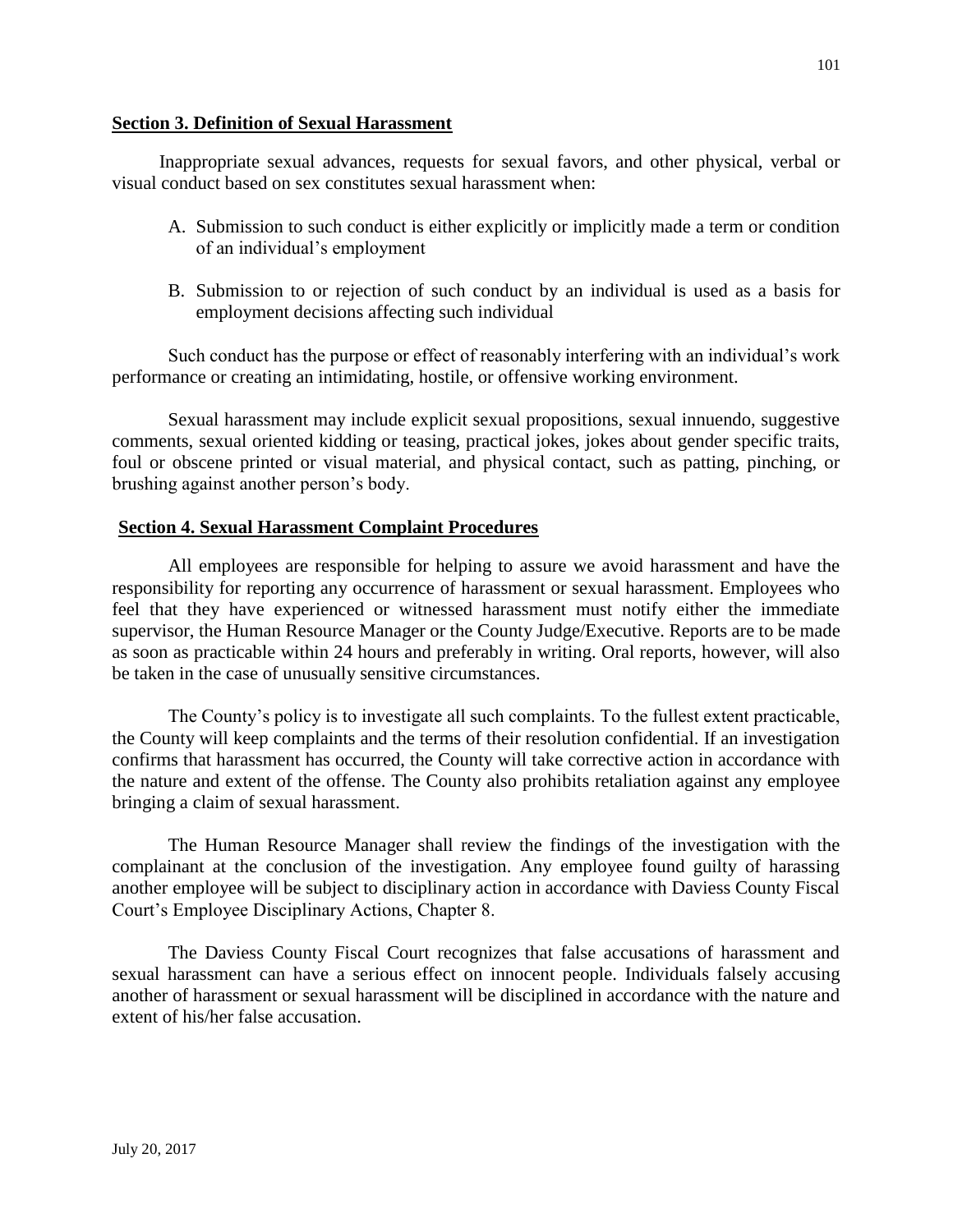## Section 3. Definition of Sexual Harassment

Inappropriate sexual advances, requests for sexual favors, and other physical, verbal or visual conduct based on sex constitutes sexual harassment when:

A. Submission to such conduct is either explicitly or implicitly made a term or condition of an individual's employment

B. Submission to or rejection of such conduct by an individual is used as a basis for employment decisions affecting such individual

Such conduct has the purpose or effect of reasonably interfering with an individual's work performance or creating an intimidating, hostile, or offensive working environment.

Sexual harassment may include explicit sexual propositions, sexual innuendo, suggestive comments, sexual oriented kidding or teasing, practical jokes, jokes about gender specific traits, foul or obscene printed or visual material, and physical contact, such as patting, pinching, or brushing against another person's body.

## Section 4. Sexual Harassment Complaint Procedures

All employees are responsible for helping to assure we avoid harassment and have the responsibility for reporting any occurrence of harassment or sexual harassment. Employees who feel that they have experienced or witnessed harassment must notify either the immediate supervisor, the Human Resource Manager or the County Judge/Executive. Reports are to be made as soon as practicable within 24 hours and preferably in writing. Oral reports, however, will also be taken in the case of unusually sensitive circumstances.

The County's policy is to investigate all such complaints. To the fullest extent practicable, the County will keep complaints and the terms of their resolution confidential. If an investigation confirms that harassment has occurred, the County will take corrective action in accordance with the nature and extent of the offense. The County also prohibits retaliation against any employee bringing a claim of sexual harassment.

The Human Resource Manager shall review the findings of the investigation with the complainant at the conclusion of the investigation. Any employee found guilty of harassing another employee will be subject to disciplinary action in accordance with Daviess County Fiscal Court's Employee Disciplinary Actions, Chapter 8.

The Daviess County Fiscal Court recognizes that false accusations of harassment and sexual harassment can have a serious effect on innocent people. Individuals falsely accusing another of harassment or sexual harassment will be disciplined in accordance with the nature and extent of his/her false accusation.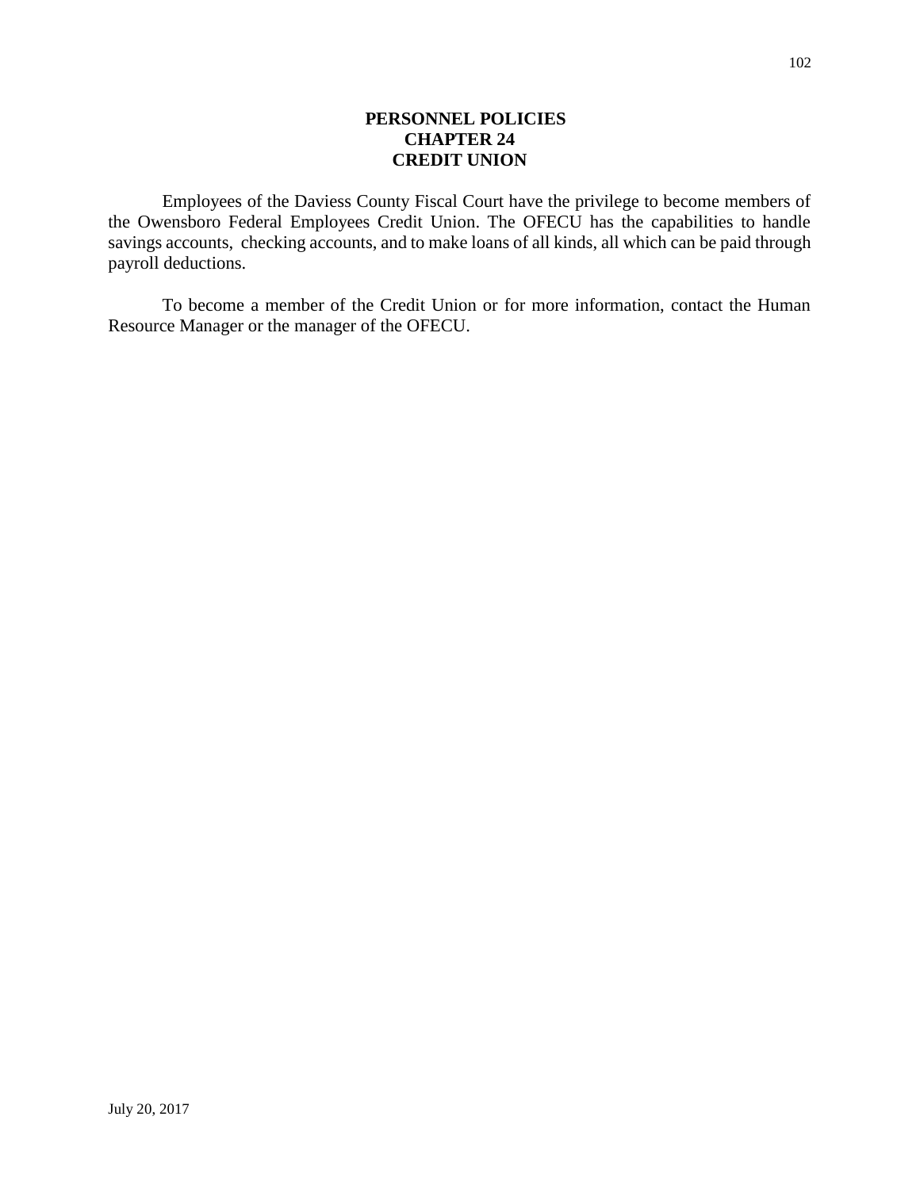**PERSONNEL POLICIES**
**CHAPTER 24**
**CREDIT UNION**

Employees of the Daviess County Fiscal Court have the privilege to become members of the Owensboro Federal Employees Credit Union. The OFECU has the capabilities to handle savings accounts, checking accounts, and to make loans of all kinds, all which can be paid through payroll deductions.

To become a member of the Credit Union or for more information, contact the Human Resource Manager or the manager of the OFECU.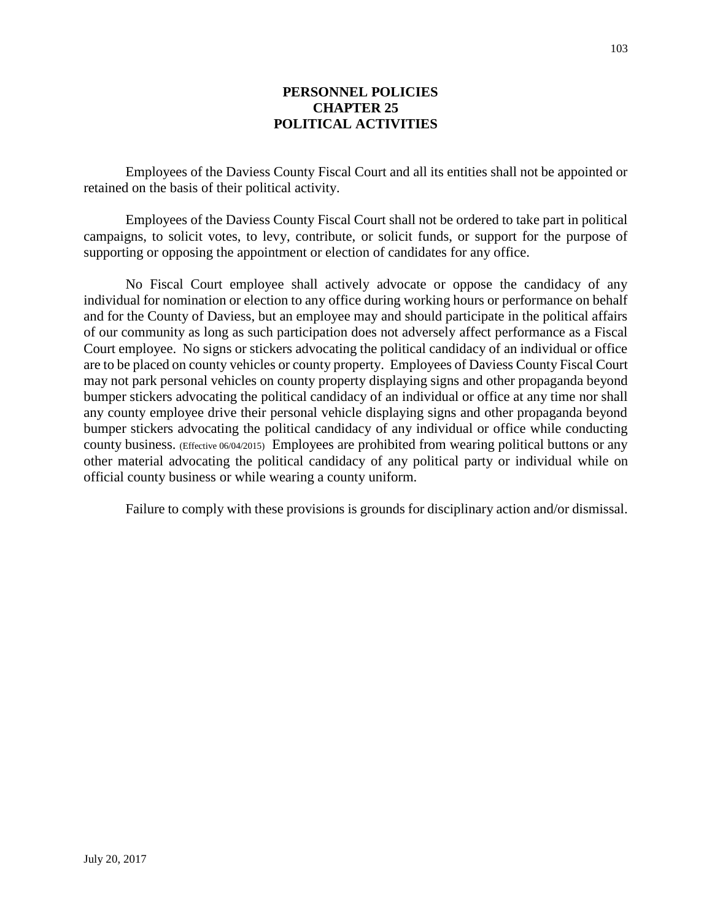# PERSONNEL POLICIES
## CHAPTER 25
## POLITICAL ACTIVITIES

Employees of the Daviess County Fiscal Court and all its entities shall not be appointed or retained on the basis of their political activity.

Employees of the Daviess County Fiscal Court shall not be ordered to take part in political campaigns, to solicit votes, to levy, contribute, or solicit funds, or support for the purpose of supporting or opposing the appointment or election of candidates for any office.

No Fiscal Court employee shall actively advocate or oppose the candidacy of any individual for nomination or election to any office during working hours or performance on behalf and for the County of Daviess, but an employee may and should participate in the political affairs of our community as long as such participation does not adversely affect performance as a Fiscal Court employee. No signs or stickers advocating the political candidacy of an individual or office are to be placed on county vehicles or county property. Employees of Daviess County Fiscal Court may not park personal vehicles on county property displaying signs and other propaganda beyond bumper stickers advocating the political candidacy of an individual or office at any time nor shall any county employee drive their personal vehicle displaying signs and other propaganda beyond bumper stickers advocating the political candidacy of any individual or office while conducting county business. (Effective 06/04/2015) Employees are prohibited from wearing political buttons or any other material advocating the political candidacy of any political party or individual while on official county business or while wearing a county uniform.

Failure to comply with these provisions is grounds for disciplinary action and/or dismissal.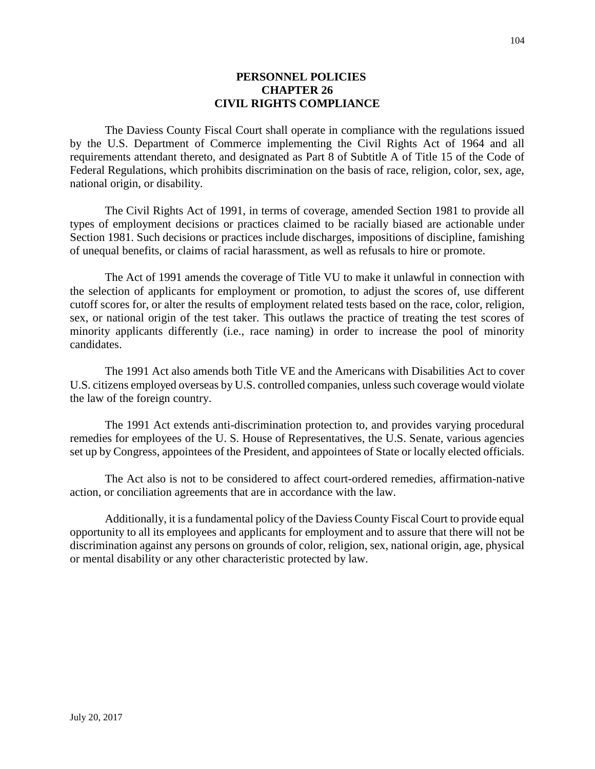# PERSONNEL POLICIES
## CHAPTER 26
## CIVIL RIGHTS COMPLIANCE

The Daviess County Fiscal Court shall operate in compliance with the regulations issued by the U.S. Department of Commerce implementing the Civil Rights Act of 1964 and all requirements attendant thereto, and designated as Part 8 of Subtitle A of Title 15 of the Code of Federal Regulations, which prohibits discrimination on the basis of race, religion, color, sex, age, national origin, or disability.

The Civil Rights Act of 1991, in terms of coverage, amended Section 1981 to provide all types of employment decisions or practices claimed to be racially biased are actionable under Section 1981. Such decisions or practices include discharges, impositions of discipline, famishing of unequal benefits, or claims of racial harassment, as well as refusals to hire or promote.

The Act of 1991 amends the coverage of Title VU to make it unlawful in connection with the selection of applicants for employment or promotion, to adjust the scores of, use different cutoff scores for, or alter the results of employment related tests based on the race, color, religion, sex, or national origin of the test taker. This outlaws the practice of treating the test scores of minority applicants differently (i.e., race naming) in order to increase the pool of minority candidates.

The 1991 Act also amends both Title VE and the Americans with Disabilities Act to cover U.S. citizens employed overseas by U.S. controlled companies, unless such coverage would violate the law of the foreign country.

The 1991 Act extends anti-discrimination protection to, and provides varying procedural remedies for employees of the U. S. House of Representatives, the U.S. Senate, various agencies set up by Congress, appointees of the President, and appointees of State or locally elected officials.

The Act also is not to be considered to affect court-ordered remedies, affirmation-native action, or conciliation agreements that are in accordance with the law.

Additionally, it is a fundamental policy of the Daviess County Fiscal Court to provide equal opportunity to all its employees and applicants for employment and to assure that there will not be discrimination against any persons on grounds of color, religion, sex, national origin, age, physical or mental disability or any other characteristic protected by law.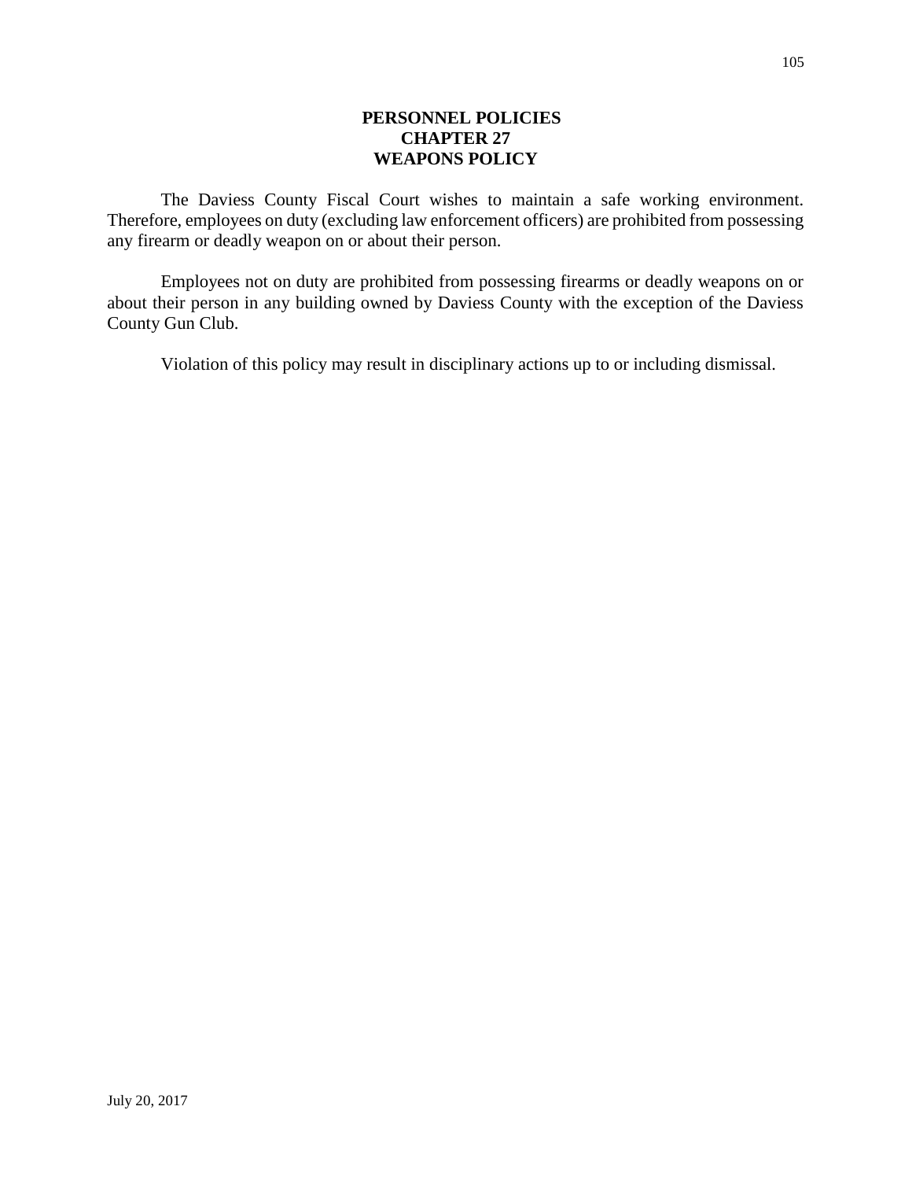# PERSONNEL POLICIES
## CHAPTER 27
## WEAPONS POLICY

The Daviess County Fiscal Court wishes to maintain a safe working environment. Therefore, employees on duty (excluding law enforcement officers) are prohibited from possessing any firearm or deadly weapon on or about their person.

Employees not on duty are prohibited from possessing firearms or deadly weapons on or about their person in any building owned by Daviess County with the exception of the Daviess County Gun Club.

Violation of this policy may result in disciplinary actions up to or including dismissal.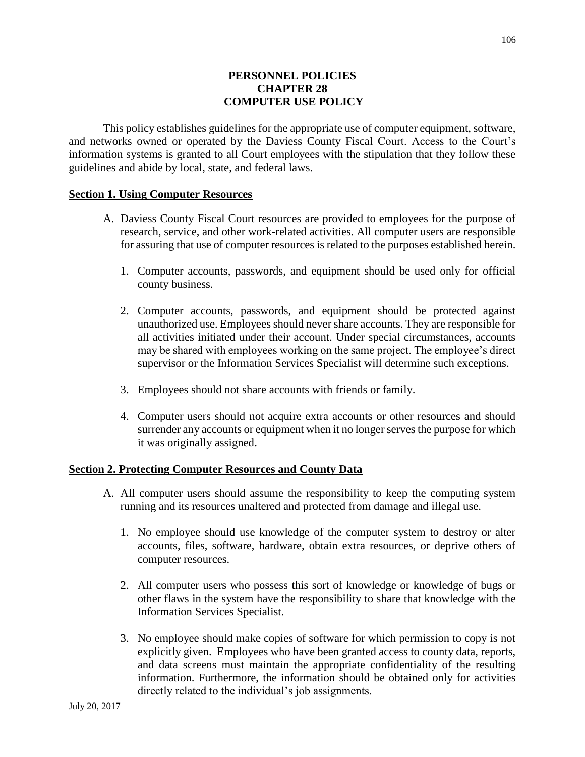# PERSONNEL POLICIES
# CHAPTER 28
# COMPUTER USE POLICY

This policy establishes guidelines for the appropriate use of computer equipment, software, and networks owned or operated by the Daviess County Fiscal Court. Access to the Court's information systems is granted to all Court employees with the stipulation that they follow these guidelines and abide by local, state, and federal laws.

## Section 1. Using Computer Resources

A. Daviess County Fiscal Court resources are provided to employees for the purpose of research, service, and other work-related activities. All computer users are responsible for assuring that use of computer resources is related to the purposes established herein.

   1. Computer accounts, passwords, and equipment should be used only for official county business.

   2. Computer accounts, passwords, and equipment should be protected against unauthorized use. Employees should never share accounts. They are responsible for all activities initiated under their account. Under special circumstances, accounts may be shared with employees working on the same project. The employee's direct supervisor or the Information Services Specialist will determine such exceptions.

   3. Employees should not share accounts with friends or family.

   4. Computer users should not acquire extra accounts or other resources and should surrender any accounts or equipment when it no longer serves the purpose for which it was originally assigned.

## Section 2. Protecting Computer Resources and County Data

A. All computer users should assume the responsibility to keep the computing system running and its resources unaltered and protected from damage and illegal use.

   1. No employee should use knowledge of the computer system to destroy or alter accounts, files, software, hardware, obtain extra resources, or deprive others of computer resources.

   2. All computer users who possess this sort of knowledge or knowledge of bugs or other flaws in the system have the responsibility to share that knowledge with the Information Services Specialist.

   3. No employee should make copies of software for which permission to copy is not explicitly given. Employees who have been granted access to county data, reports, and data screens must maintain the appropriate confidentiality of the resulting information. Furthermore, the information should be obtained only for activities directly related to the individual's job assignments.

July 20, 2017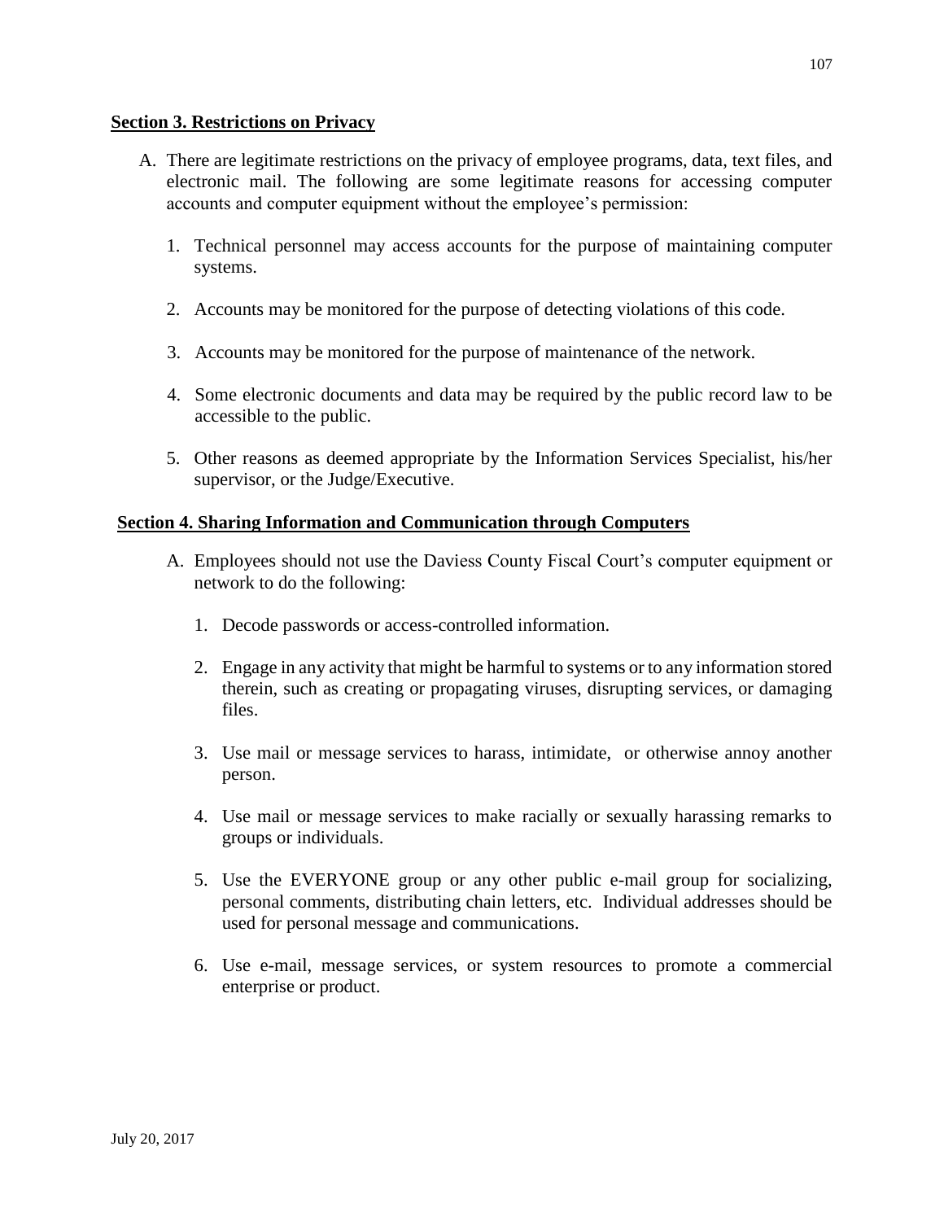**Section 3. Restrictions on Privacy**

A. There are legitimate restrictions on the privacy of employee programs, data, text files, and electronic mail. The following are some legitimate reasons for accessing computer accounts and computer equipment without the employee's permission:

   1. Technical personnel may access accounts for the purpose of maintaining computer systems.

   2. Accounts may be monitored for the purpose of detecting violations of this code.

   3. Accounts may be monitored for the purpose of maintenance of the network.

   4. Some electronic documents and data may be required by the public record law to be accessible to the public.

   5. Other reasons as deemed appropriate by the Information Services Specialist, his/her supervisor, or the Judge/Executive.

**Section 4. Sharing Information and Communication through Computers**

A. Employees should not use the Daviess County Fiscal Court's computer equipment or network to do the following:

   1. Decode passwords or access-controlled information.

   2. Engage in any activity that might be harmful to systems or to any information stored therein, such as creating or propagating viruses, disrupting services, or damaging files.

   3. Use mail or message services to harass, intimidate, or otherwise annoy another person.

   4. Use mail or message services to make racially or sexually harassing remarks to groups or individuals.

   5. Use the EVERYONE group or any other public e-mail group for socializing, personal comments, distributing chain letters, etc. Individual addresses should be used for personal message and communications.

   6. Use e-mail, message services, or system resources to promote a commercial enterprise or product.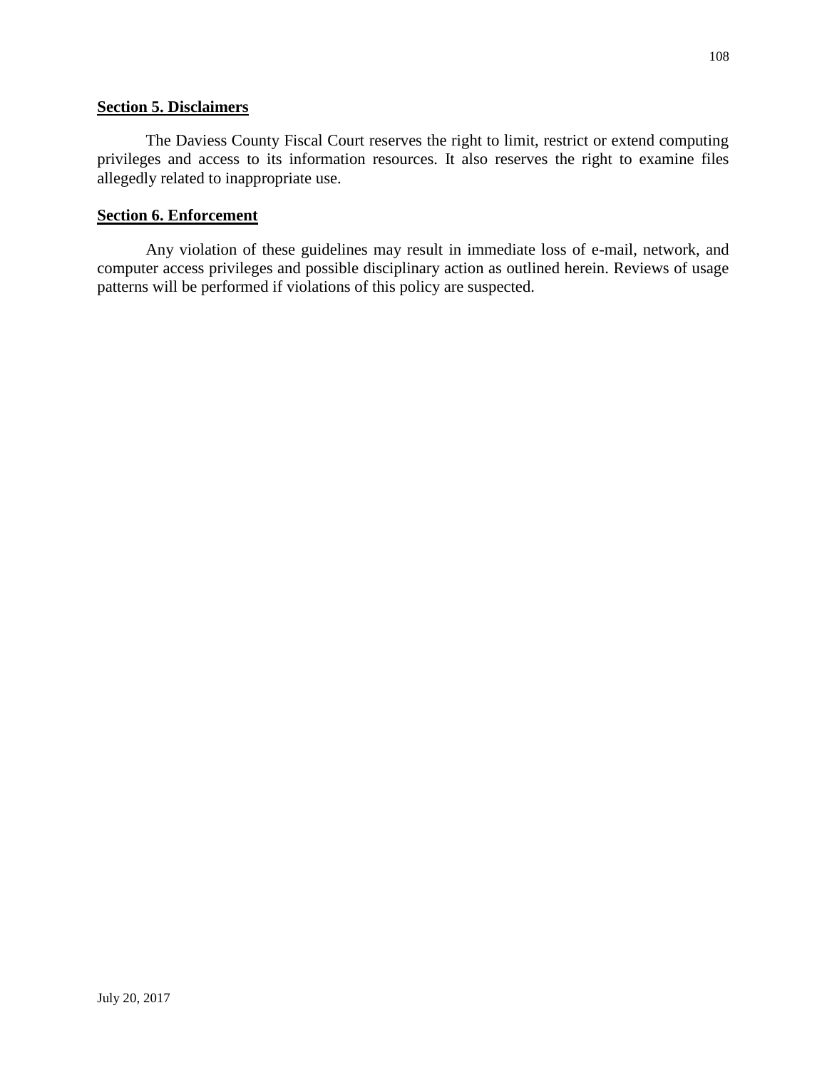**Section 5. Disclaimers**

The Daviess County Fiscal Court reserves the right to limit, restrict or extend computing privileges and access to its information resources. It also reserves the right to examine files allegedly related to inappropriate use.

**Section 6. Enforcement**

Any violation of these guidelines may result in immediate loss of e-mail, network, and computer access privileges and possible disciplinary action as outlined herein. Reviews of usage patterns will be performed if violations of this policy are suspected.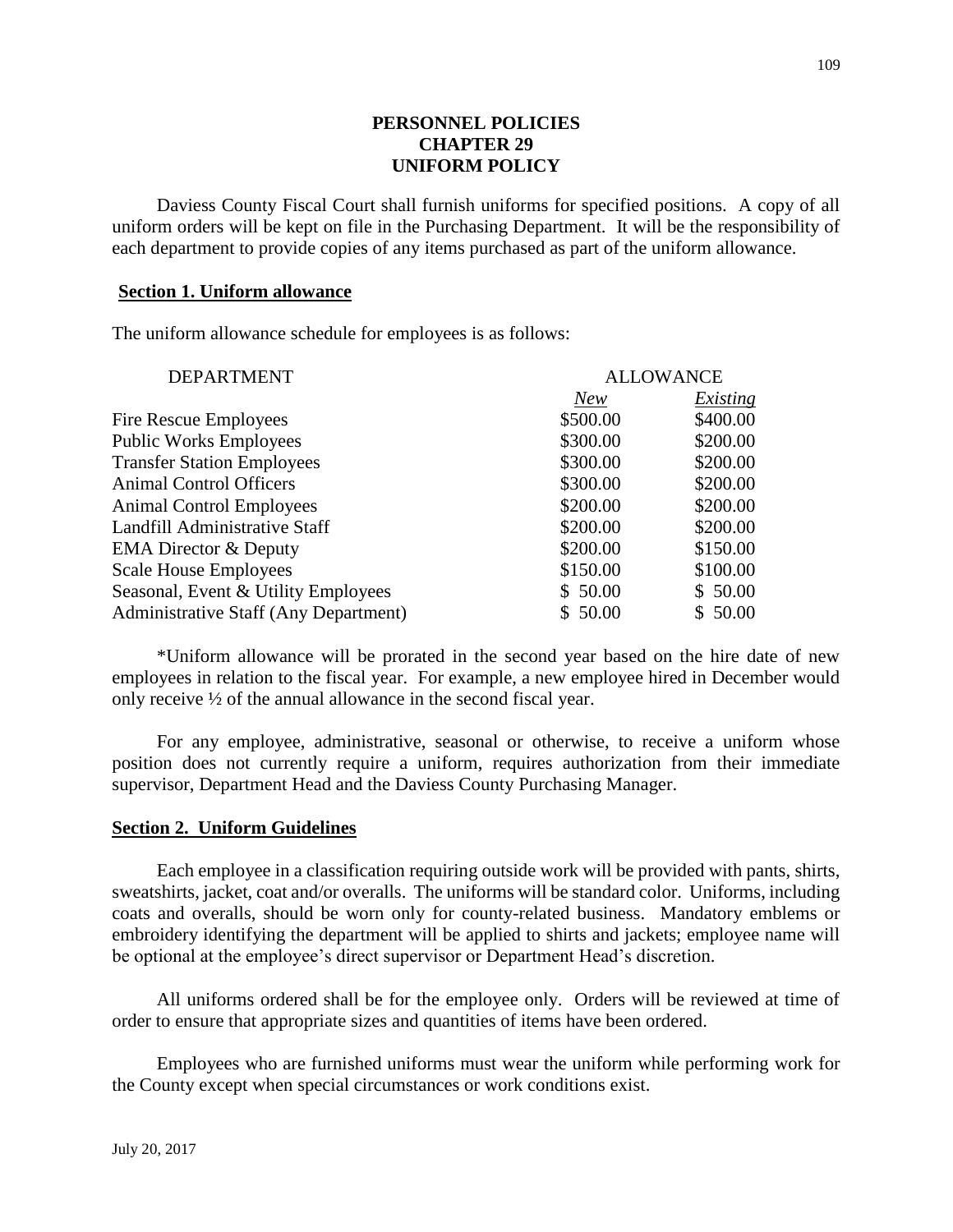# PERSONNEL POLICIES
# CHAPTER 29
# UNIFORM POLICY

Daviess County Fiscal Court shall furnish uniforms for specified positions. A copy of all uniform orders will be kept on file in the Purchasing Department. It will be the responsibility of each department to provide copies of any items purchased as part of the uniform allowance.

## Section 1. Uniform allowance

The uniform allowance schedule for employees is as follows:

| DEPARTMENT | ALLOWANCE | |
|---|---|---|
| | *New* | *Existing* |
| Fire Rescue Employees | $500.00 | $400.00 |
| Public Works Employees | $300.00 | $200.00 |
| Transfer Station Employees | $300.00 | $200.00 |
| Animal Control Officers | $300.00 | $200.00 |
| Animal Control Employees | $200.00 | $200.00 |
| Landfill Administrative Staff | $200.00 | $200.00 |
| EMA Director & Deputy | $200.00 | $150.00 |
| Scale House Employees | $150.00 | $100.00 |
| Seasonal, Event & Utility Employees | $ 50.00 | $ 50.00 |
| Administrative Staff (Any Department) | $ 50.00 | $ 50.00 |

*Uniform allowance will be prorated in the second year based on the hire date of new employees in relation to the fiscal year. For example, a new employee hired in December would only receive ½ of the annual allowance in the second fiscal year.

For any employee, administrative, seasonal or otherwise, to receive a uniform whose position does not currently require a uniform, requires authorization from their immediate supervisor, Department Head and the Daviess County Purchasing Manager.

## Section 2. Uniform Guidelines

Each employee in a classification requiring outside work will be provided with pants, shirts, sweatshirts, jacket, coat and/or overalls. The uniforms will be standard color. Uniforms, including coats and overalls, should be worn only for county-related business. Mandatory emblems or embroidery identifying the department will be applied to shirts and jackets; employee name will be optional at the employee's direct supervisor or Department Head's discretion.

All uniforms ordered shall be for the employee only. Orders will be reviewed at time of order to ensure that appropriate sizes and quantities of items have been ordered.

Employees who are furnished uniforms must wear the uniform while performing work for the County except when special circumstances or work conditions exist.

July 20, 2017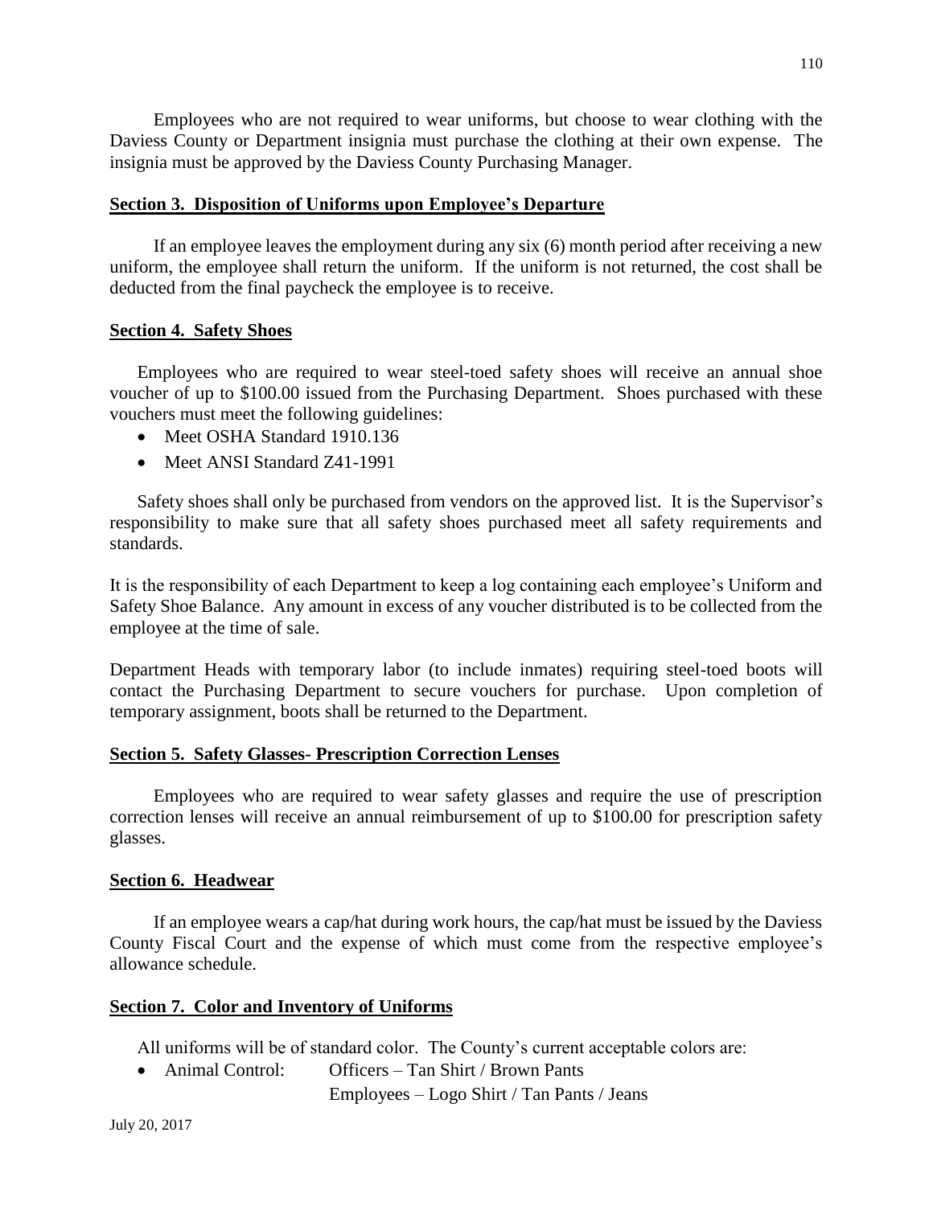Employees who are not required to wear uniforms, but choose to wear clothing with the Daviess County or Department insignia must purchase the clothing at their own expense. The insignia must be approved by the Daviess County Purchasing Manager.

**Section 3. Disposition of Uniforms upon Employee's Departure**

If an employee leaves the employment during any six (6) month period after receiving a new uniform, the employee shall return the uniform. If the uniform is not returned, the cost shall be deducted from the final paycheck the employee is to receive.

**Section 4. Safety Shoes**

Employees who are required to wear steel-toed safety shoes will receive an annual shoe voucher of up to $100.00 issued from the Purchasing Department. Shoes purchased with these vouchers must meet the following guidelines:

- Meet OSHA Standard 1910.136
- Meet ANSI Standard Z41-1991

Safety shoes shall only be purchased from vendors on the approved list. It is the Supervisor's responsibility to make sure that all safety shoes purchased meet all safety requirements and standards.

It is the responsibility of each Department to keep a log containing each employee's Uniform and Safety Shoe Balance. Any amount in excess of any voucher distributed is to be collected from the employee at the time of sale.

Department Heads with temporary labor (to include inmates) requiring steel-toed boots will contact the Purchasing Department to secure vouchers for purchase. Upon completion of temporary assignment, boots shall be returned to the Department.

**Section 5. Safety Glasses- Prescription Correction Lenses**

Employees who are required to wear safety glasses and require the use of prescription correction lenses will receive an annual reimbursement of up to $100.00 for prescription safety glasses.

**Section 6. Headwear**

If an employee wears a cap/hat during work hours, the cap/hat must be issued by the Daviess County Fiscal Court and the expense of which must come from the respective employee's allowance schedule.

**Section 7. Color and Inventory of Uniforms**

All uniforms will be of standard color. The County's current acceptable colors are:

- Animal Control: Officers – Tan Shirt / Brown Pants
  Employees – Logo Shirt / Tan Pants / Jeans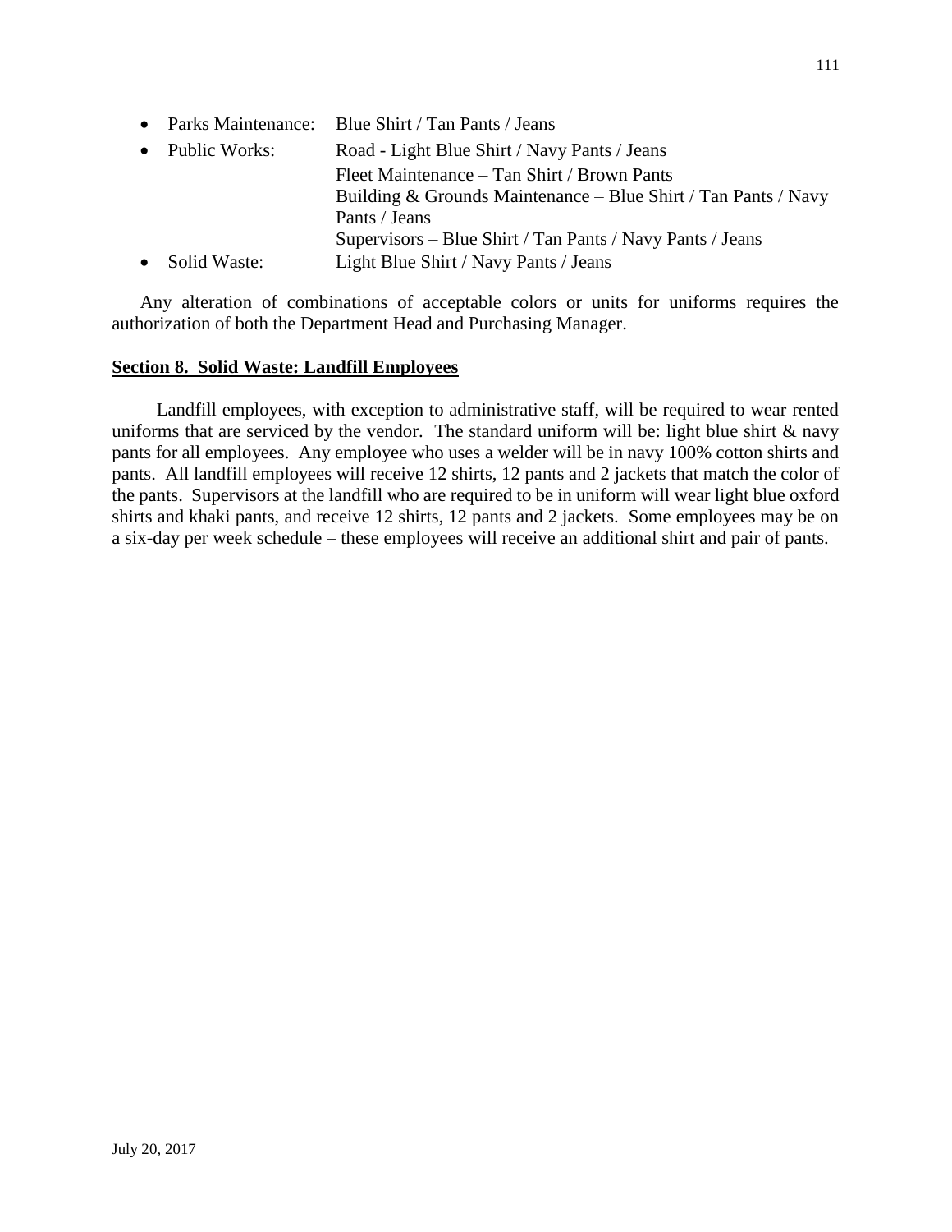- Parks Maintenance: Blue Shirt / Tan Pants / Jeans
- Public Works: Road - Light Blue Shirt / Navy Pants / Jeans
  Fleet Maintenance – Tan Shirt / Brown Pants
  Building & Grounds Maintenance – Blue Shirt / Tan Pants / Navy Pants / Jeans
  Supervisors – Blue Shirt / Tan Pants / Navy Pants / Jeans
- Solid Waste: Light Blue Shirt / Navy Pants / Jeans

Any alteration of combinations of acceptable colors or units for uniforms requires the authorization of both the Department Head and Purchasing Manager.

**Section 8. Solid Waste: Landfill Employees**

Landfill employees, with exception to administrative staff, will be required to wear rented uniforms that are serviced by the vendor. The standard uniform will be: light blue shirt & navy pants for all employees. Any employee who uses a welder will be in navy 100% cotton shirts and pants. All landfill employees will receive 12 shirts, 12 pants and 2 jackets that match the color of the pants. Supervisors at the landfill who are required to be in uniform will wear light blue oxford shirts and khaki pants, and receive 12 shirts, 12 pants and 2 jackets. Some employees may be on a six-day per week schedule – these employees will receive an additional shirt and pair of pants.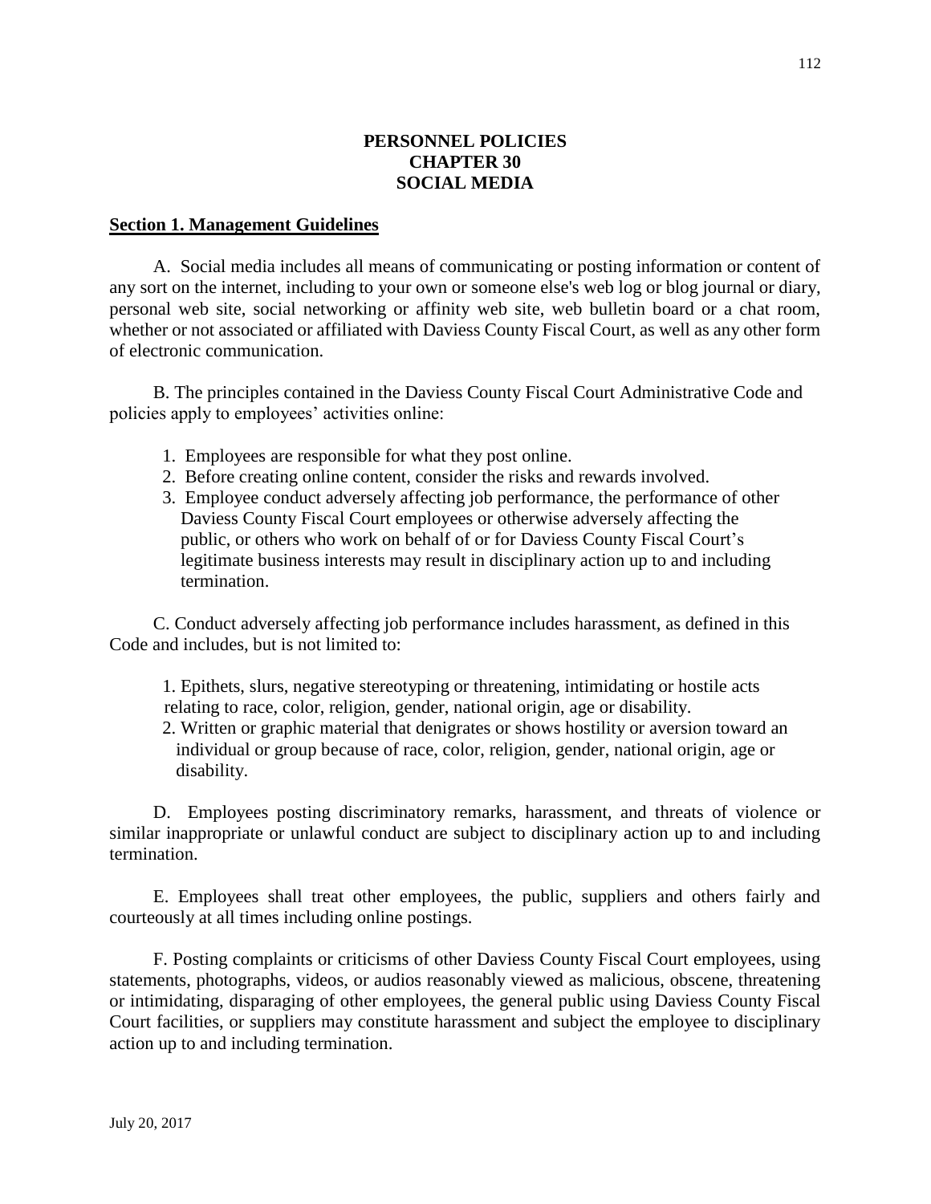# PERSONNEL POLICIES
# CHAPTER 30
# SOCIAL MEDIA

## Section 1. Management Guidelines

A. Social media includes all means of communicating or posting information or content of any sort on the internet, including to your own or someone else's web log or blog journal or diary, personal web site, social networking or affinity web site, web bulletin board or a chat room, whether or not associated or affiliated with Daviess County Fiscal Court, as well as any other form of electronic communication.

B. The principles contained in the Daviess County Fiscal Court Administrative Code and policies apply to employees' activities online:

1. Employees are responsible for what they post online.
2. Before creating online content, consider the risks and rewards involved.
3. Employee conduct adversely affecting job performance, the performance of other Daviess County Fiscal Court employees or otherwise adversely affecting the public, or others who work on behalf of or for Daviess County Fiscal Court's legitimate business interests may result in disciplinary action up to and including termination.

C. Conduct adversely affecting job performance includes harassment, as defined in this Code and includes, but is not limited to:

1. Epithets, slurs, negative stereotyping or threatening, intimidating or hostile acts relating to race, color, religion, gender, national origin, age or disability.
2. Written or graphic material that denigrates or shows hostility or aversion toward an individual or group because of race, color, religion, gender, national origin, age or disability.

D. Employees posting discriminatory remarks, harassment, and threats of violence or similar inappropriate or unlawful conduct are subject to disciplinary action up to and including termination.

E. Employees shall treat other employees, the public, suppliers and others fairly and courteously at all times including online postings.

F. Posting complaints or criticisms of other Daviess County Fiscal Court employees, using statements, photographs, videos, or audios reasonably viewed as malicious, obscene, threatening or intimidating, disparaging of other employees, the general public using Daviess County Fiscal Court facilities, or suppliers may constitute harassment and subject the employee to disciplinary action up to and including termination.

July 20, 2017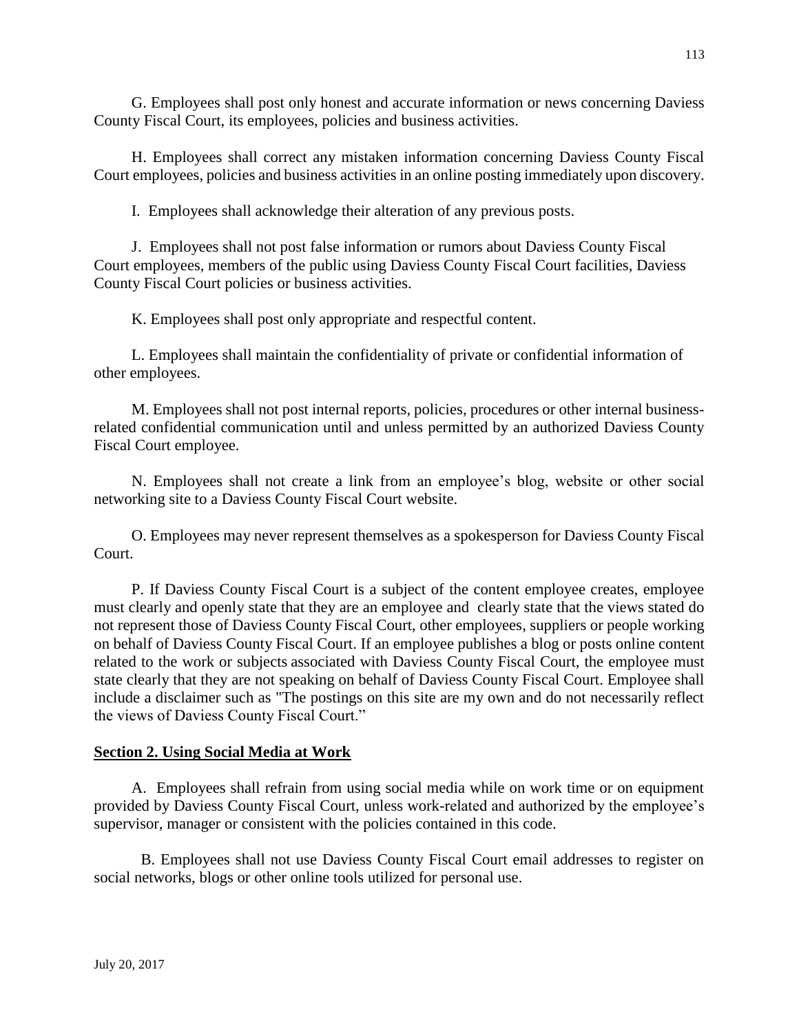G. Employees shall post only honest and accurate information or news concerning Daviess County Fiscal Court, its employees, policies and business activities.

H. Employees shall correct any mistaken information concerning Daviess County Fiscal Court employees, policies and business activities in an online posting immediately upon discovery.

I. Employees shall acknowledge their alteration of any previous posts.

J. Employees shall not post false information or rumors about Daviess County Fiscal Court employees, members of the public using Daviess County Fiscal Court facilities, Daviess County Fiscal Court policies or business activities.

K. Employees shall post only appropriate and respectful content.

L. Employees shall maintain the confidentiality of private or confidential information of other employees.

M. Employees shall not post internal reports, policies, procedures or other internal business-related confidential communication until and unless permitted by an authorized Daviess County Fiscal Court employee.

N. Employees shall not create a link from an employee's blog, website or other social networking site to a Daviess County Fiscal Court website.

O. Employees may never represent themselves as a spokesperson for Daviess County Fiscal Court.

P. If Daviess County Fiscal Court is a subject of the content employee creates, employee must clearly and openly state that they are an employee and clearly state that the views stated do not represent those of Daviess County Fiscal Court, other employees, suppliers or people working on behalf of Daviess County Fiscal Court. If an employee publishes a blog or posts online content related to the work or subjects associated with Daviess County Fiscal Court, the employee must state clearly that they are not speaking on behalf of Daviess County Fiscal Court. Employee shall include a disclaimer such as "The postings on this site are my own and do not necessarily reflect the views of Daviess County Fiscal Court."

**Section 2. Using Social Media at Work**

A. Employees shall refrain from using social media while on work time or on equipment provided by Daviess County Fiscal Court, unless work-related and authorized by the employee's supervisor, manager or consistent with the policies contained in this code.

B. Employees shall not use Daviess County Fiscal Court email addresses to register on social networks, blogs or other online tools utilized for personal use.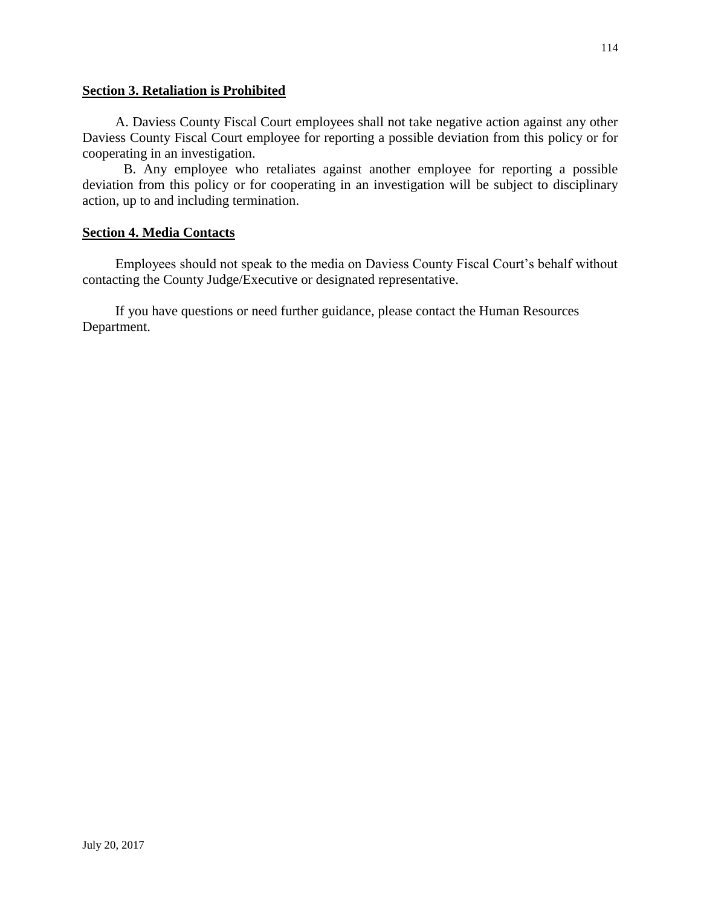**Section 3. Retaliation is Prohibited**

A. Daviess County Fiscal Court employees shall not take negative action against any other Daviess County Fiscal Court employee for reporting a possible deviation from this policy or for cooperating in an investigation.

B. Any employee who retaliates against another employee for reporting a possible deviation from this policy or for cooperating in an investigation will be subject to disciplinary action, up to and including termination.

**Section 4. Media Contacts**

Employees should not speak to the media on Daviess County Fiscal Court's behalf without contacting the County Judge/Executive or designated representative.

If you have questions or need further guidance, please contact the Human Resources Department.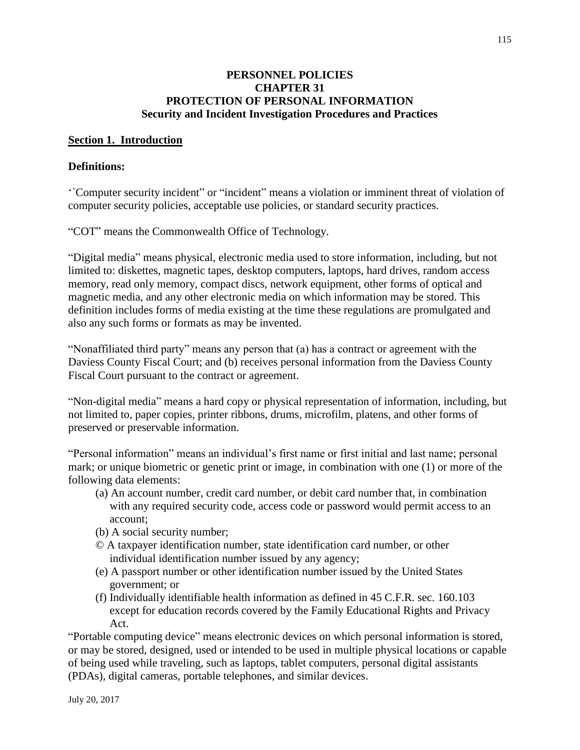**PERSONNEL POLICIES**
**CHAPTER 31**
**PROTECTION OF PERSONAL INFORMATION**
**Security and Incident Investigation Procedures and Practices**

## Section 1. Introduction

### Definitions:

‘`Computer security incident” or “incident” means a violation or imminent threat of violation of computer security policies, acceptable use policies, or standard security practices.

“COT” means the Commonwealth Office of Technology.

“Digital media” means physical, electronic media used to store information, including, but not limited to: diskettes, magnetic tapes, desktop computers, laptops, hard drives, random access memory, read only memory, compact discs, network equipment, other forms of optical and magnetic media, and any other electronic media on which information may be stored. This definition includes forms of media existing at the time these regulations are promulgated and also any such forms or formats as may be invented.

“Nonaffiliated third party” means any person that (a) has a contract or agreement with the Daviess County Fiscal Court; and (b) receives personal information from the Daviess County Fiscal Court pursuant to the contract or agreement.

“Non-digital media” means a hard copy or physical representation of information, including, but not limited to, paper copies, printer ribbons, drums, microfilm, platens, and other forms of preserved or preservable information.

“Personal information” means an individual’s first name or first initial and last name; personal mark; or unique biometric or genetic print or image, in combination with one (1) or more of the following data elements:

- (a) An account number, credit card number, or debit card number that, in combination with any required security code, access code or password would permit access to an account;
- (b) A social security number;
- © A taxpayer identification number, state identification card number, or other individual identification number issued by any agency;
- (e) A passport number or other identification number issued by the United States government; or
- (f) Individually identifiable health information as defined in 45 C.F.R. sec. 160.103 except for education records covered by the Family Educational Rights and Privacy Act.

“Portable computing device” means electronic devices on which personal information is stored, or may be stored, designed, used or intended to be used in multiple physical locations or capable of being used while traveling, such as laptops, tablet computers, personal digital assistants (PDAs), digital cameras, portable telephones, and similar devices.

July 20, 2017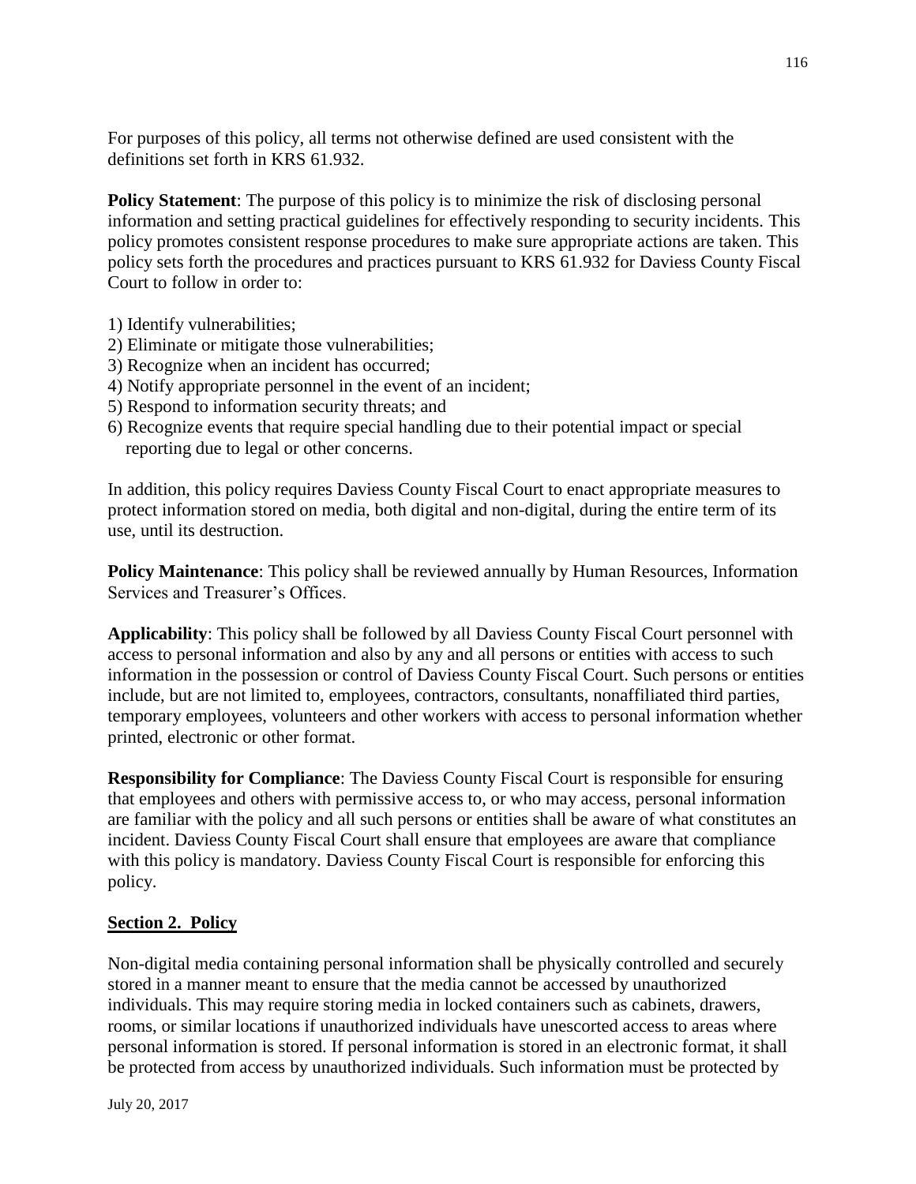For purposes of this policy, all terms not otherwise defined are used consistent with the definitions set forth in KRS 61.932.

**Policy Statement**: The purpose of this policy is to minimize the risk of disclosing personal information and setting practical guidelines for effectively responding to security incidents. This policy promotes consistent response procedures to make sure appropriate actions are taken. This policy sets forth the procedures and practices pursuant to KRS 61.932 for Daviess County Fiscal Court to follow in order to:

1) Identify vulnerabilities;
2) Eliminate or mitigate those vulnerabilities;
3) Recognize when an incident has occurred;
4) Notify appropriate personnel in the event of an incident;
5) Respond to information security threats; and
6) Recognize events that require special handling due to their potential impact or special reporting due to legal or other concerns.

In addition, this policy requires Daviess County Fiscal Court to enact appropriate measures to protect information stored on media, both digital and non-digital, during the entire term of its use, until its destruction.

**Policy Maintenance**: This policy shall be reviewed annually by Human Resources, Information Services and Treasurer's Offices.

**Applicability**: This policy shall be followed by all Daviess County Fiscal Court personnel with access to personal information and also by any and all persons or entities with access to such information in the possession or control of Daviess County Fiscal Court. Such persons or entities include, but are not limited to, employees, contractors, consultants, nonaffiliated third parties, temporary employees, volunteers and other workers with access to personal information whether printed, electronic or other format.

**Responsibility for Compliance**: The Daviess County Fiscal Court is responsible for ensuring that employees and others with permissive access to, or who may access, personal information are familiar with the policy and all such persons or entities shall be aware of what constitutes an incident. Daviess County Fiscal Court shall ensure that employees are aware that compliance with this policy is mandatory. Daviess County Fiscal Court is responsible for enforcing this policy.

## Section 2. Policy

Non-digital media containing personal information shall be physically controlled and securely stored in a manner meant to ensure that the media cannot be accessed by unauthorized individuals. This may require storing media in locked containers such as cabinets, drawers, rooms, or similar locations if unauthorized individuals have unescorted access to areas where personal information is stored. If personal information is stored in an electronic format, it shall be protected from access by unauthorized individuals. Such information must be protected by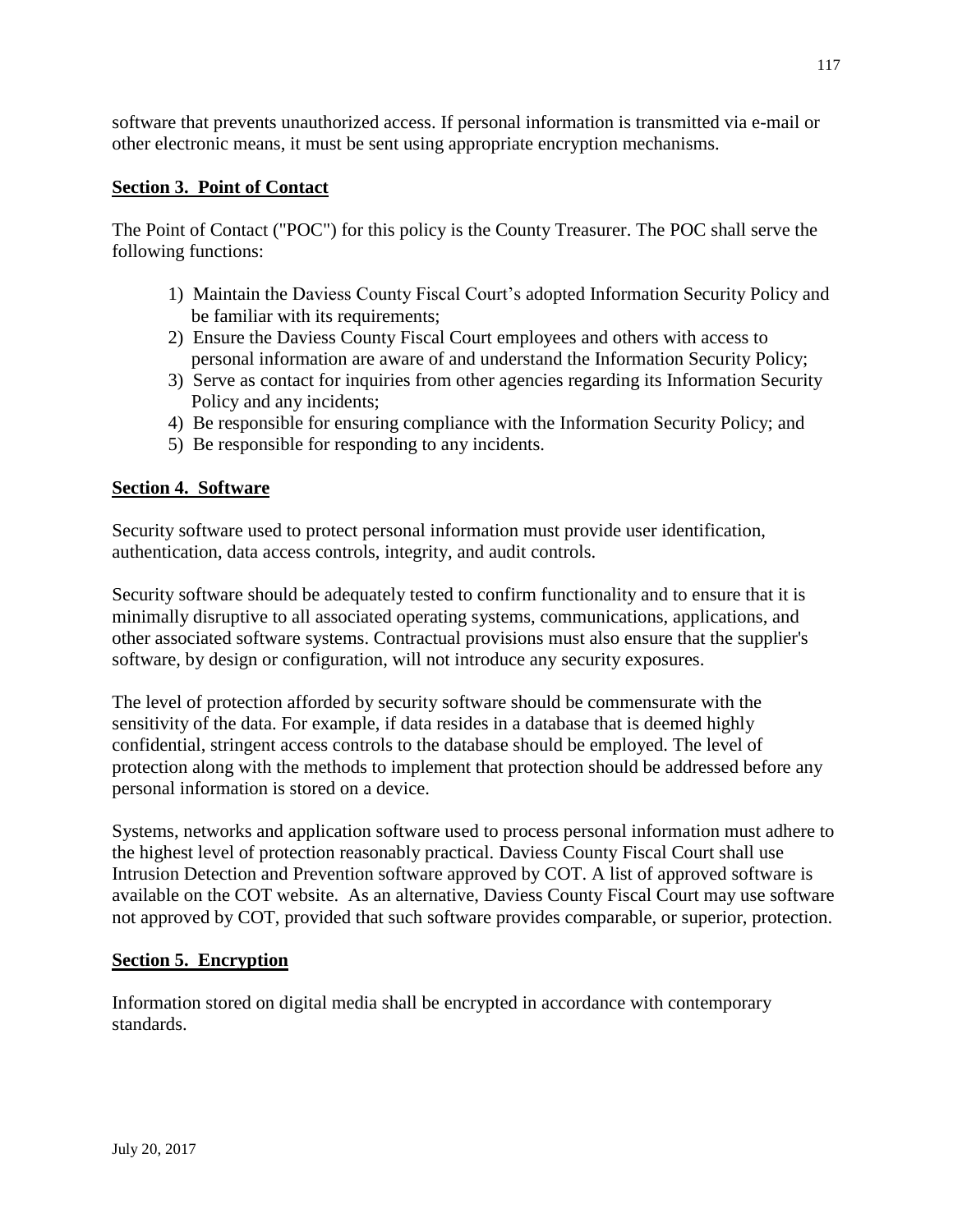software that prevents unauthorized access. If personal information is transmitted via e-mail or other electronic means, it must be sent using appropriate encryption mechanisms.

## Section 3. Point of Contact

The Point of Contact ("POC") for this policy is the County Treasurer. The POC shall serve the following functions:

1) Maintain the Daviess County Fiscal Court's adopted Information Security Policy and be familiar with its requirements;
2) Ensure the Daviess County Fiscal Court employees and others with access to personal information are aware of and understand the Information Security Policy;
3) Serve as contact for inquiries from other agencies regarding its Information Security Policy and any incidents;
4) Be responsible for ensuring compliance with the Information Security Policy; and
5) Be responsible for responding to any incidents.

## Section 4. Software

Security software used to protect personal information must provide user identification, authentication, data access controls, integrity, and audit controls.

Security software should be adequately tested to confirm functionality and to ensure that it is minimally disruptive to all associated operating systems, communications, applications, and other associated software systems. Contractual provisions must also ensure that the supplier's software, by design or configuration, will not introduce any security exposures.

The level of protection afforded by security software should be commensurate with the sensitivity of the data. For example, if data resides in a database that is deemed highly confidential, stringent access controls to the database should be employed. The level of protection along with the methods to implement that protection should be addressed before any personal information is stored on a device.

Systems, networks and application software used to process personal information must adhere to the highest level of protection reasonably practical. Daviess County Fiscal Court shall use Intrusion Detection and Prevention software approved by COT. A list of approved software is available on the COT website. As an alternative, Daviess County Fiscal Court may use software not approved by COT, provided that such software provides comparable, or superior, protection.

## Section 5. Encryption

Information stored on digital media shall be encrypted in accordance with contemporary standards.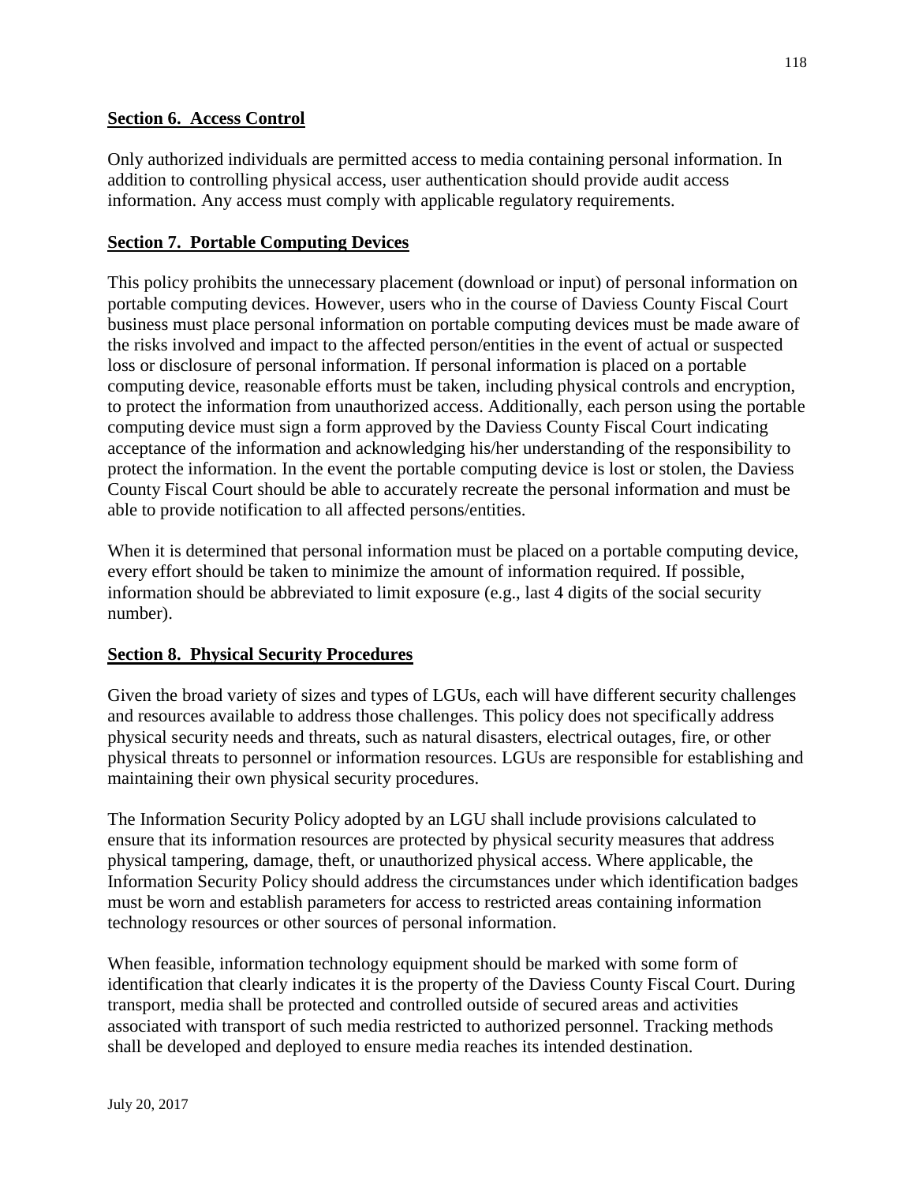## Section 6. Access Control

Only authorized individuals are permitted access to media containing personal information. In addition to controlling physical access, user authentication should provide audit access information. Any access must comply with applicable regulatory requirements.

## Section 7. Portable Computing Devices

This policy prohibits the unnecessary placement (download or input) of personal information on portable computing devices. However, users who in the course of Daviess County Fiscal Court business must place personal information on portable computing devices must be made aware of the risks involved and impact to the affected person/entities in the event of actual or suspected loss or disclosure of personal information. If personal information is placed on a portable computing device, reasonable efforts must be taken, including physical controls and encryption, to protect the information from unauthorized access. Additionally, each person using the portable computing device must sign a form approved by the Daviess County Fiscal Court indicating acceptance of the information and acknowledging his/her understanding of the responsibility to protect the information. In the event the portable computing device is lost or stolen, the Daviess County Fiscal Court should be able to accurately recreate the personal information and must be able to provide notification to all affected persons/entities.

When it is determined that personal information must be placed on a portable computing device, every effort should be taken to minimize the amount of information required. If possible, information should be abbreviated to limit exposure (e.g., last 4 digits of the social security number).

## Section 8. Physical Security Procedures

Given the broad variety of sizes and types of LGUs, each will have different security challenges and resources available to address those challenges. This policy does not specifically address physical security needs and threats, such as natural disasters, electrical outages, fire, or other physical threats to personnel or information resources. LGUs are responsible for establishing and maintaining their own physical security procedures.

The Information Security Policy adopted by an LGU shall include provisions calculated to ensure that its information resources are protected by physical security measures that address physical tampering, damage, theft, or unauthorized physical access. Where applicable, the Information Security Policy should address the circumstances under which identification badges must be worn and establish parameters for access to restricted areas containing information technology resources or other sources of personal information.

When feasible, information technology equipment should be marked with some form of identification that clearly indicates it is the property of the Daviess County Fiscal Court. During transport, media shall be protected and controlled outside of secured areas and activities associated with transport of such media restricted to authorized personnel. Tracking methods shall be developed and deployed to ensure media reaches its intended destination.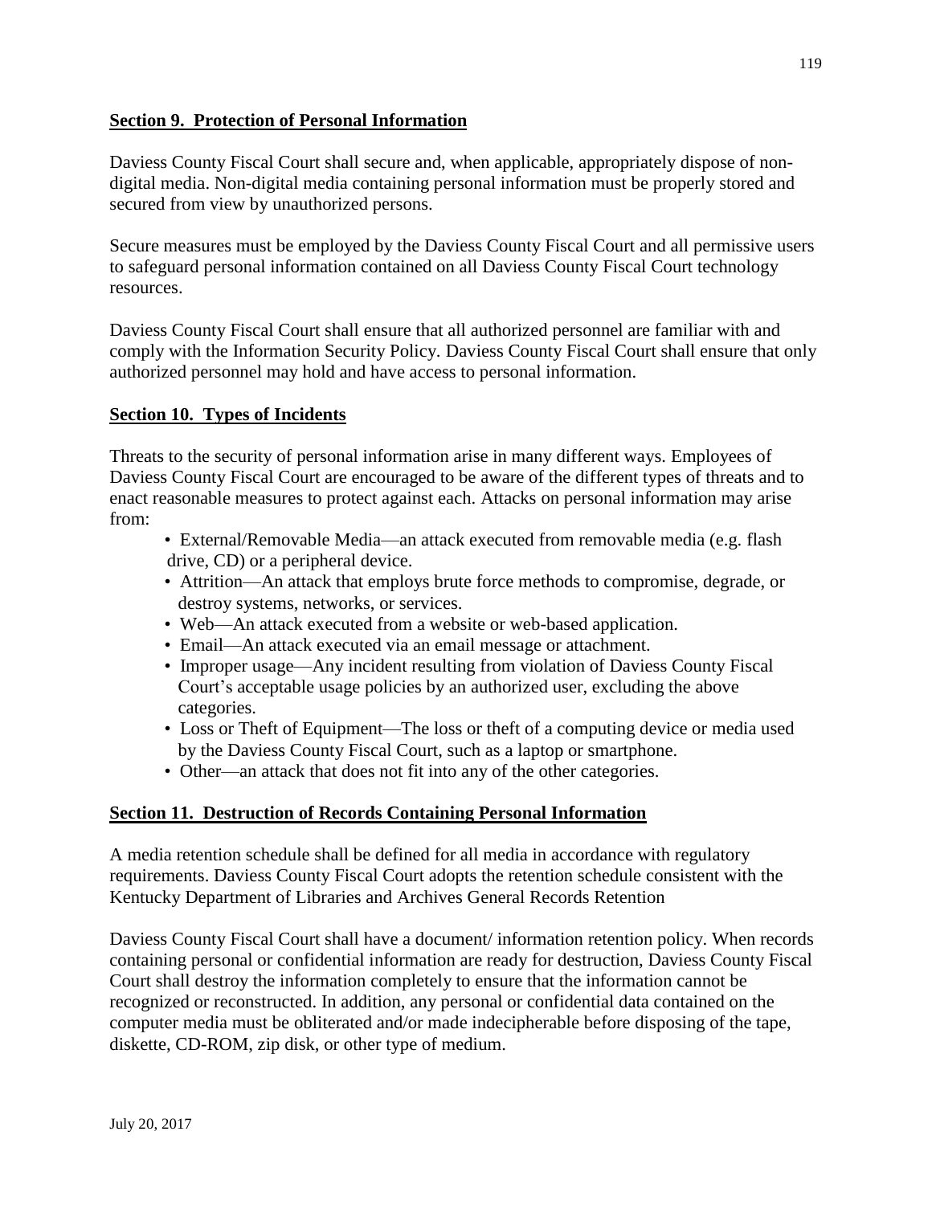## Section 9. Protection of Personal Information

Daviess County Fiscal Court shall secure and, when applicable, appropriately dispose of non-digital media. Non-digital media containing personal information must be properly stored and secured from view by unauthorized persons.

Secure measures must be employed by the Daviess County Fiscal Court and all permissive users to safeguard personal information contained on all Daviess County Fiscal Court technology resources.

Daviess County Fiscal Court shall ensure that all authorized personnel are familiar with and comply with the Information Security Policy. Daviess County Fiscal Court shall ensure that only authorized personnel may hold and have access to personal information.

## Section 10. Types of Incidents

Threats to the security of personal information arise in many different ways. Employees of Daviess County Fiscal Court are encouraged to be aware of the different types of threats and to enact reasonable measures to protect against each. Attacks on personal information may arise from:

- External/Removable Media—an attack executed from removable media (e.g. flash drive, CD) or a peripheral device.
- Attrition—An attack that employs brute force methods to compromise, degrade, or destroy systems, networks, or services.
- Web—An attack executed from a website or web-based application.
- Email—An attack executed via an email message or attachment.
- Improper usage—Any incident resulting from violation of Daviess County Fiscal Court's acceptable usage policies by an authorized user, excluding the above categories.
- Loss or Theft of Equipment—The loss or theft of a computing device or media used by the Daviess County Fiscal Court, such as a laptop or smartphone.
- Other—an attack that does not fit into any of the other categories.

## Section 11. Destruction of Records Containing Personal Information

A media retention schedule shall be defined for all media in accordance with regulatory requirements. Daviess County Fiscal Court adopts the retention schedule consistent with the Kentucky Department of Libraries and Archives General Records Retention

Daviess County Fiscal Court shall have a document/ information retention policy. When records containing personal or confidential information are ready for destruction, Daviess County Fiscal Court shall destroy the information completely to ensure that the information cannot be recognized or reconstructed. In addition, any personal or confidential data contained on the computer media must be obliterated and/or made indecipherable before disposing of the tape, diskette, CD-ROM, zip disk, or other type of medium.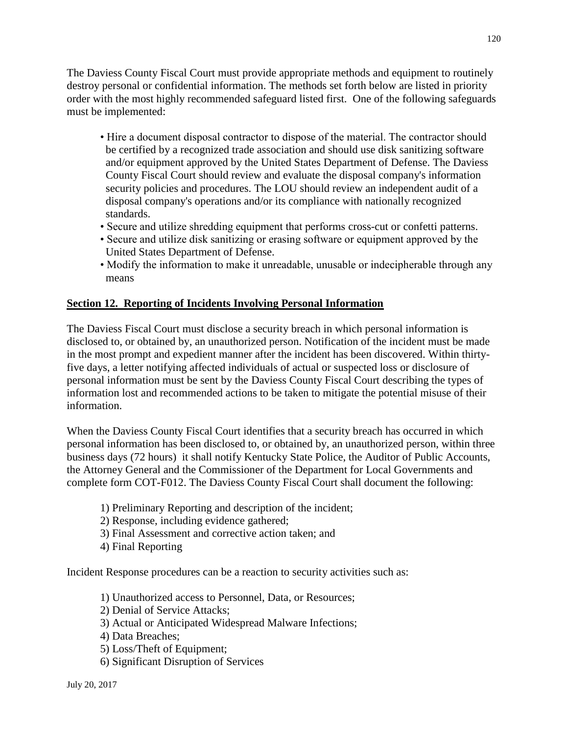The Daviess County Fiscal Court must provide appropriate methods and equipment to routinely destroy personal or confidential information. The methods set forth below are listed in priority order with the most highly recommended safeguard listed first. One of the following safeguards must be implemented:

- Hire a document disposal contractor to dispose of the material. The contractor should be certified by a recognized trade association and should use disk sanitizing software and/or equipment approved by the United States Department of Defense. The Daviess County Fiscal Court should review and evaluate the disposal company's information security policies and procedures. The LOU should review an independent audit of a disposal company's operations and/or its compliance with nationally recognized standards.
- Secure and utilize shredding equipment that performs cross-cut or confetti patterns.
- Secure and utilize disk sanitizing or erasing software or equipment approved by the United States Department of Defense.
- Modify the information to make it unreadable, unusable or indecipherable through any means

## Section 12. Reporting of Incidents Involving Personal Information

The Daviess Fiscal Court must disclose a security breach in which personal information is disclosed to, or obtained by, an unauthorized person. Notification of the incident must be made in the most prompt and expedient manner after the incident has been discovered. Within thirty-five days, a letter notifying affected individuals of actual or suspected loss or disclosure of personal information must be sent by the Daviess County Fiscal Court describing the types of information lost and recommended actions to be taken to mitigate the potential misuse of their information.

When the Daviess County Fiscal Court identifies that a security breach has occurred in which personal information has been disclosed to, or obtained by, an unauthorized person, within three business days (72 hours) it shall notify Kentucky State Police, the Auditor of Public Accounts, the Attorney General and the Commissioner of the Department for Local Governments and complete form COT-F012. The Daviess County Fiscal Court shall document the following:

1) Preliminary Reporting and description of the incident;
2) Response, including evidence gathered;
3) Final Assessment and corrective action taken; and
4) Final Reporting

Incident Response procedures can be a reaction to security activities such as:

1) Unauthorized access to Personnel, Data, or Resources;
2) Denial of Service Attacks;
3) Actual or Anticipated Widespread Malware Infections;
4) Data Breaches;
5) Loss/Theft of Equipment;
6) Significant Disruption of Services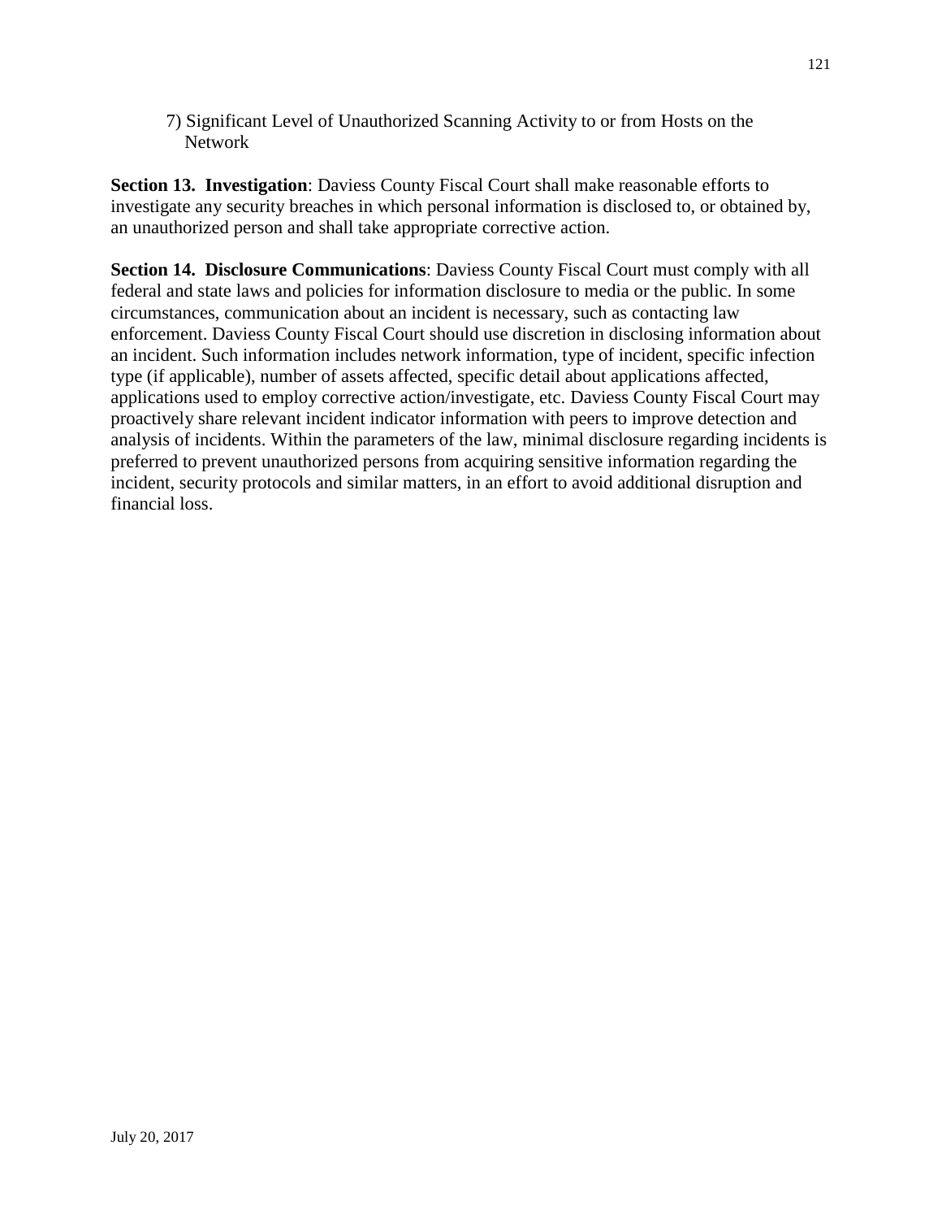7) Significant Level of Unauthorized Scanning Activity to or from Hosts on the Network

**Section 13. Investigation**: Daviess County Fiscal Court shall make reasonable efforts to investigate any security breaches in which personal information is disclosed to, or obtained by, an unauthorized person and shall take appropriate corrective action.

**Section 14. Disclosure Communications**: Daviess County Fiscal Court must comply with all federal and state laws and policies for information disclosure to media or the public. In some circumstances, communication about an incident is necessary, such as contacting law enforcement. Daviess County Fiscal Court should use discretion in disclosing information about an incident. Such information includes network information, type of incident, specific infection type (if applicable), number of assets affected, specific detail about applications affected, applications used to employ corrective action/investigate, etc. Daviess County Fiscal Court may proactively share relevant incident indicator information with peers to improve detection and analysis of incidents. Within the parameters of the law, minimal disclosure regarding incidents is preferred to prevent unauthorized persons from acquiring sensitive information regarding the incident, security protocols and similar matters, in an effort to avoid additional disruption and financial loss.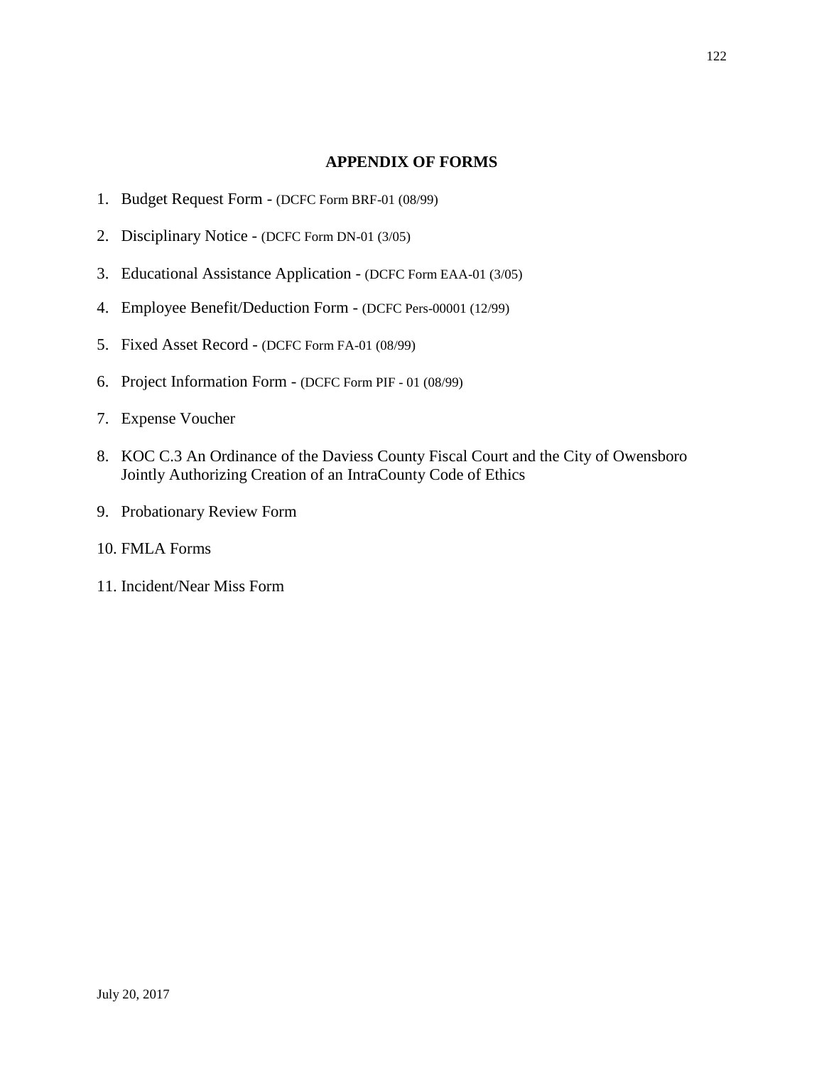## APPENDIX OF FORMS

1. Budget Request Form - (DCFC Form BRF-01 (08/99)
2. Disciplinary Notice - (DCFC Form DN-01 (3/05)
3. Educational Assistance Application - (DCFC Form EAA-01 (3/05)
4. Employee Benefit/Deduction Form - (DCFC Pers-00001 (12/99)
5. Fixed Asset Record - (DCFC Form FA-01 (08/99)
6. Project Information Form - (DCFC Form PIF - 01 (08/99)
7. Expense Voucher
8. KOC C.3 An Ordinance of the Daviess County Fiscal Court and the City of Owensboro Jointly Authorizing Creation of an IntraCounty Code of Ethics
9. Probationary Review Form
10. FMLA Forms
11. Incident/Near Miss Form

July 20, 2017